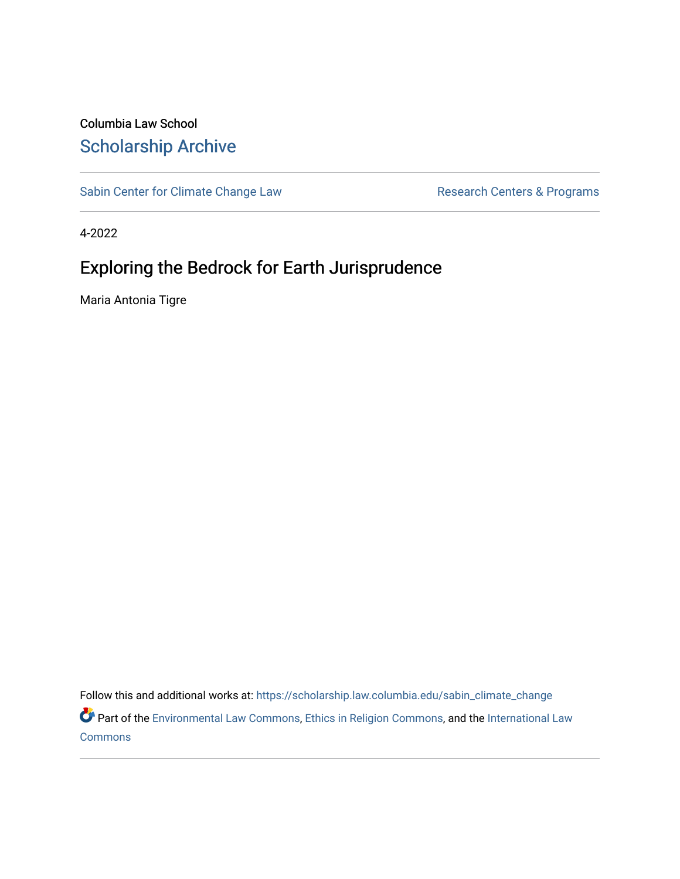Columbia Law School

# Scholarship Archive

Sabin Center for Climate Change Law

Research Centers & Programs

4-2022

## Exploring the Bedrock for Earth Jurisprudence

Maria Antonia Tigre

Follow this and additional works at: https://scholarship.law.columbia.edu/sabin_climate_change

Part of the Environmental Law Commons, Ethics in Religion Commons, and the International Law Commons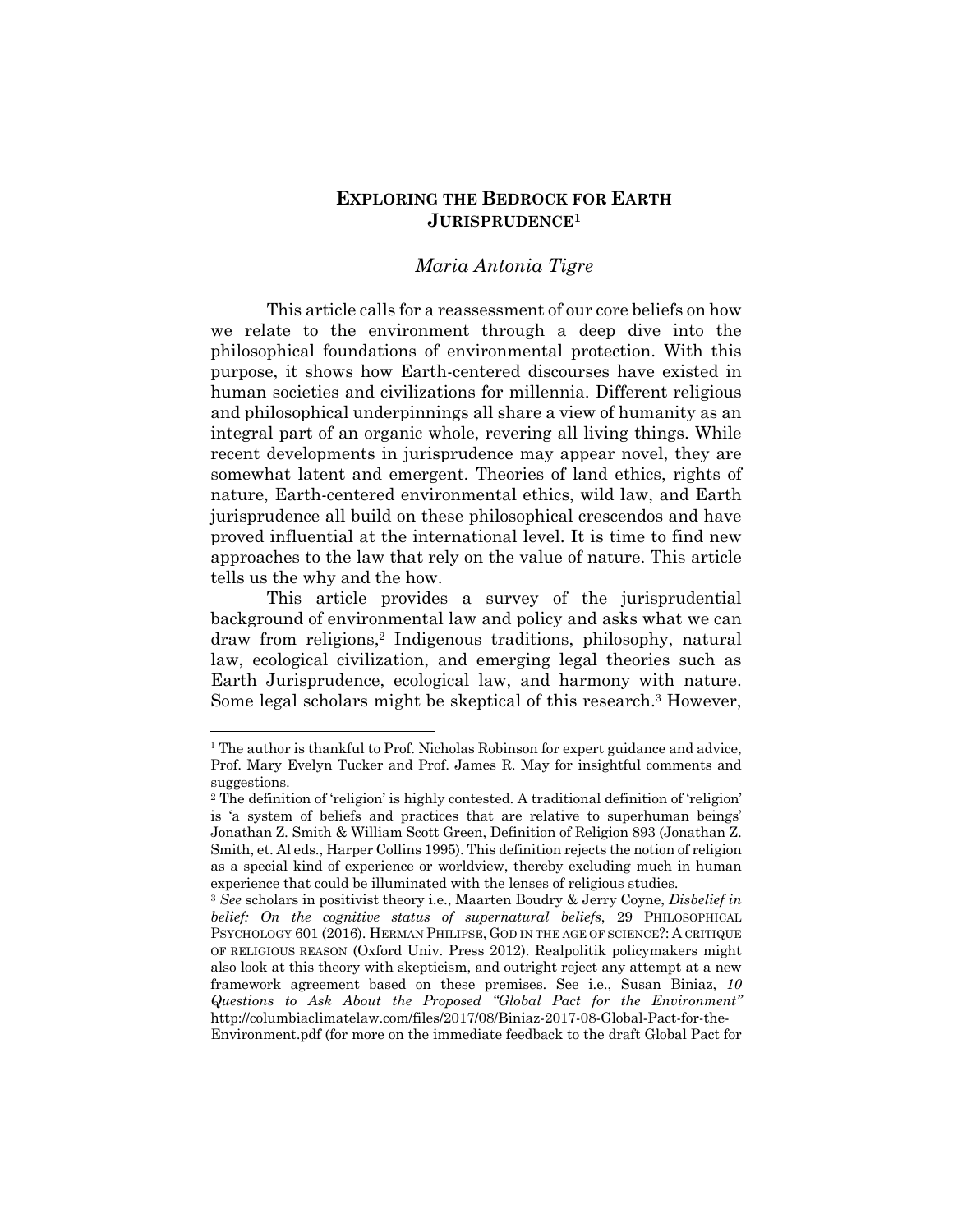## EXPLORING THE BEDROCK FOR EARTH JURISPRUDENCE[1]

*Maria Antonia Tigre*

This article calls for a reassessment of our core beliefs on how we relate to the environment through a deep dive into the philosophical foundations of environmental protection. With this purpose, it shows how Earth-centered discourses have existed in human societies and civilizations for millennia. Different religious and philosophical underpinnings all share a view of humanity as an integral part of an organic whole, revering all living things. While recent developments in jurisprudence may appear novel, they are somewhat latent and emergent. Theories of land ethics, rights of nature, Earth-centered environmental ethics, wild law, and Earth jurisprudence all build on these philosophical crescendos and have proved influential at the international level. It is time to find new approaches to the law that rely on the value of nature. This article tells us the why and the how.

This article provides a survey of the jurisprudential background of environmental law and policy and asks what we can draw from religions,[2] Indigenous traditions, philosophy, natural law, ecological civilization, and emerging legal theories such as Earth Jurisprudence, ecological law, and harmony with nature. Some legal scholars might be skeptical of this research.[3] However,

---

[1] The author is thankful to Prof. Nicholas Robinson for expert guidance and advice, Prof. Mary Evelyn Tucker and Prof. James R. May for insightful comments and suggestions.

[2] The definition of 'religion' is highly contested. A traditional definition of 'religion' is 'a system of beliefs and practices that are relative to superhuman beings' Jonathan Z. Smith & William Scott Green, Definition of Religion 893 (Jonathan Z. Smith, et. Al eds., Harper Collins 1995). This definition rejects the notion of religion as a special kind of experience or worldview, thereby excluding much in human experience that could be illuminated with the lenses of religious studies.

[3] *See* scholars in positivist theory i.e., Maarten Boudry & Jerry Coyne, *Disbelief in belief: On the cognitive status of supernatural beliefs*, 29 PHILOSOPHICAL PSYCHOLOGY 601 (2016). HERMAN PHILIPSE, GOD IN THE AGE OF SCIENCE?: A CRITIQUE OF RELIGIOUS REASON (Oxford Univ. Press 2012). Realpolitik policymakers might also look at this theory with skepticism, and outright reject any attempt at a new framework agreement based on these premises. See i.e., Susan Biniaz, *10 Questions to Ask About the Proposed "Global Pact for the Environment"* http://columbiaclimatelaw.com/files/2017/08/Biniaz-2017-08-Global-Pact-for-the-Environment.pdf (for more on the immediate feedback to the draft Global Pact for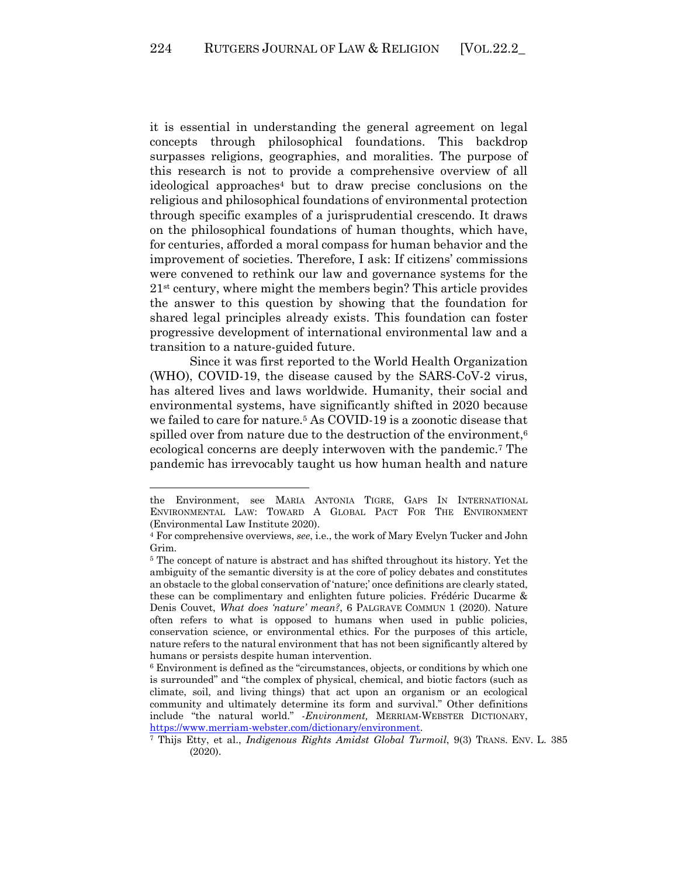it is essential in understanding the general agreement on legal concepts through philosophical foundations. This backdrop surpasses religions, geographies, and moralities. The purpose of this research is not to provide a comprehensive overview of all ideological approaches[4] but to draw precise conclusions on the religious and philosophical foundations of environmental protection through specific examples of a jurisprudential crescendo. It draws on the philosophical foundations of human thoughts, which have, for centuries, afforded a moral compass for human behavior and the improvement of societies. Therefore, I ask: If citizens' commissions were convened to rethink our law and governance systems for the 21st century, where might the members begin? This article provides the answer to this question by showing that the foundation for shared legal principles already exists. This foundation can foster progressive development of international environmental law and a transition to a nature-guided future.

Since it was first reported to the World Health Organization (WHO), COVID-19, the disease caused by the SARS-CoV-2 virus, has altered lives and laws worldwide. Humanity, their social and environmental systems, have significantly shifted in 2020 because we failed to care for nature.[5] As COVID-19 is a zoonotic disease that spilled over from nature due to the destruction of the environment,[6] ecological concerns are deeply interwoven with the pandemic.[7] The pandemic has irrevocably taught us how human health and nature

---

the Environment, see MARIA ANTONIA TIGRE, GAPS IN INTERNATIONAL ENVIRONMENTAL LAW: TOWARD A GLOBAL PACT FOR THE ENVIRONMENT (Environmental Law Institute 2020).

[4] For comprehensive overviews, *see*, i.e., the work of Mary Evelyn Tucker and John Grim.

[5] The concept of nature is abstract and has shifted throughout its history. Yet the ambiguity of the semantic diversity is at the core of policy debates and constitutes an obstacle to the global conservation of 'nature;' once definitions are clearly stated, these can be complimentary and enlighten future policies. Frédéric Ducarme & Denis Couvet, *What does 'nature' mean?*, 6 PALGRAVE COMMUN 1 (2020). Nature often refers to what is opposed to humans when used in public policies, conservation science, or environmental ethics. For the purposes of this article, nature refers to the natural environment that has not been significantly altered by humans or persists despite human intervention.

[6] Environment is defined as the "circumstances, objects, or conditions by which one is surrounded" and "the complex of physical, chemical, and biotic factors (such as climate, soil, and living things) that act upon an organism or an ecological community and ultimately determine its form and survival." Other definitions include "the natural world." -*Environment,* MERRIAM-WEBSTER DICTIONARY, https://www.merriam-webster.com/dictionary/environment.

[7] Thijs Etty, et al., *Indigenous Rights Amidst Global Turmoil*, 9(3) TRANS. ENV. L. 385 (2020).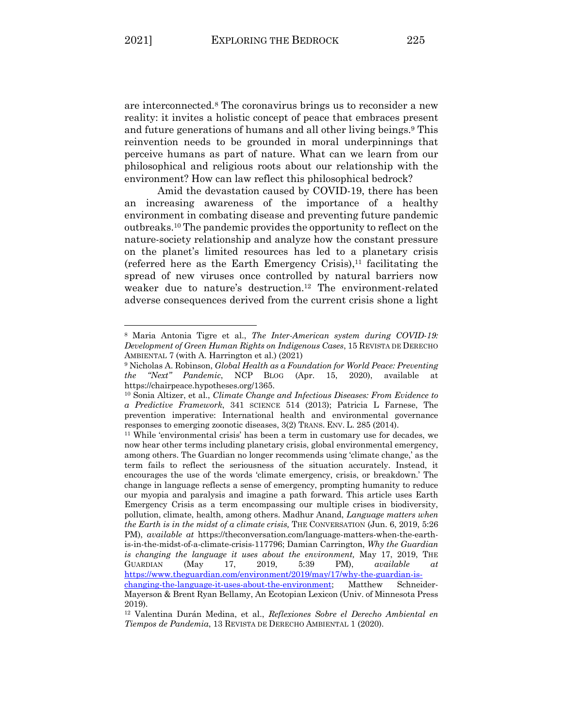are interconnected.[8] The coronavirus brings us to reconsider a new reality: it invites a holistic concept of peace that embraces present and future generations of humans and all other living beings.[9] This reinvention needs to be grounded in moral underpinnings that perceive humans as part of nature. What can we learn from our philosophical and religious roots about our relationship with the environment? How can law reflect this philosophical bedrock?

Amid the devastation caused by COVID-19, there has been an increasing awareness of the importance of a healthy environment in combating disease and preventing future pandemic outbreaks.[10] The pandemic provides the opportunity to reflect on the nature-society relationship and analyze how the constant pressure on the planet's limited resources has led to a planetary crisis (referred here as the Earth Emergency Crisis),[11] facilitating the spread of new viruses once controlled by natural barriers now weaker due to nature's destruction.[12] The environment-related adverse consequences derived from the current crisis shone a light

---

[8] Maria Antonia Tigre et al., *The Inter-American system during COVID-19: Development of Green Human Rights on Indigenous Cases*, 15 REVISTA DE DERECHO AMBIENTAL 7 (with A. Harrington et al.) (2021)

[9] Nicholas A. Robinson, *Global Health as a Foundation for World Peace: Preventing the "Next" Pandemic*, NCP BLOG (Apr. 15, 2020), available at https://chairpeace.hypotheses.org/1365.

[10] Sonia Altizer, et al., *Climate Change and Infectious Diseases: From Evidence to a Predictive Framework*, 341 SCIENCE 514 (2013); Patricia L Farnese, The prevention imperative: International health and environmental governance responses to emerging zoonotic diseases, 3(2) TRANS. ENV. L. 285 (2014).

[11] While 'environmental crisis' has been a term in customary use for decades, we now hear other terms including planetary crisis, global environmental emergency, among others. The Guardian no longer recommends using 'climate change,' as the term fails to reflect the seriousness of the situation accurately. Instead, it encourages the use of the words 'climate emergency, crisis, or breakdown.' The change in language reflects a sense of emergency, prompting humanity to reduce our myopia and paralysis and imagine a path forward. This article uses Earth Emergency Crisis as a term encompassing our multiple crises in biodiversity, pollution, climate, health, among others. Madhur Anand, *Language matters when the Earth is in the midst of a climate crisis,* THE CONVERSATION (Jun. 6, 2019, 5:26 PM), *available at* https://theconversation.com/language-matters-when-the-earth-is-in-the-midst-of-a-climate-crisis-117796; Damian Carrington, *Why the Guardian is changing the language it uses about the environment,* May 17, 2019, THE GUARDIAN (May 17, 2019, 5:39 PM), *available at* https://www.theguardian.com/environment/2019/may/17/why-the-guardian-is-changing-the-language-it-uses-about-the-environment; Matthew Schneider-Mayerson & Brent Ryan Bellamy, An Ecotopian Lexicon (Univ. of Minnesota Press 2019).

[12] Valentina Durán Medina, et al., *Reflexiones Sobre el Derecho Ambiental en Tiempos de Pandemia*, 13 REVISTA DE DERECHO AMBIENTAL 1 (2020).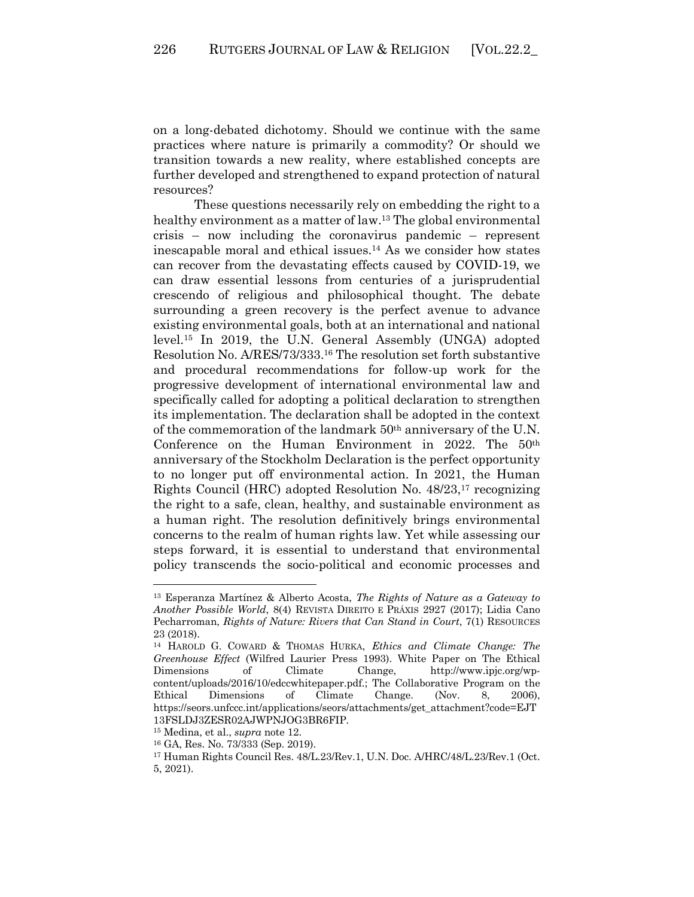on a long-debated dichotomy. Should we continue with the same practices where nature is primarily a commodity? Or should we transition towards a new reality, where established concepts are further developed and strengthened to expand protection of natural resources?

These questions necessarily rely on embedding the right to a healthy environment as a matter of law.[13] The global environmental crisis – now including the coronavirus pandemic – represent inescapable moral and ethical issues.[14] As we consider how states can recover from the devastating effects caused by COVID-19, we can draw essential lessons from centuries of a jurisprudential crescendo of religious and philosophical thought. The debate surrounding a green recovery is the perfect avenue to advance existing environmental goals, both at an international and national level.[15] In 2019, the U.N. General Assembly (UNGA) adopted Resolution No. A/RES/73/333.[16] The resolution set forth substantive and procedural recommendations for follow-up work for the progressive development of international environmental law and specifically called for adopting a political declaration to strengthen its implementation. The declaration shall be adopted in the context of the commemoration of the landmark 50th anniversary of the U.N. Conference on the Human Environment in 2022. The 50th anniversary of the Stockholm Declaration is the perfect opportunity to no longer put off environmental action. In 2021, the Human Rights Council (HRC) adopted Resolution No. 48/23,[17] recognizing the right to a safe, clean, healthy, and sustainable environment as a human right. The resolution definitively brings environmental concerns to the realm of human rights law. Yet while assessing our steps forward, it is essential to understand that environmental policy transcends the socio-political and economic processes and

---

[13] Esperanza Martínez & Alberto Acosta, *The Rights of Nature as a Gateway to Another Possible World*, 8(4) REVISTA DIREITO E PRÁXIS 2927 (2017); Lidia Cano Pecharroman, *Rights of Nature: Rivers that Can Stand in Court*, 7(1) RESOURCES 23 (2018).

[14] HAROLD G. COWARD & THOMAS HURKA, *Ethics and Climate Change: The Greenhouse Effect* (Wilfred Laurier Press 1993). White Paper on The Ethical Dimensions of Climate Change, http://www.ipjc.org/wp-content/uploads/2016/10/edccwhitepaper.pdf.; The Collaborative Program on the Ethical Dimensions of Climate Change. (Nov. 8, 2006), https://seors.unfccc.int/applications/seors/attachments/get_attachment?code=EJT13FSLDJ3ZESR02AJWPNJOG3BR6FIP.

[15] Medina, et al., *supra* note 12.

[16] GA, Res. No. 73/333 (Sep. 2019).

[17] Human Rights Council Res. 48/L.23/Rev.1, U.N. Doc. A/HRC/48/L.23/Rev.1 (Oct. 5, 2021).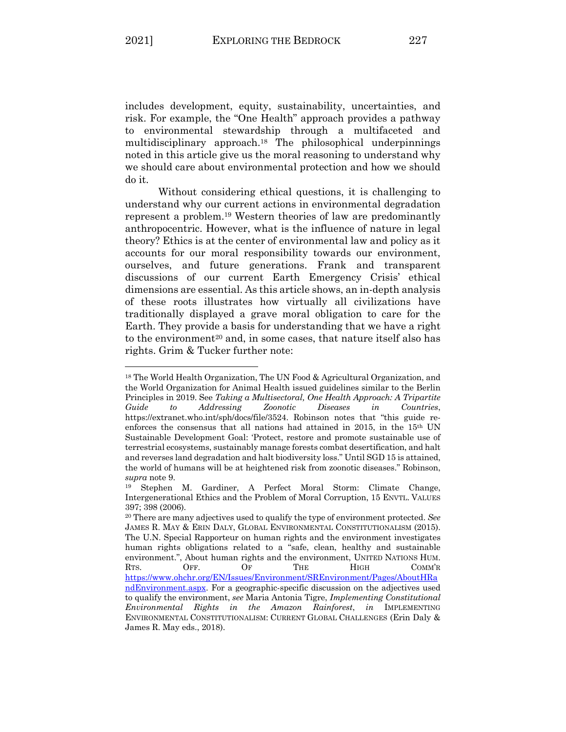includes development, equity, sustainability, uncertainties, and risk. For example, the "One Health" approach provides a pathway to environmental stewardship through a multifaceted and multidisciplinary approach.[18] The philosophical underpinnings noted in this article give us the moral reasoning to understand why we should care about environmental protection and how we should do it.

Without considering ethical questions, it is challenging to understand why our current actions in environmental degradation represent a problem.[19] Western theories of law are predominantly anthropocentric. However, what is the influence of nature in legal theory? Ethics is at the center of environmental law and policy as it accounts for our moral responsibility towards our environment, ourselves, and future generations. Frank and transparent discussions of our current Earth Emergency Crisis' ethical dimensions are essential. As this article shows, an in-depth analysis of these roots illustrates how virtually all civilizations have traditionally displayed a grave moral obligation to care for the Earth. They provide a basis for understanding that we have a right to the environment[20] and, in some cases, that nature itself also has rights. Grim & Tucker further note:

---

[18] The World Health Organization, The UN Food & Agricultural Organization, and the World Organization for Animal Health issued guidelines similar to the Berlin Principles in 2019. See *Taking a Multisectoral, One Health Approach: A Tripartite Guide to Addressing Zoonotic Diseases in Countries*, https://extranet.who.int/sph/docs/file/3524. Robinson notes that "this guide re-enforces the consensus that all nations had attained in 2015, in the 15th UN Sustainable Development Goal: 'Protect, restore and promote sustainable use of terrestrial ecosystems, sustainably manage forests combat desertification, and halt and reverses land degradation and halt biodiversity loss." Until SGD 15 is attained, the world of humans will be at heightened risk from zoonotic diseases." Robinson, *supra* note 9.

[19] Stephen M. Gardiner, A Perfect Moral Storm: Climate Change, Intergenerational Ethics and the Problem of Moral Corruption, 15 ENVTL. VALUES 397; 398 (2006).

[20] There are many adjectives used to qualify the type of environment protected. *See* JAMES R. MAY & ERIN DALY, GLOBAL ENVIRONMENTAL CONSTITUTIONALISM (2015). The U.N. Special Rapporteur on human rights and the environment investigates human rights obligations related to a "safe, clean, healthy and sustainable environment.", About human rights and the environment, UNITED NATIONS HUM. RTS. OFF. OF THE HIGH COMM'R https://www.ohchr.org/EN/Issues/Environment/SREnvironment/Pages/AboutHRandEnvironment.aspx. For a geographic-specific discussion on the adjectives used to qualify the environment, *see* Maria Antonia Tigre, *Implementing Constitutional Environmental Rights in the Amazon Rainforest*, *in* IMPLEMENTING ENVIRONMENTAL CONSTITUTIONALISM: CURRENT GLOBAL CHALLENGES (Erin Daly & James R. May eds., 2018).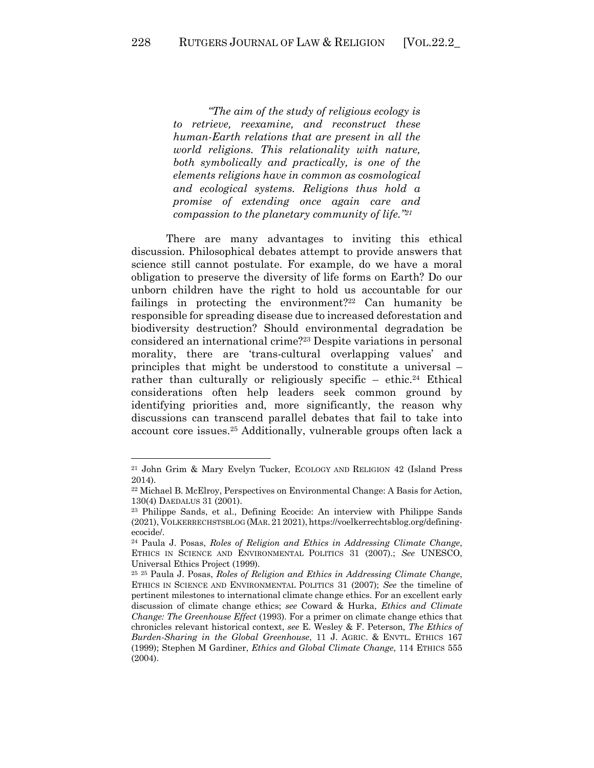> *"The aim of the study of religious ecology is to retrieve, reexamine, and reconstruct these human-Earth relations that are present in all the world religions. This relationality with nature, both symbolically and practically, is one of the elements religions have in common as cosmological and ecological systems. Religions thus hold a promise of extending once again care and compassion to the planetary community of life."*[21]

There are many advantages to inviting this ethical discussion. Philosophical debates attempt to provide answers that science still cannot postulate. For example, do we have a moral obligation to preserve the diversity of life forms on Earth? Do our unborn children have the right to hold us accountable for our failings in protecting the environment?[22] Can humanity be responsible for spreading disease due to increased deforestation and biodiversity destruction? Should environmental degradation be considered an international crime?[23] Despite variations in personal morality, there are 'trans-cultural overlapping values' and principles that might be understood to constitute a universal – rather than culturally or religiously specific – ethic.[24] Ethical considerations often help leaders seek common ground by identifying priorities and, more significantly, the reason why discussions can transcend parallel debates that fail to take into account core issues.[25] Additionally, vulnerable groups often lack a

---

[21] John Grim & Mary Evelyn Tucker, ECOLOGY AND RELIGION 42 (Island Press 2014).

[22] Michael B. McElroy, Perspectives on Environmental Change: A Basis for Action, 130(4) DAEDALUS 31 (2001).

[23] Philippe Sands, et al., Defining Ecocide: An interview with Philippe Sands (2021), VOLKERRECHSTSBLOG (MAR. 21 2021), https://voelkerrechtsblog.org/defining-ecocide/.

[24] Paula J. Posas, *Roles of Religion and Ethics in Addressing Climate Change*, ETHICS IN SCIENCE AND ENVIRONMENTAL POLITICS 31 (2007).; *See* UNESCO, Universal Ethics Project (1999).

[25] 25 Paula J. Posas, *Roles of Religion and Ethics in Addressing Climate Change*, ETHICS IN SCIENCE AND ENVIRONMENTAL POLITICS 31 (2007); *See* the timeline of pertinent milestones to international climate change ethics. For an excellent early discussion of climate change ethics; *see* Coward & Hurka, *Ethics and Climate Change: The Greenhouse Effect* (1993). For a primer on climate change ethics that chronicles relevant historical context, *see* E. Wesley & F. Peterson, *The Ethics of Burden-Sharing in the Global Greenhouse*, 11 J. AGRIC. & ENVTL. ETHICS 167 (1999); Stephen M Gardiner, *Ethics and Global Climate Change*, 114 ETHICS 555 (2004).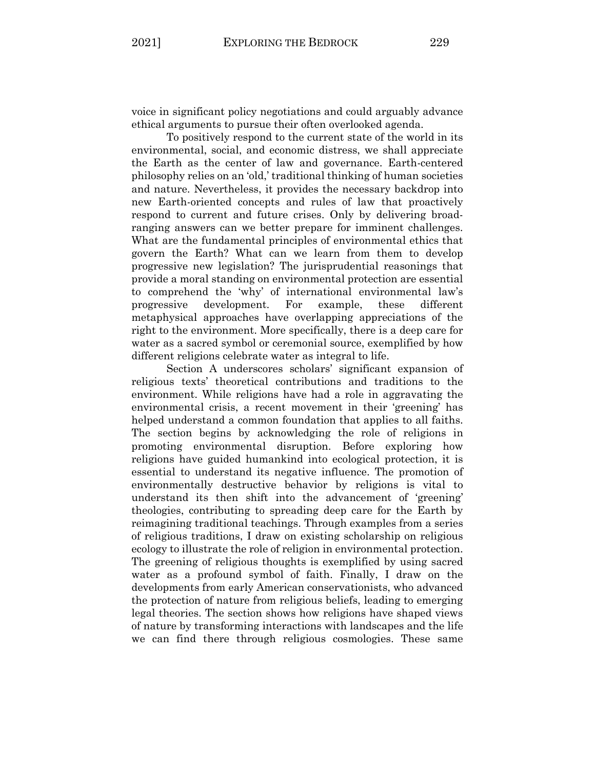voice in significant policy negotiations and could arguably advance ethical arguments to pursue their often overlooked agenda.

To positively respond to the current state of the world in its environmental, social, and economic distress, we shall appreciate the Earth as the center of law and governance. Earth-centered philosophy relies on an 'old,' traditional thinking of human societies and nature. Nevertheless, it provides the necessary backdrop into new Earth-oriented concepts and rules of law that proactively respond to current and future crises. Only by delivering broad-ranging answers can we better prepare for imminent challenges. What are the fundamental principles of environmental ethics that govern the Earth? What can we learn from them to develop progressive new legislation? The jurisprudential reasonings that provide a moral standing on environmental protection are essential to comprehend the 'why' of international environmental law's progressive development. For example, these different metaphysical approaches have overlapping appreciations of the right to the environment. More specifically, there is a deep care for water as a sacred symbol or ceremonial source, exemplified by how different religions celebrate water as integral to life.

Section A underscores scholars' significant expansion of religious texts' theoretical contributions and traditions to the environment. While religions have had a role in aggravating the environmental crisis, a recent movement in their 'greening' has helped understand a common foundation that applies to all faiths. The section begins by acknowledging the role of religions in promoting environmental disruption. Before exploring how religions have guided humankind into ecological protection, it is essential to understand its negative influence. The promotion of environmentally destructive behavior by religions is vital to understand its then shift into the advancement of 'greening' theologies, contributing to spreading deep care for the Earth by reimagining traditional teachings. Through examples from a series of religious traditions, I draw on existing scholarship on religious ecology to illustrate the role of religion in environmental protection. The greening of religious thoughts is exemplified by using sacred water as a profound symbol of faith. Finally, I draw on the developments from early American conservationists, who advanced the protection of nature from religious beliefs, leading to emerging legal theories. The section shows how religions have shaped views of nature by transforming interactions with landscapes and the life we can find there through religious cosmologies. These same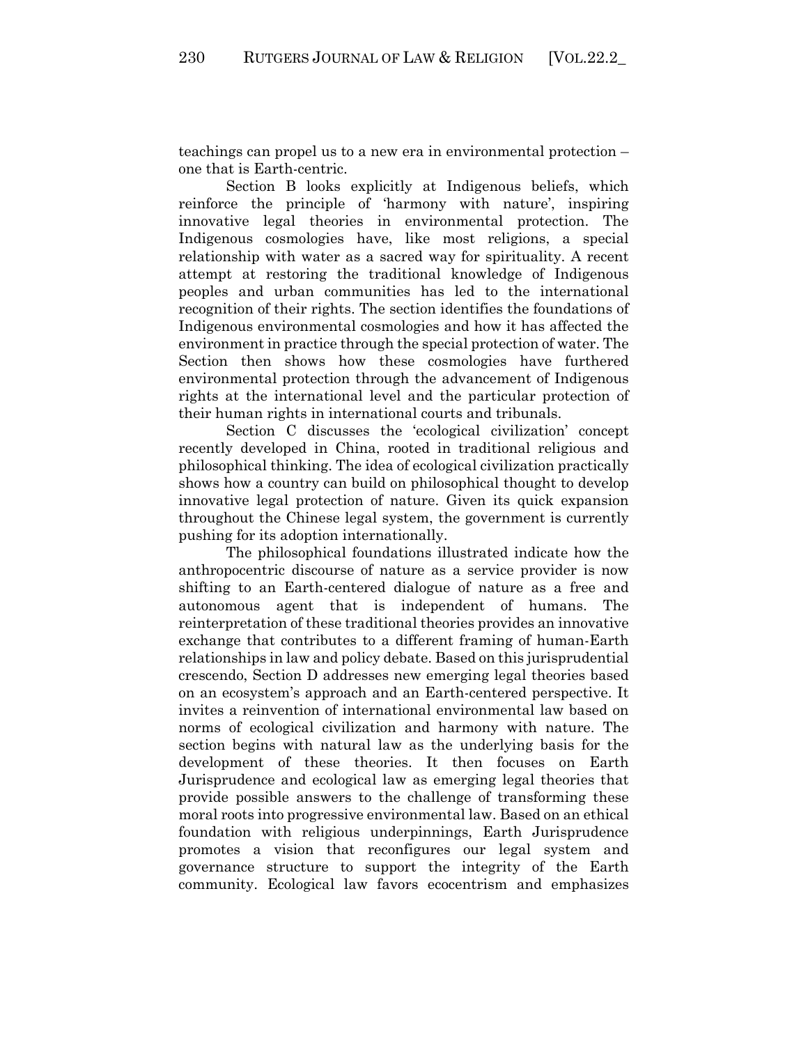teachings can propel us to a new era in environmental protection – one that is Earth-centric.

Section B looks explicitly at Indigenous beliefs, which reinforce the principle of 'harmony with nature', inspiring innovative legal theories in environmental protection. The Indigenous cosmologies have, like most religions, a special relationship with water as a sacred way for spirituality. A recent attempt at restoring the traditional knowledge of Indigenous peoples and urban communities has led to the international recognition of their rights. The section identifies the foundations of Indigenous environmental cosmologies and how it has affected the environment in practice through the special protection of water. The Section then shows how these cosmologies have furthered environmental protection through the advancement of Indigenous rights at the international level and the particular protection of their human rights in international courts and tribunals.

Section C discusses the 'ecological civilization' concept recently developed in China, rooted in traditional religious and philosophical thinking. The idea of ecological civilization practically shows how a country can build on philosophical thought to develop innovative legal protection of nature. Given its quick expansion throughout the Chinese legal system, the government is currently pushing for its adoption internationally.

The philosophical foundations illustrated indicate how the anthropocentric discourse of nature as a service provider is now shifting to an Earth-centered dialogue of nature as a free and autonomous agent that is independent of humans. The reinterpretation of these traditional theories provides an innovative exchange that contributes to a different framing of human-Earth relationships in law and policy debate. Based on this jurisprudential crescendo, Section D addresses new emerging legal theories based on an ecosystem's approach and an Earth-centered perspective. It invites a reinvention of international environmental law based on norms of ecological civilization and harmony with nature. The section begins with natural law as the underlying basis for the development of these theories. It then focuses on Earth Jurisprudence and ecological law as emerging legal theories that provide possible answers to the challenge of transforming these moral roots into progressive environmental law. Based on an ethical foundation with religious underpinnings, Earth Jurisprudence promotes a vision that reconfigures our legal system and governance structure to support the integrity of the Earth community. Ecological law favors ecocentrism and emphasizes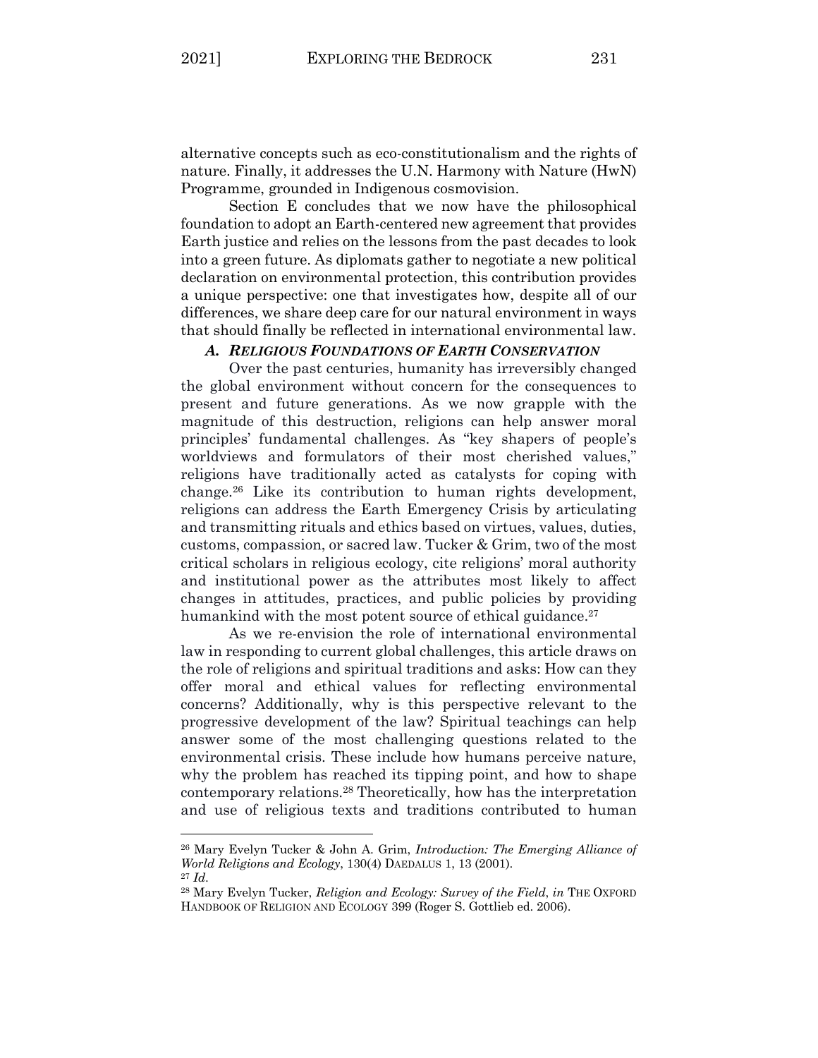alternative concepts such as eco-constitutionalism and the rights of nature. Finally, it addresses the U.N. Harmony with Nature (HwN) Programme, grounded in Indigenous cosmovision.

Section E concludes that we now have the philosophical foundation to adopt an Earth-centered new agreement that provides Earth justice and relies on the lessons from the past decades to look into a green future. As diplomats gather to negotiate a new political declaration on environmental protection, this contribution provides a unique perspective: one that investigates how, despite all of our differences, we share deep care for our natural environment in ways that should finally be reflected in international environmental law.

### *A. RELIGIOUS FOUNDATIONS OF EARTH CONSERVATION*

Over the past centuries, humanity has irreversibly changed the global environment without concern for the consequences to present and future generations. As we now grapple with the magnitude of this destruction, religions can help answer moral principles' fundamental challenges. As "key shapers of people's worldviews and formulators of their most cherished values," religions have traditionally acted as catalysts for coping with change.[26] Like its contribution to human rights development, religions can address the Earth Emergency Crisis by articulating and transmitting rituals and ethics based on virtues, values, duties, customs, compassion, or sacred law. Tucker & Grim, two of the most critical scholars in religious ecology, cite religions' moral authority and institutional power as the attributes most likely to affect changes in attitudes, practices, and public policies by providing humankind with the most potent source of ethical guidance.[27]

As we re-envision the role of international environmental law in responding to current global challenges, this article draws on the role of religions and spiritual traditions and asks: How can they offer moral and ethical values for reflecting environmental concerns? Additionally, why is this perspective relevant to the progressive development of the law? Spiritual teachings can help answer some of the most challenging questions related to the environmental crisis. These include how humans perceive nature, why the problem has reached its tipping point, and how to shape contemporary relations.[28] Theoretically, how has the interpretation and use of religious texts and traditions contributed to human

---

[26] Mary Evelyn Tucker & John A. Grim, *Introduction: The Emerging Alliance of World Religions and Ecology*, 130(4) DAEDALUS 1, 13 (2001).

[27] *Id.*

[28] Mary Evelyn Tucker, *Religion and Ecology: Survey of the Field*, *in* THE OXFORD HANDBOOK OF RELIGION AND ECOLOGY 399 (Roger S. Gottlieb ed. 2006).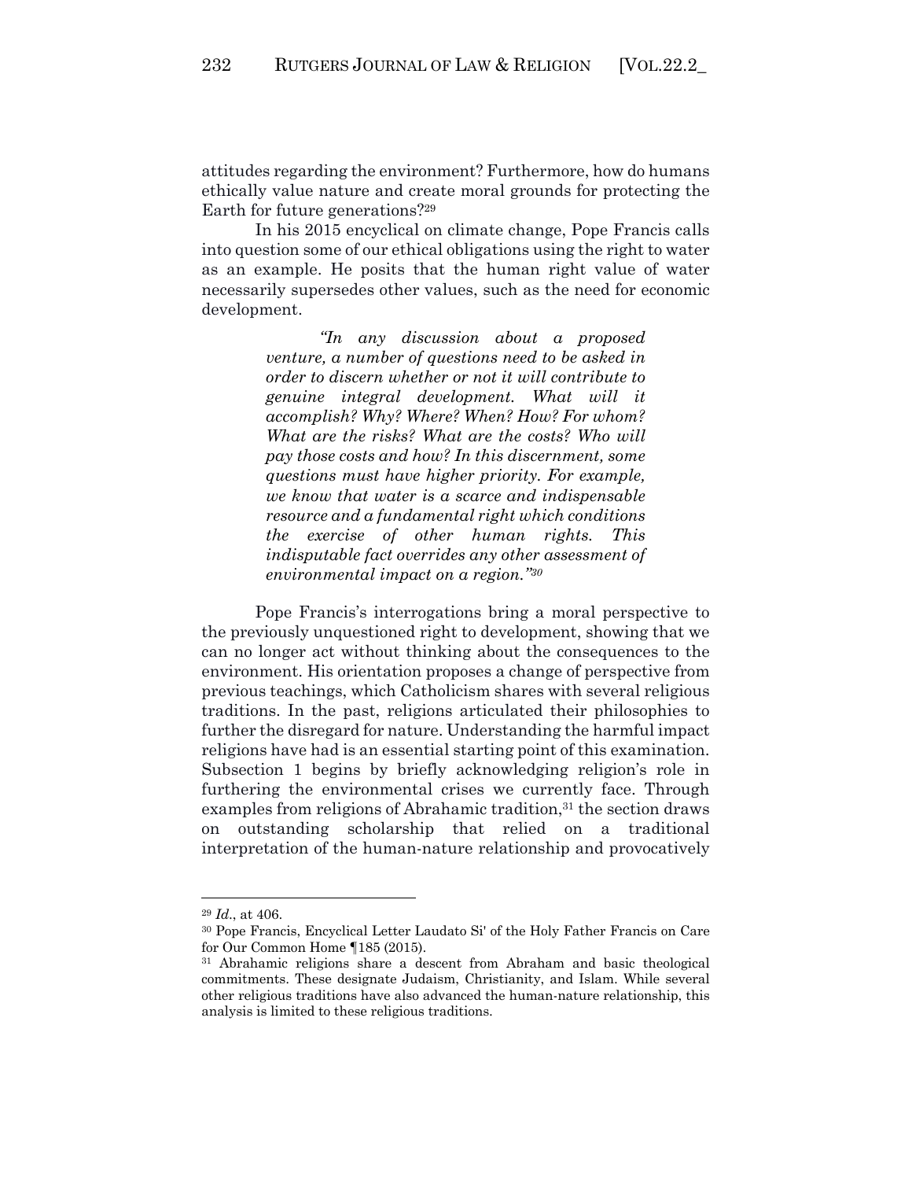attitudes regarding the environment? Furthermore, how do humans ethically value nature and create moral grounds for protecting the Earth for future generations?[29]

In his 2015 encyclical on climate change, Pope Francis calls into question some of our ethical obligations using the right to water as an example. He posits that the human right value of water necessarily supersedes other values, such as the need for economic development.

> *"In any discussion about a proposed venture, a number of questions need to be asked in order to discern whether or not it will contribute to genuine integral development. What will it accomplish? Why? Where? When? How? For whom? What are the risks? What are the costs? Who will pay those costs and how? In this discernment, some questions must have higher priority. For example, we know that water is a scarce and indispensable resource and a fundamental right which conditions the exercise of other human rights. This indisputable fact overrides any other assessment of environmental impact on a region."*[30]

Pope Francis's interrogations bring a moral perspective to the previously unquestioned right to development, showing that we can no longer act without thinking about the consequences to the environment. His orientation proposes a change of perspective from previous teachings, which Catholicism shares with several religious traditions. In the past, religions articulated their philosophies to further the disregard for nature. Understanding the harmful impact religions have had is an essential starting point of this examination. Subsection 1 begins by briefly acknowledging religion's role in furthering the environmental crises we currently face. Through examples from religions of Abrahamic tradition,[31] the section draws on outstanding scholarship that relied on a traditional interpretation of the human-nature relationship and provocatively

---

[29] *Id*., at 406.

[30] Pope Francis, Encyclical Letter Laudato Si' of the Holy Father Francis on Care for Our Common Home ¶185 (2015).

[31] Abrahamic religions share a descent from Abraham and basic theological commitments. These designate Judaism, Christianity, and Islam. While several other religious traditions have also advanced the human-nature relationship, this analysis is limited to these religious traditions.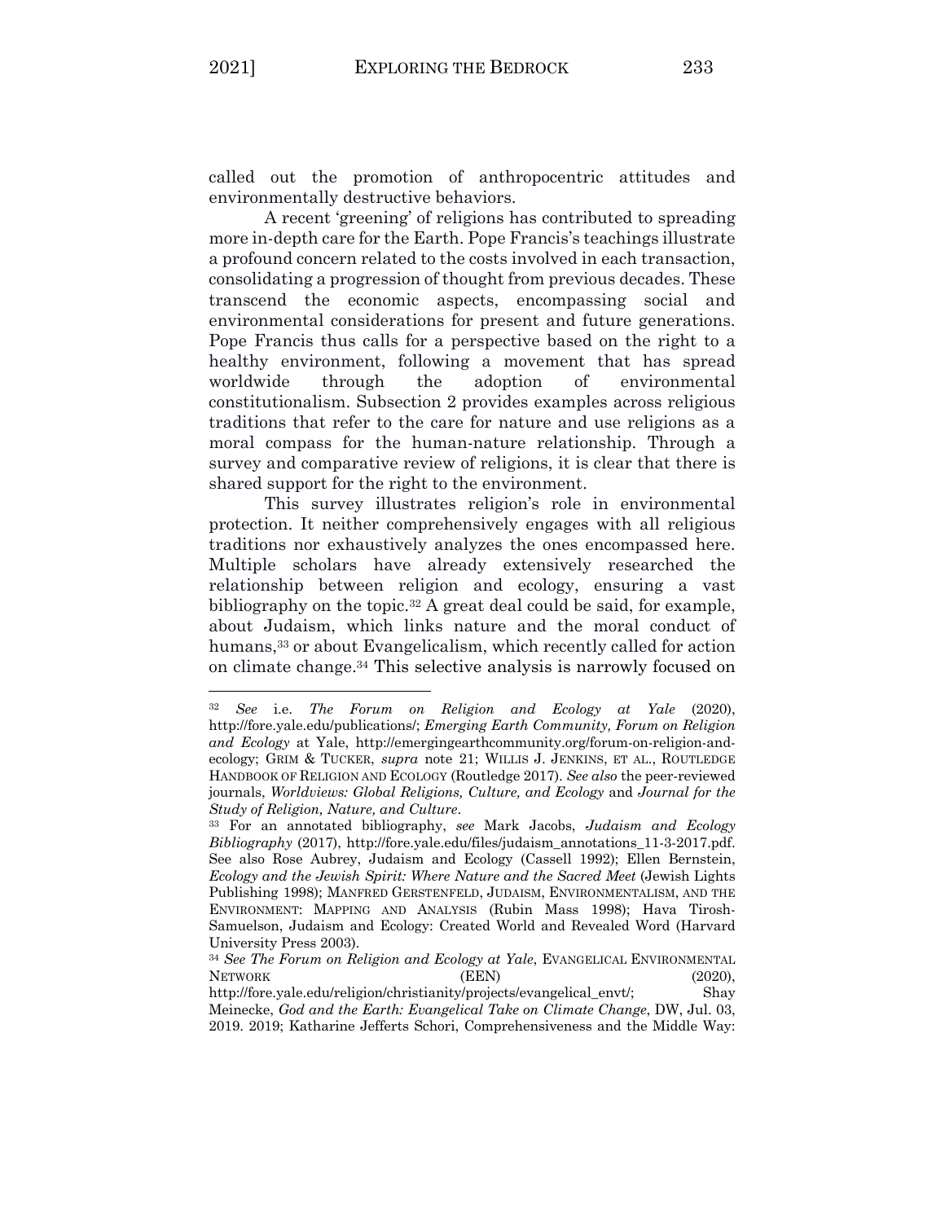called out the promotion of anthropocentric attitudes and environmentally destructive behaviors.

A recent 'greening' of religions has contributed to spreading more in-depth care for the Earth. Pope Francis's teachings illustrate a profound concern related to the costs involved in each transaction, consolidating a progression of thought from previous decades. These transcend the economic aspects, encompassing social and environmental considerations for present and future generations. Pope Francis thus calls for a perspective based on the right to a healthy environment, following a movement that has spread worldwide through the adoption of environmental constitutionalism. Subsection 2 provides examples across religious traditions that refer to the care for nature and use religions as a moral compass for the human-nature relationship. Through a survey and comparative review of religions, it is clear that there is shared support for the right to the environment.

This survey illustrates religion's role in environmental protection. It neither comprehensively engages with all religious traditions nor exhaustively analyzes the ones encompassed here. Multiple scholars have already extensively researched the relationship between religion and ecology, ensuring a vast bibliography on the topic.[32] A great deal could be said, for example, about Judaism, which links nature and the moral conduct of humans,[33] or about Evangelicalism, which recently called for action on climate change.[34] This selective analysis is narrowly focused on

---

[32] *See* i.e. *The Forum on Religion and Ecology at Yale* (2020), http://fore.yale.edu/publications/; *Emerging Earth Community, Forum on Religion and Ecology* at Yale, http://emergingearthcommunity.org/forum-on-religion-and-ecology; GRIM & TUCKER, *supra* note 21; WILLIS J. JENKINS, ET AL., ROUTLEDGE HANDBOOK OF RELIGION AND ECOLOGY (Routledge 2017). *See also* the peer-reviewed journals, *Worldviews: Global Religions, Culture, and Ecology* and *Journal for the Study of Religion, Nature, and Culture*.

[33] For an annotated bibliography, *see* Mark Jacobs, *Judaism and Ecology Bibliography* (2017), http://fore.yale.edu/files/judaism_annotations_11-3-2017.pdf. See also Rose Aubrey, Judaism and Ecology (Cassell 1992); Ellen Bernstein, *Ecology and the Jewish Spirit: Where Nature and the Sacred Meet* (Jewish Lights Publishing 1998); MANFRED GERSTENFELD, JUDAISM, ENVIRONMENTALISM, AND THE ENVIRONMENT: MAPPING AND ANALYSIS (Rubin Mass 1998); Hava Tirosh-Samuelson, Judaism and Ecology: Created World and Revealed Word (Harvard University Press 2003).

[34] *See The Forum on Religion and Ecology at Yale*, EVANGELICAL ENVIRONMENTAL NETWORK (EEN) (2020), http://fore.yale.edu/religion/christianity/projects/evangelical_envt/; Shay Meinecke, *God and the Earth: Evangelical Take on Climate Change*, DW, Jul. 03, 2019. 2019; Katharine Jefferts Schori, Comprehensiveness and the Middle Way: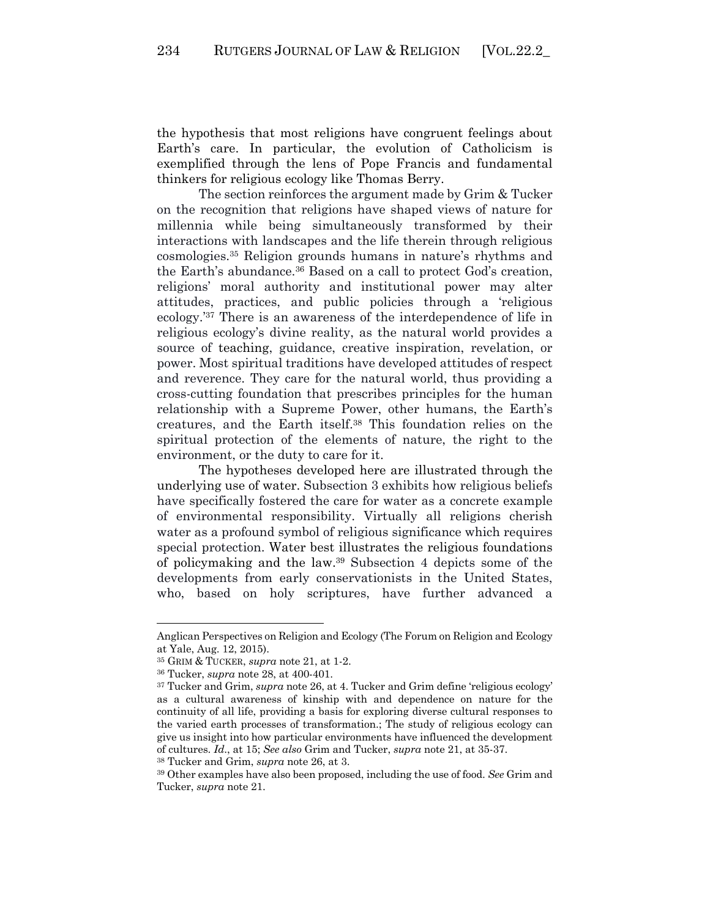the hypothesis that most religions have congruent feelings about Earth's care. In particular, the evolution of Catholicism is exemplified through the lens of Pope Francis and fundamental thinkers for religious ecology like Thomas Berry.

The section reinforces the argument made by Grim & Tucker on the recognition that religions have shaped views of nature for millennia while being simultaneously transformed by their interactions with landscapes and the life therein through religious cosmologies.[35] Religion grounds humans in nature's rhythms and the Earth's abundance.[36] Based on a call to protect God's creation, religions' moral authority and institutional power may alter attitudes, practices, and public policies through a 'religious ecology.'[37] There is an awareness of the interdependence of life in religious ecology's divine reality, as the natural world provides a source of teaching, guidance, creative inspiration, revelation, or power. Most spiritual traditions have developed attitudes of respect and reverence. They care for the natural world, thus providing a cross-cutting foundation that prescribes principles for the human relationship with a Supreme Power, other humans, the Earth's creatures, and the Earth itself.[38] This foundation relies on the spiritual protection of the elements of nature, the right to the environment, or the duty to care for it.

The hypotheses developed here are illustrated through the underlying use of water. Subsection 3 exhibits how religious beliefs have specifically fostered the care for water as a concrete example of environmental responsibility. Virtually all religions cherish water as a profound symbol of religious significance which requires special protection. Water best illustrates the religious foundations of policymaking and the law.[39] Subsection 4 depicts some of the developments from early conservationists in the United States, who, based on holy scriptures, have further advanced a

---

Anglican Perspectives on Religion and Ecology (The Forum on Religion and Ecology at Yale, Aug. 12, 2015).

[35] GRIM & TUCKER, *supra* note 21, at 1-2.

[36] Tucker, *supra* note 28, at 400-401.

[37] Tucker and Grim, *supra* note 26, at 4. Tucker and Grim define 'religious ecology' as a cultural awareness of kinship with and dependence on nature for the continuity of all life, providing a basis for exploring diverse cultural responses to the varied earth processes of transformation.; The study of religious ecology can give us insight into how particular environments have influenced the development of cultures. *Id.*, at 15; *See also* Grim and Tucker, *supra* note 21, at 35-37.

[38] Tucker and Grim, *supra* note 26, at 3.

[39] Other examples have also been proposed, including the use of food. *See* Grim and Tucker, *supra* note 21.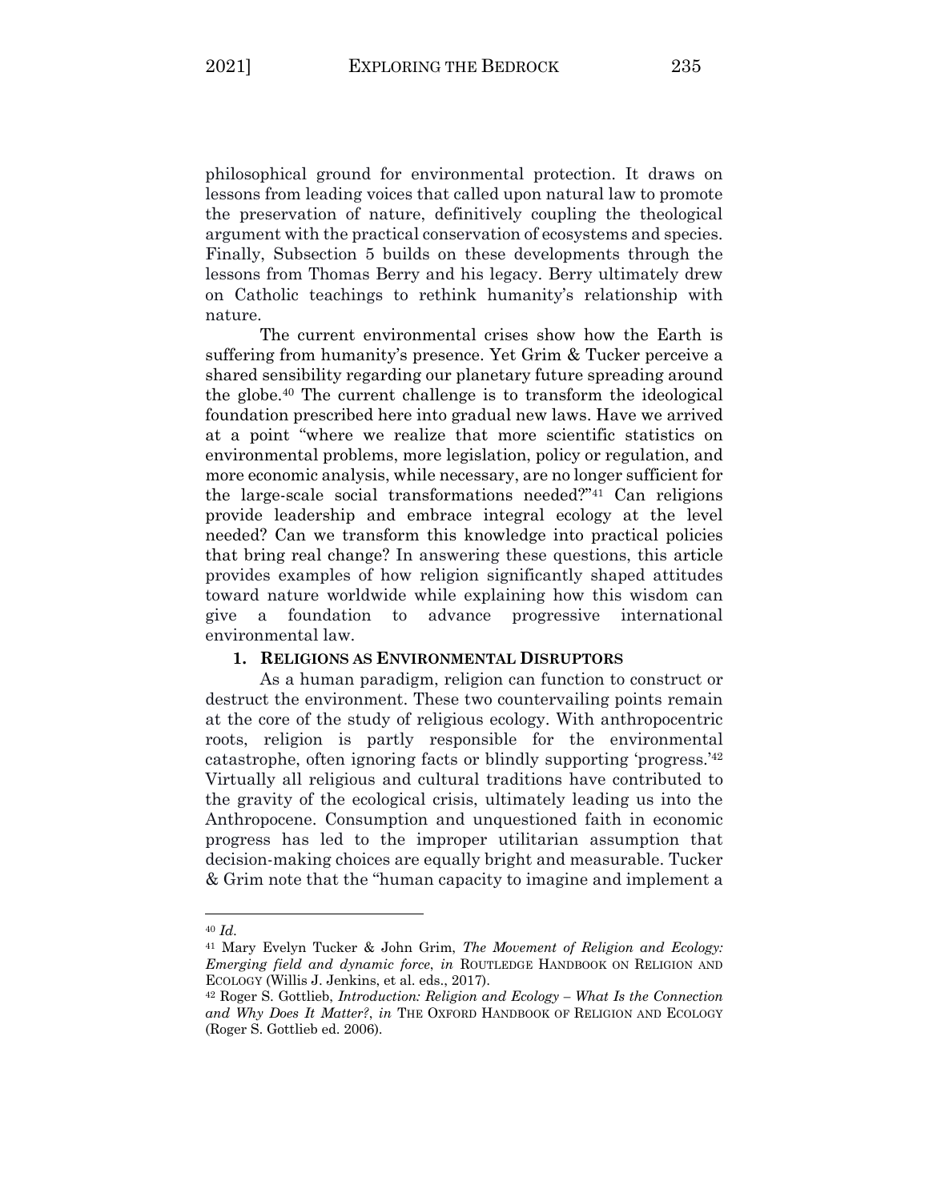philosophical ground for environmental protection. It draws on lessons from leading voices that called upon natural law to promote the preservation of nature, definitively coupling the theological argument with the practical conservation of ecosystems and species. Finally, Subsection 5 builds on these developments through the lessons from Thomas Berry and his legacy. Berry ultimately drew on Catholic teachings to rethink humanity's relationship with nature.

The current environmental crises show how the Earth is suffering from humanity's presence. Yet Grim & Tucker perceive a shared sensibility regarding our planetary future spreading around the globe.[40] The current challenge is to transform the ideological foundation prescribed here into gradual new laws. Have we arrived at a point "where we realize that more scientific statistics on environmental problems, more legislation, policy or regulation, and more economic analysis, while necessary, are no longer sufficient for the large-scale social transformations needed?"[41] Can religions provide leadership and embrace integral ecology at the level needed? Can we transform this knowledge into practical policies that bring real change? In answering these questions, this article provides examples of how religion significantly shaped attitudes toward nature worldwide while explaining how this wisdom can give a foundation to advance progressive international environmental law.

### 1. RELIGIONS AS ENVIRONMENTAL DISRUPTORS

As a human paradigm, religion can function to construct or destruct the environment. These two countervailing points remain at the core of the study of religious ecology. With anthropocentric roots, religion is partly responsible for the environmental catastrophe, often ignoring facts or blindly supporting 'progress.'[42] Virtually all religious and cultural traditions have contributed to the gravity of the ecological crisis, ultimately leading us into the Anthropocene. Consumption and unquestioned faith in economic progress has led to the improper utilitarian assumption that decision-making choices are equally bright and measurable. Tucker & Grim note that the "human capacity to imagine and implement a

---

[40] *Id.*

[41] Mary Evelyn Tucker & John Grim, *The Movement of Religion and Ecology: Emerging field and dynamic force*, *in* ROUTLEDGE HANDBOOK ON RELIGION AND ECOLOGY (Willis J. Jenkins, et al. eds., 2017).

[42] Roger S. Gottlieb, *Introduction: Religion and Ecology – What Is the Connection and Why Does It Matter?*, *in* THE OXFORD HANDBOOK OF RELIGION AND ECOLOGY (Roger S. Gottlieb ed. 2006).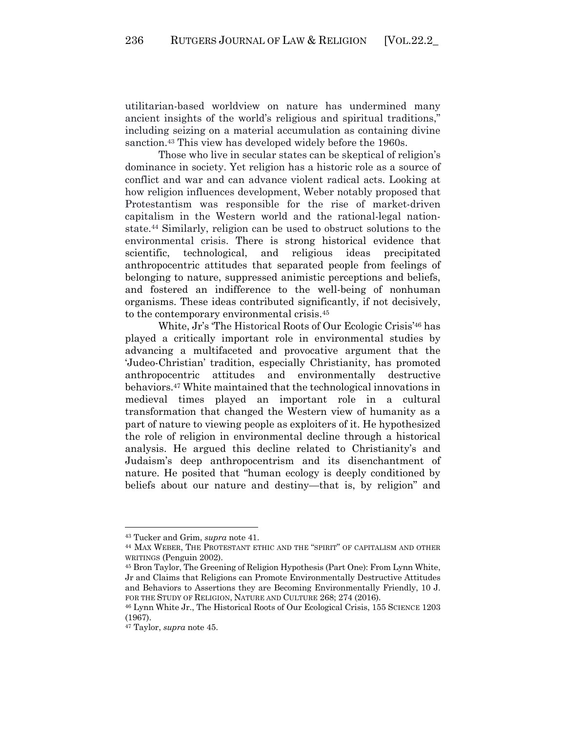utilitarian-based worldview on nature has undermined many ancient insights of the world's religious and spiritual traditions," including seizing on a material accumulation as containing divine sanction.[43] This view has developed widely before the 1960s.

Those who live in secular states can be skeptical of religion's dominance in society. Yet religion has a historic role as a source of conflict and war and can advance violent radical acts. Looking at how religion influences development, Weber notably proposed that Protestantism was responsible for the rise of market-driven capitalism in the Western world and the rational-legal nation-state.[44] Similarly, religion can be used to obstruct solutions to the environmental crisis. There is strong historical evidence that scientific, technological, and religious ideas precipitated anthropocentric attitudes that separated people from feelings of belonging to nature, suppressed animistic perceptions and beliefs, and fostered an indifference to the well-being of nonhuman organisms. These ideas contributed significantly, if not decisively, to the contemporary environmental crisis.[45]

White, Jr's 'The Historical Roots of Our Ecologic Crisis'[46] has played a critically important role in environmental studies by advancing a multifaceted and provocative argument that the 'Judeo-Christian' tradition, especially Christianity, has promoted anthropocentric attitudes and environmentally destructive behaviors.[47] White maintained that the technological innovations in medieval times played an important role in a cultural transformation that changed the Western view of humanity as a part of nature to viewing people as exploiters of it. He hypothesized the role of religion in environmental decline through a historical analysis. He argued this decline related to Christianity's and Judaism's deep anthropocentrism and its disenchantment of nature. He posited that "human ecology is deeply conditioned by beliefs about our nature and destiny—that is, by religion" and

---

[43] Tucker and Grim, *supra* note 41.

[44] MAX WEBER, THE PROTESTANT ETHIC AND THE "SPIRIT" OF CAPITALISM AND OTHER WRITINGS (Penguin 2002).

[45] Bron Taylor, The Greening of Religion Hypothesis (Part One): From Lynn White, Jr and Claims that Religions can Promote Environmentally Destructive Attitudes and Behaviors to Assertions they are Becoming Environmentally Friendly, 10 J. FOR THE STUDY OF RELIGION, NATURE AND CULTURE 268; 274 (2016).

[46] Lynn White Jr., The Historical Roots of Our Ecological Crisis, 155 SCIENCE 1203 (1967).

[47] Taylor, *supra* note 45.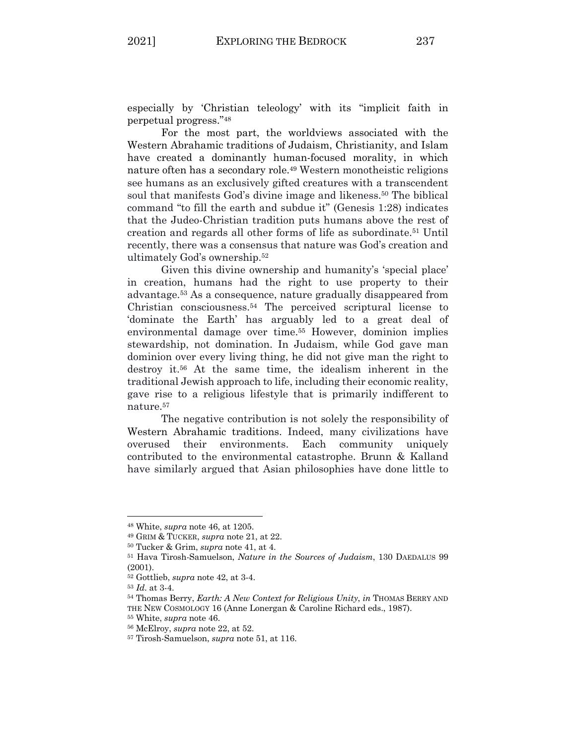especially by 'Christian teleology' with its "implicit faith in perpetual progress."[48]

For the most part, the worldviews associated with the Western Abrahamic traditions of Judaism, Christianity, and Islam have created a dominantly human-focused morality, in which nature often has a secondary role.[49] Western monotheistic religions see humans as an exclusively gifted creatures with a transcendent soul that manifests God's divine image and likeness.[50] The biblical command "to fill the earth and subdue it" (Genesis 1:28) indicates that the Judeo-Christian tradition puts humans above the rest of creation and regards all other forms of life as subordinate.[51] Until recently, there was a consensus that nature was God's creation and ultimately God's ownership.[52]

Given this divine ownership and humanity's 'special place' in creation, humans had the right to use property to their advantage.[53] As a consequence, nature gradually disappeared from Christian consciousness.[54] The perceived scriptural license to 'dominate the Earth' has arguably led to a great deal of environmental damage over time.[55] However, dominion implies stewardship, not domination. In Judaism, while God gave man dominion over every living thing, he did not give man the right to destroy it.[56] At the same time, the idealism inherent in the traditional Jewish approach to life, including their economic reality, gave rise to a religious lifestyle that is primarily indifferent to nature.[57]

The negative contribution is not solely the responsibility of Western Abrahamic traditions. Indeed, many civilizations have overused their environments. Each community uniquely contributed to the environmental catastrophe. Brunn & Kalland have similarly argued that Asian philosophies have done little to

---

[48] White, *supra* note 46, at 1205.

[49] GRIM & TUCKER, *supra* note 21, at 22.

[50] Tucker & Grim, *supra* note 41, at 4.

[51] Hava Tirosh-Samuelson, *Nature in the Sources of Judaism*, 130 DAEDALUS 99 (2001).

[52] Gottlieb, *supra* note 42, at 3-4.

[53] *Id.* at 3-4.

[54] Thomas Berry, *Earth: A New Context for Religious Unity*, *in* THOMAS BERRY AND THE NEW COSMOLOGY 16 (Anne Lonergan & Caroline Richard eds., 1987).

[55] White, *supra* note 46.

[56] McElroy, *supra* note 22, at 52.

[57] Tirosh-Samuelson, *supra* note 51, at 116.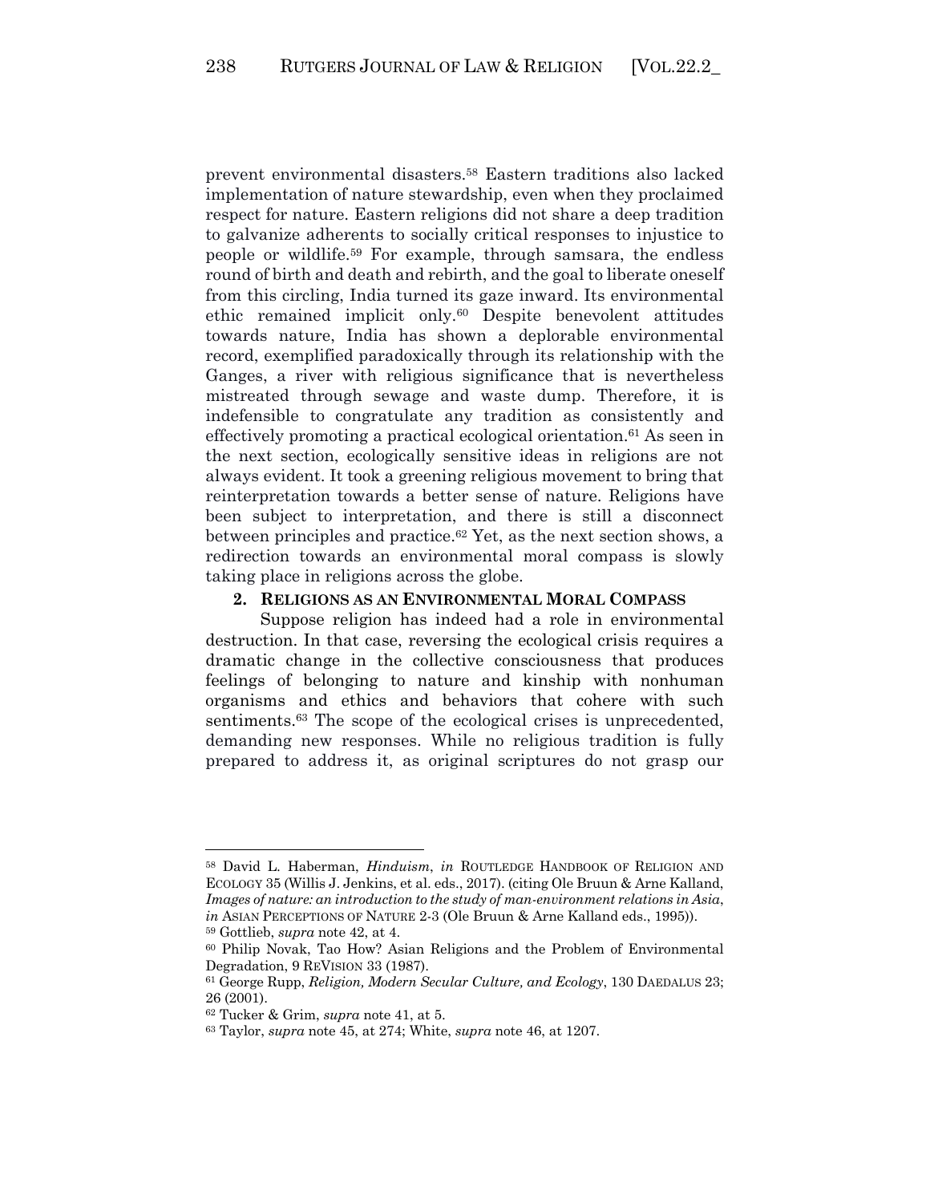prevent environmental disasters.[58] Eastern traditions also lacked implementation of nature stewardship, even when they proclaimed respect for nature. Eastern religions did not share a deep tradition to galvanize adherents to socially critical responses to injustice to people or wildlife.[59] For example, through samsara, the endless round of birth and death and rebirth, and the goal to liberate oneself from this circling, India turned its gaze inward. Its environmental ethic remained implicit only.[60] Despite benevolent attitudes towards nature, India has shown a deplorable environmental record, exemplified paradoxically through its relationship with the Ganges, a river with religious significance that is nevertheless mistreated through sewage and waste dump. Therefore, it is indefensible to congratulate any tradition as consistently and effectively promoting a practical ecological orientation.[61] As seen in the next section, ecologically sensitive ideas in religions are not always evident. It took a greening religious movement to bring that reinterpretation towards a better sense of nature. Religions have been subject to interpretation, and there is still a disconnect between principles and practice.[62] Yet, as the next section shows, a redirection towards an environmental moral compass is slowly taking place in religions across the globe.

## 2. RELIGIONS AS AN ENVIRONMENTAL MORAL COMPASS

Suppose religion has indeed had a role in environmental destruction. In that case, reversing the ecological crisis requires a dramatic change in the collective consciousness that produces feelings of belonging to nature and kinship with nonhuman organisms and ethics and behaviors that cohere with such sentiments.[63] The scope of the ecological crises is unprecedented, demanding new responses. While no religious tradition is fully prepared to address it, as original scriptures do not grasp our

---

[58] David L. Haberman, *Hinduism*, *in* ROUTLEDGE HANDBOOK OF RELIGION AND ECOLOGY 35 (Willis J. Jenkins, et al. eds., 2017). (citing Ole Bruun & Arne Kalland, *Images of nature: an introduction to the study of man-environment relations in Asia*, *in* ASIAN PERCEPTIONS OF NATURE 2-3 (Ole Bruun & Arne Kalland eds., 1995)).

[59] Gottlieb, *supra* note 42, at 4.

[60] Philip Novak, Tao How? Asian Religions and the Problem of Environmental Degradation, 9 REVISION 33 (1987).

[61] George Rupp, *Religion, Modern Secular Culture, and Ecology*, 130 DAEDALUS 23; 26 (2001).

[62] Tucker & Grim, *supra* note 41, at 5.

[63] Taylor, *supra* note 45, at 274; White, *supra* note 46, at 1207.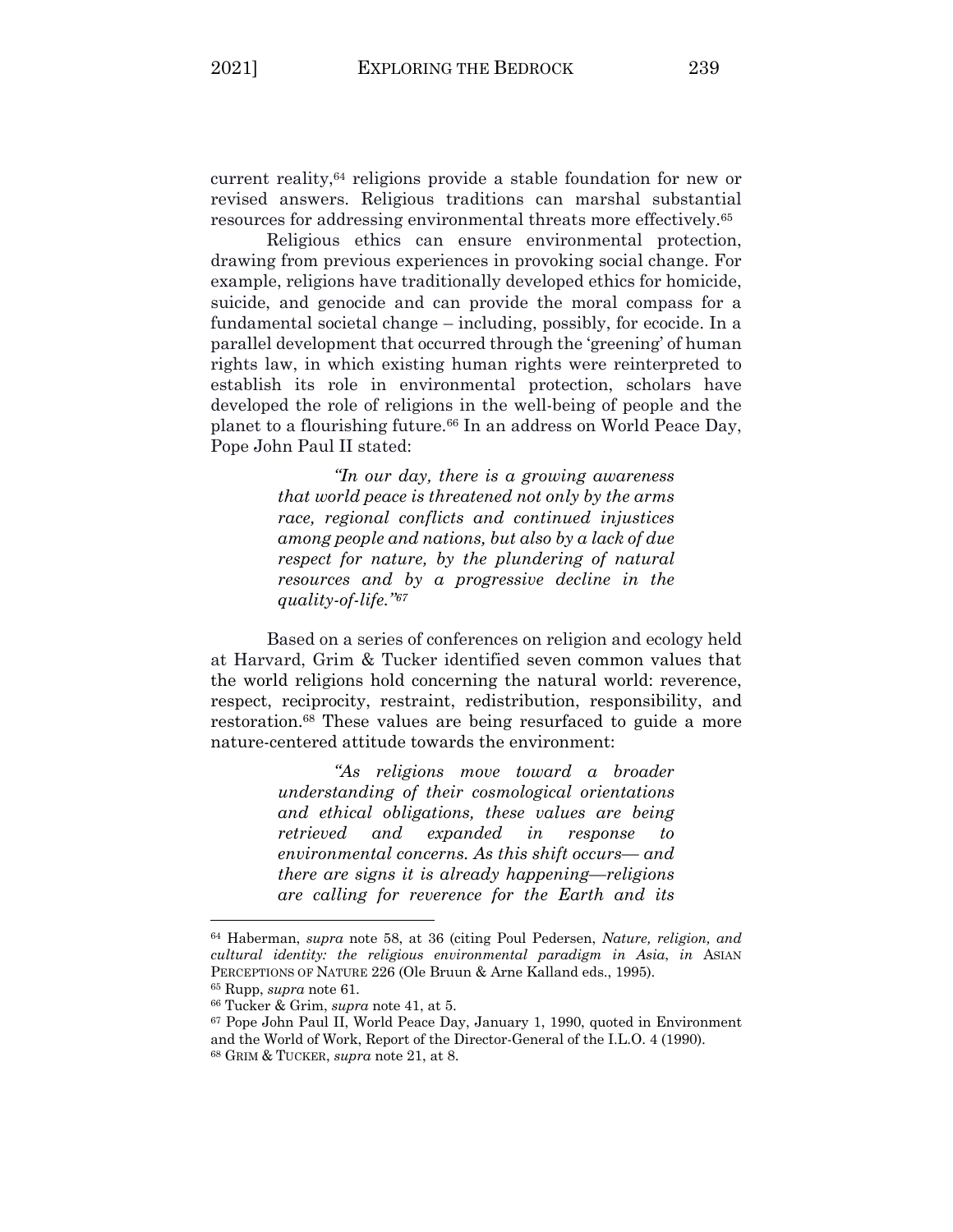current reality,[64] religions provide a stable foundation for new or revised answers. Religious traditions can marshal substantial resources for addressing environmental threats more effectively.[65]

Religious ethics can ensure environmental protection, drawing from previous experiences in provoking social change. For example, religions have traditionally developed ethics for homicide, suicide, and genocide and can provide the moral compass for a fundamental societal change – including, possibly, for ecocide. In a parallel development that occurred through the 'greening' of human rights law, in which existing human rights were reinterpreted to establish its role in environmental protection, scholars have developed the role of religions in the well-being of people and the planet to a flourishing future.[66] In an address on World Peace Day, Pope John Paul II stated:

> *"In our day, there is a growing awareness that world peace is threatened not only by the arms race, regional conflicts and continued injustices among people and nations, but also by a lack of due respect for nature, by the plundering of natural resources and by a progressive decline in the quality-of-life."*[67]

Based on a series of conferences on religion and ecology held at Harvard, Grim & Tucker identified seven common values that the world religions hold concerning the natural world: reverence, respect, reciprocity, restraint, redistribution, responsibility, and restoration.[68] These values are being resurfaced to guide a more nature-centered attitude towards the environment:

> *"As religions move toward a broader understanding of their cosmological orientations and ethical obligations, these values are being retrieved and expanded in response to environmental concerns. As this shift occurs— and there are signs it is already happening—religions are calling for reverence for the Earth and its*

---

[64] Haberman, *supra* note 58, at 36 (citing Poul Pedersen, *Nature, religion, and cultural identity: the religious environmental paradigm in Asia*, *in* ASIAN PERCEPTIONS OF NATURE 226 (Ole Bruun & Arne Kalland eds., 1995).

[65] Rupp, *supra* note 61.

[66] Tucker & Grim, *supra* note 41, at 5.

[67] Pope John Paul II, World Peace Day, January 1, 1990, quoted in Environment and the World of Work, Report of the Director-General of the I.L.O. 4 (1990).

[68] GRIM & TUCKER, *supra* note 21, at 8.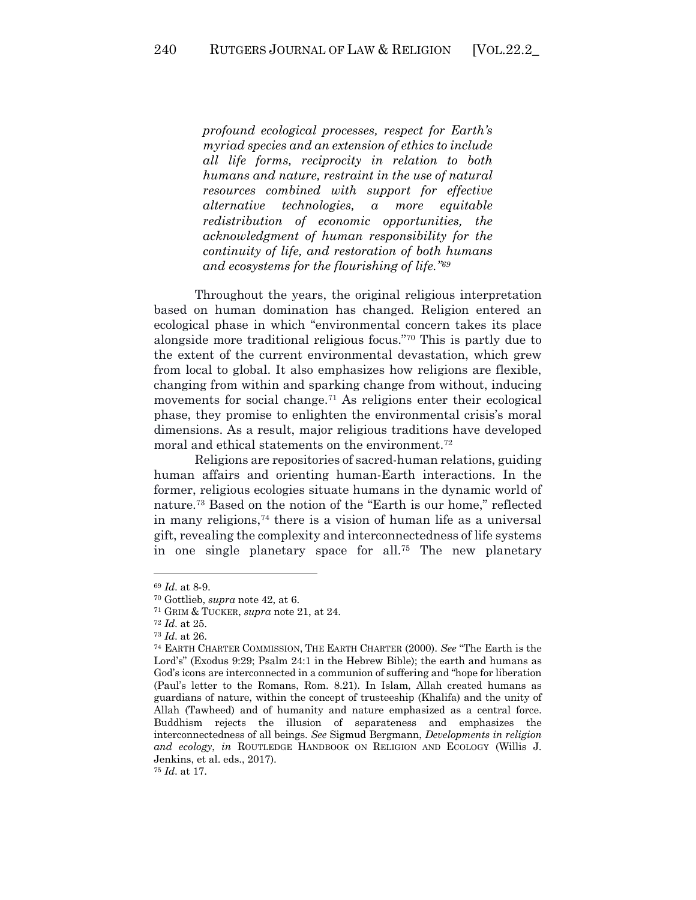> *profound ecological processes, respect for Earth's myriad species and an extension of ethics to include all life forms, reciprocity in relation to both humans and nature, restraint in the use of natural resources combined with support for effective alternative technologies, a more equitable redistribution of economic opportunities, the acknowledgment of human responsibility for the continuity of life, and restoration of both humans and ecosystems for the flourishing of life."*[69]

Throughout the years, the original religious interpretation based on human domination has changed. Religion entered an ecological phase in which "environmental concern takes its place alongside more traditional religious focus."[70] This is partly due to the extent of the current environmental devastation, which grew from local to global. It also emphasizes how religions are flexible, changing from within and sparking change from without, inducing movements for social change.[71] As religions enter their ecological phase, they promise to enlighten the environmental crisis's moral dimensions. As a result, major religious traditions have developed moral and ethical statements on the environment.[72]

Religions are repositories of sacred-human relations, guiding human affairs and orienting human-Earth interactions. In the former, religious ecologies situate humans in the dynamic world of nature.[73] Based on the notion of the "Earth is our home," reflected in many religions,[74] there is a vision of human life as a universal gift, revealing the complexity and interconnectedness of life systems in one single planetary space for all.[75] The new planetary

---

[69] *Id.* at 8-9.

[70] Gottlieb, *supra* note 42, at 6.

[71] GRIM & TUCKER, *supra* note 21, at 24.

[72] *Id.* at 25.

[73] *Id.* at 26.

[74] EARTH CHARTER COMMISSION, THE EARTH CHARTER (2000). *See* "The Earth is the Lord's" (Exodus 9:29; Psalm 24:1 in the Hebrew Bible); the earth and humans as God's icons are interconnected in a communion of suffering and "hope for liberation (Paul's letter to the Romans, Rom. 8.21). In Islam, Allah created humans as guardians of nature, within the concept of trusteeship (Khalifa) and the unity of Allah (Tawheed) and of humanity and nature emphasized as a central force. Buddhism rejects the illusion of separateness and emphasizes the interconnectedness of all beings. *See* Sigmud Bergmann, *Developments in religion and ecology*, *in* ROUTLEDGE HANDBOOK ON RELIGION AND ECOLOGY (Willis J. Jenkins, et al. eds., 2017).

[75] *Id.* at 17.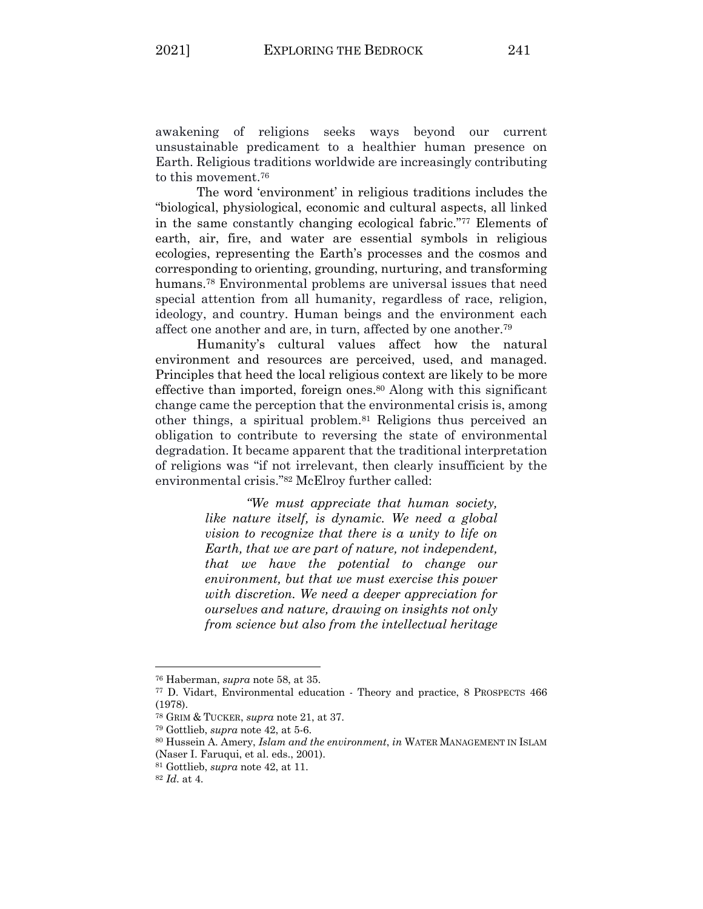awakening of religions seeks ways beyond our current unsustainable predicament to a healthier human presence on Earth. Religious traditions worldwide are increasingly contributing to this movement.[76]

The word 'environment' in religious traditions includes the "biological, physiological, economic and cultural aspects, all linked in the same constantly changing ecological fabric."[77] Elements of earth, air, fire, and water are essential symbols in religious ecologies, representing the Earth's processes and the cosmos and corresponding to orienting, grounding, nurturing, and transforming humans.[78] Environmental problems are universal issues that need special attention from all humanity, regardless of race, religion, ideology, and country. Human beings and the environment each affect one another and are, in turn, affected by one another.[79]

Humanity's cultural values affect how the natural environment and resources are perceived, used, and managed. Principles that heed the local religious context are likely to be more effective than imported, foreign ones.[80] Along with this significant change came the perception that the environmental crisis is, among other things, a spiritual problem.[81] Religions thus perceived an obligation to contribute to reversing the state of environmental degradation. It became apparent that the traditional interpretation of religions was "if not irrelevant, then clearly insufficient by the environmental crisis."[82] McElroy further called:

> *"We must appreciate that human society, like nature itself, is dynamic. We need a global vision to recognize that there is a unity to life on Earth, that we are part of nature, not independent, that we have the potential to change our environment, but that we must exercise this power with discretion. We need a deeper appreciation for ourselves and nature, drawing on insights not only from science but also from the intellectual heritage*

---

[76] Haberman, *supra* note 58, at 35.

[77] D. Vidart, Environmental education - Theory and practice, 8 PROSPECTS 466 (1978).

[78] GRIM & TUCKER, *supra* note 21, at 37.

[79] Gottlieb, *supra* note 42, at 5-6.

[80] Hussein A. Amery, *Islam and the environment*, *in* WATER MANAGEMENT IN ISLAM (Naser I. Faruqui, et al. eds., 2001).

[81] Gottlieb, *supra* note 42, at 11.

[82] *Id.* at 4.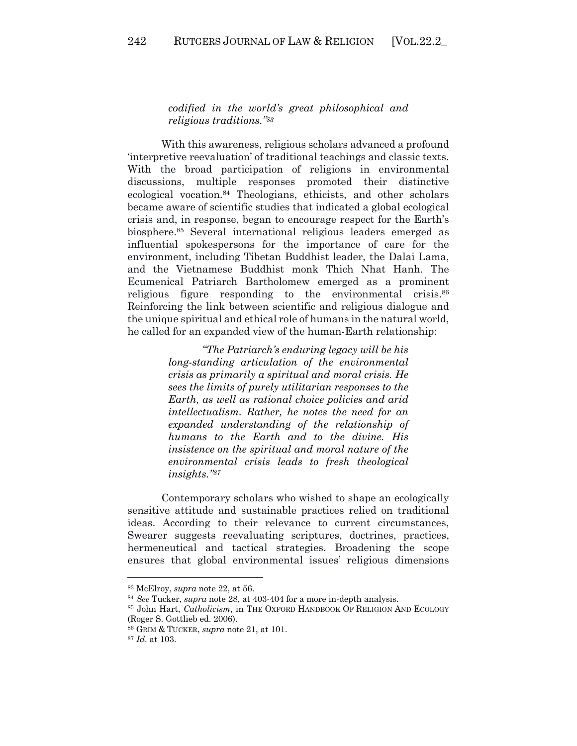> *codified in the world's great philosophical and religious traditions."*[83]

With this awareness, religious scholars advanced a profound 'interpretive reevaluation' of traditional teachings and classic texts. With the broad participation of religions in environmental discussions, multiple responses promoted their distinctive ecological vocation.[84] Theologians, ethicists, and other scholars became aware of scientific studies that indicated a global ecological crisis and, in response, began to encourage respect for the Earth's biosphere.[85] Several international religious leaders emerged as influential spokespersons for the importance of care for the environment, including Tibetan Buddhist leader, the Dalai Lama, and the Vietnamese Buddhist monk Thich Nhat Hanh. The Ecumenical Patriarch Bartholomew emerged as a prominent religious figure responding to the environmental crisis.[86] Reinforcing the link between scientific and religious dialogue and the unique spiritual and ethical role of humans in the natural world, he called for an expanded view of the human-Earth relationship:

> *"The Patriarch's enduring legacy will be his long-standing articulation of the environmental crisis as primarily a spiritual and moral crisis. He sees the limits of purely utilitarian responses to the Earth, as well as rational choice policies and arid intellectualism. Rather, he notes the need for an expanded understanding of the relationship of humans to the Earth and to the divine. His insistence on the spiritual and moral nature of the environmental crisis leads to fresh theological insights."*[87]

Contemporary scholars who wished to shape an ecologically sensitive attitude and sustainable practices relied on traditional ideas. According to their relevance to current circumstances, Swearer suggests reevaluating scriptures, doctrines, practices, hermeneutical and tactical strategies. Broadening the scope ensures that global environmental issues' religious dimensions

---

[83] McElroy, *supra* note 22, at 56.

[84] *See* Tucker, *supra* note 28, at 403-404 for a more in-depth analysis.

[85] John Hart, *Catholicism*, in THE OXFORD HANDBOOK OF RELIGION AND ECOLOGY (Roger S. Gottlieb ed. 2006).

[86] GRIM & TUCKER, *supra* note 21, at 101.

[87] *Id.* at 103.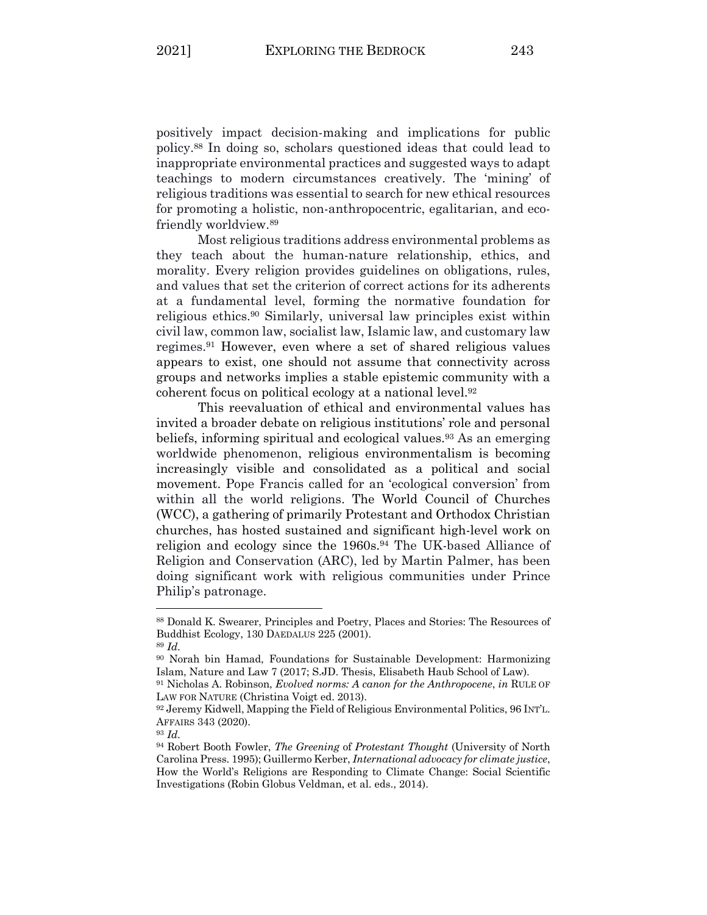positively impact decision-making and implications for public policy.[88] In doing so, scholars questioned ideas that could lead to inappropriate environmental practices and suggested ways to adapt teachings to modern circumstances creatively. The 'mining' of religious traditions was essential to search for new ethical resources for promoting a holistic, non-anthropocentric, egalitarian, and eco-friendly worldview.[89]

Most religious traditions address environmental problems as they teach about the human-nature relationship, ethics, and morality. Every religion provides guidelines on obligations, rules, and values that set the criterion of correct actions for its adherents at a fundamental level, forming the normative foundation for religious ethics.[90] Similarly, universal law principles exist within civil law, common law, socialist law, Islamic law, and customary law regimes.[91] However, even where a set of shared religious values appears to exist, one should not assume that connectivity across groups and networks implies a stable epistemic community with a coherent focus on political ecology at a national level.[92]

This reevaluation of ethical and environmental values has invited a broader debate on religious institutions' role and personal beliefs, informing spiritual and ecological values.[93] As an emerging worldwide phenomenon, religious environmentalism is becoming increasingly visible and consolidated as a political and social movement. Pope Francis called for an 'ecological conversion' from within all the world religions. The World Council of Churches (WCC), a gathering of primarily Protestant and Orthodox Christian churches, has hosted sustained and significant high-level work on religion and ecology since the 1960s.[94] The UK-based Alliance of Religion and Conservation (ARC), led by Martin Palmer, has been doing significant work with religious communities under Prince Philip's patronage.

---

[88] Donald K. Swearer, Principles and Poetry, Places and Stories: The Resources of Buddhist Ecology, 130 DAEDALUS 225 (2001).

[89] *Id.*

[90] Norah bin Hamad, Foundations for Sustainable Development: Harmonizing Islam, Nature and Law 7 (2017; S.JD. Thesis, Elisabeth Haub School of Law).

[91] Nicholas A. Robinson, *Evolved norms: A canon for the Anthropocene*, *in* RULE OF LAW FOR NATURE (Christina Voigt ed. 2013).

[92] Jeremy Kidwell, Mapping the Field of Religious Environmental Politics, 96 INT'L. AFFAIRS 343 (2020).

[93] *Id.*

[94] Robert Booth Fowler, *The Greening* of *Protestant Thought* (University of North Carolina Press. 1995); Guillermo Kerber, *International advocacy for climate justice*, How the World's Religions are Responding to Climate Change: Social Scientific Investigations (Robin Globus Veldman, et al. eds., 2014).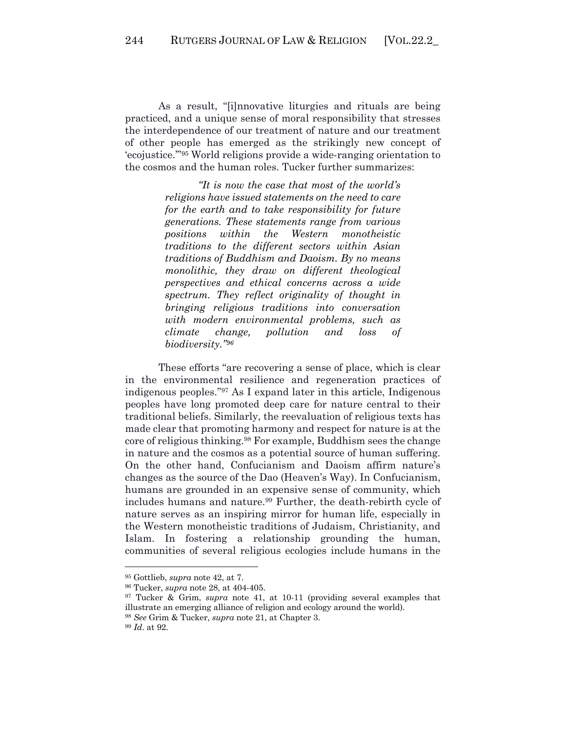As a result, "[i]nnovative liturgies and rituals are being practiced, and a unique sense of moral responsibility that stresses the interdependence of our treatment of nature and our treatment of other people has emerged as the strikingly new concept of 'ecojustice.'"[95] World religions provide a wide-ranging orientation to the cosmos and the human roles. Tucker further summarizes:

> *"It is now the case that most of the world's religions have issued statements on the need to care for the earth and to take responsibility for future generations. These statements range from various positions within the Western monotheistic traditions to the different sectors within Asian traditions of Buddhism and Daoism. By no means monolithic, they draw on different theological perspectives and ethical concerns across a wide spectrum. They reflect originality of thought in bringing religious traditions into conversation with modern environmental problems, such as climate change, pollution and loss of biodiversity."[96]*

These efforts "are recovering a sense of place, which is clear in the environmental resilience and regeneration practices of indigenous peoples."[97] As I expand later in this article, Indigenous peoples have long promoted deep care for nature central to their traditional beliefs. Similarly, the reevaluation of religious texts has made clear that promoting harmony and respect for nature is at the core of religious thinking.[98] For example, Buddhism sees the change in nature and the cosmos as a potential source of human suffering. On the other hand, Confucianism and Daoism affirm nature's changes as the source of the Dao (Heaven's Way). In Confucianism, humans are grounded in an expensive sense of community, which includes humans and nature.[99] Further, the death-rebirth cycle of nature serves as an inspiring mirror for human life, especially in the Western monotheistic traditions of Judaism, Christianity, and Islam. In fostering a relationship grounding the human, communities of several religious ecologies include humans in the

---

[95] Gottlieb, *supra* note 42, at 7.

[96] Tucker, *supra* note 28, at 404-405.

[97] Tucker & Grim, *supra* note 41, at 10-11 (providing several examples that illustrate an emerging alliance of religion and ecology around the world).

[98] *See* Grim & Tucker, *supra* note 21, at Chapter 3.

[99] *Id.* at 92.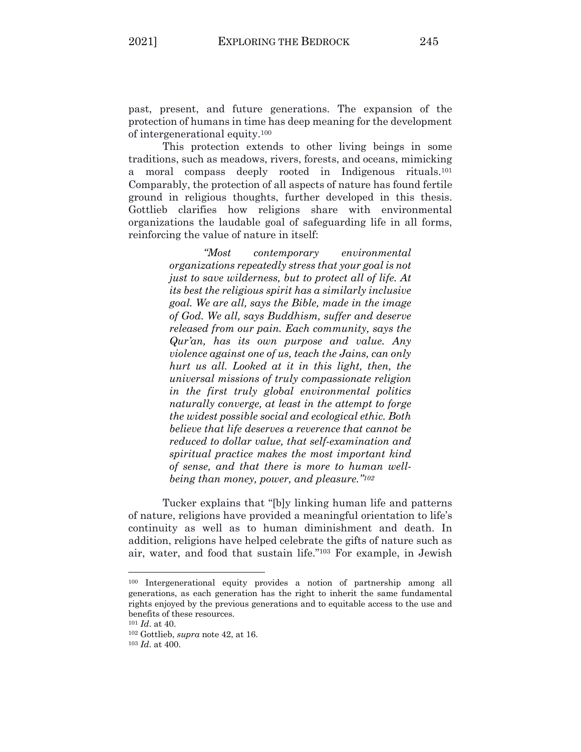past, present, and future generations. The expansion of the protection of humans in time has deep meaning for the development of intergenerational equity.[100]

This protection extends to other living beings in some traditions, such as meadows, rivers, forests, and oceans, mimicking a moral compass deeply rooted in Indigenous rituals.[101] Comparably, the protection of all aspects of nature has found fertile ground in religious thoughts, further developed in this thesis. Gottlieb clarifies how religions share with environmental organizations the laudable goal of safeguarding life in all forms, reinforcing the value of nature in itself:

> *"Most contemporary environmental organizations repeatedly stress that your goal is not just to save wilderness, but to protect all of life. At its best the religious spirit has a similarly inclusive goal. We are all, says the Bible, made in the image of God. We all, says Buddhism, suffer and deserve released from our pain. Each community, says the Qur'an, has its own purpose and value. Any violence against one of us, teach the Jains, can only hurt us all. Looked at it in this light, then, the universal missions of truly compassionate religion in the first truly global environmental politics naturally converge, at least in the attempt to forge the widest possible social and ecological ethic. Both believe that life deserves a reverence that cannot be reduced to dollar value, that self-examination and spiritual practice makes the most important kind of sense, and that there is more to human well-being than money, power, and pleasure."*[102]

Tucker explains that "[b]y linking human life and patterns of nature, religions have provided a meaningful orientation to life's continuity as well as to human diminishment and death. In addition, religions have helped celebrate the gifts of nature such as air, water, and food that sustain life."[103] For example, in Jewish

---

[100] Intergenerational equity provides a notion of partnership among all generations, as each generation has the right to inherit the same fundamental rights enjoyed by the previous generations and to equitable access to the use and benefits of these resources.

[101] *Id*. at 40.

[102] Gottlieb, *supra* note 42, at 16.

[103] *Id*. at 400.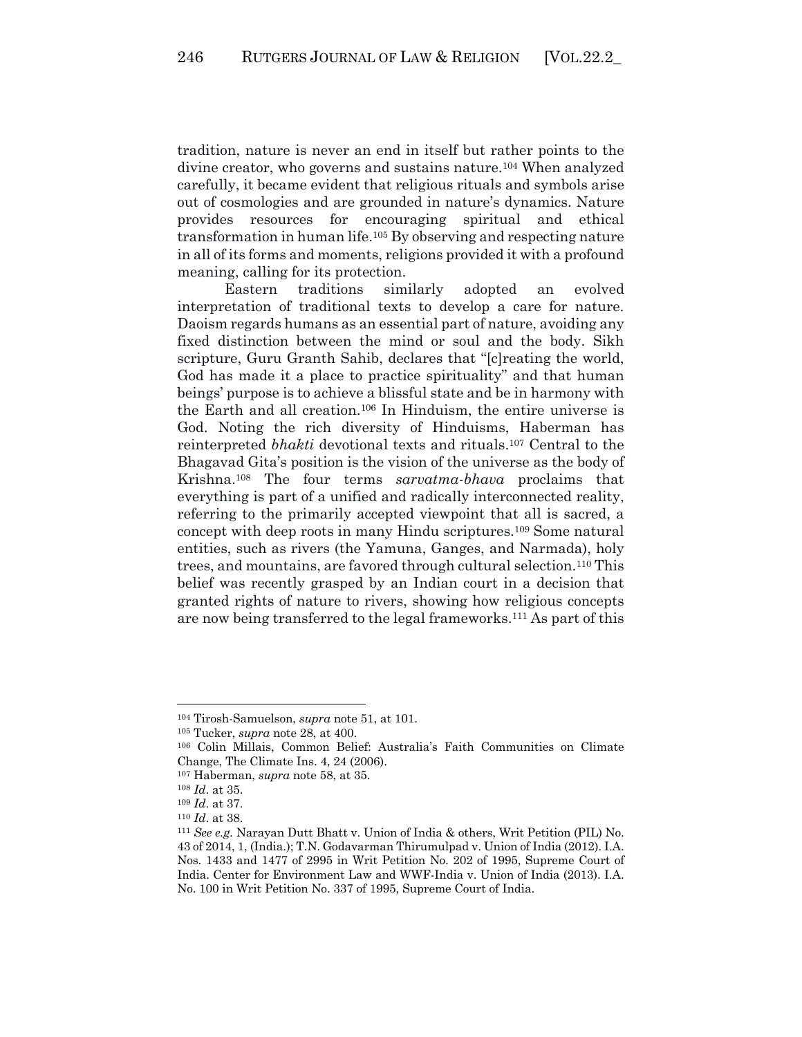tradition, nature is never an end in itself but rather points to the divine creator, who governs and sustains nature.[104] When analyzed carefully, it became evident that religious rituals and symbols arise out of cosmologies and are grounded in nature's dynamics. Nature provides resources for encouraging spiritual and ethical transformation in human life.[105] By observing and respecting nature in all of its forms and moments, religions provided it with a profound meaning, calling for its protection.

Eastern traditions similarly adopted an evolved interpretation of traditional texts to develop a care for nature. Daoism regards humans as an essential part of nature, avoiding any fixed distinction between the mind or soul and the body. Sikh scripture, Guru Granth Sahib, declares that "[c]reating the world, God has made it a place to practice spirituality" and that human beings' purpose is to achieve a blissful state and be in harmony with the Earth and all creation.[106] In Hinduism, the entire universe is God. Noting the rich diversity of Hinduisms, Haberman has reinterpreted *bhakti* devotional texts and rituals.[107] Central to the Bhagavad Gita's position is the vision of the universe as the body of Krishna.[108] The four terms *sarvatma-bhava* proclaims that everything is part of a unified and radically interconnected reality, referring to the primarily accepted viewpoint that all is sacred, a concept with deep roots in many Hindu scriptures.[109] Some natural entities, such as rivers (the Yamuna, Ganges, and Narmada), holy trees, and mountains, are favored through cultural selection.[110] This belief was recently grasped by an Indian court in a decision that granted rights of nature to rivers, showing how religious concepts are now being transferred to the legal frameworks.[111] As part of this

---

[104] Tirosh-Samuelson, *supra* note 51, at 101.

[105] Tucker, *supra* note 28, at 400.

[106] Colin Millais, Common Belief: Australia's Faith Communities on Climate Change, The Climate Ins. 4, 24 (2006).

[107] Haberman, *supra* note 58, at 35.

[108] *Id*. at 35.

[109] *Id*. at 37.

[110] *Id*. at 38.

[111] *See e.g.* Narayan Dutt Bhatt v. Union of India & others, Writ Petition (PIL) No. 43 of 2014, 1, (India.); T.N. Godavarman Thirumulpad v. Union of India (2012). I.A. Nos. 1433 and 1477 of 2995 in Writ Petition No. 202 of 1995, Supreme Court of India. Center for Environment Law and WWF-India v. Union of India (2013). I.A. No. 100 in Writ Petition No. 337 of 1995, Supreme Court of India.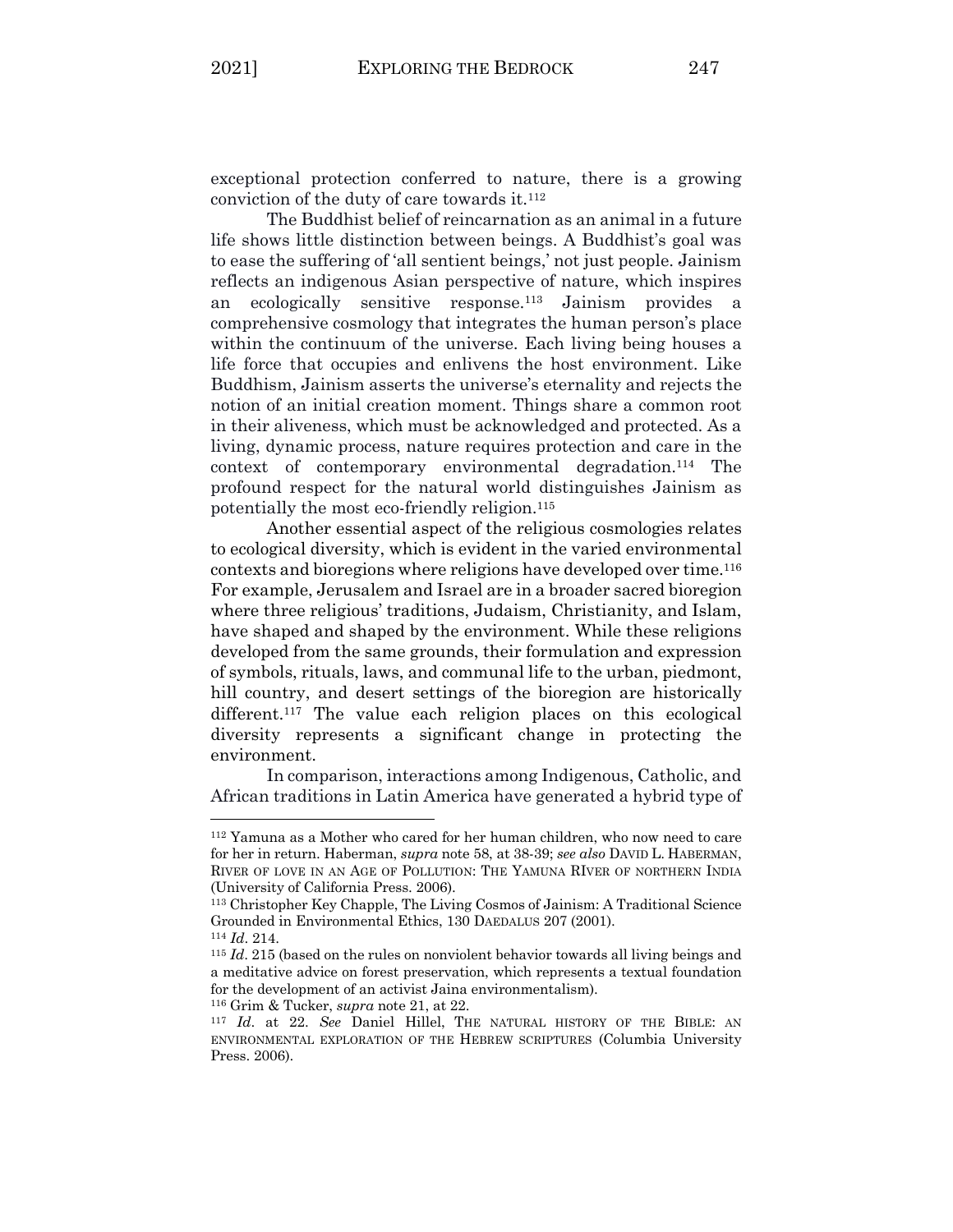exceptional protection conferred to nature, there is a growing conviction of the duty of care towards it.[112]

The Buddhist belief of reincarnation as an animal in a future life shows little distinction between beings. A Buddhist's goal was to ease the suffering of 'all sentient beings,' not just people. Jainism reflects an indigenous Asian perspective of nature, which inspires an ecologically sensitive response.[113] Jainism provides a comprehensive cosmology that integrates the human person's place within the continuum of the universe. Each living being houses a life force that occupies and enlivens the host environment. Like Buddhism, Jainism asserts the universe's eternality and rejects the notion of an initial creation moment. Things share a common root in their aliveness, which must be acknowledged and protected. As a living, dynamic process, nature requires protection and care in the context of contemporary environmental degradation.[114] The profound respect for the natural world distinguishes Jainism as potentially the most eco-friendly religion.[115]

Another essential aspect of the religious cosmologies relates to ecological diversity, which is evident in the varied environmental contexts and bioregions where religions have developed over time.[116] For example, Jerusalem and Israel are in a broader sacred bioregion where three religious' traditions, Judaism, Christianity, and Islam, have shaped and shaped by the environment. While these religions developed from the same grounds, their formulation and expression of symbols, rituals, laws, and communal life to the urban, piedmont, hill country, and desert settings of the bioregion are historically different.[117] The value each religion places on this ecological diversity represents a significant change in protecting the environment.

In comparison, interactions among Indigenous, Catholic, and African traditions in Latin America have generated a hybrid type of

---

[112] Yamuna as a Mother who cared for her human children, who now need to care for her in return. Haberman, *supra* note 58, at 38-39; *see also* DAVID L. HABERMAN, RIVER OF LOVE IN AN AGE OF POLLUTION: THE YAMUNA RIVER OF NORTHERN INDIA (University of California Press. 2006).

[113] Christopher Key Chapple, The Living Cosmos of Jainism: A Traditional Science Grounded in Environmental Ethics, 130 DAEDALUS 207 (2001).

[114] *Id*. 214.

[115] *Id*. 215 (based on the rules on nonviolent behavior towards all living beings and a meditative advice on forest preservation, which represents a textual foundation for the development of an activist Jaina environmentalism).

[116] Grim & Tucker, *supra* note 21, at 22.

[117] *Id*. at 22. *See* Daniel Hillel, THE NATURAL HISTORY OF THE BIBLE: AN ENVIRONMENTAL EXPLORATION OF THE HEBREW SCRIPTURES (Columbia University Press. 2006).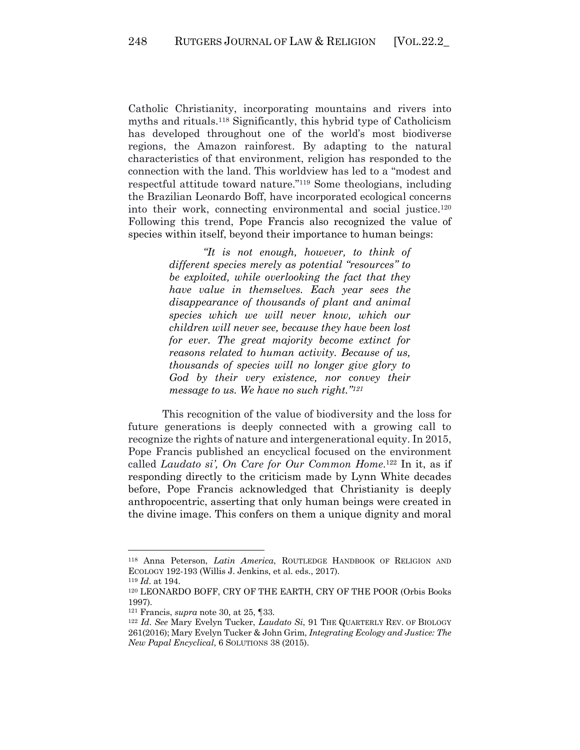Catholic Christianity, incorporating mountains and rivers into myths and rituals.[118] Significantly, this hybrid type of Catholicism has developed throughout one of the world's most biodiverse regions, the Amazon rainforest. By adapting to the natural characteristics of that environment, religion has responded to the connection with the land. This worldview has led to a "modest and respectful attitude toward nature."[119] Some theologians, including the Brazilian Leonardo Boff, have incorporated ecological concerns into their work, connecting environmental and social justice.[120] Following this trend, Pope Francis also recognized the value of species within itself, beyond their importance to human beings:

> *"It is not enough, however, to think of different species merely as potential "resources" to be exploited, while overlooking the fact that they have value in themselves. Each year sees the disappearance of thousands of plant and animal species which we will never know, which our children will never see, because they have been lost for ever. The great majority become extinct for reasons related to human activity. Because of us, thousands of species will no longer give glory to God by their very existence, nor convey their message to us. We have no such right."*[121]

This recognition of the value of biodiversity and the loss for future generations is deeply connected with a growing call to recognize the rights of nature and intergenerational equity. In 2015, Pope Francis published an encyclical focused on the environment called *Laudato si', On Care for Our Common Home*.[122] In it, as if responding directly to the criticism made by Lynn White decades before, Pope Francis acknowledged that Christianity is deeply anthropocentric, asserting that only human beings were created in the divine image. This confers on them a unique dignity and moral

---

[118] Anna Peterson, *Latin America*, ROUTLEDGE HANDBOOK OF RELIGION AND ECOLOGY 192-193 (Willis J. Jenkins, et al. eds., 2017).

[119] *Id*. at 194.

[120] LEONARDO BOFF, CRY OF THE EARTH, CRY OF THE POOR (Orbis Books 1997).

[121] Francis, *supra* note 30, at 25, ¶33.

[122] *Id*. *See* Mary Evelyn Tucker, *Laudato Si*, 91 THE QUARTERLY REV. OF BIOLOGY 261(2016); Mary Evelyn Tucker & John Grim, *Integrating Ecology and Justice: The New Papal Encyclical*, 6 SOLUTIONS 38 (2015).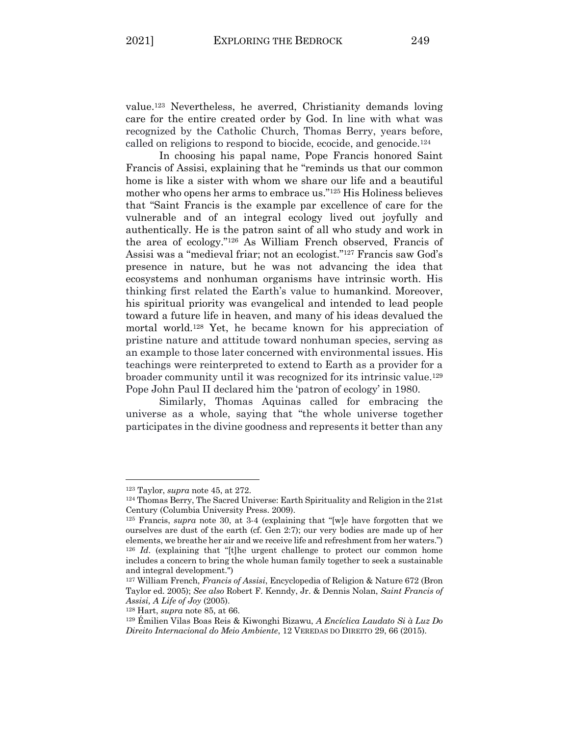value.[123] Nevertheless, he averred, Christianity demands loving care for the entire created order by God. In line with what was recognized by the Catholic Church, Thomas Berry, years before, called on religions to respond to biocide, ecocide, and genocide.[124]

In choosing his papal name, Pope Francis honored Saint Francis of Assisi, explaining that he "reminds us that our common home is like a sister with whom we share our life and a beautiful mother who opens her arms to embrace us."[125] His Holiness believes that "Saint Francis is the example par excellence of care for the vulnerable and of an integral ecology lived out joyfully and authentically. He is the patron saint of all who study and work in the area of ecology."[126] As William French observed, Francis of Assisi was a "medieval friar; not an ecologist."[127] Francis saw God's presence in nature, but he was not advancing the idea that ecosystems and nonhuman organisms have intrinsic worth. His thinking first related the Earth's value to humankind. Moreover, his spiritual priority was evangelical and intended to lead people toward a future life in heaven, and many of his ideas devalued the mortal world.[128] Yet, he became known for his appreciation of pristine nature and attitude toward nonhuman species, serving as an example to those later concerned with environmental issues. His teachings were reinterpreted to extend to Earth as a provider for a broader community until it was recognized for its intrinsic value.[129] Pope John Paul II declared him the 'patron of ecology' in 1980.

Similarly, Thomas Aquinas called for embracing the universe as a whole, saying that "the whole universe together participates in the divine goodness and represents it better than any

---

[123] Taylor, *supra* note 45, at 272.

[124] Thomas Berry, The Sacred Universe: Earth Spirituality and Religion in the 21st Century (Columbia University Press. 2009).

[125] Francis, *supra* note 30, at 3-4 (explaining that "[w]e have forgotten that we ourselves are dust of the earth (cf. Gen 2:7); our very bodies are made up of her elements, we breathe her air and we receive life and refreshment from her waters.")

[126] *Id*. (explaining that "[t]he urgent challenge to protect our common home includes a concern to bring the whole human family together to seek a sustainable and integral development.")

[127] William French, *Francis of Assisi*, Encyclopedia of Religion & Nature 672 (Bron Taylor ed. 2005); *See also* Robert F. Kenndy, Jr. & Dennis Nolan, *Saint Francis of Assisi, A Life of Joy* (2005).

[128] Hart, *supra* note 85, at 66.

[129] Émilien Vilas Boas Reis & Kiwonghi Bizawu, *A Encíclica Laudato Si à Luz Do Direito Internacional do Meio Ambiente*, 12 VEREDAS DO DIREITO 29, 66 (2015).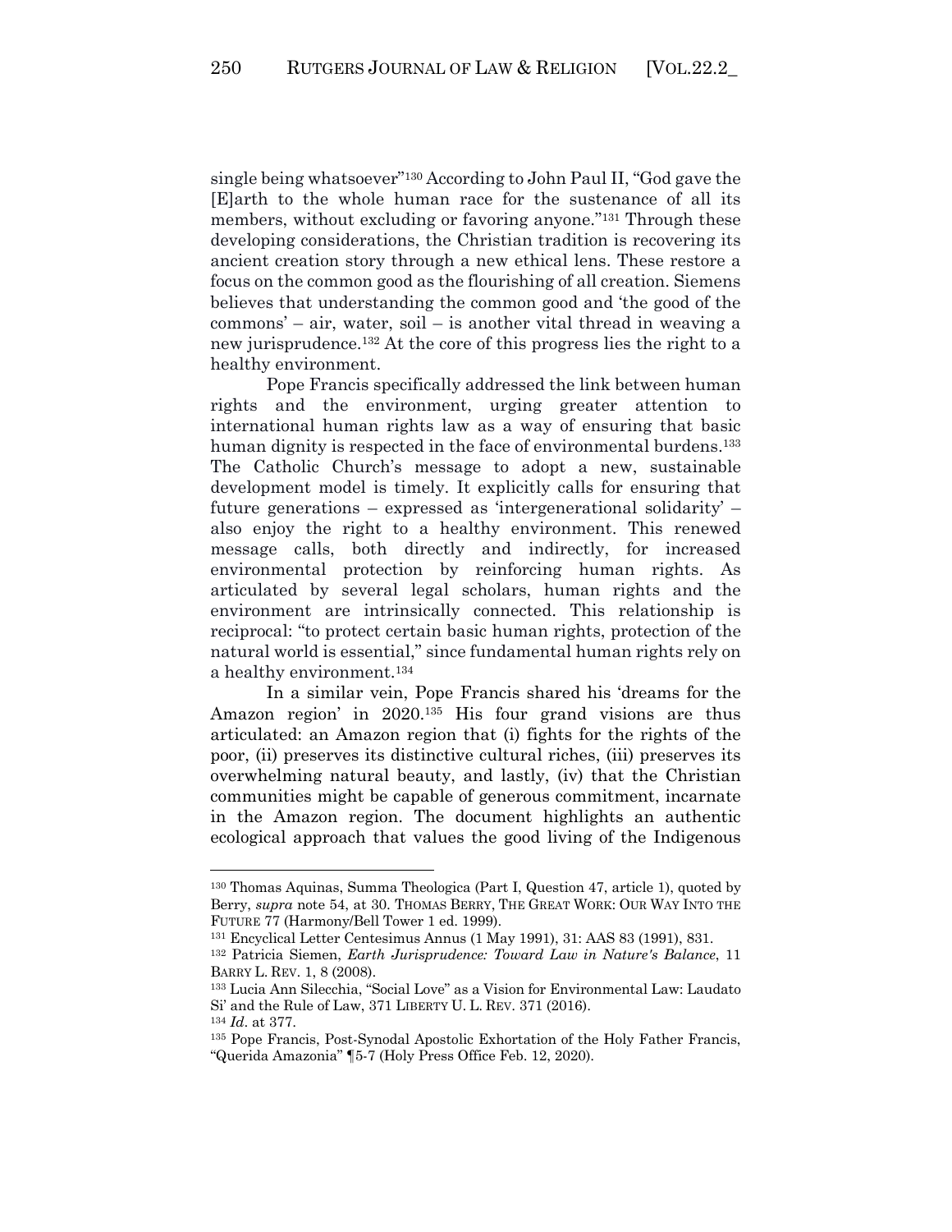single being whatsoever"[130] According to John Paul II, "God gave the [E]arth to the whole human race for the sustenance of all its members, without excluding or favoring anyone."[131] Through these developing considerations, the Christian tradition is recovering its ancient creation story through a new ethical lens. These restore a focus on the common good as the flourishing of all creation. Siemens believes that understanding the common good and 'the good of the commons' – air, water, soil – is another vital thread in weaving a new jurisprudence.[132] At the core of this progress lies the right to a healthy environment.

Pope Francis specifically addressed the link between human rights and the environment, urging greater attention to international human rights law as a way of ensuring that basic human dignity is respected in the face of environmental burdens.[133] The Catholic Church's message to adopt a new, sustainable development model is timely. It explicitly calls for ensuring that future generations – expressed as 'intergenerational solidarity' – also enjoy the right to a healthy environment. This renewed message calls, both directly and indirectly, for increased environmental protection by reinforcing human rights. As articulated by several legal scholars, human rights and the environment are intrinsically connected. This relationship is reciprocal: "to protect certain basic human rights, protection of the natural world is essential," since fundamental human rights rely on a healthy environment.[134]

In a similar vein, Pope Francis shared his 'dreams for the Amazon region' in 2020.[135] His four grand visions are thus articulated: an Amazon region that (i) fights for the rights of the poor, (ii) preserves its distinctive cultural riches, (iii) preserves its overwhelming natural beauty, and lastly, (iv) that the Christian communities might be capable of generous commitment, incarnate in the Amazon region. The document highlights an authentic ecological approach that values the good living of the Indigenous

---

[130] Thomas Aquinas, Summa Theologica (Part I, Question 47, article 1), quoted by Berry, *supra* note 54, at 30. THOMAS BERRY, THE GREAT WORK: OUR WAY INTO THE FUTURE 77 (Harmony/Bell Tower 1 ed. 1999).

[131] Encyclical Letter Centesimus Annus (1 May 1991), 31: AAS 83 (1991), 831.

[132] Patricia Siemen, *Earth Jurisprudence: Toward Law in Nature's Balance*, 11 BARRY L. REV. 1, 8 (2008).

[133] Lucia Ann Silecchia, "Social Love" as a Vision for Environmental Law: Laudato Si' and the Rule of Law, 371 LIBERTY U. L. REV. 371 (2016).

[134] *Id*. at 377.

[135] Pope Francis, Post-Synodal Apostolic Exhortation of the Holy Father Francis, "Querida Amazonia" ¶5-7 (Holy Press Office Feb. 12, 2020).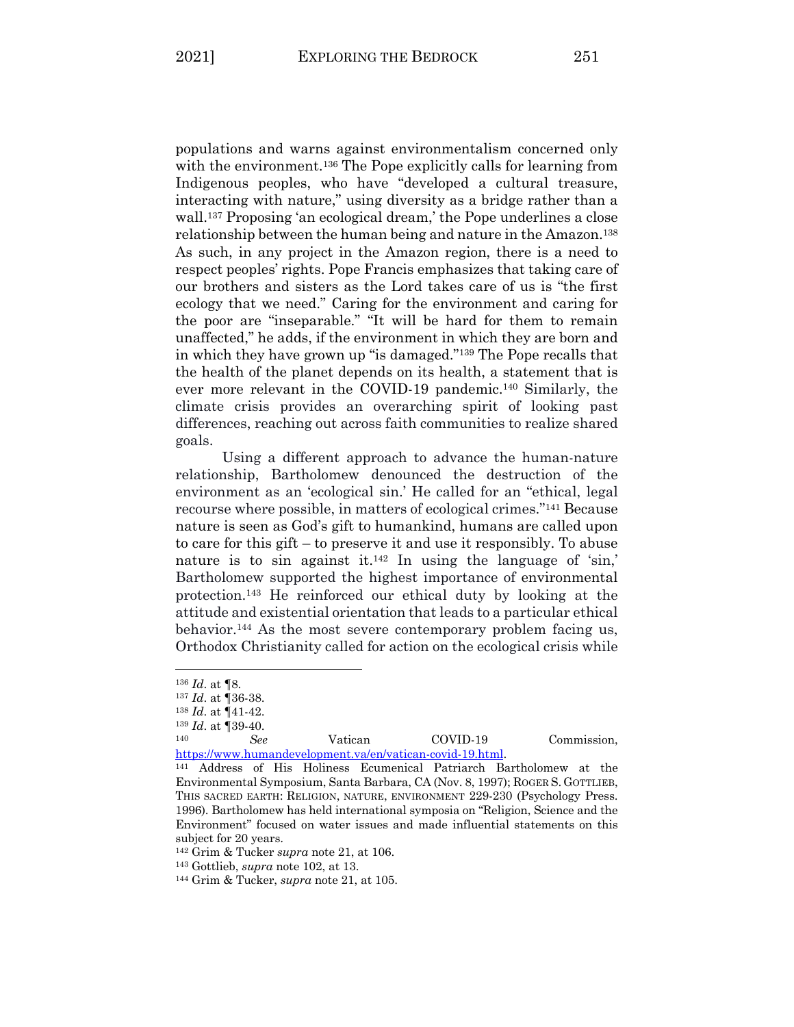populations and warns against environmentalism concerned only with the environment.[136] The Pope explicitly calls for learning from Indigenous peoples, who have "developed a cultural treasure, interacting with nature," using diversity as a bridge rather than a wall.[137] Proposing 'an ecological dream,' the Pope underlines a close relationship between the human being and nature in the Amazon.[138] As such, in any project in the Amazon region, there is a need to respect peoples' rights. Pope Francis emphasizes that taking care of our brothers and sisters as the Lord takes care of us is "the first ecology that we need." Caring for the environment and caring for the poor are "inseparable." "It will be hard for them to remain unaffected," he adds, if the environment in which they are born and in which they have grown up "is damaged."[139] The Pope recalls that the health of the planet depends on its health, a statement that is ever more relevant in the COVID-19 pandemic.[140] Similarly, the climate crisis provides an overarching spirit of looking past differences, reaching out across faith communities to realize shared goals.

Using a different approach to advance the human-nature relationship, Bartholomew denounced the destruction of the environment as an 'ecological sin.' He called for an "ethical, legal recourse where possible, in matters of ecological crimes."[141] Because nature is seen as God's gift to humankind, humans are called upon to care for this gift – to preserve it and use it responsibly. To abuse nature is to sin against it.[142] In using the language of 'sin,' Bartholomew supported the highest importance of environmental protection.[143] He reinforced our ethical duty by looking at the attitude and existential orientation that leads to a particular ethical behavior.[144] As the most severe contemporary problem facing us, Orthodox Christianity called for action on the ecological crisis while

---

[136] *Id*. at ¶8.

[137] *Id*. at ¶36-38.

[138] *Id*. at ¶41-42.

[139] *Id*. at ¶39-40.

[140] *See* Vatican COVID-19 Commission, https://www.humandevelopment.va/en/vatican-covid-19.html.

[141] Address of His Holiness Ecumenical Patriarch Bartholomew at the Environmental Symposium, Santa Barbara, CA (Nov. 8, 1997); ROGER S. GOTTLIEB, THIS SACRED EARTH: RELIGION, NATURE, ENVIRONMENT 229-230 (Psychology Press. 1996). Bartholomew has held international symposia on "Religion, Science and the Environment" focused on water issues and made influential statements on this subject for 20 years.

[142] Grim & Tucker *supra* note 21, at 106.

[143] Gottlieb, *supra* note 102, at 13.

[144] Grim & Tucker, *supra* note 21, at 105.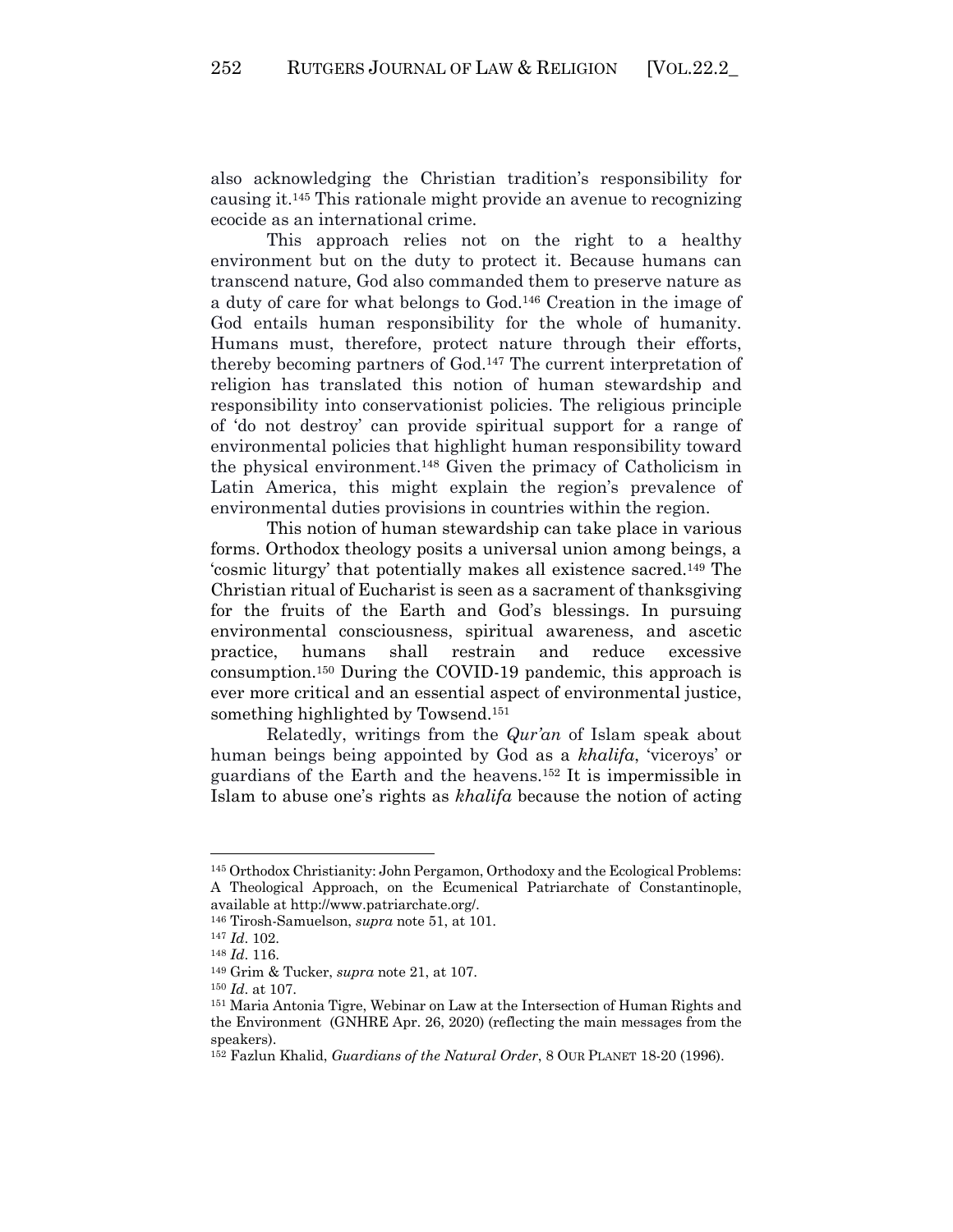also acknowledging the Christian tradition's responsibility for causing it.[145] This rationale might provide an avenue to recognizing ecocide as an international crime.

This approach relies not on the right to a healthy environment but on the duty to protect it. Because humans can transcend nature, God also commanded them to preserve nature as a duty of care for what belongs to God.[146] Creation in the image of God entails human responsibility for the whole of humanity. Humans must, therefore, protect nature through their efforts, thereby becoming partners of God.[147] The current interpretation of religion has translated this notion of human stewardship and responsibility into conservationist policies. The religious principle of 'do not destroy' can provide spiritual support for a range of environmental policies that highlight human responsibility toward the physical environment.[148] Given the primacy of Catholicism in Latin America, this might explain the region's prevalence of environmental duties provisions in countries within the region.

This notion of human stewardship can take place in various forms. Orthodox theology posits a universal union among beings, a 'cosmic liturgy' that potentially makes all existence sacred.[149] The Christian ritual of Eucharist is seen as a sacrament of thanksgiving for the fruits of the Earth and God's blessings. In pursuing environmental consciousness, spiritual awareness, and ascetic practice, humans shall restrain and reduce excessive consumption.[150] During the COVID-19 pandemic, this approach is ever more critical and an essential aspect of environmental justice, something highlighted by Towsend.[151]

Relatedly, writings from the *Qur'an* of Islam speak about human beings being appointed by God as a *khalifa*, 'viceroys' or guardians of the Earth and the heavens.[152] It is impermissible in Islam to abuse one's rights as *khalifa* because the notion of acting

---

[145] Orthodox Christianity: John Pergamon, Orthodoxy and the Ecological Problems: A Theological Approach, on the Ecumenical Patriarchate of Constantinople, available at http://www.patriarchate.org/.

[146] Tirosh-Samuelson, *supra* note 51, at 101.

[147] *Id*. 102.

[148] *Id*. 116.

[149] Grim & Tucker, *supra* note 21, at 107.

[150] *Id*. at 107.

[151] Maria Antonia Tigre, Webinar on Law at the Intersection of Human Rights and the Environment (GNHRE Apr. 26, 2020) (reflecting the main messages from the speakers).

[152] Fazlun Khalid, *Guardians of the Natural Order*, 8 OUR PLANET 18-20 (1996).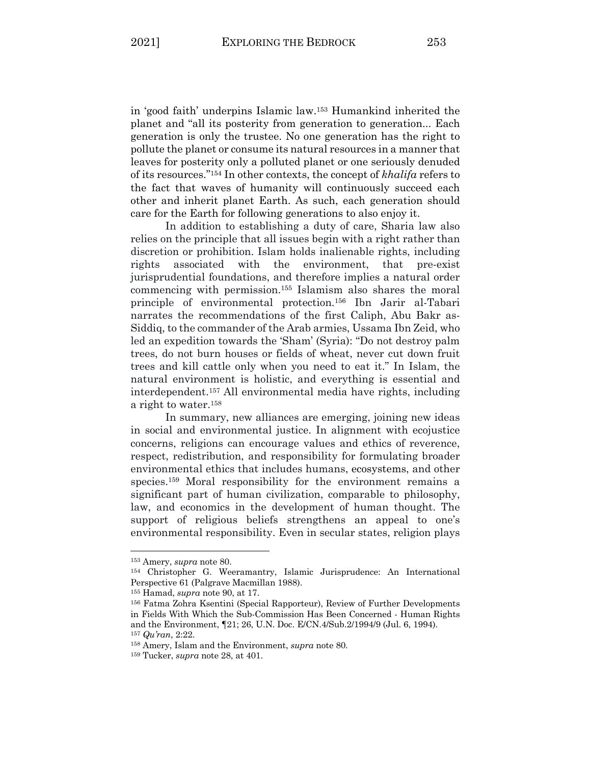in 'good faith' underpins Islamic law.[153] Humankind inherited the planet and "all its posterity from generation to generation... Each generation is only the trustee. No one generation has the right to pollute the planet or consume its natural resources in a manner that leaves for posterity only a polluted planet or one seriously denuded of its resources."[154] In other contexts, the concept of *khalifa* refers to the fact that waves of humanity will continuously succeed each other and inherit planet Earth. As such, each generation should care for the Earth for following generations to also enjoy it.

In addition to establishing a duty of care, Sharia law also relies on the principle that all issues begin with a right rather than discretion or prohibition. Islam holds inalienable rights, including rights associated with the environment, that pre-exist jurisprudential foundations, and therefore implies a natural order commencing with permission.[155] Islamism also shares the moral principle of environmental protection.[156] Ibn Jarir al-Tabari narrates the recommendations of the first Caliph, Abu Bakr as-Siddiq, to the commander of the Arab armies, Ussama Ibn Zeid, who led an expedition towards the 'Sham' (Syria): "Do not destroy palm trees, do not burn houses or fields of wheat, never cut down fruit trees and kill cattle only when you need to eat it." In Islam, the natural environment is holistic, and everything is essential and interdependent.[157] All environmental media have rights, including a right to water.[158]

In summary, new alliances are emerging, joining new ideas in social and environmental justice. In alignment with ecojustice concerns, religions can encourage values and ethics of reverence, respect, redistribution, and responsibility for formulating broader environmental ethics that includes humans, ecosystems, and other species.[159] Moral responsibility for the environment remains a significant part of human civilization, comparable to philosophy, law, and economics in the development of human thought. The support of religious beliefs strengthens an appeal to one's environmental responsibility. Even in secular states, religion plays

---

[153] Amery, *supra* note 80.

[154] Christopher G. Weeramantry, Islamic Jurisprudence: An International Perspective 61 (Palgrave Macmillan 1988).

[155] Hamad, *supra* note 90, at 17.

[156] Fatma Zohra Ksentini (Special Rapporteur), Review of Further Developments in Fields With Which the Sub-Commission Has Been Concerned - Human Rights and the Environment, ¶21; 26, U.N. Doc. E/CN.4/Sub.2/1994/9 (Jul. 6, 1994).

[157] *Qu'ran*, 2:22.

[158] Amery, Islam and the Environment, *supra* note 80.

[159] Tucker, *supra* note 28, at 401.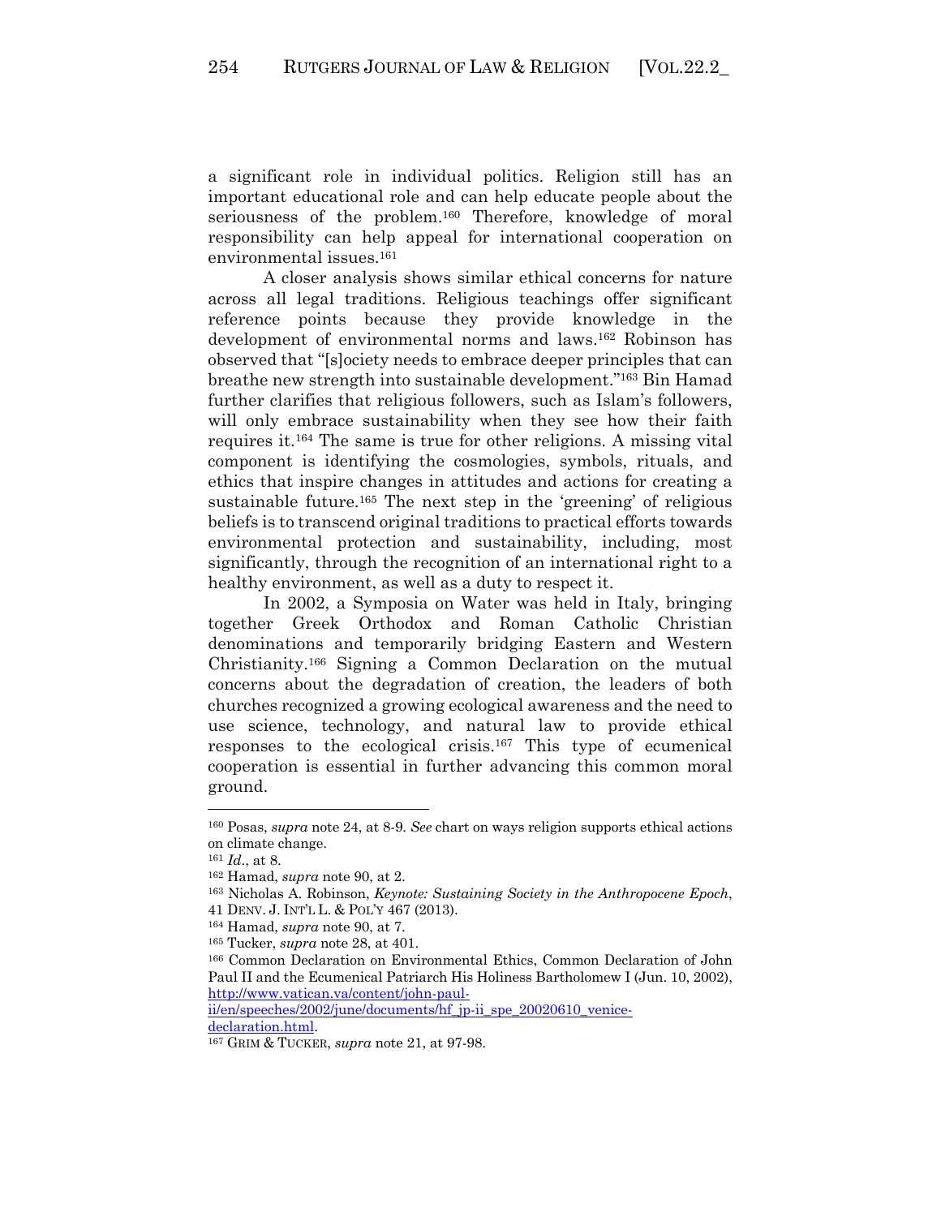a significant role in individual politics. Religion still has an important educational role and can help educate people about the seriousness of the problem.[160] Therefore, knowledge of moral responsibility can help appeal for international cooperation on environmental issues.[161]

A closer analysis shows similar ethical concerns for nature across all legal traditions. Religious teachings offer significant reference points because they provide knowledge in the development of environmental norms and laws.[162] Robinson has observed that "[s]ociety needs to embrace deeper principles that can breathe new strength into sustainable development."[163] Bin Hamad further clarifies that religious followers, such as Islam's followers, will only embrace sustainability when they see how their faith requires it.[164] The same is true for other religions. A missing vital component is identifying the cosmologies, symbols, rituals, and ethics that inspire changes in attitudes and actions for creating a sustainable future.[165] The next step in the 'greening' of religious beliefs is to transcend original traditions to practical efforts towards environmental protection and sustainability, including, most significantly, through the recognition of an international right to a healthy environment, as well as a duty to respect it.

In 2002, a Symposia on Water was held in Italy, bringing together Greek Orthodox and Roman Catholic Christian denominations and temporarily bridging Eastern and Western Christianity.[166] Signing a Common Declaration on the mutual concerns about the degradation of creation, the leaders of both churches recognized a growing ecological awareness and the need to use science, technology, and natural law to provide ethical responses to the ecological crisis.[167] This type of ecumenical cooperation is essential in further advancing this common moral ground.

---

[160] Posas, *supra* note 24, at 8-9. *See* chart on ways religion supports ethical actions on climate change.

[161] *Id*., at 8.

[162] Hamad, *supra* note 90, at 2.

[163] Nicholas A. Robinson, *Keynote: Sustaining Society in the Anthropocene Epoch*, 41 DENV. J. INT'L L. & POL'Y 467 (2013).

[164] Hamad, *supra* note 90, at 7.

[165] Tucker, *supra* note 28, at 401.

[166] Common Declaration on Environmental Ethics, Common Declaration of John Paul II and the Ecumenical Patriarch His Holiness Bartholomew I (Jun. 10, 2002), http://www.vatican.va/content/john-paul-ii/en/speeches/2002/june/documents/hf_jp-ii_spe_20020610_venice-declaration.html.

[167] GRIM & TUCKER, *supra* note 21, at 97-98.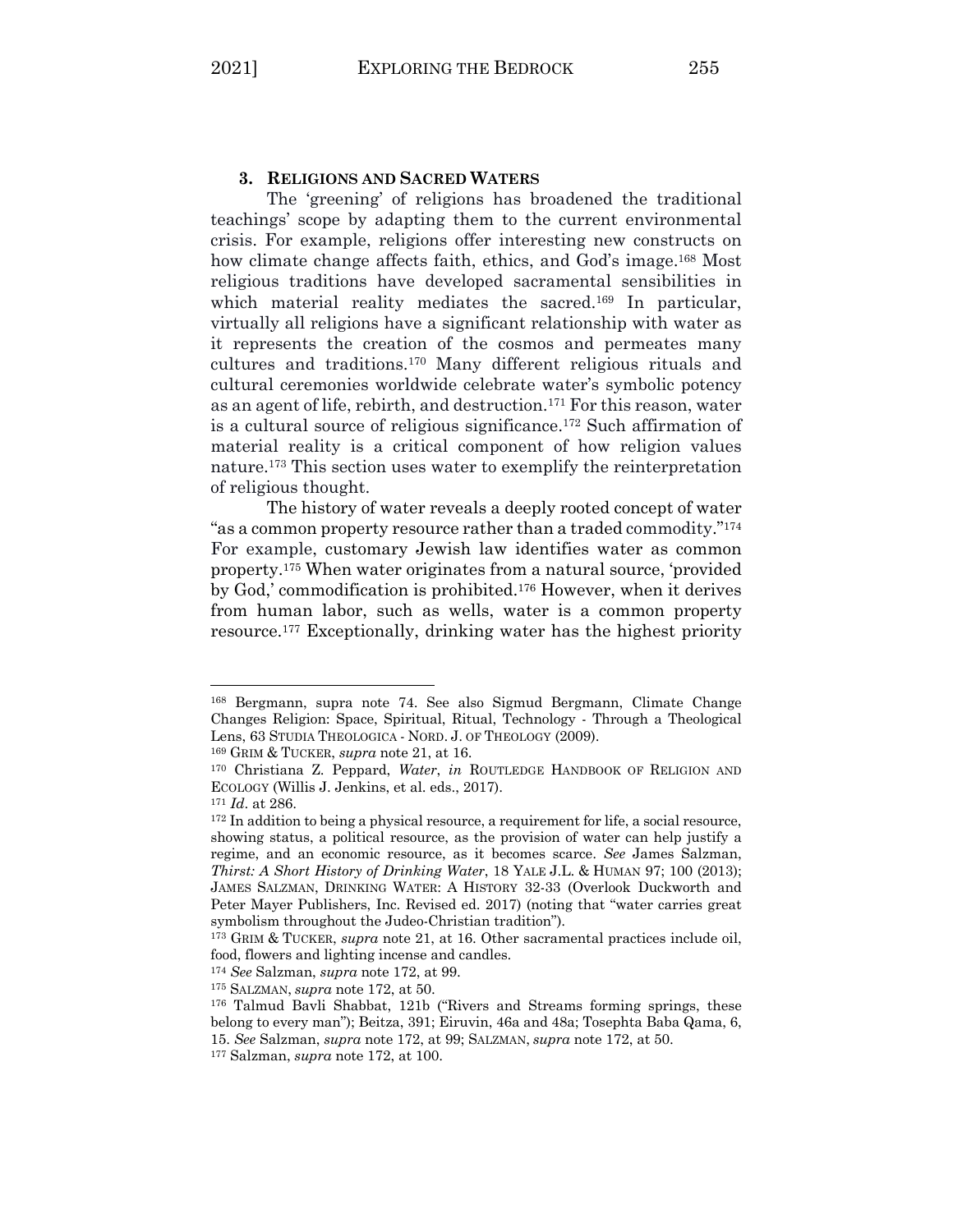### 3. RELIGIONS AND SACRED WATERS

The 'greening' of religions has broadened the traditional teachings' scope by adapting them to the current environmental crisis. For example, religions offer interesting new constructs on how climate change affects faith, ethics, and God's image.[168] Most religious traditions have developed sacramental sensibilities in which material reality mediates the sacred.[169] In particular, virtually all religions have a significant relationship with water as it represents the creation of the cosmos and permeates many cultures and traditions.[170] Many different religious rituals and cultural ceremonies worldwide celebrate water's symbolic potency as an agent of life, rebirth, and destruction.[171] For this reason, water is a cultural source of religious significance.[172] Such affirmation of material reality is a critical component of how religion values nature.[173] This section uses water to exemplify the reinterpretation of religious thought.

The history of water reveals a deeply rooted concept of water "as a common property resource rather than a traded commodity."[174] For example, customary Jewish law identifies water as common property.[175] When water originates from a natural source, 'provided by God,' commodification is prohibited.[176] However, when it derives from human labor, such as wells, water is a common property resource.[177] Exceptionally, drinking water has the highest priority

---

[168] Bergmann, supra note 74. See also Sigmud Bergmann, Climate Change Changes Religion: Space, Spiritual, Ritual, Technology - Through a Theological Lens, 63 STUDIA THEOLOGICA - NORD. J. OF THEOLOGY (2009).

[169] GRIM & TUCKER, *supra* note 21, at 16.

[170] Christiana Z. Peppard, *Water*, *in* ROUTLEDGE HANDBOOK OF RELIGION AND ECOLOGY (Willis J. Jenkins, et al. eds., 2017).

[171] *Id*. at 286.

[172] In addition to being a physical resource, a requirement for life, a social resource, showing status, a political resource, as the provision of water can help justify a regime, and an economic resource, as it becomes scarce. *See* James Salzman, *Thirst: A Short History of Drinking Water*, 18 YALE J.L. & HUMAN 97; 100 (2013); JAMES SALZMAN, DRINKING WATER: A HISTORY 32-33 (Overlook Duckworth and Peter Mayer Publishers, Inc. Revised ed. 2017) (noting that "water carries great symbolism throughout the Judeo-Christian tradition").

[173] GRIM & TUCKER, *supra* note 21, at 16. Other sacramental practices include oil, food, flowers and lighting incense and candles.

[174] *See* Salzman, *supra* note 172, at 99.

[175] SALZMAN, *supra* note 172, at 50.

[176] Talmud Bavli Shabbat, 121b ("Rivers and Streams forming springs, these belong to every man"); Beitza, 391; Eiruvin, 46a and 48a; Tosephta Baba Qama, 6, 15. *See* Salzman, *supra* note 172, at 99; SALZMAN, *supra* note 172, at 50.

[177] Salzman, *supra* note 172, at 100.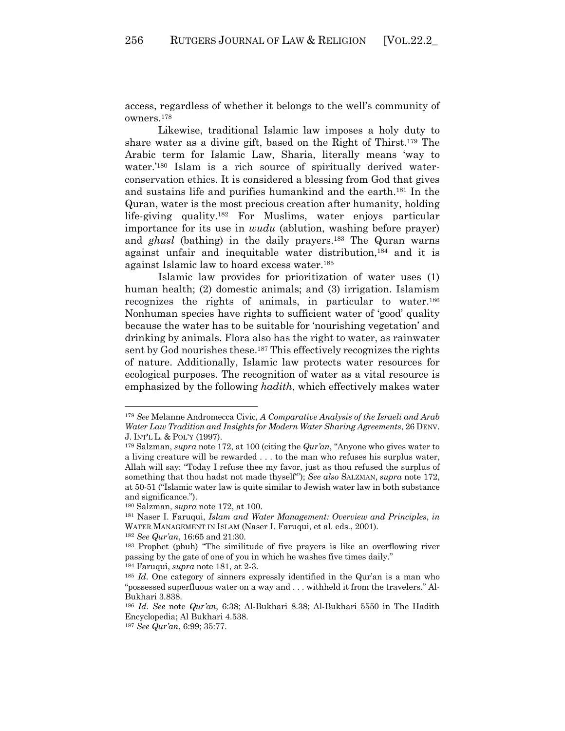access, regardless of whether it belongs to the well's community of owners.[178]

Likewise, traditional Islamic law imposes a holy duty to share water as a divine gift, based on the Right of Thirst.[179] The Arabic term for Islamic Law, Sharia, literally means 'way to water.'[180] Islam is a rich source of spiritually derived water-conservation ethics. It is considered a blessing from God that gives and sustains life and purifies humankind and the earth.[181] In the Quran, water is the most precious creation after humanity, holding life-giving quality.[182] For Muslims, water enjoys particular importance for its use in *wudu* (ablution, washing before prayer) and *ghusl* (bathing) in the daily prayers.[183] The Quran warns against unfair and inequitable water distribution,[184] and it is against Islamic law to hoard excess water.[185]

Islamic law provides for prioritization of water uses (1) human health; (2) domestic animals; and (3) irrigation. Islamism recognizes the rights of animals, in particular to water.[186] Nonhuman species have rights to sufficient water of 'good' quality because the water has to be suitable for 'nourishing vegetation' and drinking by animals. Flora also has the right to water, as rainwater sent by God nourishes these.[187] This effectively recognizes the rights of nature. Additionally, Islamic law protects water resources for ecological purposes. The recognition of water as a vital resource is emphasized by the following *hadith*, which effectively makes water

---

[178] *See* Melanne Andromecca Civic, *A Comparative Analysis of the Israeli and Arab Water Law Tradition and Insights for Modern Water Sharing Agreements*, 26 DENV. J. INT'L L. & POL'Y (1997).

[179] Salzman, *supra* note 172, at 100 (citing the *Qur'an*, "Anyone who gives water to a living creature will be rewarded . . . to the man who refuses his surplus water, Allah will say: "Today I refuse thee my favor, just as thou refused the surplus of something that thou hadst not made thyself""); *See also* SALZMAN, *supra* note 172, at 50-51 ("Islamic water law is quite similar to Jewish water law in both substance and significance.").

[180] Salzman, *supra* note 172, at 100.

[181] Naser I. Faruqui, *Islam and Water Management: Overview and Principles*, *in* WATER MANAGEMENT IN ISLAM (Naser I. Faruqui, et al. eds., 2001).

[182] *See Qur'an*, 16:65 and 21:30.

[183] Prophet (pbuh) "The similitude of five prayers is like an overflowing river passing by the gate of one of you in which he washes five times daily."

[184] Faruqui, *supra* note 181, at 2-3.

[185] *Id*. One category of sinners expressly identified in the Qur'an is a man who "possessed superfluous water on a way and . . . withheld it from the travelers." Al-Bukhari 3.838.

[186] *Id*. *See* note *Qur'an*, 6:38; Al-Bukhari 8.38; Al-Bukhari 5550 in The Hadith Encyclopedia; Al Bukhari 4.538.

[187] *See Qur'an*, 6:99; 35:77.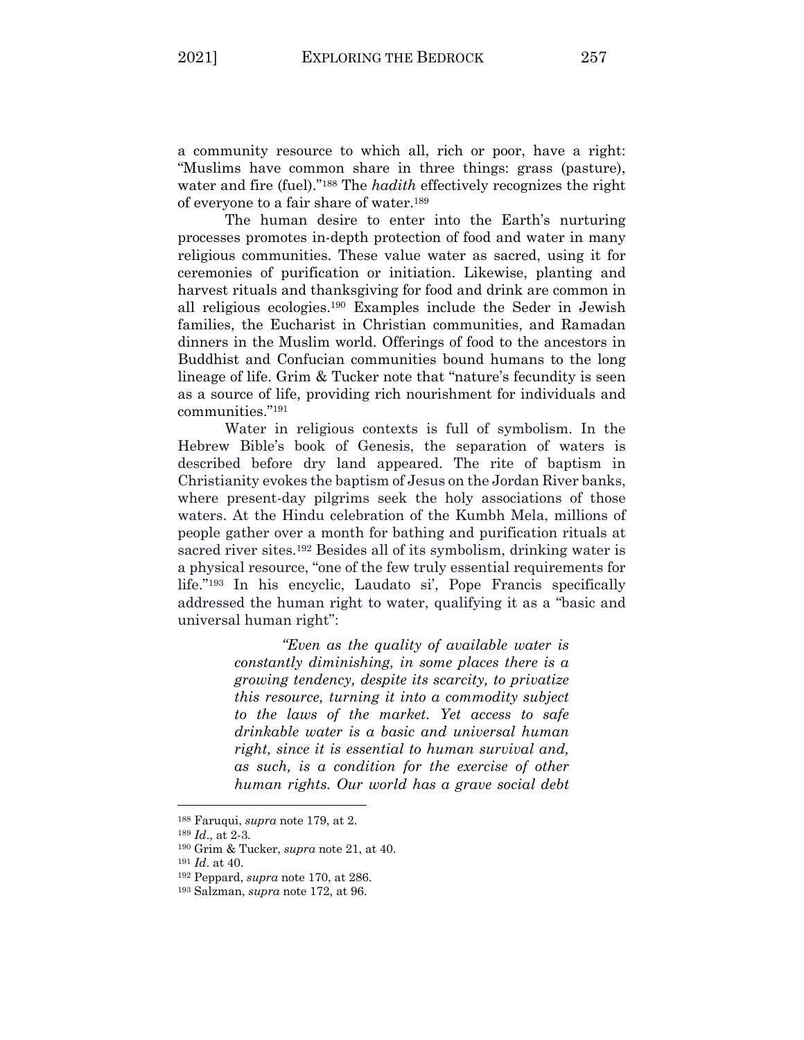a community resource to which all, rich or poor, have a right: "Muslims have common share in three things: grass (pasture), water and fire (fuel)."[188] The *hadith* effectively recognizes the right of everyone to a fair share of water.[189]

The human desire to enter into the Earth's nurturing processes promotes in-depth protection of food and water in many religious communities. These value water as sacred, using it for ceremonies of purification or initiation. Likewise, planting and harvest rituals and thanksgiving for food and drink are common in all religious ecologies.[190] Examples include the Seder in Jewish families, the Eucharist in Christian communities, and Ramadan dinners in the Muslim world. Offerings of food to the ancestors in Buddhist and Confucian communities bound humans to the long lineage of life. Grim & Tucker note that "nature's fecundity is seen as a source of life, providing rich nourishment for individuals and communities."[191]

Water in religious contexts is full of symbolism. In the Hebrew Bible's book of Genesis, the separation of waters is described before dry land appeared. The rite of baptism in Christianity evokes the baptism of Jesus on the Jordan River banks, where present-day pilgrims seek the holy associations of those waters. At the Hindu celebration of the Kumbh Mela, millions of people gather over a month for bathing and purification rituals at sacred river sites.[192] Besides all of its symbolism, drinking water is a physical resource, "one of the few truly essential requirements for life."[193] In his encyclic, Laudato si', Pope Francis specifically addressed the human right to water, qualifying it as a "basic and universal human right":

> *"Even as the quality of available water is constantly diminishing, in some places there is a growing tendency, despite its scarcity, to privatize this resource, turning it into a commodity subject to the laws of the market. Yet access to safe drinkable water is a basic and universal human right, since it is essential to human survival and, as such, is a condition for the exercise of other human rights. Our world has a grave social debt*

---

[188] Faruqui, *supra* note 179, at 2.

[189] *Id*., at 2-3.

[190] Grim & Tucker, *supra* note 21, at 40.

[191] *Id*. at 40.

[192] Peppard, *supra* note 170, at 286.

[193] Salzman, *supra* note 172, at 96.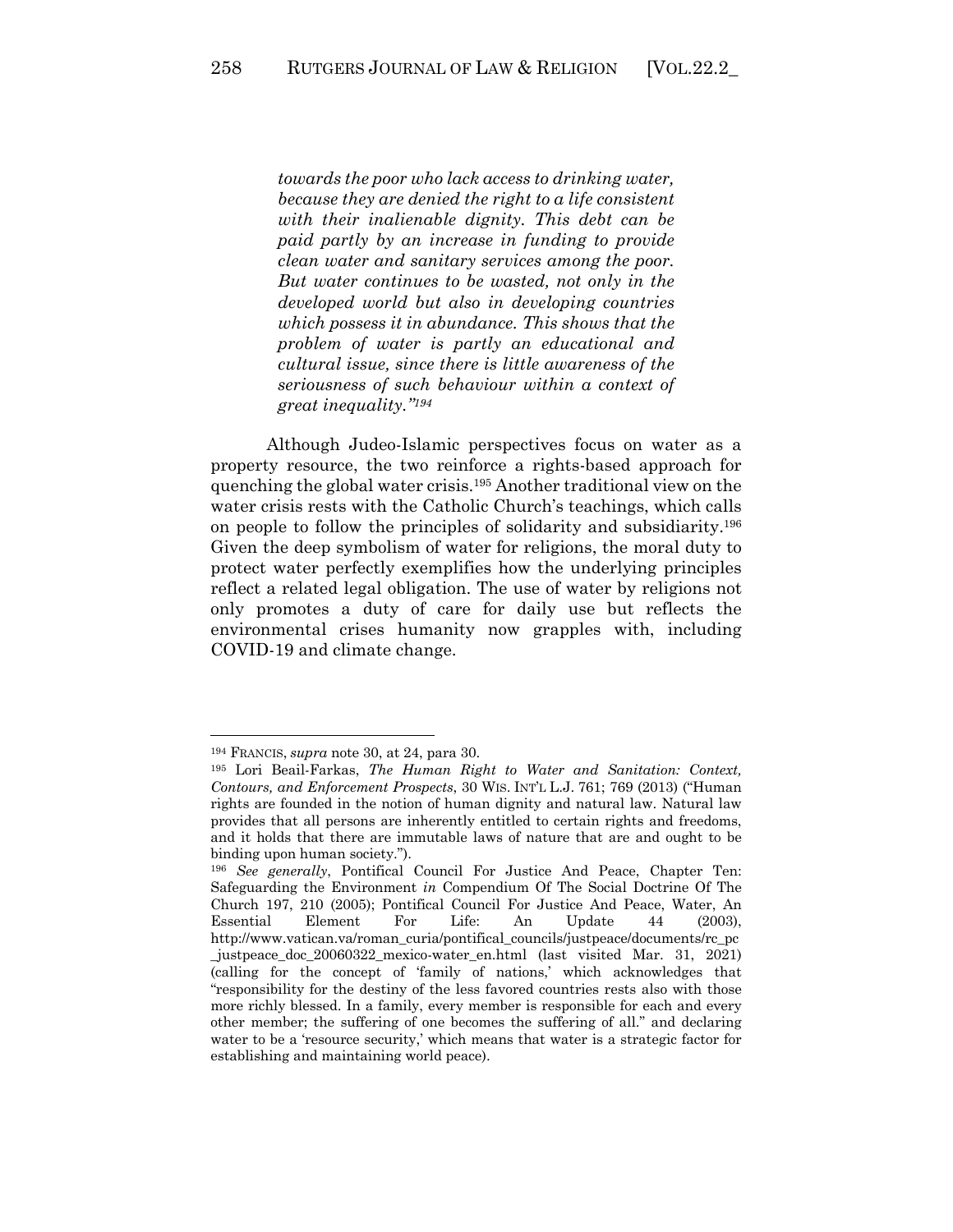> *towards the poor who lack access to drinking water, because they are denied the right to a life consistent with their inalienable dignity. This debt can be paid partly by an increase in funding to provide clean water and sanitary services among the poor. But water continues to be wasted, not only in the developed world but also in developing countries which possess it in abundance. This shows that the problem of water is partly an educational and cultural issue, since there is little awareness of the seriousness of such behaviour within a context of great inequality."*[194]

Although Judeo-Islamic perspectives focus on water as a property resource, the two reinforce a rights-based approach for quenching the global water crisis.[195] Another traditional view on the water crisis rests with the Catholic Church's teachings, which calls on people to follow the principles of solidarity and subsidiarity.[196] Given the deep symbolism of water for religions, the moral duty to protect water perfectly exemplifies how the underlying principles reflect a related legal obligation. The use of water by religions not only promotes a duty of care for daily use but reflects the environmental crises humanity now grapples with, including COVID-19 and climate change.

---

[194] FRANCIS, *supra* note 30, at 24, para 30.

[195] Lori Beail-Farkas, *The Human Right to Water and Sanitation: Context, Contours, and Enforcement Prospects*, 30 WIS. INT'L L.J. 761; 769 (2013) ("Human rights are founded in the notion of human dignity and natural law. Natural law provides that all persons are inherently entitled to certain rights and freedoms, and it holds that there are immutable laws of nature that are and ought to be binding upon human society.").

[196] *See generally*, Pontifical Council For Justice And Peace, Chapter Ten: Safeguarding the Environment *in* Compendium Of The Social Doctrine Of The Church 197, 210 (2005); Pontifical Council For Justice And Peace, Water, An Essential Element For Life: An Update 44 (2003), http://www.vatican.va/roman_curia/pontifical_councils/justpeace/documents/rc_pc_justpeace_doc_20060322_mexico-water_en.html (last visited Mar. 31, 2021) (calling for the concept of 'family of nations,' which acknowledges that "responsibility for the destiny of the less favored countries rests also with those more richly blessed. In a family, every member is responsible for each and every other member; the suffering of one becomes the suffering of all." and declaring water to be a 'resource security,' which means that water is a strategic factor for establishing and maintaining world peace).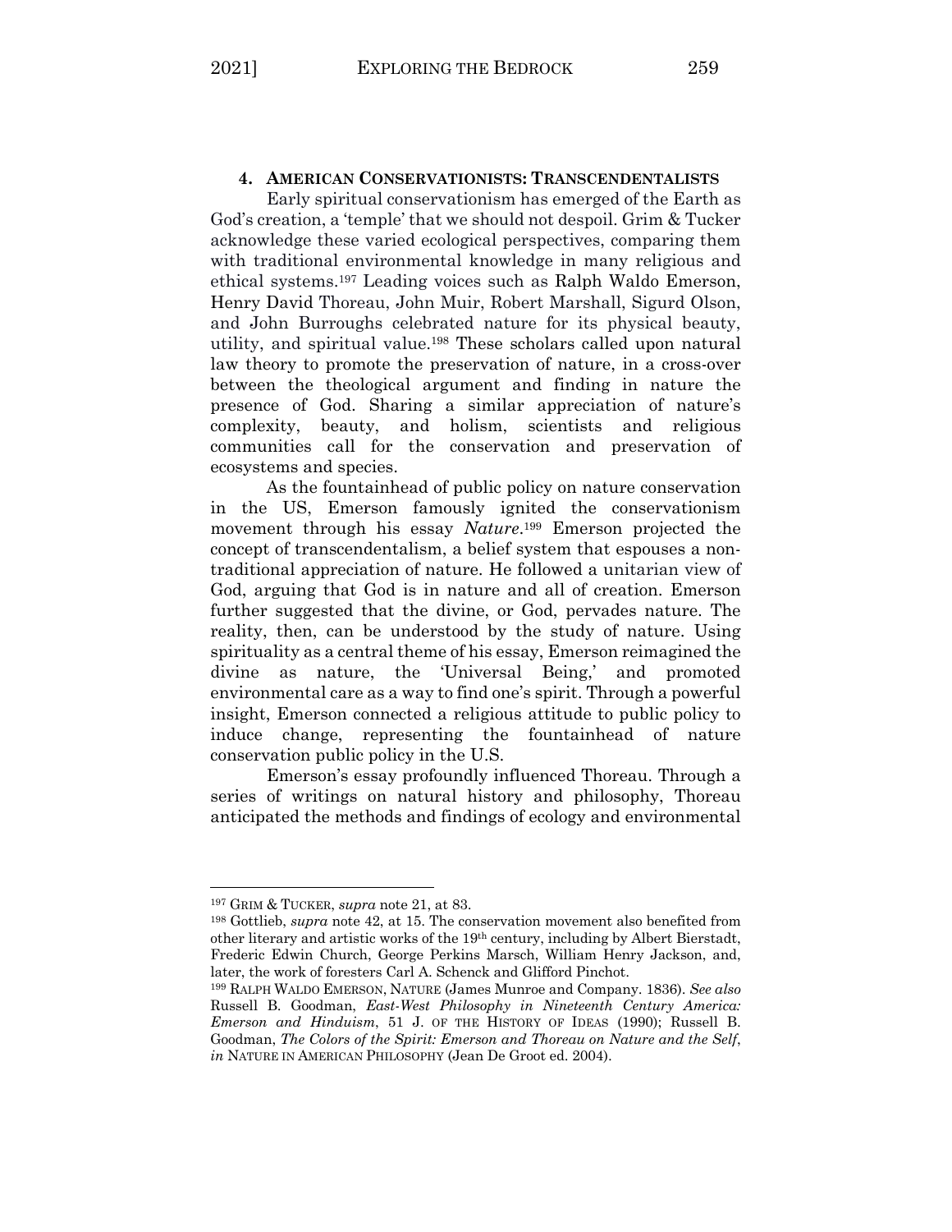#### 4. AMERICAN CONSERVATIONISTS: TRANSCENDENTALISTS

Early spiritual conservationism has emerged of the Earth as God's creation, a 'temple' that we should not despoil. Grim & Tucker acknowledge these varied ecological perspectives, comparing them with traditional environmental knowledge in many religious and ethical systems.[197] Leading voices such as Ralph Waldo Emerson, Henry David Thoreau, John Muir, Robert Marshall, Sigurd Olson, and John Burroughs celebrated nature for its physical beauty, utility, and spiritual value.[198] These scholars called upon natural law theory to promote the preservation of nature, in a cross-over between the theological argument and finding in nature the presence of God. Sharing a similar appreciation of nature's complexity, beauty, and holism, scientists and religious communities call for the conservation and preservation of ecosystems and species.

As the fountainhead of public policy on nature conservation in the US, Emerson famously ignited the conservationism movement through his essay *Nature*.[199] Emerson projected the concept of transcendentalism, a belief system that espouses a non-traditional appreciation of nature. He followed a unitarian view of God, arguing that God is in nature and all of creation. Emerson further suggested that the divine, or God, pervades nature. The reality, then, can be understood by the study of nature. Using spirituality as a central theme of his essay, Emerson reimagined the divine as nature, the 'Universal Being,' and promoted environmental care as a way to find one's spirit. Through a powerful insight, Emerson connected a religious attitude to public policy to induce change, representing the fountainhead of nature conservation public policy in the U.S.

Emerson's essay profoundly influenced Thoreau. Through a series of writings on natural history and philosophy, Thoreau anticipated the methods and findings of ecology and environmental

---

[197] GRIM & TUCKER, *supra* note 21, at 83.

[198] Gottlieb, *supra* note 42, at 15. The conservation movement also benefited from other literary and artistic works of the 19th century, including by Albert Bierstadt, Frederic Edwin Church, George Perkins Marsch, William Henry Jackson, and, later, the work of foresters Carl A. Schenck and Glifford Pinchot.

[199] RALPH WALDO EMERSON, NATURE (James Munroe and Company. 1836). *See also* Russell B. Goodman, *East-West Philosophy in Nineteenth Century America: Emerson and Hinduism*, 51 J. OF THE HISTORY OF IDEAS (1990); Russell B. Goodman, *The Colors of the Spirit: Emerson and Thoreau on Nature and the Self*, *in* NATURE IN AMERICAN PHILOSOPHY (Jean De Groot ed. 2004).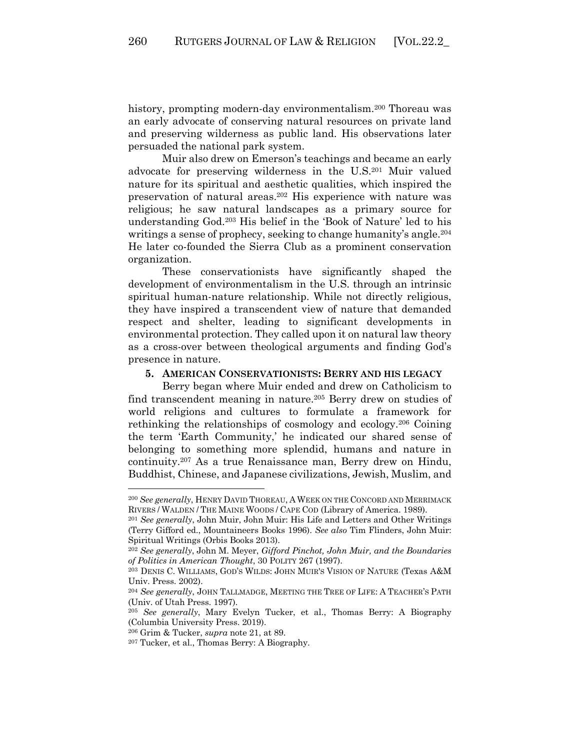history, prompting modern-day environmentalism.[200] Thoreau was an early advocate of conserving natural resources on private land and preserving wilderness as public land. His observations later persuaded the national park system.

Muir also drew on Emerson's teachings and became an early advocate for preserving wilderness in the U.S.[201] Muir valued nature for its spiritual and aesthetic qualities, which inspired the preservation of natural areas.[202] His experience with nature was religious; he saw natural landscapes as a primary source for understanding God.[203] His belief in the 'Book of Nature' led to his writings a sense of prophecy, seeking to change humanity's angle.[204] He later co-founded the Sierra Club as a prominent conservation organization.

These conservationists have significantly shaped the development of environmentalism in the U.S. through an intrinsic spiritual human-nature relationship. While not directly religious, they have inspired a transcendent view of nature that demanded respect and shelter, leading to significant developments in environmental protection. They called upon it on natural law theory as a cross-over between theological arguments and finding God's presence in nature.

**5. AMERICAN CONSERVATIONISTS: BERRY AND HIS LEGACY**

Berry began where Muir ended and drew on Catholicism to find transcendent meaning in nature.[205] Berry drew on studies of world religions and cultures to formulate a framework for rethinking the relationships of cosmology and ecology.[206] Coining the term 'Earth Community,' he indicated our shared sense of belonging to something more splendid, humans and nature in continuity.[207] As a true Renaissance man, Berry drew on Hindu, Buddhist, Chinese, and Japanese civilizations, Jewish, Muslim, and

---

[200] *See generally*, HENRY DAVID THOREAU, A WEEK ON THE CONCORD AND MERRIMACK RIVERS / WALDEN / THE MAINE WOODS / CAPE COD (Library of America. 1989).

[201] *See generally*, John Muir, John Muir: His Life and Letters and Other Writings (Terry Gifford ed., Mountaineers Books 1996). *See also* Tim Flinders, John Muir: Spiritual Writings (Orbis Books 2013).

[202] *See generally*, John M. Meyer, *Gifford Pinchot, John Muir, and the Boundaries of Politics in American Thought*, 30 POLITY 267 (1997).

[203] DENIS C. WILLIAMS, GOD'S WILDS: JOHN MUIR'S VISION OF NATURE (Texas A&M Univ. Press. 2002).

[204] *See generally*, JOHN TALLMADGE, MEETING THE TREE OF LIFE: A TEACHER'S PATH (Univ. of Utah Press. 1997).

[205] *See generally*, Mary Evelyn Tucker, et al., Thomas Berry: A Biography (Columbia University Press. 2019).

[206] Grim & Tucker, *supra* note 21, at 89.

[207] Tucker, et al., Thomas Berry: A Biography.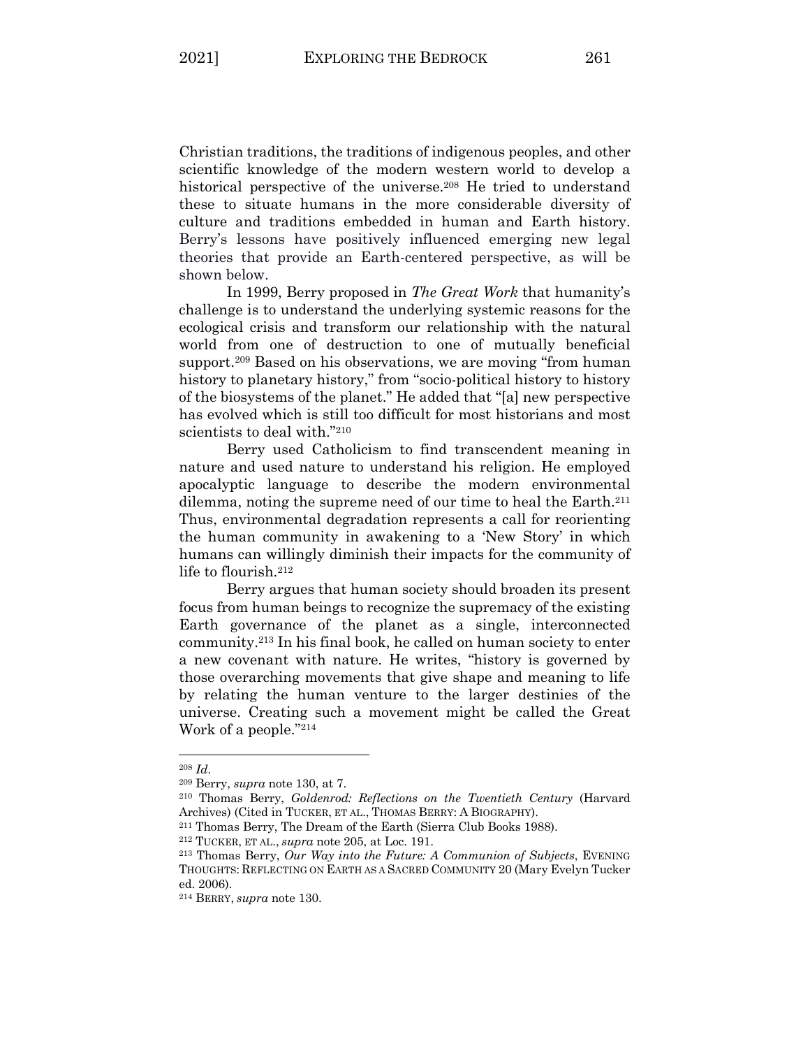Christian traditions, the traditions of indigenous peoples, and other scientific knowledge of the modern western world to develop a historical perspective of the universe.[208] He tried to understand these to situate humans in the more considerable diversity of culture and traditions embedded in human and Earth history. Berry's lessons have positively influenced emerging new legal theories that provide an Earth-centered perspective, as will be shown below.

In 1999, Berry proposed in *The Great Work* that humanity's challenge is to understand the underlying systemic reasons for the ecological crisis and transform our relationship with the natural world from one of destruction to one of mutually beneficial support.[209] Based on his observations, we are moving "from human history to planetary history," from "socio-political history to history of the biosystems of the planet." He added that "[a] new perspective has evolved which is still too difficult for most historians and most scientists to deal with."[210]

Berry used Catholicism to find transcendent meaning in nature and used nature to understand his religion. He employed apocalyptic language to describe the modern environmental dilemma, noting the supreme need of our time to heal the Earth.[211] Thus, environmental degradation represents a call for reorienting the human community in awakening to a 'New Story' in which humans can willingly diminish their impacts for the community of life to flourish.[212]

Berry argues that human society should broaden its present focus from human beings to recognize the supremacy of the existing Earth governance of the planet as a single, interconnected community.[213] In his final book, he called on human society to enter a new covenant with nature. He writes, "history is governed by those overarching movements that give shape and meaning to life by relating the human venture to the larger destinies of the universe. Creating such a movement might be called the Great Work of a people."[214]

---

[208] *Id*.

[209] Berry, *supra* note 130, at 7.

[210] Thomas Berry, *Goldenrod: Reflections on the Twentieth Century* (Harvard Archives) (Cited in TUCKER, ET AL., THOMAS BERRY: A BIOGRAPHY).

[211] Thomas Berry, The Dream of the Earth (Sierra Club Books 1988).

[212] TUCKER, ET AL., *supra* note 205, at Loc. 191.

[213] Thomas Berry, *Our Way into the Future: A Communion of Subjects*, EVENING THOUGHTS: REFLECTING ON EARTH AS A SACRED COMMUNITY 20 (Mary Evelyn Tucker ed. 2006).

[214] BERRY, *supra* note 130.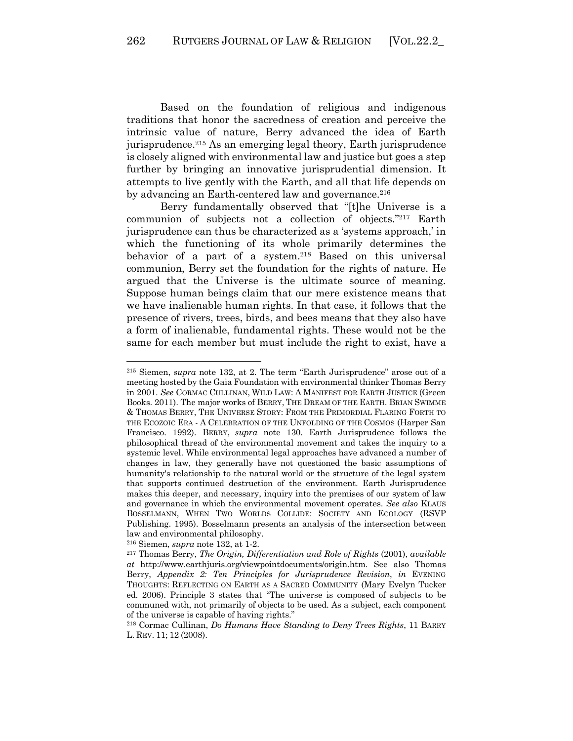Based on the foundation of religious and indigenous traditions that honor the sacredness of creation and perceive the intrinsic value of nature, Berry advanced the idea of Earth jurisprudence.[215] As an emerging legal theory, Earth jurisprudence is closely aligned with environmental law and justice but goes a step further by bringing an innovative jurisprudential dimension. It attempts to live gently with the Earth, and all that life depends on by advancing an Earth-centered law and governance.[216]

Berry fundamentally observed that "[t]he Universe is a communion of subjects not a collection of objects."[217] Earth jurisprudence can thus be characterized as a 'systems approach,' in which the functioning of its whole primarily determines the behavior of a part of a system.[218] Based on this universal communion, Berry set the foundation for the rights of nature. He argued that the Universe is the ultimate source of meaning. Suppose human beings claim that our mere existence means that we have inalienable human rights. In that case, it follows that the presence of rivers, trees, birds, and bees means that they also have a form of inalienable, fundamental rights. These would not be the same for each member but must include the right to exist, have a

---

[215] Siemen, *supra* note 132, at 2. The term "Earth Jurisprudence" arose out of a meeting hosted by the Gaia Foundation with environmental thinker Thomas Berry in 2001. *See* CORMAC CULLINAN, WILD LAW: A MANIFEST FOR EARTH JUSTICE (Green Books. 2011). The major works of BERRY, THE DREAM OF THE EARTH. BRIAN SWIMME & THOMAS BERRY, THE UNIVERSE STORY: FROM THE PRIMORDIAL FLARING FORTH TO THE ECOZOIC ERA - A CELEBRATION OF THE UNFOLDING OF THE COSMOS (Harper San Francisco. 1992). BERRY, *supra* note 130. Earth Jurisprudence follows the philosophical thread of the environmental movement and takes the inquiry to a systemic level. While environmental legal approaches have advanced a number of changes in law, they generally have not questioned the basic assumptions of humanity's relationship to the natural world or the structure of the legal system that supports continued destruction of the environment. Earth Jurisprudence makes this deeper, and necessary, inquiry into the premises of our system of law and governance in which the environmental movement operates. *See also* KLAUS BOSSELMANN, WHEN TWO WORLDS COLLIDE: SOCIETY AND ECOLOGY (RSVP Publishing. 1995). Bosselmann presents an analysis of the intersection between law and environmental philosophy.

[216] Siemen, *supra* note 132, at 1-2.

[217] Thomas Berry, *The Origin, Differentiation and Role of Rights* (2001), *available at* http://www.earthjuris.org/viewpointdocuments/origin.htm. See also Thomas Berry, *Appendix 2: Ten Principles for Jurisprudence Revision*, *in* EVENING THOUGHTS: REFLECTING ON EARTH AS A SACRED COMMUNITY (Mary Evelyn Tucker ed. 2006). Principle 3 states that "The universe is composed of subjects to be communed with, not primarily of objects to be used. As a subject, each component of the universe is capable of having rights."

[218] Cormac Cullinan, *Do Humans Have Standing to Deny Trees Rights*, 11 BARRY L. REV. 11; 12 (2008).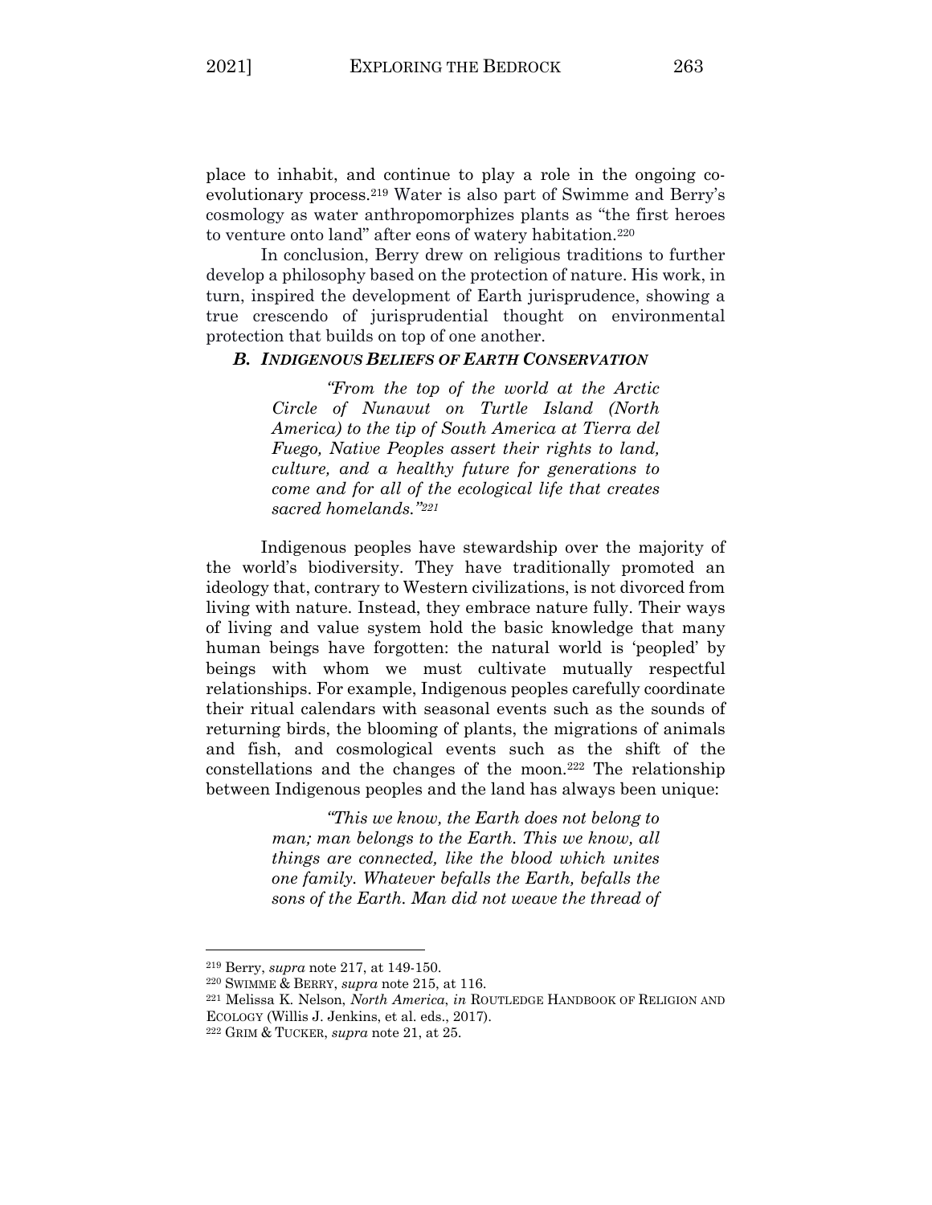place to inhabit, and continue to play a role in the ongoing co-evolutionary process.[219] Water is also part of Swimme and Berry's cosmology as water anthropomorphizes plants as "the first heroes to venture onto land" after eons of watery habitation.[220]

In conclusion, Berry drew on religious traditions to further develop a philosophy based on the protection of nature. His work, in turn, inspired the development of Earth jurisprudence, showing a true crescendo of jurisprudential thought on environmental protection that builds on top of one another.

### *B. INDIGENOUS BELIEFS OF EARTH CONSERVATION*

> *"From the top of the world at the Arctic Circle of Nunavut on Turtle Island (North America) to the tip of South America at Tierra del Fuego, Native Peoples assert their rights to land, culture, and a healthy future for generations to come and for all of the ecological life that creates sacred homelands."*[221]

Indigenous peoples have stewardship over the majority of the world's biodiversity. They have traditionally promoted an ideology that, contrary to Western civilizations, is not divorced from living with nature. Instead, they embrace nature fully. Their ways of living and value system hold the basic knowledge that many human beings have forgotten: the natural world is 'peopled' by beings with whom we must cultivate mutually respectful relationships. For example, Indigenous peoples carefully coordinate their ritual calendars with seasonal events such as the sounds of returning birds, the blooming of plants, the migrations of animals and fish, and cosmological events such as the shift of the constellations and the changes of the moon.[222] The relationship between Indigenous peoples and the land has always been unique:

> *"This we know, the Earth does not belong to man; man belongs to the Earth. This we know, all things are connected, like the blood which unites one family. Whatever befalls the Earth, befalls the sons of the Earth. Man did not weave the thread of*

---

[219] Berry, *supra* note 217, at 149-150.

[220] SWIMME & BERRY, *supra* note 215, at 116.

[221] Melissa K. Nelson, *North America*, *in* ROUTLEDGE HANDBOOK OF RELIGION AND ECOLOGY (Willis J. Jenkins, et al. eds., 2017).

[222] GRIM & TUCKER, *supra* note 21, at 25.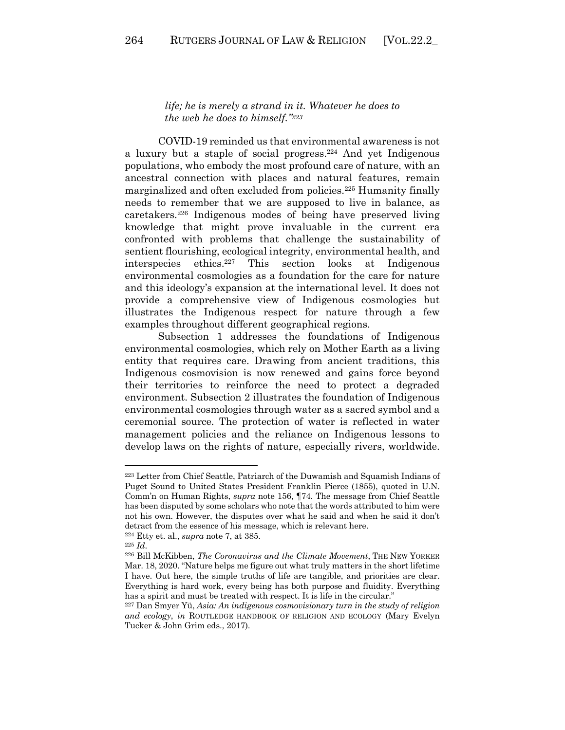*life; he is merely a strand in it. Whatever he does to the web he does to himself."*[223]

COVID-19 reminded us that environmental awareness is not a luxury but a staple of social progress.[224] And yet Indigenous populations, who embody the most profound care of nature, with an ancestral connection with places and natural features, remain marginalized and often excluded from policies.[225] Humanity finally needs to remember that we are supposed to live in balance, as caretakers.[226] Indigenous modes of being have preserved living knowledge that might prove invaluable in the current era confronted with problems that challenge the sustainability of sentient flourishing, ecological integrity, environmental health, and interspecies ethics.[227] This section looks at Indigenous environmental cosmologies as a foundation for the care for nature and this ideology's expansion at the international level. It does not provide a comprehensive view of Indigenous cosmologies but illustrates the Indigenous respect for nature through a few examples throughout different geographical regions.

Subsection 1 addresses the foundations of Indigenous environmental cosmologies, which rely on Mother Earth as a living entity that requires care. Drawing from ancient traditions, this Indigenous cosmovision is now renewed and gains force beyond their territories to reinforce the need to protect a degraded environment. Subsection 2 illustrates the foundation of Indigenous environmental cosmologies through water as a sacred symbol and a ceremonial source. The protection of water is reflected in water management policies and the reliance on Indigenous lessons to develop laws on the rights of nature, especially rivers, worldwide.

---

[223] Letter from Chief Seattle, Patriarch of the Duwamish and Squamish Indians of Puget Sound to United States President Franklin Pierce (1855), quoted in U.N. Comm'n on Human Rights, *supra* note 156, ¶74. The message from Chief Seattle has been disputed by some scholars who note that the words attributed to him were not his own. However, the disputes over what he said and when he said it don't detract from the essence of his message, which is relevant here.

[224] Etty et. al., *supra* note 7, at 385.

[225] *Id*.

[226] Bill McKibben, *The Coronavirus and the Climate Movement*, THE NEW YORKER Mar. 18, 2020. "Nature helps me figure out what truly matters in the short lifetime I have. Out here, the simple truths of life are tangible, and priorities are clear. Everything is hard work, every being has both purpose and fluidity. Everything has a spirit and must be treated with respect. It is life in the circular."

[227] Dan Smyer Yü, *Asia: An indigenous cosmovisionary turn in the study of religion and ecology*, *in* ROUTLEDGE HANDBOOK OF RELIGION AND ECOLOGY (Mary Evelyn Tucker & John Grim eds., 2017).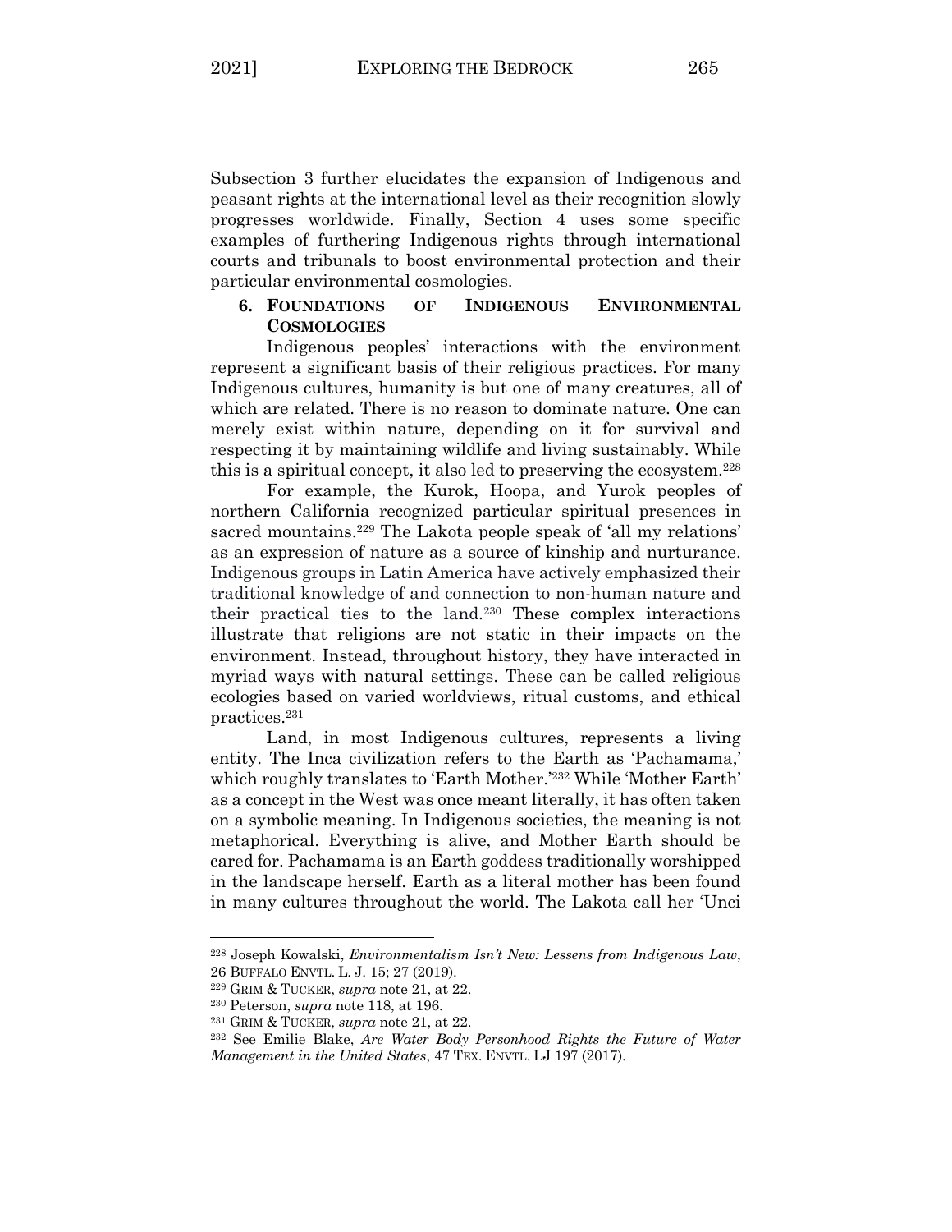Subsection 3 further elucidates the expansion of Indigenous and peasant rights at the international level as their recognition slowly progresses worldwide. Finally, Section 4 uses some specific examples of furthering Indigenous rights through international courts and tribunals to boost environmental protection and their particular environmental cosmologies.

## 6. FOUNDATIONS OF INDIGENOUS ENVIRONMENTAL COSMOLOGIES

Indigenous peoples' interactions with the environment represent a significant basis of their religious practices. For many Indigenous cultures, humanity is but one of many creatures, all of which are related. There is no reason to dominate nature. One can merely exist within nature, depending on it for survival and respecting it by maintaining wildlife and living sustainably. While this is a spiritual concept, it also led to preserving the ecosystem.[228]

For example, the Kurok, Hoopa, and Yurok peoples of northern California recognized particular spiritual presences in sacred mountains.[229] The Lakota people speak of 'all my relations' as an expression of nature as a source of kinship and nurturance. Indigenous groups in Latin America have actively emphasized their traditional knowledge of and connection to non-human nature and their practical ties to the land.[230] These complex interactions illustrate that religions are not static in their impacts on the environment. Instead, throughout history, they have interacted in myriad ways with natural settings. These can be called religious ecologies based on varied worldviews, ritual customs, and ethical practices.[231]

Land, in most Indigenous cultures, represents a living entity. The Inca civilization refers to the Earth as 'Pachamama,' which roughly translates to 'Earth Mother.'[232] While 'Mother Earth' as a concept in the West was once meant literally, it has often taken on a symbolic meaning. In Indigenous societies, the meaning is not metaphorical. Everything is alive, and Mother Earth should be cared for. Pachamama is an Earth goddess traditionally worshipped in the landscape herself. Earth as a literal mother has been found in many cultures throughout the world. The Lakota call her 'Unci

---

[228] Joseph Kowalski, *Environmentalism Isn't New: Lessens from Indigenous Law*, 26 BUFFALO ENVTL. L. J. 15; 27 (2019).

[229] GRIM & TUCKER, *supra* note 21, at 22.

[230] Peterson, *supra* note 118, at 196.

[231] GRIM & TUCKER, *supra* note 21, at 22.

[232] See Emilie Blake, *Are Water Body Personhood Rights the Future of Water Management in the United States*, 47 TEX. ENVTL. LJ 197 (2017).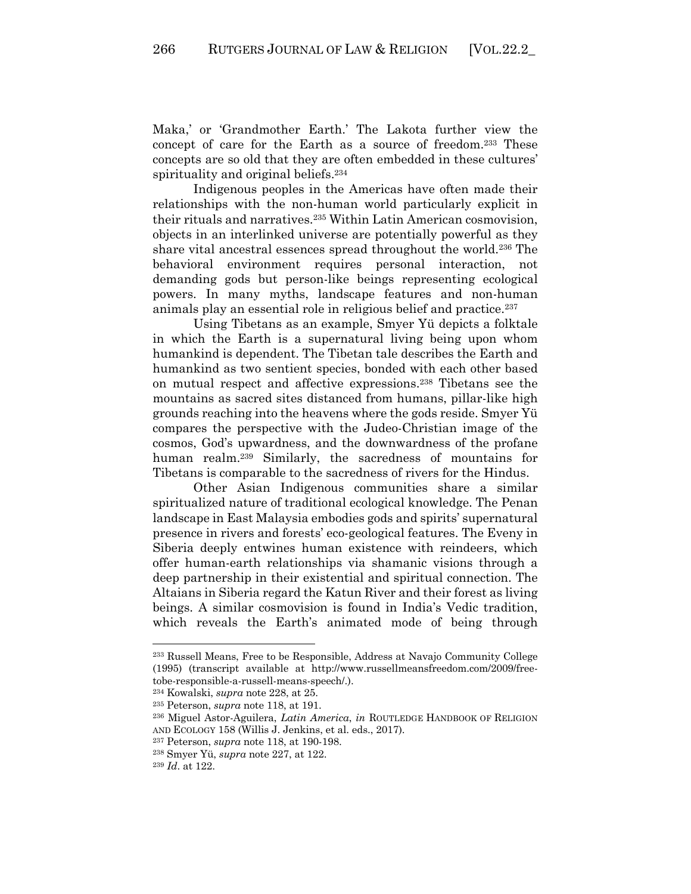Maka,' or 'Grandmother Earth.' The Lakota further view the concept of care for the Earth as a source of freedom.[233] These concepts are so old that they are often embedded in these cultures' spirituality and original beliefs.[234]

Indigenous peoples in the Americas have often made their relationships with the non-human world particularly explicit in their rituals and narratives.[235] Within Latin American cosmovision, objects in an interlinked universe are potentially powerful as they share vital ancestral essences spread throughout the world.[236] The behavioral environment requires personal interaction, not demanding gods but person-like beings representing ecological powers. In many myths, landscape features and non-human animals play an essential role in religious belief and practice.[237]

Using Tibetans as an example, Smyer Yü depicts a folktale in which the Earth is a supernatural living being upon whom humankind is dependent. The Tibetan tale describes the Earth and humankind as two sentient species, bonded with each other based on mutual respect and affective expressions.[238] Tibetans see the mountains as sacred sites distanced from humans, pillar-like high grounds reaching into the heavens where the gods reside. Smyer Yü compares the perspective with the Judeo-Christian image of the cosmos, God's upwardness, and the downwardness of the profane human realm.[239] Similarly, the sacredness of mountains for Tibetans is comparable to the sacredness of rivers for the Hindus.

Other Asian Indigenous communities share a similar spiritualized nature of traditional ecological knowledge. The Penan landscape in East Malaysia embodies gods and spirits' supernatural presence in rivers and forests' eco-geological features. The Eveny in Siberia deeply entwines human existence with reindeers, which offer human-earth relationships via shamanic visions through a deep partnership in their existential and spiritual connection. The Altaians in Siberia regard the Katun River and their forest as living beings. A similar cosmovision is found in India's Vedic tradition, which reveals the Earth's animated mode of being through

---

[233] Russell Means, Free to be Responsible, Address at Navajo Community College (1995) (transcript available at http://www.russellmeansfreedom.com/2009/free-tobe-responsible-a-russell-means-speech/.).

[234] Kowalski, *supra* note 228, at 25.

[235] Peterson, *supra* note 118, at 191.

[236] Miguel Astor-Aguilera, *Latin America*, *in* ROUTLEDGE HANDBOOK OF RELIGION AND ECOLOGY 158 (Willis J. Jenkins, et al. eds., 2017).

[237] Peterson, *supra* note 118, at 190-198.

[238] Smyer Yü, *supra* note 227, at 122.

[239] *Id*. at 122.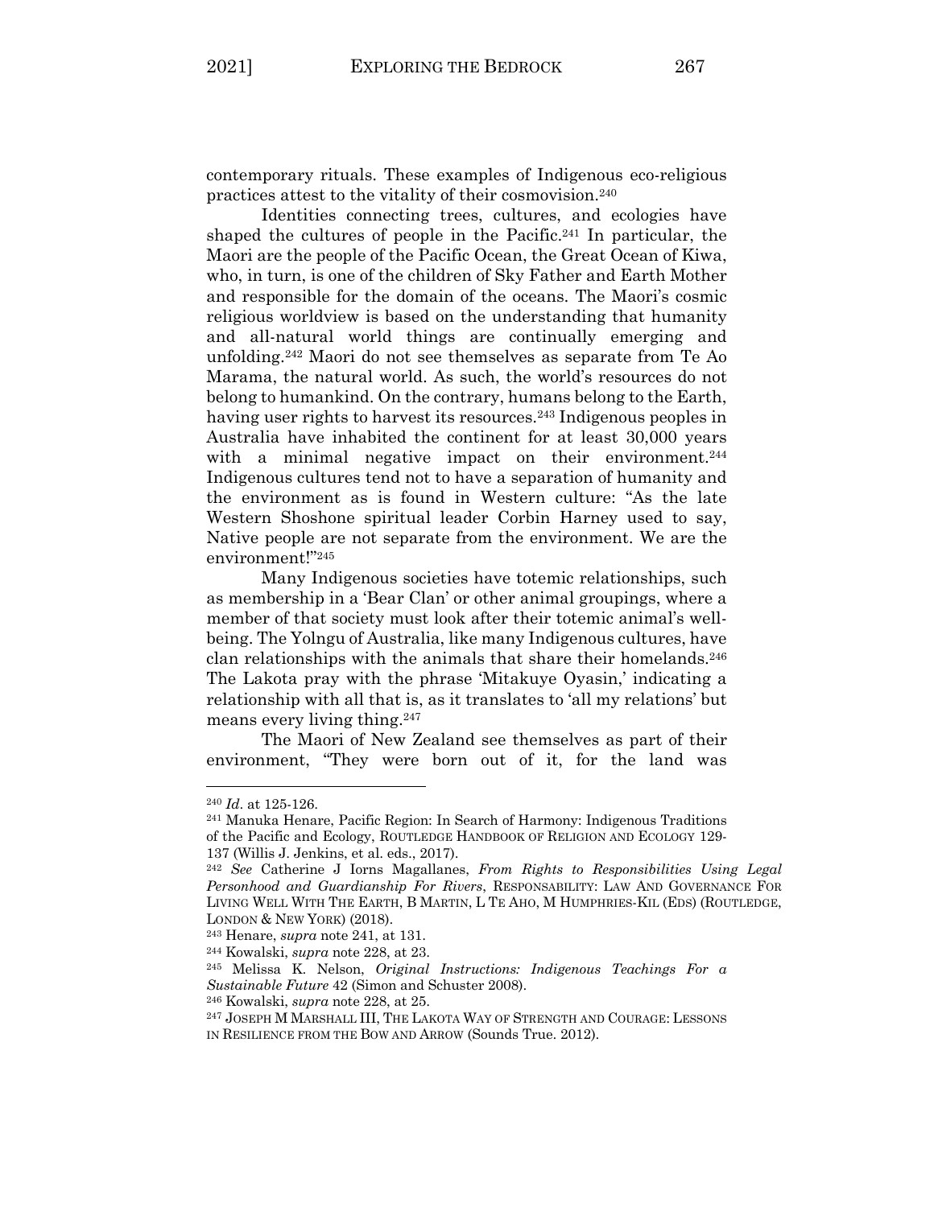contemporary rituals. These examples of Indigenous eco-religious practices attest to the vitality of their cosmovision.[240]

Identities connecting trees, cultures, and ecologies have shaped the cultures of people in the Pacific.[241] In particular, the Maori are the people of the Pacific Ocean, the Great Ocean of Kiwa, who, in turn, is one of the children of Sky Father and Earth Mother and responsible for the domain of the oceans. The Maori's cosmic religious worldview is based on the understanding that humanity and all-natural world things are continually emerging and unfolding.[242] Maori do not see themselves as separate from Te Ao Marama, the natural world. As such, the world's resources do not belong to humankind. On the contrary, humans belong to the Earth, having user rights to harvest its resources.[243] Indigenous peoples in Australia have inhabited the continent for at least 30,000 years with a minimal negative impact on their environment.[244] Indigenous cultures tend not to have a separation of humanity and the environment as is found in Western culture: "As the late Western Shoshone spiritual leader Corbin Harney used to say, Native people are not separate from the environment. We are the environment!"[245]

Many Indigenous societies have totemic relationships, such as membership in a 'Bear Clan' or other animal groupings, where a member of that society must look after their totemic animal's well-being. The Yolngu of Australia, like many Indigenous cultures, have clan relationships with the animals that share their homelands.[246] The Lakota pray with the phrase 'Mitakuye Oyasin,' indicating a relationship with all that is, as it translates to 'all my relations' but means every living thing.[247]

The Maori of New Zealand see themselves as part of their environment, "They were born out of it, for the land was

---

[240] *Id*. at 125-126.

[241] Manuka Henare, Pacific Region: In Search of Harmony: Indigenous Traditions of the Pacific and Ecology, ROUTLEDGE HANDBOOK OF RELIGION AND ECOLOGY 129-137 (Willis J. Jenkins, et al. eds., 2017).

[242] *See* Catherine J Iorns Magallanes, *From Rights to Responsibilities Using Legal Personhood and Guardianship For Rivers*, RESPONSABILITY: LAW AND GOVERNANCE FOR LIVING WELL WITH THE EARTH, B MARTIN, L TE AHO, M HUMPHRIES-KIL (EDS) (ROUTLEDGE, LONDON & NEW YORK) (2018).

[243] Henare, *supra* note 241, at 131.

[244] Kowalski, *supra* note 228, at 23.

[245] Melissa K. Nelson, *Original Instructions: Indigenous Teachings For a Sustainable Future* 42 (Simon and Schuster 2008).

[246] Kowalski, *supra* note 228, at 25.

[247] JOSEPH M MARSHALL III, THE LAKOTA WAY OF STRENGTH AND COURAGE: LESSONS IN RESILIENCE FROM THE BOW AND ARROW (Sounds True. 2012).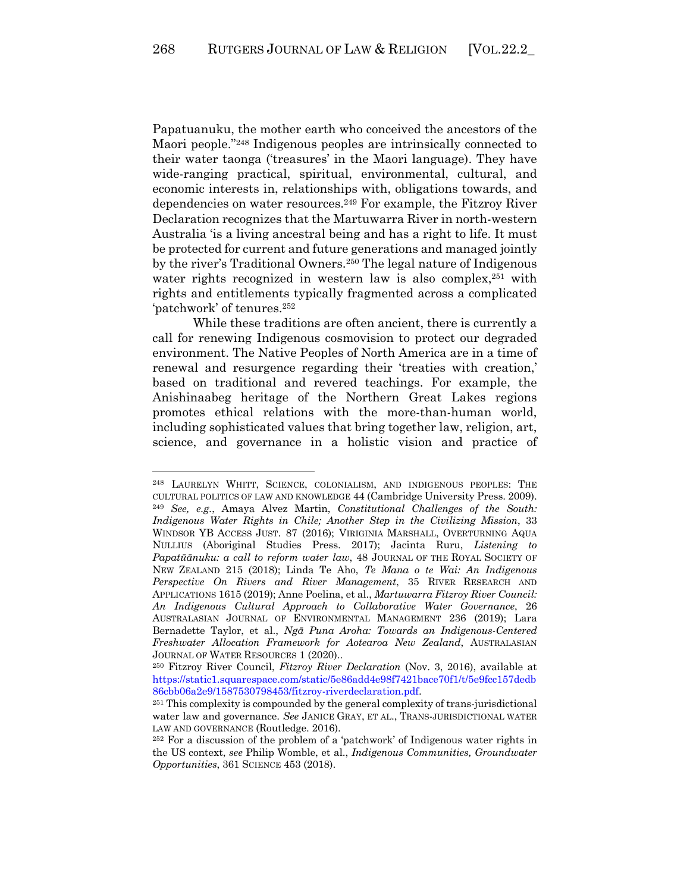Papatuanuku, the mother earth who conceived the ancestors of the Maori people."[248] Indigenous peoples are intrinsically connected to their water taonga ('treasures' in the Maori language). They have wide-ranging practical, spiritual, environmental, cultural, and economic interests in, relationships with, obligations towards, and dependencies on water resources.[249] For example, the Fitzroy River Declaration recognizes that the Martuwarra River in north-western Australia 'is a living ancestral being and has a right to life. It must be protected for current and future generations and managed jointly by the river's Traditional Owners.[250] The legal nature of Indigenous water rights recognized in western law is also complex,[251] with rights and entitlements typically fragmented across a complicated 'patchwork' of tenures.[252]

While these traditions are often ancient, there is currently a call for renewing Indigenous cosmovision to protect our degraded environment. The Native Peoples of North America are in a time of renewal and resurgence regarding their 'treaties with creation,' based on traditional and revered teachings. For example, the Anishinaabeg heritage of the Northern Great Lakes regions promotes ethical relations with the more-than-human world, including sophisticated values that bring together law, religion, art, science, and governance in a holistic vision and practice of

---

[248] LAURELYN WHITT, SCIENCE, COLONIALISM, AND INDIGENOUS PEOPLES: THE CULTURAL POLITICS OF LAW AND KNOWLEDGE 44 (Cambridge University Press. 2009).

[249] *See, e.g.*, Amaya Alvez Martin, *Constitutional Challenges of the South: Indigenous Water Rights in Chile; Another Step in the Civilizing Mission*, 33 WINDSOR YB ACCESS JUST. 87 (2016); VIRIGINIA MARSHALL, OVERTURNING AQUA NULLIUS (Aboriginal Studies Press. 2017); Jacinta Ruru, *Listening to Papatūānuku: a call to reform water law*, 48 JOURNAL OF THE ROYAL SOCIETY OF NEW ZEALAND 215 (2018); Linda Te Aho, *Te Mana o te Wai: An Indigenous Perspective On Rivers and River Management*, 35 RIVER RESEARCH AND APPLICATIONS 1615 (2019); Anne Poelina, et al., *Martuwarra Fitzroy River Council: An Indigenous Cultural Approach to Collaborative Water Governance*, 26 AUSTRALASIAN JOURNAL OF ENVIRONMENTAL MANAGEMENT 236 (2019); Lara Bernadette Taylor, et al., *Ngā Puna Aroha: Towards an Indigenous-Centered Freshwater Allocation Framework for Aotearoa New Zealand*, AUSTRALASIAN JOURNAL OF WATER RESOURCES 1 (2020)..

[250] Fitzroy River Council, *Fitzroy River Declaration* (Nov. 3, 2016), available at https://static1.squarespace.com/static/5e86add4e98f7421bace70f1/t/5e9fcc157dedb86cbb06a2e9/1587530798453/fitzroy-riverdeclaration.pdf.

[251] This complexity is compounded by the general complexity of trans-jurisdictional water law and governance. *See* JANICE GRAY, ET AL., TRANS-JURISDICTIONAL WATER LAW AND GOVERNANCE (Routledge. 2016).

[252] For a discussion of the problem of a 'patchwork' of Indigenous water rights in the US context, *see* Philip Womble, et al., *Indigenous Communities, Groundwater Opportunities*, 361 SCIENCE 453 (2018).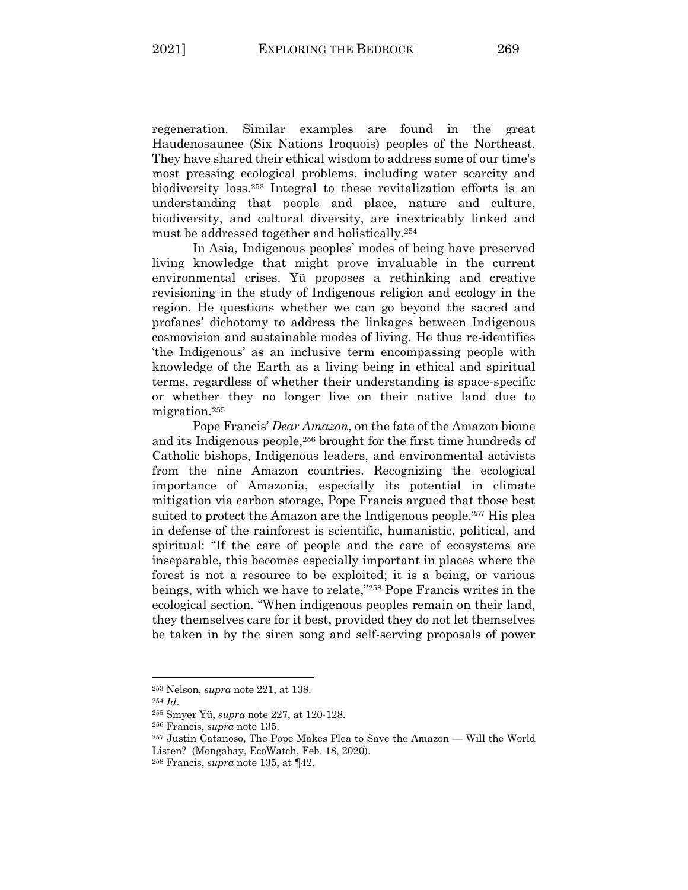regeneration. Similar examples are found in the great Haudenosaunee (Six Nations Iroquois) peoples of the Northeast. They have shared their ethical wisdom to address some of our time's most pressing ecological problems, including water scarcity and biodiversity loss.[253] Integral to these revitalization efforts is an understanding that people and place, nature and culture, biodiversity, and cultural diversity, are inextricably linked and must be addressed together and holistically.[254]

In Asia, Indigenous peoples' modes of being have preserved living knowledge that might prove invaluable in the current environmental crises. Yü proposes a rethinking and creative revisioning in the study of Indigenous religion and ecology in the region. He questions whether we can go beyond the sacred and profanes' dichotomy to address the linkages between Indigenous cosmovision and sustainable modes of living. He thus re-identifies 'the Indigenous' as an inclusive term encompassing people with knowledge of the Earth as a living being in ethical and spiritual terms, regardless of whether their understanding is space-specific or whether they no longer live on their native land due to migration.[255]

Pope Francis' *Dear Amazon*, on the fate of the Amazon biome and its Indigenous people,[256] brought for the first time hundreds of Catholic bishops, Indigenous leaders, and environmental activists from the nine Amazon countries. Recognizing the ecological importance of Amazonia, especially its potential in climate mitigation via carbon storage, Pope Francis argued that those best suited to protect the Amazon are the Indigenous people.[257] His plea in defense of the rainforest is scientific, humanistic, political, and spiritual: "If the care of people and the care of ecosystems are inseparable, this becomes especially important in places where the forest is not a resource to be exploited; it is a being, or various beings, with which we have to relate,"[258] Pope Francis writes in the ecological section. "When indigenous peoples remain on their land, they themselves care for it best, provided they do not let themselves be taken in by the siren song and self-serving proposals of power

---

[253] Nelson, *supra* note 221, at 138.

[254] *Id*.

[255] Smyer Yü, *supra* note 227, at 120-128.

[256] Francis, *supra* note 135.

[257] Justin Catanoso, The Pope Makes Plea to Save the Amazon — Will the World Listen? (Mongabay, EcoWatch, Feb. 18, 2020).

[258] Francis, *supra* note 135, at ¶42.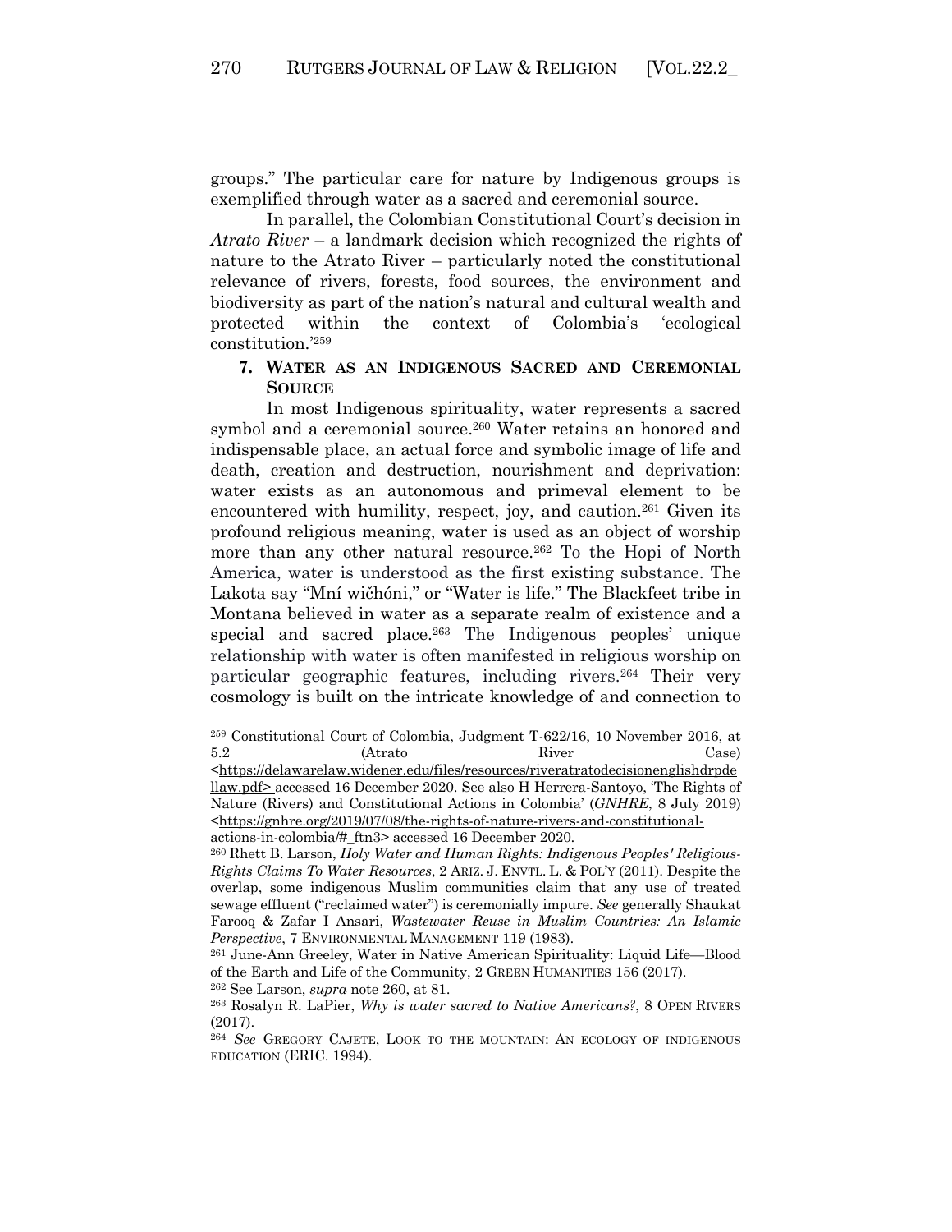groups." The particular care for nature by Indigenous groups is exemplified through water as a sacred and ceremonial source.

In parallel, the Colombian Constitutional Court's decision in *Atrato River* – a landmark decision which recognized the rights of nature to the Atrato River – particularly noted the constitutional relevance of rivers, forests, food sources, the environment and biodiversity as part of the nation's natural and cultural wealth and protected within the context of Colombia's 'ecological constitution.'[259]

### 7. WATER AS AN INDIGENOUS SACRED AND CEREMONIAL SOURCE

In most Indigenous spirituality, water represents a sacred symbol and a ceremonial source.[260] Water retains an honored and indispensable place, an actual force and symbolic image of life and death, creation and destruction, nourishment and deprivation: water exists as an autonomous and primeval element to be encountered with humility, respect, joy, and caution.[261] Given its profound religious meaning, water is used as an object of worship more than any other natural resource.[262] To the Hopi of North America, water is understood as the first existing substance. The Lakota say "Mní wičhóni," or "Water is life." The Blackfeet tribe in Montana believed in water as a separate realm of existence and a special and sacred place.[263] The Indigenous peoples' unique relationship with water is often manifested in religious worship on particular geographic features, including rivers.[264] Their very cosmology is built on the intricate knowledge of and connection to

---

[259] Constitutional Court of Colombia, Judgment T-622/16, 10 November 2016, at 5.2 (Atrato River Case) <https://delawarelaw.widener.edu/files/resources/riveratratodecisionenglishdrpdellaw.pdf> accessed 16 December 2020. See also H Herrera-Santoyo, 'The Rights of Nature (Rivers) and Constitutional Actions in Colombia' (*GNHRE*, 8 July 2019) <https://gnhre.org/2019/07/08/the-rights-of-nature-rivers-and-constitutional-actions-in-colombia/#_ftn3> accessed 16 December 2020.

[260] Rhett B. Larson, *Holy Water and Human Rights: Indigenous Peoples' Religious-Rights Claims To Water Resources*, 2 ARIZ. J. ENVTL. L. & POL'Y (2011). Despite the overlap, some indigenous Muslim communities claim that any use of treated sewage effluent ("reclaimed water") is ceremonially impure. *See* generally Shaukat Farooq & Zafar I Ansari, *Wastewater Reuse in Muslim Countries: An Islamic Perspective*, 7 ENVIRONMENTAL MANAGEMENT 119 (1983).

[261] June-Ann Greeley, Water in Native American Spirituality: Liquid Life—Blood of the Earth and Life of the Community, 2 GREEN HUMANITIES 156 (2017).

[262] See Larson, *supra* note 260, at 81.

[263] Rosalyn R. LaPier, *Why is water sacred to Native Americans?*, 8 OPEN RIVERS (2017).

[264] *See* GREGORY CAJETE, LOOK TO THE MOUNTAIN: AN ECOLOGY OF INDIGENOUS EDUCATION (ERIC. 1994).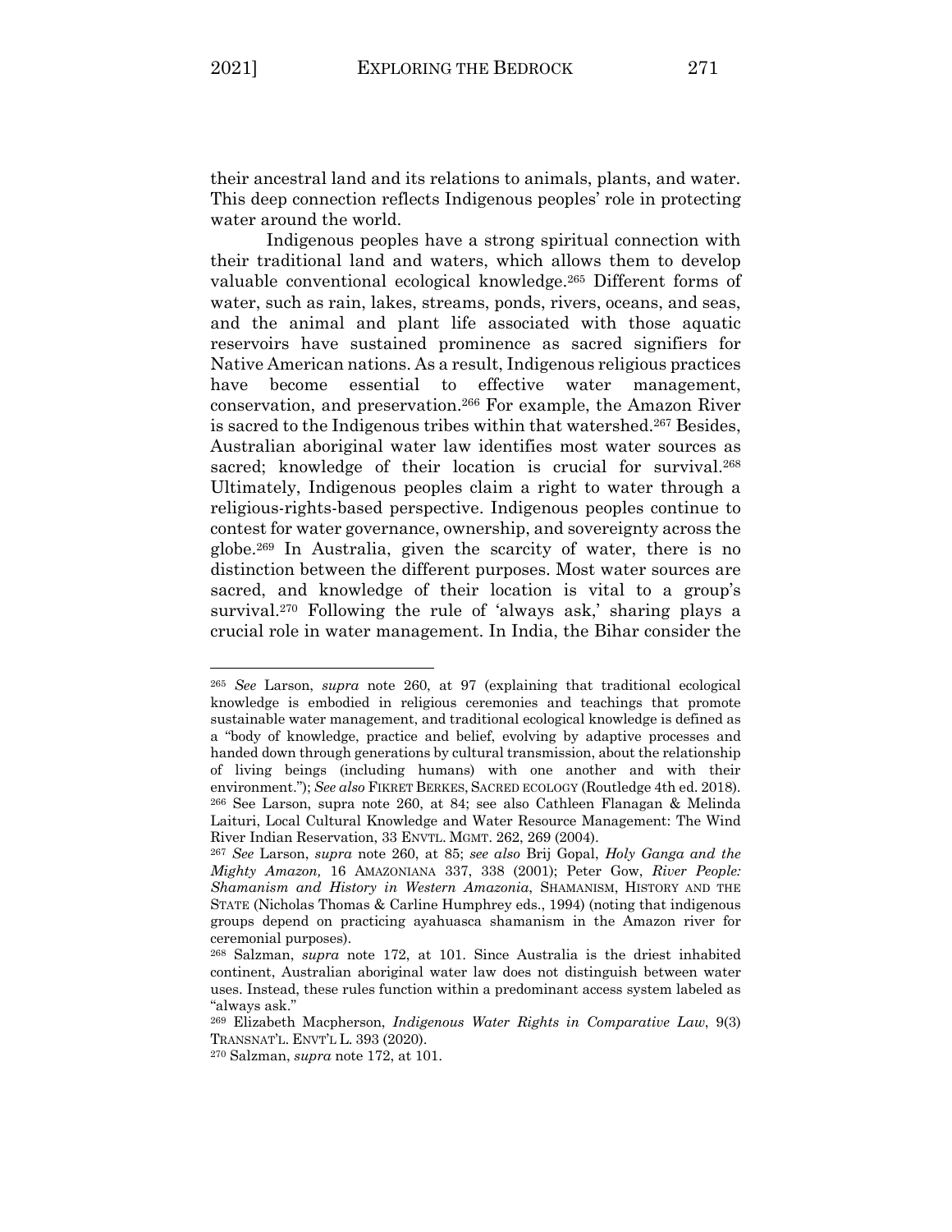their ancestral land and its relations to animals, plants, and water. This deep connection reflects Indigenous peoples' role in protecting water around the world.

Indigenous peoples have a strong spiritual connection with their traditional land and waters, which allows them to develop valuable conventional ecological knowledge.[265] Different forms of water, such as rain, lakes, streams, ponds, rivers, oceans, and seas, and the animal and plant life associated with those aquatic reservoirs have sustained prominence as sacred signifiers for Native American nations. As a result, Indigenous religious practices have become essential to effective water management, conservation, and preservation.[266] For example, the Amazon River is sacred to the Indigenous tribes within that watershed.[267] Besides, Australian aboriginal water law identifies most water sources as sacred; knowledge of their location is crucial for survival.[268] Ultimately, Indigenous peoples claim a right to water through a religious-rights-based perspective. Indigenous peoples continue to contest for water governance, ownership, and sovereignty across the globe.[269] In Australia, given the scarcity of water, there is no distinction between the different purposes. Most water sources are sacred, and knowledge of their location is vital to a group's survival.[270] Following the rule of 'always ask,' sharing plays a crucial role in water management. In India, the Bihar consider the

---

[265] *See* Larson, *supra* note 260, at 97 (explaining that traditional ecological knowledge is embodied in religious ceremonies and teachings that promote sustainable water management, and traditional ecological knowledge is defined as a "body of knowledge, practice and belief, evolving by adaptive processes and handed down through generations by cultural transmission, about the relationship of living beings (including humans) with one another and with their environment."); *See also* FIKRET BERKES, SACRED ECOLOGY (Routledge 4th ed. 2018).

[266] See Larson, supra note 260, at 84; see also Cathleen Flanagan & Melinda Laituri, Local Cultural Knowledge and Water Resource Management: The Wind River Indian Reservation, 33 ENVTL. MGMT. 262, 269 (2004).

[267] *See* Larson, *supra* note 260, at 85; *see also* Brij Gopal, *Holy Ganga and the Mighty Amazon,* 16 AMAZONIANA 337, 338 (2001); Peter Gow, *River People: Shamanism and History in Western Amazonia*, SHAMANISM, HISTORY AND THE STATE (Nicholas Thomas & Carline Humphrey eds., 1994) (noting that indigenous groups depend on practicing ayahuasca shamanism in the Amazon river for ceremonial purposes).

[268] Salzman, *supra* note 172, at 101. Since Australia is the driest inhabited continent, Australian aboriginal water law does not distinguish between water uses. Instead, these rules function within a predominant access system labeled as "always ask."

[269] Elizabeth Macpherson, *Indigenous Water Rights in Comparative Law*, 9(3) TRANSNAT'L. ENVT'L L. 393 (2020).

[270] Salzman, *supra* note 172, at 101.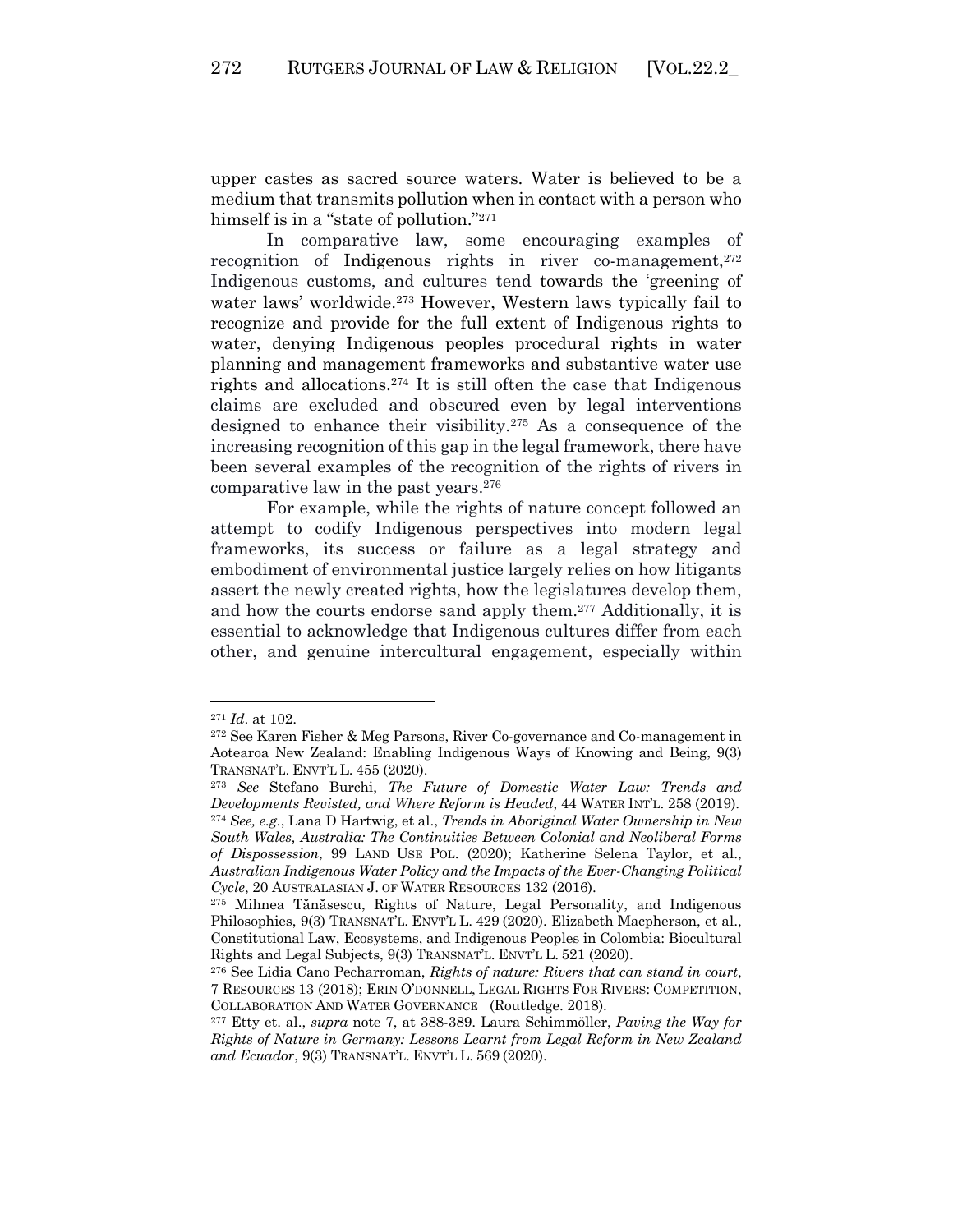upper castes as sacred source waters. Water is believed to be a medium that transmits pollution when in contact with a person who himself is in a "state of pollution."[271]

In comparative law, some encouraging examples of recognition of Indigenous rights in river co-management,[272] Indigenous customs, and cultures tend towards the 'greening of water laws' worldwide.[273] However, Western laws typically fail to recognize and provide for the full extent of Indigenous rights to water, denying Indigenous peoples procedural rights in water planning and management frameworks and substantive water use rights and allocations.[274] It is still often the case that Indigenous claims are excluded and obscured even by legal interventions designed to enhance their visibility.[275] As a consequence of the increasing recognition of this gap in the legal framework, there have been several examples of the recognition of the rights of rivers in comparative law in the past years.[276]

For example, while the rights of nature concept followed an attempt to codify Indigenous perspectives into modern legal frameworks, its success or failure as a legal strategy and embodiment of environmental justice largely relies on how litigants assert the newly created rights, how the legislatures develop them, and how the courts endorse sand apply them.[277] Additionally, it is essential to acknowledge that Indigenous cultures differ from each other, and genuine intercultural engagement, especially within

---

[271] *Id*. at 102.

[272] See Karen Fisher & Meg Parsons, River Co-governance and Co-management in Aotearoa New Zealand: Enabling Indigenous Ways of Knowing and Being, 9(3) TRANSNAT'L. ENVT'L L. 455 (2020).

[273] *See* Stefano Burchi, *The Future of Domestic Water Law: Trends and Developments Revisted, and Where Reform is Headed*, 44 WATER INT'L. 258 (2019).

[274] *See, e.g.*, Lana D Hartwig, et al., *Trends in Aboriginal Water Ownership in New South Wales, Australia: The Continuities Between Colonial and Neoliberal Forms of Dispossession*, 99 LAND USE POL. (2020); Katherine Selena Taylor, et al., *Australian Indigenous Water Policy and the Impacts of the Ever-Changing Political Cycle*, 20 AUSTRALASIAN J. OF WATER RESOURCES 132 (2016).

[275] Mihnea Tănăsescu, Rights of Nature, Legal Personality, and Indigenous Philosophies, 9(3) TRANSNAT'L. ENVT'L L. 429 (2020). Elizabeth Macpherson, et al., Constitutional Law, Ecosystems, and Indigenous Peoples in Colombia: Biocultural Rights and Legal Subjects, 9(3) TRANSNAT'L. ENVT'L L. 521 (2020).

[276] See Lidia Cano Pecharroman, *Rights of nature: Rivers that can stand in court*, 7 RESOURCES 13 (2018); ERIN O'DONNELL, LEGAL RIGHTS FOR RIVERS: COMPETITION, COLLABORATION AND WATER GOVERNANCE (Routledge. 2018).

[277] Etty et. al., *supra* note 7, at 388-389. Laura Schimmöller, *Paving the Way for Rights of Nature in Germany: Lessons Learnt from Legal Reform in New Zealand and Ecuador*, 9(3) TRANSNAT'L ENVT'L L. 569 (2020).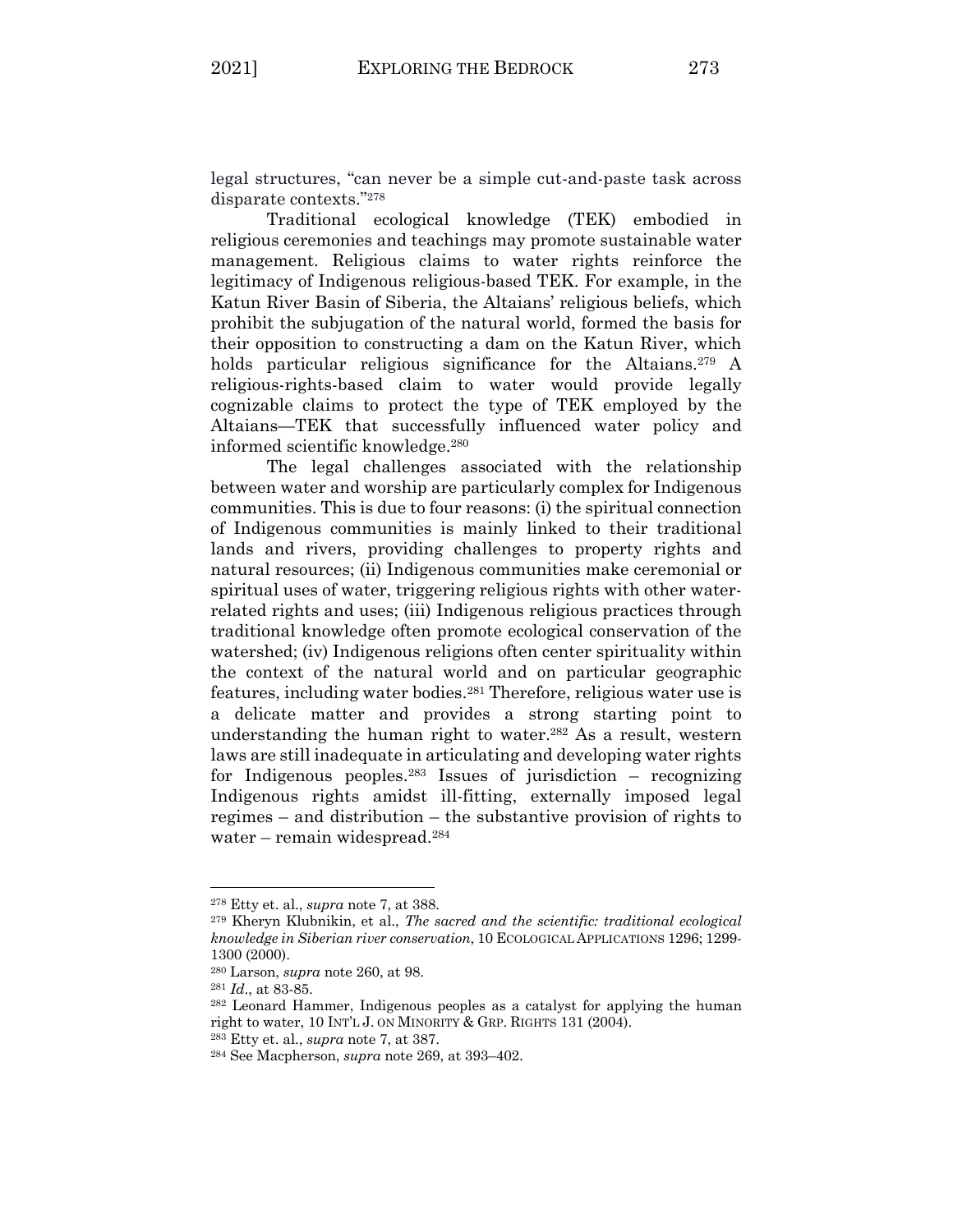legal structures, "can never be a simple cut-and-paste task across disparate contexts."[278]

Traditional ecological knowledge (TEK) embodied in religious ceremonies and teachings may promote sustainable water management. Religious claims to water rights reinforce the legitimacy of Indigenous religious-based TEK. For example, in the Katun River Basin of Siberia, the Altaians' religious beliefs, which prohibit the subjugation of the natural world, formed the basis for their opposition to constructing a dam on the Katun River, which holds particular religious significance for the Altaians.[279] A religious-rights-based claim to water would provide legally cognizable claims to protect the type of TEK employed by the Altaians—TEK that successfully influenced water policy and informed scientific knowledge.[280]

The legal challenges associated with the relationship between water and worship are particularly complex for Indigenous communities. This is due to four reasons: (i) the spiritual connection of Indigenous communities is mainly linked to their traditional lands and rivers, providing challenges to property rights and natural resources; (ii) Indigenous communities make ceremonial or spiritual uses of water, triggering religious rights with other water-related rights and uses; (iii) Indigenous religious practices through traditional knowledge often promote ecological conservation of the watershed; (iv) Indigenous religions often center spirituality within the context of the natural world and on particular geographic features, including water bodies.[281] Therefore, religious water use is a delicate matter and provides a strong starting point to understanding the human right to water.[282] As a result, western laws are still inadequate in articulating and developing water rights for Indigenous peoples.[283] Issues of jurisdiction – recognizing Indigenous rights amidst ill-fitting, externally imposed legal regimes – and distribution – the substantive provision of rights to water – remain widespread.[284]

---

[278] Etty et. al., *supra* note 7, at 388.

[279] Kheryn Klubnikin, et al., *The sacred and the scientific: traditional ecological knowledge in Siberian river conservation*, 10 ECOLOGICAL APPLICATIONS 1296; 1299-1300 (2000).

[280] Larson, *supra* note 260, at 98.

[281] *Id*., at 83-85.

[282] Leonard Hammer, Indigenous peoples as a catalyst for applying the human right to water, 10 INT'L J. ON MINORITY & GRP. RIGHTS 131 (2004).

[283] Etty et. al., *supra* note 7, at 387.

[284] See Macpherson, *supra* note 269, at 393–402.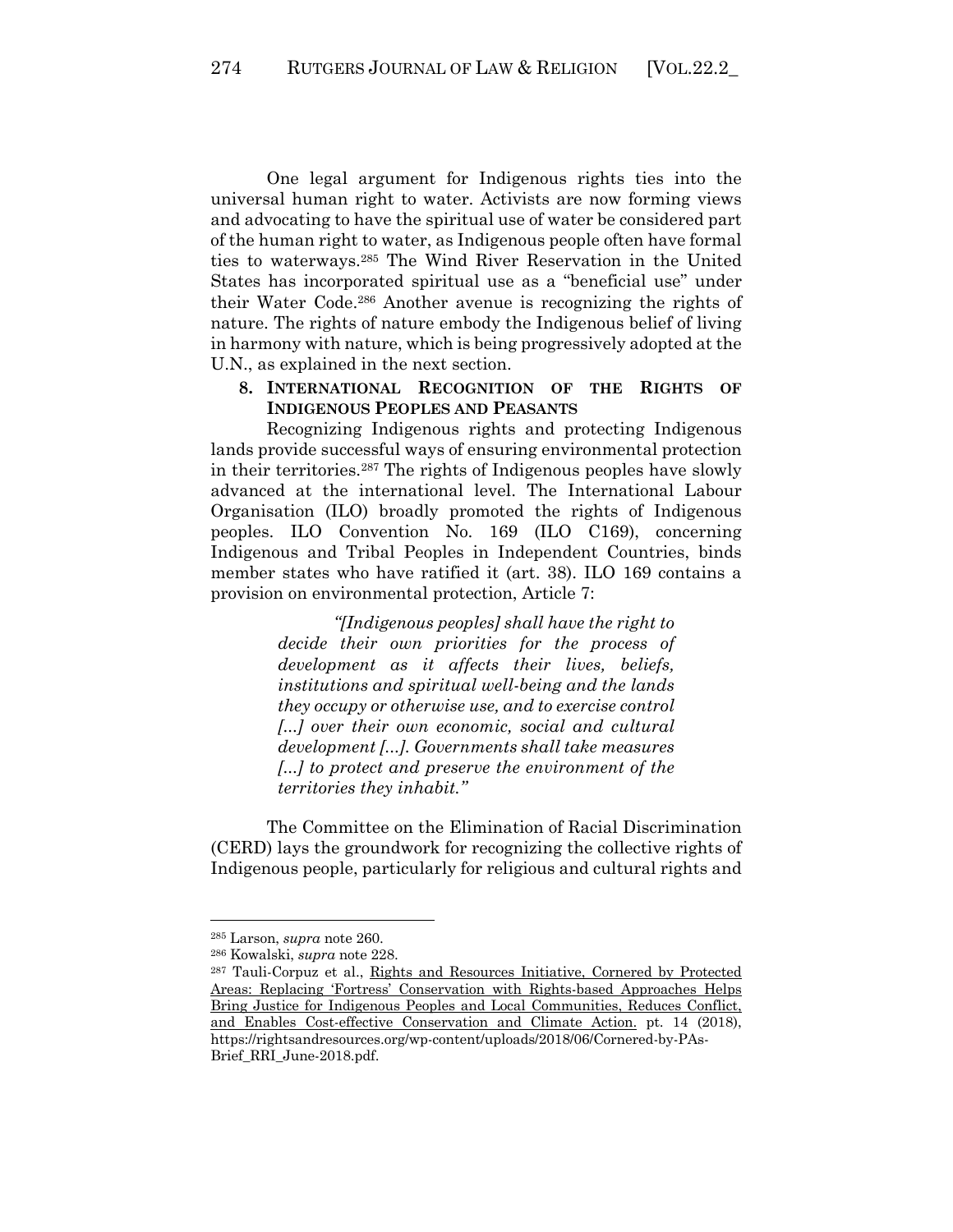One legal argument for Indigenous rights ties into the universal human right to water. Activists are now forming views and advocating to have the spiritual use of water be considered part of the human right to water, as Indigenous people often have formal ties to waterways.[285] The Wind River Reservation in the United States has incorporated spiritual use as a "beneficial use" under their Water Code.[286] Another avenue is recognizing the rights of nature. The rights of nature embody the Indigenous belief of living in harmony with nature, which is being progressively adopted at the U.N., as explained in the next section.

## 8. INTERNATIONAL RECOGNITION OF THE RIGHTS OF INDIGENOUS PEOPLES AND PEASANTS

Recognizing Indigenous rights and protecting Indigenous lands provide successful ways of ensuring environmental protection in their territories.[287] The rights of Indigenous peoples have slowly advanced at the international level. The International Labour Organisation (ILO) broadly promoted the rights of Indigenous peoples. ILO Convention No. 169 (ILO C169), concerning Indigenous and Tribal Peoples in Independent Countries, binds member states who have ratified it (art. 38). ILO 169 contains a provision on environmental protection, Article 7:

> *"[Indigenous peoples] shall have the right to decide their own priorities for the process of development as it affects their lives, beliefs, institutions and spiritual well-being and the lands they occupy or otherwise use, and to exercise control [...] over their own economic, social and cultural development [...]. Governments shall take measures [...] to protect and preserve the environment of the territories they inhabit."*

The Committee on the Elimination of Racial Discrimination (CERD) lays the groundwork for recognizing the collective rights of Indigenous people, particularly for religious and cultural rights and

---

[285] Larson, *supra* note 260.

[286] Kowalski, *supra* note 228.

[287] Tauli-Corpuz et al., Rights and Resources Initiative, Cornered by Protected Areas: Replacing 'Fortress' Conservation with Rights-based Approaches Helps Bring Justice for Indigenous Peoples and Local Communities, Reduces Conflict, and Enables Cost-effective Conservation and Climate Action. pt. 14 (2018), https://rightsandresources.org/wp-content/uploads/2018/06/Cornered-by-PAs-Brief_RRI_June-2018.pdf.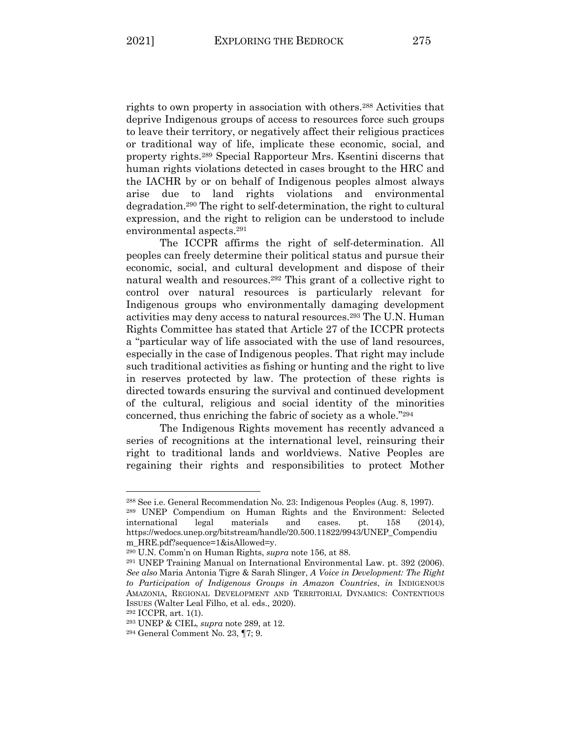rights to own property in association with others.[288] Activities that deprive Indigenous groups of access to resources force such groups to leave their territory, or negatively affect their religious practices or traditional way of life, implicate these economic, social, and property rights.[289] Special Rapporteur Mrs. Ksentini discerns that human rights violations detected in cases brought to the HRC and the IACHR by or on behalf of Indigenous peoples almost always arise due to land rights violations and environmental degradation.[290] The right to self-determination, the right to cultural expression, and the right to religion can be understood to include environmental aspects.[291]

The ICCPR affirms the right of self-determination. All peoples can freely determine their political status and pursue their economic, social, and cultural development and dispose of their natural wealth and resources.[292] This grant of a collective right to control over natural resources is particularly relevant for Indigenous groups who environmentally damaging development activities may deny access to natural resources.[293] The U.N. Human Rights Committee has stated that Article 27 of the ICCPR protects a "particular way of life associated with the use of land resources, especially in the case of Indigenous peoples. That right may include such traditional activities as fishing or hunting and the right to live in reserves protected by law. The protection of these rights is directed towards ensuring the survival and continued development of the cultural, religious and social identity of the minorities concerned, thus enriching the fabric of society as a whole."[294]

The Indigenous Rights movement has recently advanced a series of recognitions at the international level, reinsuring their right to traditional lands and worldviews. Native Peoples are regaining their rights and responsibilities to protect Mother

---

[288] See i.e. General Recommendation No. 23: Indigenous Peoples (Aug. 8, 1997).

[289] UNEP Compendium on Human Rights and the Environment: Selected international legal materials and cases. pt. 158 (2014), https://wedocs.unep.org/bitstream/handle/20.500.11822/9943/UNEP_Compendium_HRE.pdf?sequence=1&isAllowed=y.

[290] U.N. Comm'n on Human Rights, *supra* note 156, at 88.

[291] UNEP Training Manual on International Environmental Law. pt. 392 (2006). *See also* Maria Antonia Tigre & Sarah Slinger, *A Voice in Development: The Right to Participation of Indigenous Groups in Amazon Countries*, *in* INDIGENOUS AMAZONIA, REGIONAL DEVELOPMENT AND TERRITORIAL DYNAMICS: CONTENTIOUS ISSUES (Walter Leal Filho, et al. eds., 2020).

[292] ICCPR, art. 1(1).

[293] UNEP & CIEL, *supra* note 289, at 12.

[294] General Comment No. 23, ¶7; 9.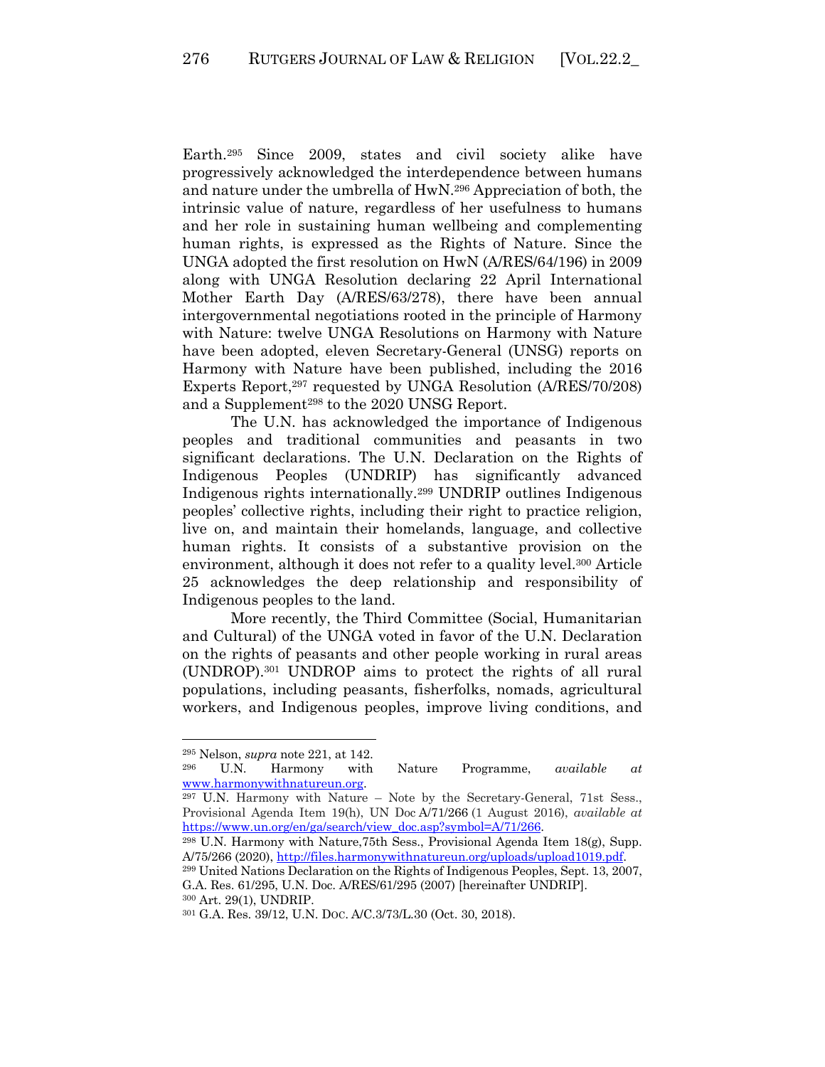Earth.[295] Since 2009, states and civil society alike have progressively acknowledged the interdependence between humans and nature under the umbrella of HwN.[296] Appreciation of both, the intrinsic value of nature, regardless of her usefulness to humans and her role in sustaining human wellbeing and complementing human rights, is expressed as the Rights of Nature. Since the UNGA adopted the first resolution on HwN (A/RES/64/196) in 2009 along with UNGA Resolution declaring 22 April International Mother Earth Day (A/RES/63/278), there have been annual intergovernmental negotiations rooted in the principle of Harmony with Nature: twelve UNGA Resolutions on Harmony with Nature have been adopted, eleven Secretary-General (UNSG) reports on Harmony with Nature have been published, including the 2016 Experts Report,[297] requested by UNGA Resolution (A/RES/70/208) and a Supplement[298] to the 2020 UNSG Report.

The U.N. has acknowledged the importance of Indigenous peoples and traditional communities and peasants in two significant declarations. The U.N. Declaration on the Rights of Indigenous Peoples (UNDRIP) has significantly advanced Indigenous rights internationally.[299] UNDRIP outlines Indigenous peoples' collective rights, including their right to practice religion, live on, and maintain their homelands, language, and collective human rights. It consists of a substantive provision on the environment, although it does not refer to a quality level.[300] Article 25 acknowledges the deep relationship and responsibility of Indigenous peoples to the land.

More recently, the Third Committee (Social, Humanitarian and Cultural) of the UNGA voted in favor of the U.N. Declaration on the rights of peasants and other people working in rural areas (UNDROP).[301] UNDROP aims to protect the rights of all rural populations, including peasants, fisherfolks, nomads, agricultural workers, and Indigenous peoples, improve living conditions, and

---

[295] Nelson, *supra* note 221, at 142.

[296] U.N. Harmony with Nature Programme, *available at* www.harmonywithnatureun.org.

[297] U.N. Harmony with Nature – Note by the Secretary-General, 71st Sess., Provisional Agenda Item 19(h), UN Doc A/71/266 (1 August 2016), *available at* https://www.un.org/en/ga/search/view_doc.asp?symbol=A/71/266.

[298] U.N. Harmony with Nature,75th Sess., Provisional Agenda Item 18(g), Supp. A/75/266 (2020), http://files.harmonywithnatureun.org/uploads/upload1019.pdf.

[299] United Nations Declaration on the Rights of Indigenous Peoples, Sept. 13, 2007, G.A. Res. 61/295, U.N. Doc. A/RES/61/295 (2007) [hereinafter UNDRIP].

[300] Art. 29(1), UNDRIP.

[301] G.A. Res. 39/12, U.N. DOC. A/C.3/73/L.30 (Oct. 30, 2018).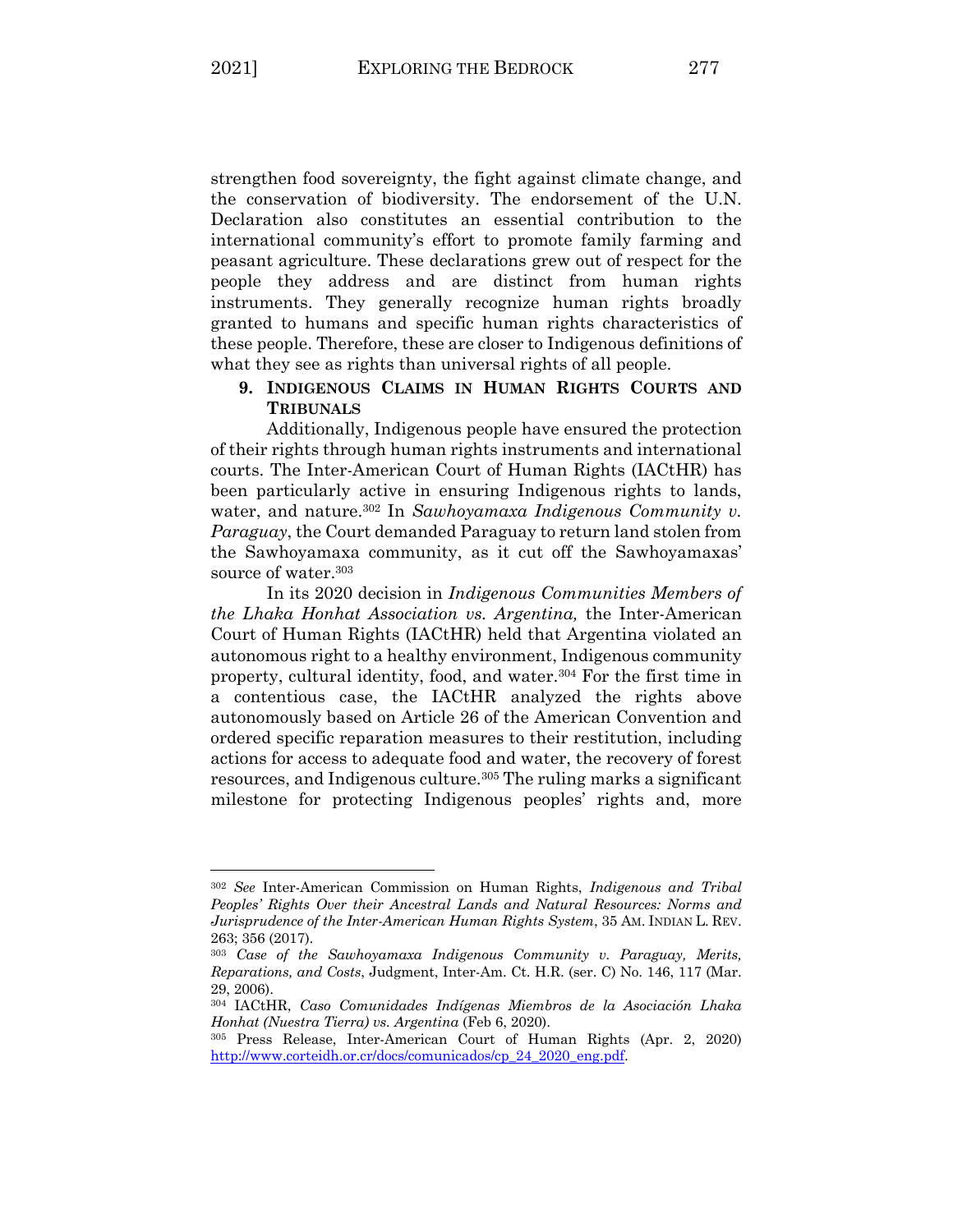strengthen food sovereignty, the fight against climate change, and the conservation of biodiversity. The endorsement of the U.N. Declaration also constitutes an essential contribution to the international community's effort to promote family farming and peasant agriculture. These declarations grew out of respect for the people they address and are distinct from human rights instruments. They generally recognize human rights broadly granted to humans and specific human rights characteristics of these people. Therefore, these are closer to Indigenous definitions of what they see as rights than universal rights of all people.

### 9. INDIGENOUS CLAIMS IN HUMAN RIGHTS COURTS AND TRIBUNALS

Additionally, Indigenous people have ensured the protection of their rights through human rights instruments and international courts. The Inter-American Court of Human Rights (IACtHR) has been particularly active in ensuring Indigenous rights to lands, water, and nature.[302] In *Sawhoyamaxa Indigenous Community v. Paraguay*, the Court demanded Paraguay to return land stolen from the Sawhoyamaxa community, as it cut off the Sawhoyamaxas' source of water.[303]

In its 2020 decision in *Indigenous Communities Members of the Lhaka Honhat Association vs. Argentina,* the Inter-American Court of Human Rights (IACtHR) held that Argentina violated an autonomous right to a healthy environment, Indigenous community property, cultural identity, food, and water.[304] For the first time in a contentious case, the IACtHR analyzed the rights above autonomously based on Article 26 of the American Convention and ordered specific reparation measures to their restitution, including actions for access to adequate food and water, the recovery of forest resources, and Indigenous culture.[305] The ruling marks a significant milestone for protecting Indigenous peoples' rights and, more

---

[302] *See* Inter-American Commission on Human Rights, *Indigenous and Tribal Peoples' Rights Over their Ancestral Lands and Natural Resources: Norms and Jurisprudence of the Inter-American Human Rights System*, 35 AM. INDIAN L. REV. 263; 356 (2017).

[303] *Case of the Sawhoyamaxa Indigenous Community v. Paraguay, Merits, Reparations, and Costs*, Judgment, Inter-Am. Ct. H.R. (ser. C) No. 146, 117 (Mar. 29, 2006).

[304] IACtHR, *Caso Comunidades Indígenas Miembros de la Asociación Lhaka Honhat (Nuestra Tierra) vs. Argentina* (Feb 6, 2020).

[305] Press Release, Inter-American Court of Human Rights (Apr. 2, 2020) http://www.corteidh.or.cr/docs/comunicados/cp_24_2020_eng.pdf.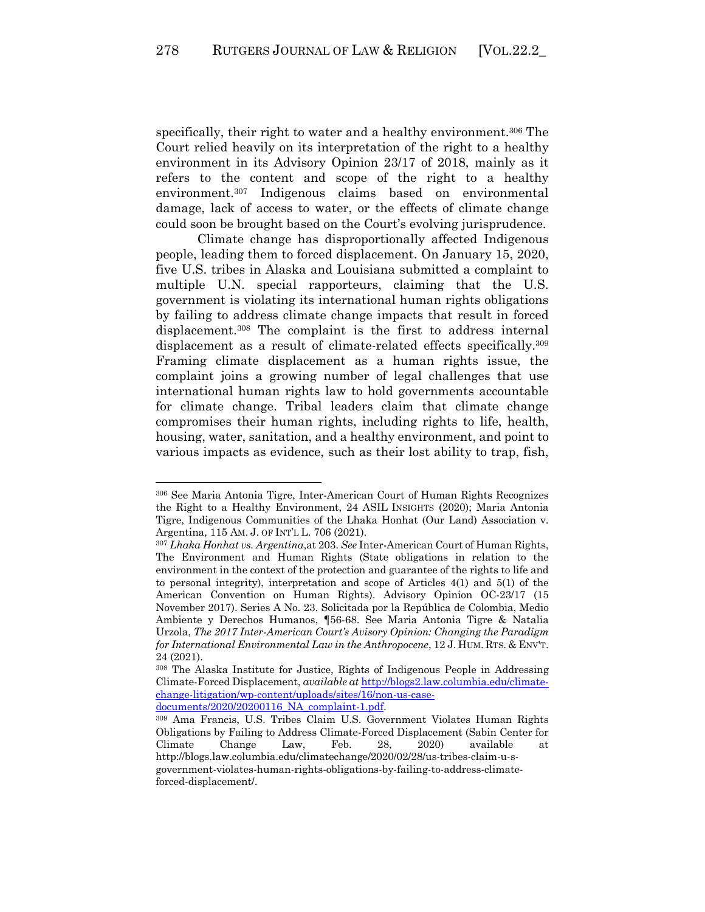specifically, their right to water and a healthy environment.[306] The Court relied heavily on its interpretation of the right to a healthy environment in its Advisory Opinion 23/17 of 2018, mainly as it refers to the content and scope of the right to a healthy environment.[307] Indigenous claims based on environmental damage, lack of access to water, or the effects of climate change could soon be brought based on the Court's evolving jurisprudence.

Climate change has disproportionally affected Indigenous people, leading them to forced displacement. On January 15, 2020, five U.S. tribes in Alaska and Louisiana submitted a complaint to multiple U.N. special rapporteurs, claiming that the U.S. government is violating its international human rights obligations by failing to address climate change impacts that result in forced displacement.[308] The complaint is the first to address internal displacement as a result of climate-related effects specifically.[309] Framing climate displacement as a human rights issue, the complaint joins a growing number of legal challenges that use international human rights law to hold governments accountable for climate change. Tribal leaders claim that climate change compromises their human rights, including rights to life, health, housing, water, sanitation, and a healthy environment, and point to various impacts as evidence, such as their lost ability to trap, fish,

---

[306] See Maria Antonia Tigre, Inter-American Court of Human Rights Recognizes the Right to a Healthy Environment, 24 ASIL INSIGHTS (2020); Maria Antonia Tigre, Indigenous Communities of the Lhaka Honhat (Our Land) Association v. Argentina, 115 AM. J. OF INT'L L. 706 (2021).

[307] *Lhaka Honhat vs. Argentina*,at 203. *See* Inter-American Court of Human Rights, The Environment and Human Rights (State obligations in relation to the environment in the context of the protection and guarantee of the rights to life and to personal integrity), interpretation and scope of Articles 4(1) and 5(1) of the American Convention on Human Rights). Advisory Opinion OC-23/17 (15 November 2017). Series A No. 23. Solicitada por la República de Colombia, Medio Ambiente y Derechos Humanos, ¶56-68. See Maria Antonia Tigre & Natalia Urzola, *The 2017 Inter-American Court's Avisory Opinion: Changing the Paradigm for International Environmental Law in the Anthropocene*, 12 J. HUM. RTS. & ENV'T. 24 (2021).

[308] The Alaska Institute for Justice, Rights of Indigenous People in Addressing Climate-Forced Displacement, *available at* http://blogs2.law.columbia.edu/climate-change-litigation/wp-content/uploads/sites/16/non-us-case-documents/2020/20200116_NA_complaint-1.pdf.

[309] Ama Francis, U.S. Tribes Claim U.S. Government Violates Human Rights Obligations by Failing to Address Climate-Forced Displacement (Sabin Center for Climate Change Law, Feb. 28, 2020) available at http://blogs.law.columbia.edu/climatechange/2020/02/28/us-tribes-claim-u-s-government-violates-human-rights-obligations-by-failing-to-address-climate-forced-displacement/.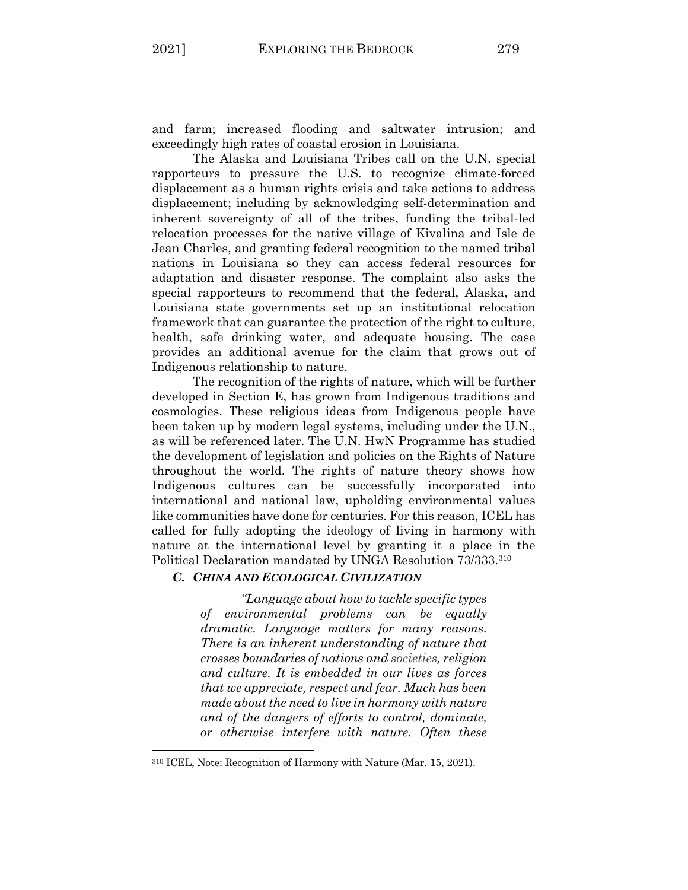and farm; increased flooding and saltwater intrusion; and exceedingly high rates of coastal erosion in Louisiana.

The Alaska and Louisiana Tribes call on the U.N. special rapporteurs to pressure the U.S. to recognize climate-forced displacement as a human rights crisis and take actions to address displacement; including by acknowledging self-determination and inherent sovereignty of all of the tribes, funding the tribal-led relocation processes for the native village of Kivalina and Isle de Jean Charles, and granting federal recognition to the named tribal nations in Louisiana so they can access federal resources for adaptation and disaster response. The complaint also asks the special rapporteurs to recommend that the federal, Alaska, and Louisiana state governments set up an institutional relocation framework that can guarantee the protection of the right to culture, health, safe drinking water, and adequate housing. The case provides an additional avenue for the claim that grows out of Indigenous relationship to nature.

The recognition of the rights of nature, which will be further developed in Section E, has grown from Indigenous traditions and cosmologies. These religious ideas from Indigenous people have been taken up by modern legal systems, including under the U.N., as will be referenced later. The U.N. HwN Programme has studied the development of legislation and policies on the Rights of Nature throughout the world. The rights of nature theory shows how Indigenous cultures can be successfully incorporated into international and national law, upholding environmental values like communities have done for centuries. For this reason, ICEL has called for fully adopting the ideology of living in harmony with nature at the international level by granting it a place in the Political Declaration mandated by UNGA Resolution 73/333.[310]

### *C. CHINA AND ECOLOGICAL CIVILIZATION*

> *"Language about how to tackle specific types of environmental problems can be equally dramatic. Language matters for many reasons. There is an inherent understanding of nature that crosses boundaries of nations and societies, religion and culture. It is embedded in our lives as forces that we appreciate, respect and fear. Much has been made about the need to live in harmony with nature and of the dangers of efforts to control, dominate, or otherwise interfere with nature. Often these*

[310] ICEL, Note: Recognition of Harmony with Nature (Mar. 15, 2021).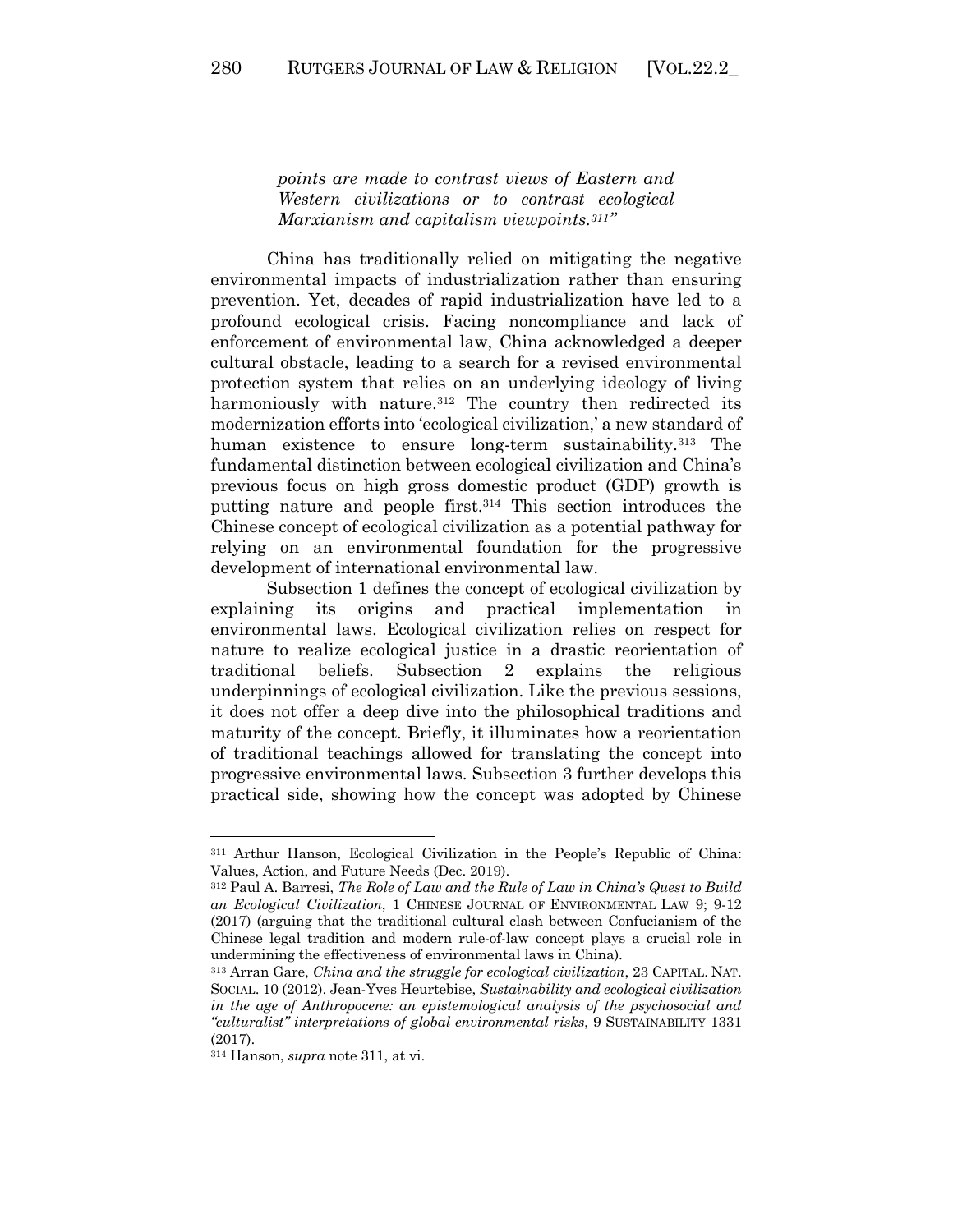> *points are made to contrast views of Eastern and Western civilizations or to contrast ecological Marxianism and capitalism viewpoints.*[311]"

China has traditionally relied on mitigating the negative environmental impacts of industrialization rather than ensuring prevention. Yet, decades of rapid industrialization have led to a profound ecological crisis. Facing noncompliance and lack of enforcement of environmental law, China acknowledged a deeper cultural obstacle, leading to a search for a revised environmental protection system that relies on an underlying ideology of living harmoniously with nature.[312] The country then redirected its modernization efforts into 'ecological civilization,' a new standard of human existence to ensure long-term sustainability.[313] The fundamental distinction between ecological civilization and China's previous focus on high gross domestic product (GDP) growth is putting nature and people first.[314] This section introduces the Chinese concept of ecological civilization as a potential pathway for relying on an environmental foundation for the progressive development of international environmental law.

Subsection 1 defines the concept of ecological civilization by explaining its origins and practical implementation in environmental laws. Ecological civilization relies on respect for nature to realize ecological justice in a drastic reorientation of traditional beliefs. Subsection 2 explains the religious underpinnings of ecological civilization. Like the previous sessions, it does not offer a deep dive into the philosophical traditions and maturity of the concept. Briefly, it illuminates how a reorientation of traditional teachings allowed for translating the concept into progressive environmental laws. Subsection 3 further develops this practical side, showing how the concept was adopted by Chinese

---

[311] Arthur Hanson, Ecological Civilization in the People's Republic of China: Values, Action, and Future Needs (Dec. 2019).

[312] Paul A. Barresi, *The Role of Law and the Rule of Law in China's Quest to Build an Ecological Civilization*, 1 CHINESE JOURNAL OF ENVIRONMENTAL LAW 9; 9-12 (2017) (arguing that the traditional cultural clash between Confucianism of the Chinese legal tradition and modern rule-of-law concept plays a crucial role in undermining the effectiveness of environmental laws in China).

[313] Arran Gare, *China and the struggle for ecological civilization*, 23 CAPITAL. NAT. SOCIAL. 10 (2012). Jean-Yves Heurtebise, *Sustainability and ecological civilization in the age of Anthropocene: an epistemological analysis of the psychosocial and "culturalist" interpretations of global environmental risks*, 9 SUSTAINABILITY 1331 (2017).

[314] Hanson, *supra* note 311, at vi.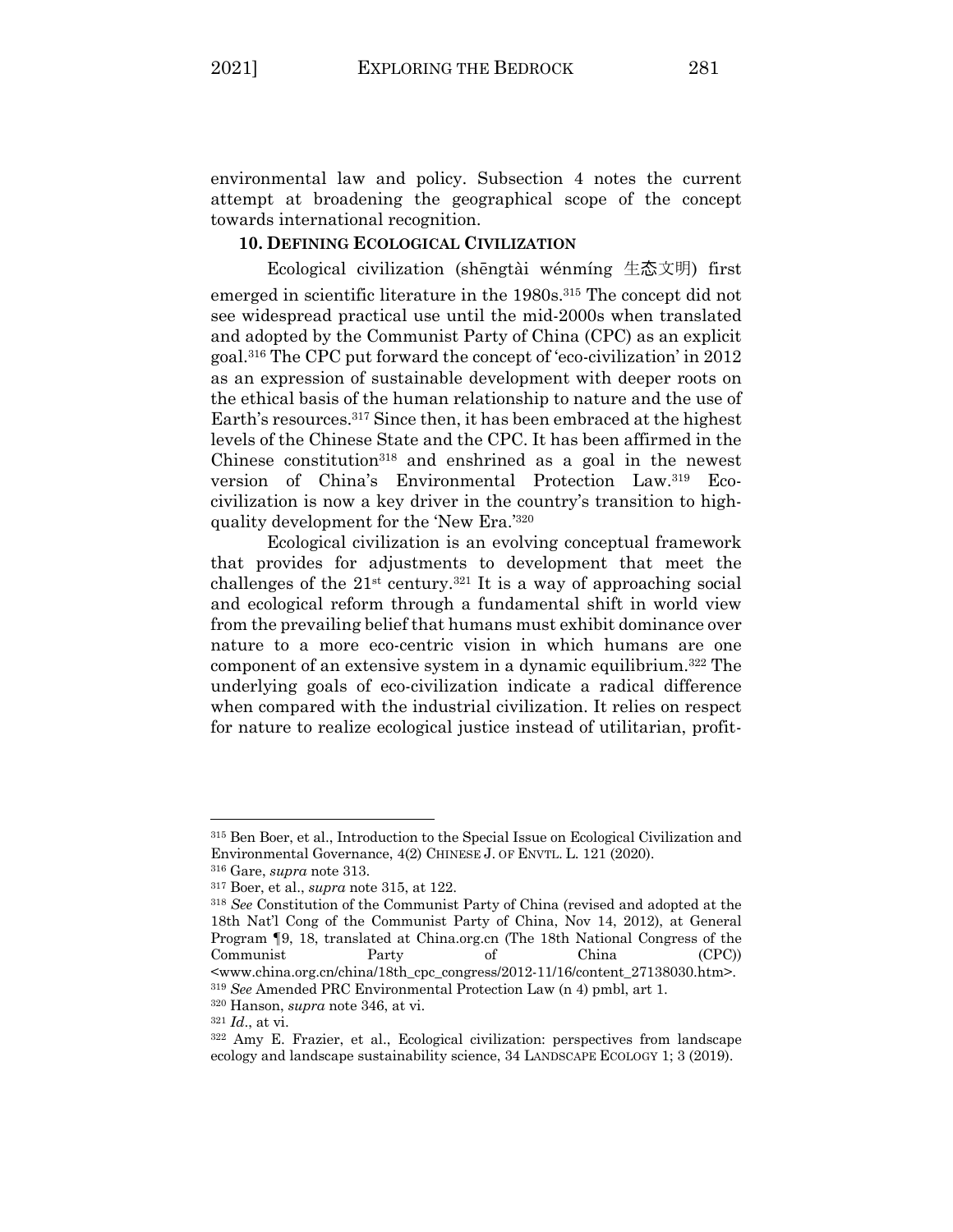environmental law and policy. Subsection 4 notes the current attempt at broadening the geographical scope of the concept towards international recognition.

### 10. DEFINING ECOLOGICAL CIVILIZATION

Ecological civilization (shēngtài wénmíng 生态文明) first emerged in scientific literature in the 1980s.[315] The concept did not see widespread practical use until the mid-2000s when translated and adopted by the Communist Party of China (CPC) as an explicit goal.[316] The CPC put forward the concept of 'eco-civilization' in 2012 as an expression of sustainable development with deeper roots on the ethical basis of the human relationship to nature and the use of Earth's resources.[317] Since then, it has been embraced at the highest levels of the Chinese State and the CPC. It has been affirmed in the Chinese constitution[318] and enshrined as a goal in the newest version of China's Environmental Protection Law.[319] Eco-civilization is now a key driver in the country's transition to high-quality development for the 'New Era.'[320]

Ecological civilization is an evolving conceptual framework that provides for adjustments to development that meet the challenges of the 21st century.[321] It is a way of approaching social and ecological reform through a fundamental shift in world view from the prevailing belief that humans must exhibit dominance over nature to a more eco-centric vision in which humans are one component of an extensive system in a dynamic equilibrium.[322] The underlying goals of eco-civilization indicate a radical difference when compared with the industrial civilization. It relies on respect for nature to realize ecological justice instead of utilitarian, profit-

---

[315] Ben Boer, et al., Introduction to the Special Issue on Ecological Civilization and Environmental Governance, 4(2) CHINESE J. OF ENVTL. L. 121 (2020).

[316] Gare, *supra* note 313.

[317] Boer, et al., *supra* note 315, at 122.

[318] *See* Constitution of the Communist Party of China (revised and adopted at the 18th Nat'l Cong of the Communist Party of China, Nov 14, 2012), at General Program ¶9, 18, translated at China.org.cn (The 18th National Congress of the Communist Party of China (CPC)) <www.china.org.cn/china/18th_cpc_congress/2012-11/16/content_27138030.htm>.

[319] *See* Amended PRC Environmental Protection Law (n 4) pmbl, art 1.

[320] Hanson, *supra* note 346, at vi.

[321] *Id*., at vi.

[322] Amy E. Frazier, et al., Ecological civilization: perspectives from landscape ecology and landscape sustainability science, 34 LANDSCAPE ECOLOGY 1; 3 (2019).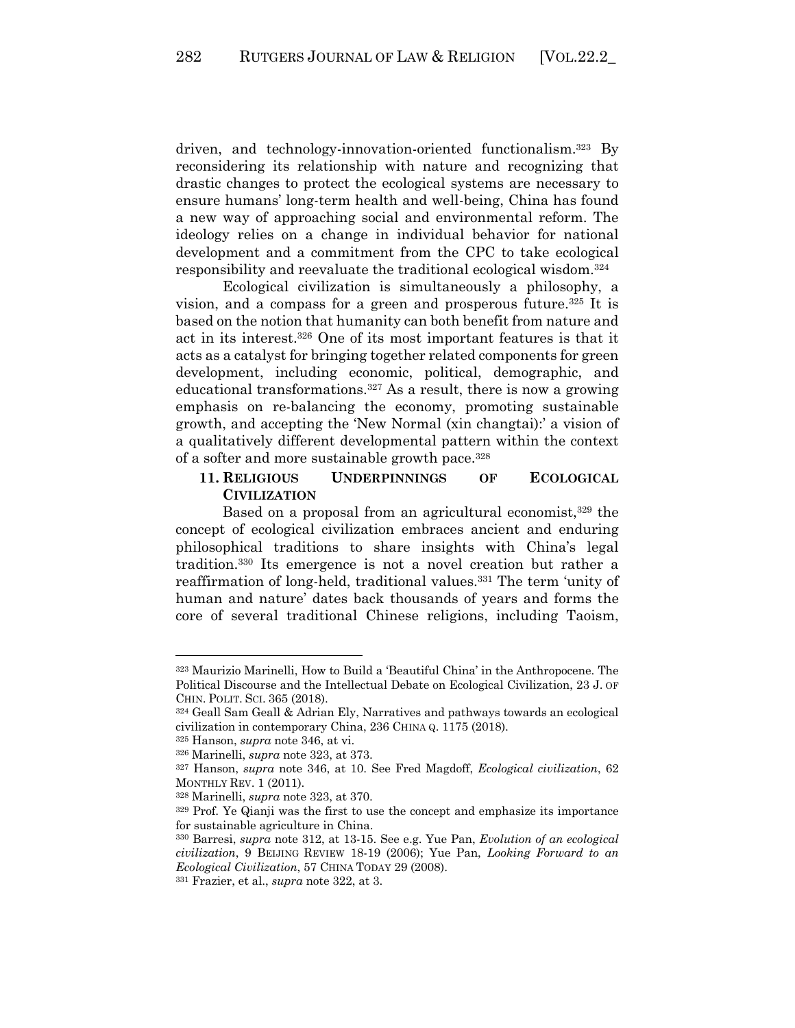driven, and technology-innovation-oriented functionalism.[323] By reconsidering its relationship with nature and recognizing that drastic changes to protect the ecological systems are necessary to ensure humans' long-term health and well-being, China has found a new way of approaching social and environmental reform. The ideology relies on a change in individual behavior for national development and a commitment from the CPC to take ecological responsibility and reevaluate the traditional ecological wisdom.[324]

Ecological civilization is simultaneously a philosophy, a vision, and a compass for a green and prosperous future.[325] It is based on the notion that humanity can both benefit from nature and act in its interest.[326] One of its most important features is that it acts as a catalyst for bringing together related components for green development, including economic, political, demographic, and educational transformations.[327] As a result, there is now a growing emphasis on re-balancing the economy, promoting sustainable growth, and accepting the 'New Normal (xin changtai):' a vision of a qualitatively different developmental pattern within the context of a softer and more sustainable growth pace.[328]

## 11. RELIGIOUS UNDERPINNINGS OF ECOLOGICAL CIVILIZATION

Based on a proposal from an agricultural economist,[329] the concept of ecological civilization embraces ancient and enduring philosophical traditions to share insights with China's legal tradition.[330] Its emergence is not a novel creation but rather a reaffirmation of long-held, traditional values.[331] The term 'unity of human and nature' dates back thousands of years and forms the core of several traditional Chinese religions, including Taoism,

---

[323] Maurizio Marinelli, How to Build a 'Beautiful China' in the Anthropocene. The Political Discourse and the Intellectual Debate on Ecological Civilization, 23 J. OF CHIN. POLIT. SCI. 365 (2018).

[324] Geall Sam Geall & Adrian Ely, Narratives and pathways towards an ecological civilization in contemporary China, 236 CHINA Q. 1175 (2018).

[325] Hanson, *supra* note 346, at vi.

[326] Marinelli, *supra* note 323, at 373.

[327] Hanson, *supra* note 346, at 10. See Fred Magdoff, *Ecological civilization*, 62 MONTHLY REV. 1 (2011).

[328] Marinelli, *supra* note 323, at 370.

[329] Prof. Ye Qianji was the first to use the concept and emphasize its importance for sustainable agriculture in China.

[330] Barresi, *supra* note 312, at 13-15. See e.g. Yue Pan, *Evolution of an ecological civilization*, 9 BEIJING REVIEW 18-19 (2006); Yue Pan, *Looking Forward to an Ecological Civilization*, 57 CHINA TODAY 29 (2008).

[331] Frazier, et al., *supra* note 322, at 3.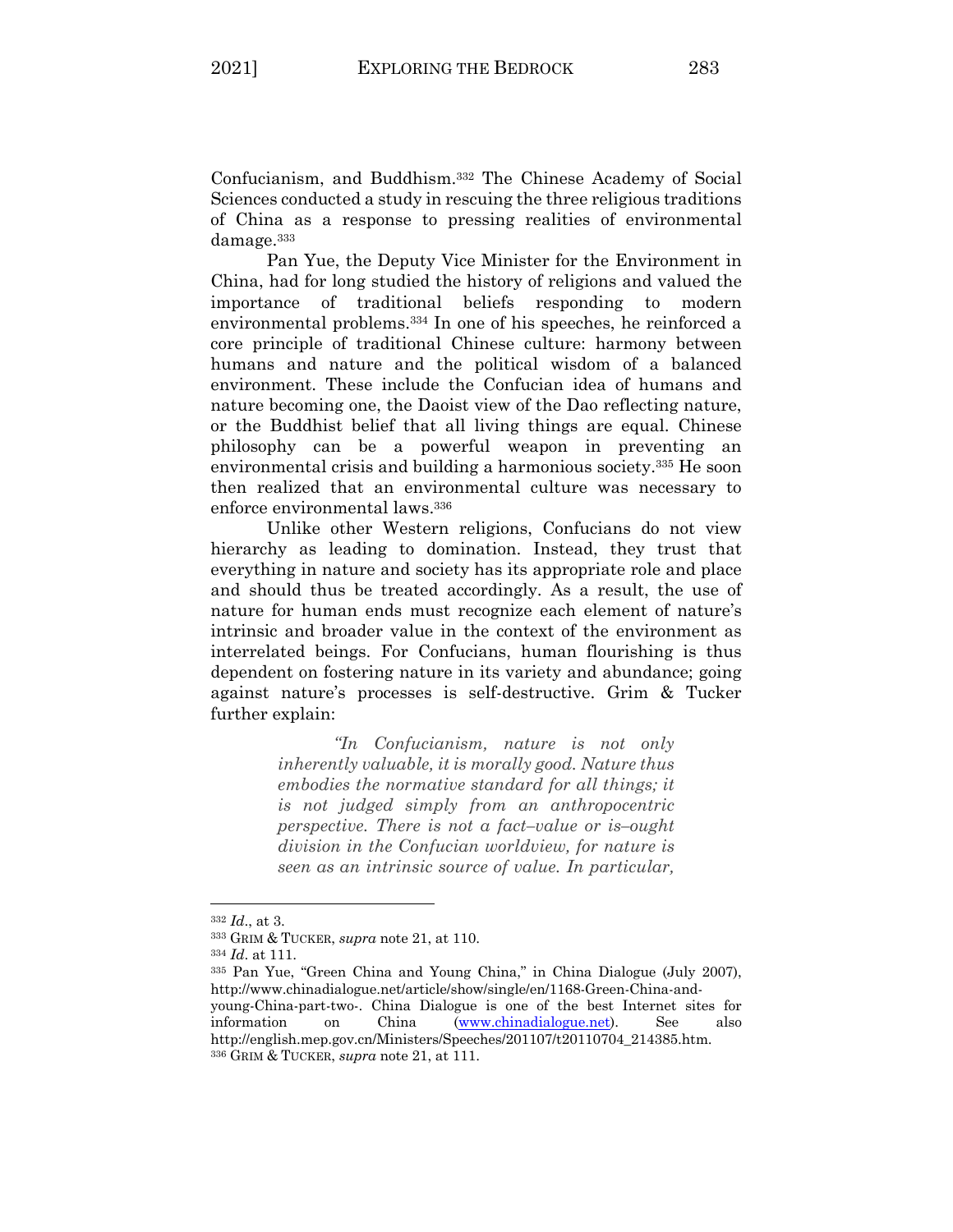Confucianism, and Buddhism.[332] The Chinese Academy of Social Sciences conducted a study in rescuing the three religious traditions of China as a response to pressing realities of environmental damage.[333]

Pan Yue, the Deputy Vice Minister for the Environment in China, had for long studied the history of religions and valued the importance of traditional beliefs responding to modern environmental problems.[334] In one of his speeches, he reinforced a core principle of traditional Chinese culture: harmony between humans and nature and the political wisdom of a balanced environment. These include the Confucian idea of humans and nature becoming one, the Daoist view of the Dao reflecting nature, or the Buddhist belief that all living things are equal. Chinese philosophy can be a powerful weapon in preventing an environmental crisis and building a harmonious society.[335] He soon then realized that an environmental culture was necessary to enforce environmental laws.[336]

Unlike other Western religions, Confucians do not view hierarchy as leading to domination. Instead, they trust that everything in nature and society has its appropriate role and place and should thus be treated accordingly. As a result, the use of nature for human ends must recognize each element of nature's intrinsic and broader value in the context of the environment as interrelated beings. For Confucians, human flourishing is thus dependent on fostering nature in its variety and abundance; going against nature's processes is self-destructive. Grim & Tucker further explain:

> *"In Confucianism, nature is not only inherently valuable, it is morally good. Nature thus embodies the normative standard for all things; it is not judged simply from an anthropocentric perspective. There is not a fact–value or is–ought division in the Confucian worldview, for nature is seen as an intrinsic source of value. In particular,*

---

[332] *Id*., at 3.

[333] GRIM & TUCKER, *supra* note 21, at 110.

[334] *Id*. at 111.

[335] Pan Yue, "Green China and Young China," in China Dialogue (July 2007), http://www.chinadialogue.net/article/show/single/en/1168-Green-China-and-young-China-part-two-. China Dialogue is one of the best Internet sites for information on China (www.chinadialogue.net). See also http://english.mep.gov.cn/Ministers/Speeches/201107/t20110704_214385.htm.

[336] GRIM & TUCKER, *supra* note 21, at 111.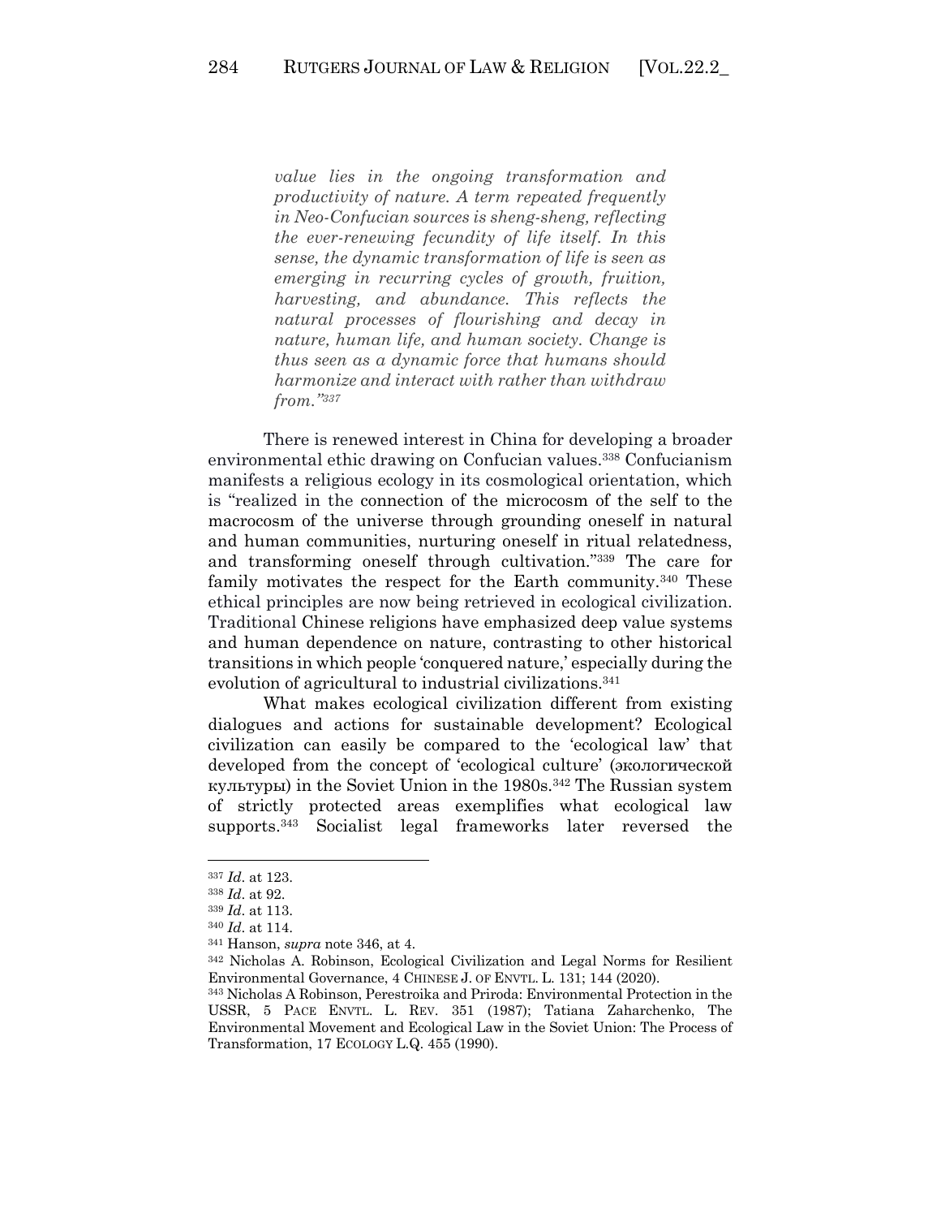> *value lies in the ongoing transformation and productivity of nature. A term repeated frequently in Neo-Confucian sources is sheng-sheng, reflecting the ever-renewing fecundity of life itself. In this sense, the dynamic transformation of life is seen as emerging in recurring cycles of growth, fruition, harvesting, and abundance. This reflects the natural processes of flourishing and decay in nature, human life, and human society. Change is thus seen as a dynamic force that humans should harmonize and interact with rather than withdraw from."*[337]

There is renewed interest in China for developing a broader environmental ethic drawing on Confucian values.[338] Confucianism manifests a religious ecology in its cosmological orientation, which is "realized in the connection of the microcosm of the self to the macrocosm of the universe through grounding oneself in natural and human communities, nurturing oneself in ritual relatedness, and transforming oneself through cultivation."[339] The care for family motivates the respect for the Earth community.[340] These ethical principles are now being retrieved in ecological civilization. Traditional Chinese religions have emphasized deep value systems and human dependence on nature, contrasting to other historical transitions in which people 'conquered nature,' especially during the evolution of agricultural to industrial civilizations.[341]

What makes ecological civilization different from existing dialogues and actions for sustainable development? Ecological civilization can easily be compared to the 'ecological law' that developed from the concept of 'ecological culture' (экологической культуры) in the Soviet Union in the 1980s.[342] The Russian system of strictly protected areas exemplifies what ecological law supports.[343] Socialist legal frameworks later reversed the

---

[337] *Id*. at 123.

[338] *Id*. at 92.

[339] *Id*. at 113.

[340] *Id*. at 114.

[341] Hanson, *supra* note 346, at 4.

[342] Nicholas A. Robinson, Ecological Civilization and Legal Norms for Resilient Environmental Governance, 4 CHINESE J. OF ENVTL. L. 131; 144 (2020).

[343] Nicholas A Robinson, Perestroika and Priroda: Environmental Protection in the USSR, 5 PACE ENVTL. L. REV. 351 (1987); Tatiana Zaharchenko, The Environmental Movement and Ecological Law in the Soviet Union: The Process of Transformation, 17 ECOLOGY L.Q. 455 (1990).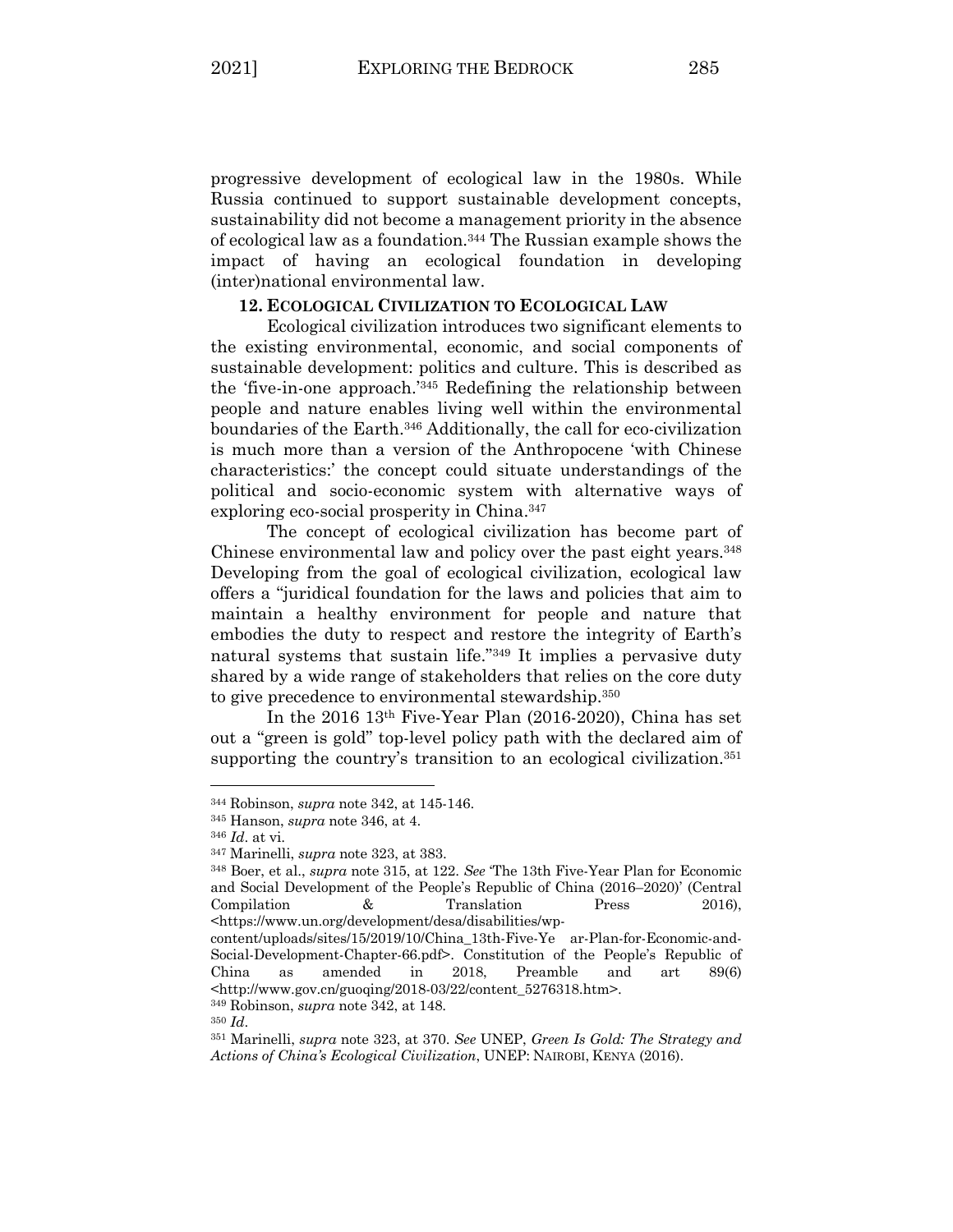progressive development of ecological law in the 1980s. While Russia continued to support sustainable development concepts, sustainability did not become a management priority in the absence of ecological law as a foundation.[344] The Russian example shows the impact of having an ecological foundation in developing (inter)national environmental law.

### 12. ECOLOGICAL CIVILIZATION TO ECOLOGICAL LAW

Ecological civilization introduces two significant elements to the existing environmental, economic, and social components of sustainable development: politics and culture. This is described as the 'five-in-one approach.'[345] Redefining the relationship between people and nature enables living well within the environmental boundaries of the Earth.[346] Additionally, the call for eco-civilization is much more than a version of the Anthropocene 'with Chinese characteristics:' the concept could situate understandings of the political and socio-economic system with alternative ways of exploring eco-social prosperity in China.[347]

The concept of ecological civilization has become part of Chinese environmental law and policy over the past eight years.[348] Developing from the goal of ecological civilization, ecological law offers a "juridical foundation for the laws and policies that aim to maintain a healthy environment for people and nature that embodies the duty to respect and restore the integrity of Earth's natural systems that sustain life."[349] It implies a pervasive duty shared by a wide range of stakeholders that relies on the core duty to give precedence to environmental stewardship.[350]

In the 2016 13th Five-Year Plan (2016-2020), China has set out a "green is gold" top-level policy path with the declared aim of supporting the country's transition to an ecological civilization.[351]

---

[344] Robinson, *supra* note 342, at 145-146.

[345] Hanson, *supra* note 346, at 4.

[346] *Id*. at vi.

[347] Marinelli, *supra* note 323, at 383.

[348] Boer, et al., *supra* note 315, at 122. *See* 'The 13th Five-Year Plan for Economic and Social Development of the People's Republic of China (2016–2020)' (Central Compilation & Translation Press 2016), <https://www.un.org/development/desa/disabilities/wp-content/uploads/sites/15/2019/10/China_13th-Five-Ye ar-Plan-for-Economic-and-Social-Development-Chapter-66.pdf>. Constitution of the People's Republic of China as amended in 2018, Preamble and art 89(6) <http://www.gov.cn/guoqing/2018-03/22/content_5276318.htm>.

[349] Robinson, *supra* note 342, at 148.

[350] *Id*.

[351] Marinelli, *supra* note 323, at 370. *See* UNEP, *Green Is Gold: The Strategy and Actions of China's Ecological Civilization*, UNEP: NAIROBI, KENYA (2016).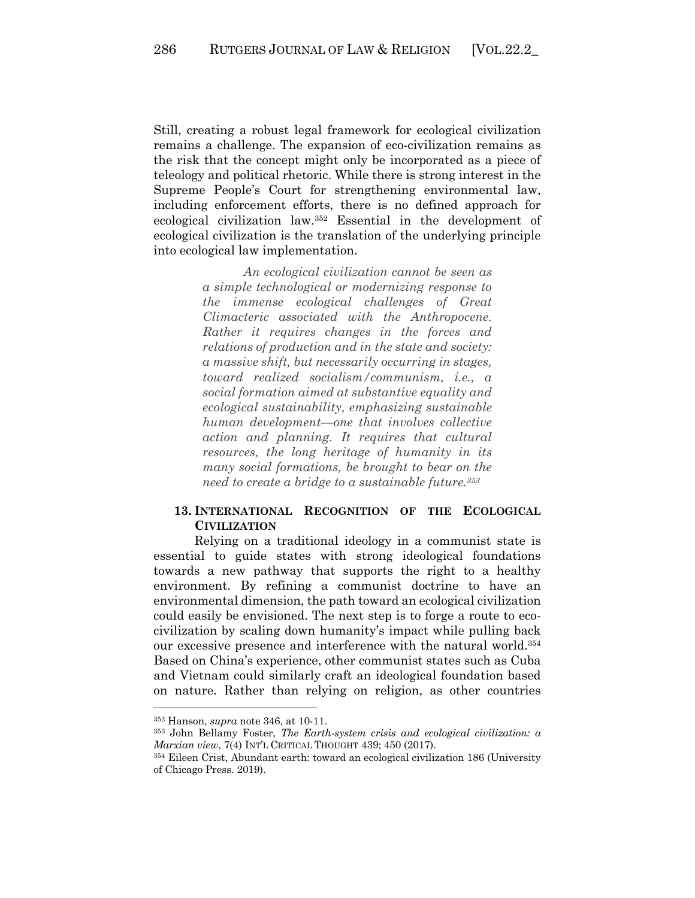Still, creating a robust legal framework for ecological civilization remains a challenge. The expansion of eco-civilization remains as the risk that the concept might only be incorporated as a piece of teleology and political rhetoric. While there is strong interest in the Supreme People's Court for strengthening environmental law, including enforcement efforts, there is no defined approach for ecological civilization law.[352] Essential in the development of ecological civilization is the translation of the underlying principle into ecological law implementation.

> *An ecological civilization cannot be seen as a simple technological or modernizing response to the immense ecological challenges of Great Climacteric associated with the Anthropocene. Rather it requires changes in the forces and relations of production and in the state and society: a massive shift, but necessarily occurring in stages, toward realized socialism/communism, i.e., a social formation aimed at substantive equality and ecological sustainability, emphasizing sustainable human development—one that involves collective action and planning. It requires that cultural resources, the long heritage of humanity in its many social formations, be brought to bear on the need to create a bridge to a sustainable future.[353]*

## 13. INTERNATIONAL RECOGNITION OF THE ECOLOGICAL CIVILIZATION

Relying on a traditional ideology in a communist state is essential to guide states with strong ideological foundations towards a new pathway that supports the right to a healthy environment. By refining a communist doctrine to have an environmental dimension, the path toward an ecological civilization could easily be envisioned. The next step is to forge a route to eco-civilization by scaling down humanity's impact while pulling back our excessive presence and interference with the natural world.[354] Based on China's experience, other communist states such as Cuba and Vietnam could similarly craft an ideological foundation based on nature. Rather than relying on religion, as other countries

---

[352] Hanson, *supra* note 346, at 10-11.

[353] John Bellamy Foster, *The Earth-system crisis and ecological civilization: a Marxian view*, 7(4) INT'L CRITICAL THOUGHT 439; 450 (2017).

[354] Eileen Crist, Abundant earth: toward an ecological civilization 186 (University of Chicago Press. 2019).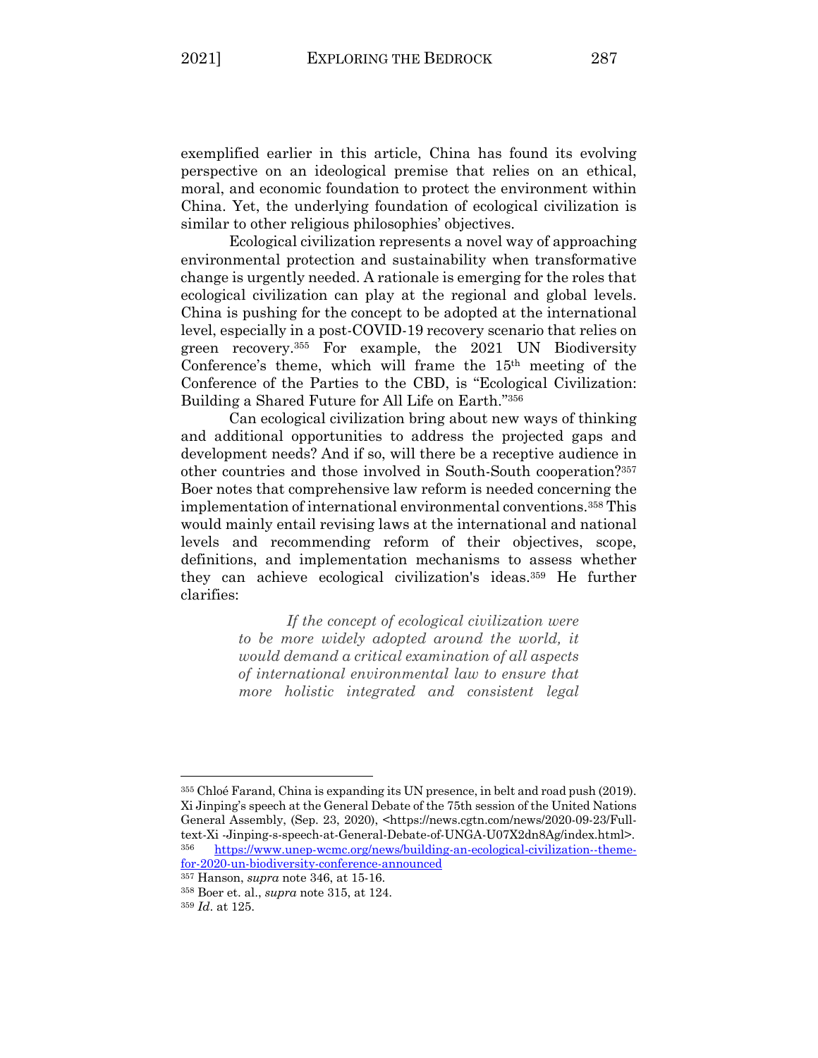exemplified earlier in this article, China has found its evolving perspective on an ideological premise that relies on an ethical, moral, and economic foundation to protect the environment within China. Yet, the underlying foundation of ecological civilization is similar to other religious philosophies' objectives.

Ecological civilization represents a novel way of approaching environmental protection and sustainability when transformative change is urgently needed. A rationale is emerging for the roles that ecological civilization can play at the regional and global levels. China is pushing for the concept to be adopted at the international level, especially in a post-COVID-19 recovery scenario that relies on green recovery.[355] For example, the 2021 UN Biodiversity Conference's theme, which will frame the 15th meeting of the Conference of the Parties to the CBD, is "Ecological Civilization: Building a Shared Future for All Life on Earth."[356]

Can ecological civilization bring about new ways of thinking and additional opportunities to address the projected gaps and development needs? And if so, will there be a receptive audience in other countries and those involved in South-South cooperation?[357] Boer notes that comprehensive law reform is needed concerning the implementation of international environmental conventions.[358] This would mainly entail revising laws at the international and national levels and recommending reform of their objectives, scope, definitions, and implementation mechanisms to assess whether they can achieve ecological civilization's ideas.[359] He further clarifies:

> *If the concept of ecological civilization were to be more widely adopted around the world, it would demand a critical examination of all aspects of international environmental law to ensure that more holistic integrated and consistent legal*

---

[355] Chloé Farand, China is expanding its UN presence, in belt and road push (2019). Xi Jinping's speech at the General Debate of the 75th session of the United Nations General Assembly, (Sep. 23, 2020), <https://news.cgtn.com/news/2020-09-23/Full-text-Xi -Jinping-s-speech-at-General-Debate-of-UNGA-U07X2dn8Ag/index.html>.

[356] https://www.unep-wcmc.org/news/building-an-ecological-civilization--theme-for-2020-un-biodiversity-conference-announced

[357] Hanson, *supra* note 346, at 15-16.

[358] Boer et. al., *supra* note 315, at 124.

[359] *Id*. at 125.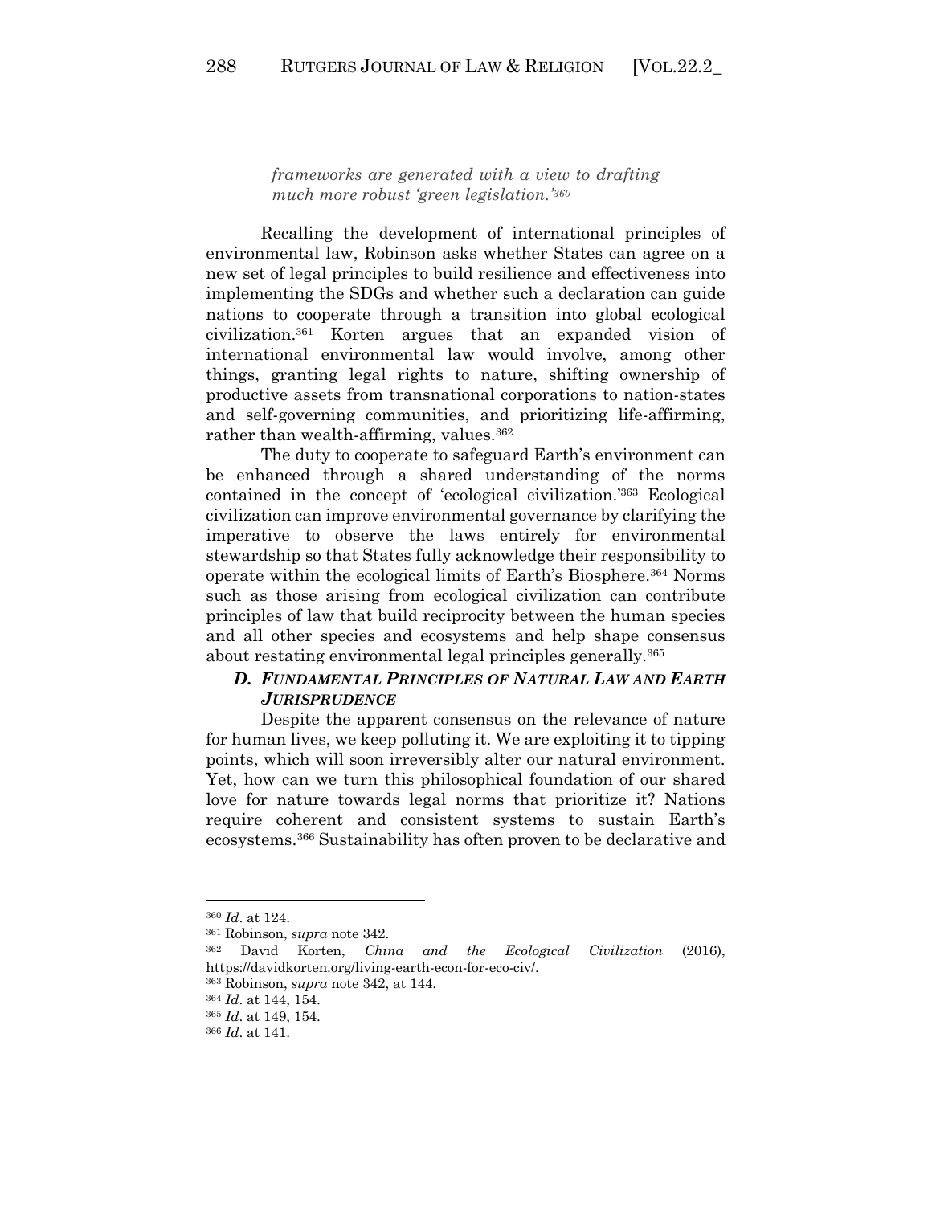> *frameworks are generated with a view to drafting much more robust 'green legislation.'*[360]

Recalling the development of international principles of environmental law, Robinson asks whether States can agree on a new set of legal principles to build resilience and effectiveness into implementing the SDGs and whether such a declaration can guide nations to cooperate through a transition into global ecological civilization.[361] Korten argues that an expanded vision of international environmental law would involve, among other things, granting legal rights to nature, shifting ownership of productive assets from transnational corporations to nation-states and self-governing communities, and prioritizing life-affirming, rather than wealth-affirming, values.[362]

The duty to cooperate to safeguard Earth's environment can be enhanced through a shared understanding of the norms contained in the concept of 'ecological civilization.'[363] Ecological civilization can improve environmental governance by clarifying the imperative to observe the laws entirely for environmental stewardship so that States fully acknowledge their responsibility to operate within the ecological limits of Earth's Biosphere.[364] Norms such as those arising from ecological civilization can contribute principles of law that build reciprocity between the human species and all other species and ecosystems and help shape consensus about restating environmental legal principles generally.[365]

### *D. Fundamental Principles of Natural Law and Earth Jurisprudence*

Despite the apparent consensus on the relevance of nature for human lives, we keep polluting it. We are exploiting it to tipping points, which will soon irreversibly alter our natural environment. Yet, how can we turn this philosophical foundation of our shared love for nature towards legal norms that prioritize it? Nations require coherent and consistent systems to sustain Earth's ecosystems.[366] Sustainability has often proven to be declarative and

---

[360] *Id*. at 124.

[361] Robinson, *supra* note 342.

[362] David Korten, *China and the Ecological Civilization* (2016), https://davidkorten.org/living-earth-econ-for-eco-civ/.

[363] Robinson, *supra* note 342, at 144.

[364] *Id*. at 144, 154.

[365] *Id*. at 149, 154.

[366] *Id*. at 141.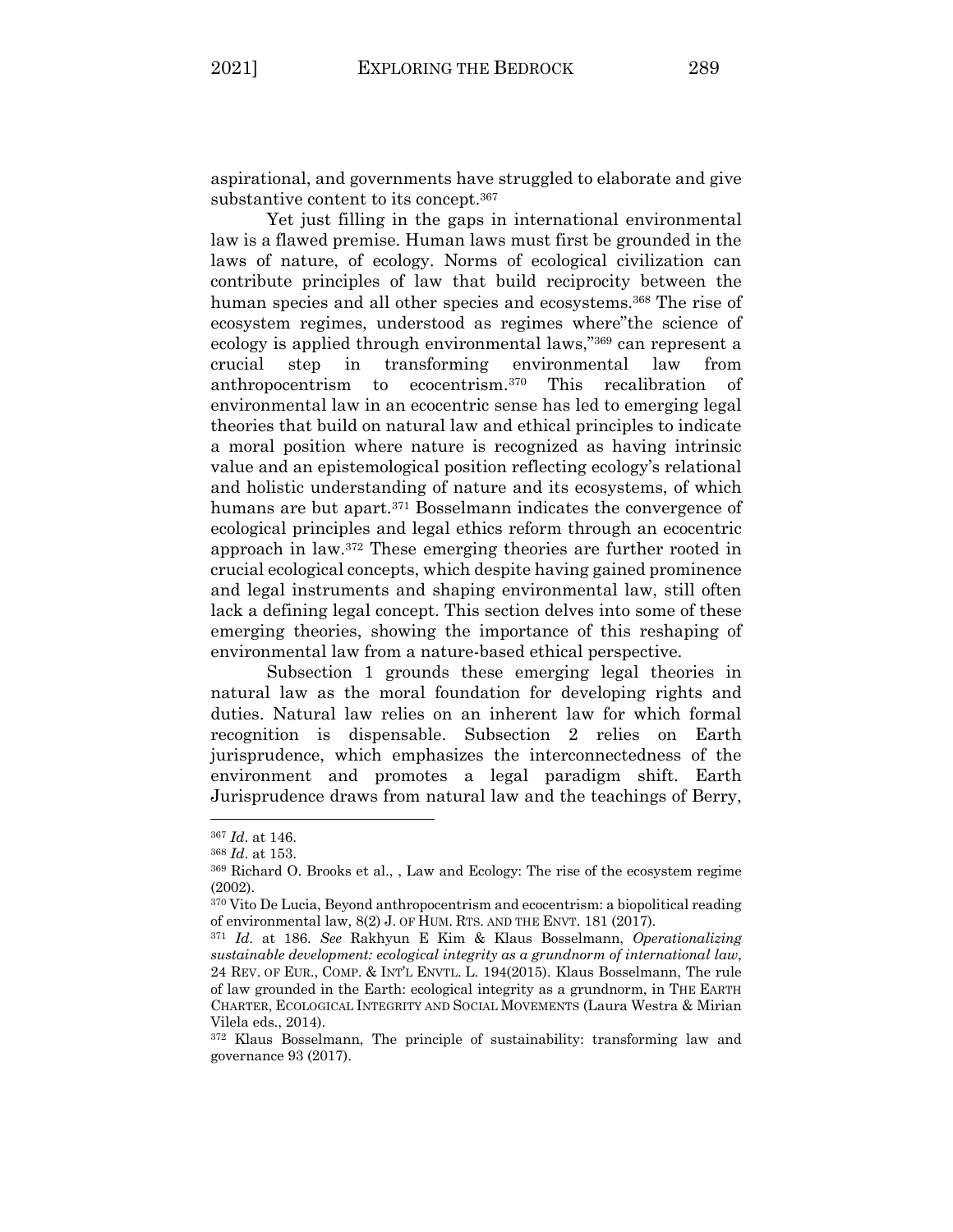aspirational, and governments have struggled to elaborate and give substantive content to its concept.[367]

Yet just filling in the gaps in international environmental law is a flawed premise. Human laws must first be grounded in the laws of nature, of ecology. Norms of ecological civilization can contribute principles of law that build reciprocity between the human species and all other species and ecosystems.[368] The rise of ecosystem regimes, understood as regimes where"the science of ecology is applied through environmental laws,"[369] can represent a crucial step in transforming environmental law from anthropocentrism to ecocentrism.[370] This recalibration of environmental law in an ecocentric sense has led to emerging legal theories that build on natural law and ethical principles to indicate a moral position where nature is recognized as having intrinsic value and an epistemological position reflecting ecology's relational and holistic understanding of nature and its ecosystems, of which humans are but apart.[371] Bosselmann indicates the convergence of ecological principles and legal ethics reform through an ecocentric approach in law.[372] These emerging theories are further rooted in crucial ecological concepts, which despite having gained prominence and legal instruments and shaping environmental law, still often lack a defining legal concept. This section delves into some of these emerging theories, showing the importance of this reshaping of environmental law from a nature-based ethical perspective.

Subsection 1 grounds these emerging legal theories in natural law as the moral foundation for developing rights and duties. Natural law relies on an inherent law for which formal recognition is dispensable. Subsection 2 relies on Earth jurisprudence, which emphasizes the interconnectedness of the environment and promotes a legal paradigm shift. Earth Jurisprudence draws from natural law and the teachings of Berry,

---

[367] *Id*. at 146.

[368] *Id*. at 153.

[369] Richard O. Brooks et al., , Law and Ecology: The rise of the ecosystem regime (2002).

[370] Vito De Lucia, Beyond anthropocentrism and ecocentrism: a biopolitical reading of environmental law, 8(2) J. OF HUM. RTS. AND THE ENVT. 181 (2017).

[371] *Id.* at 186. *See* Rakhyun E Kim & Klaus Bosselmann, *Operationalizing sustainable development: ecological integrity as a grundnorm of international law*, 24 REV. OF EUR., COMP. & INT'L ENVTL. L. 194(2015). Klaus Bosselmann, The rule of law grounded in the Earth: ecological integrity as a grundnorm, in THE EARTH CHARTER, ECOLOGICAL INTEGRITY AND SOCIAL MOVEMENTS (Laura Westra & Mirian Vilela eds., 2014).

[372] Klaus Bosselmann, The principle of sustainability: transforming law and governance 93 (2017).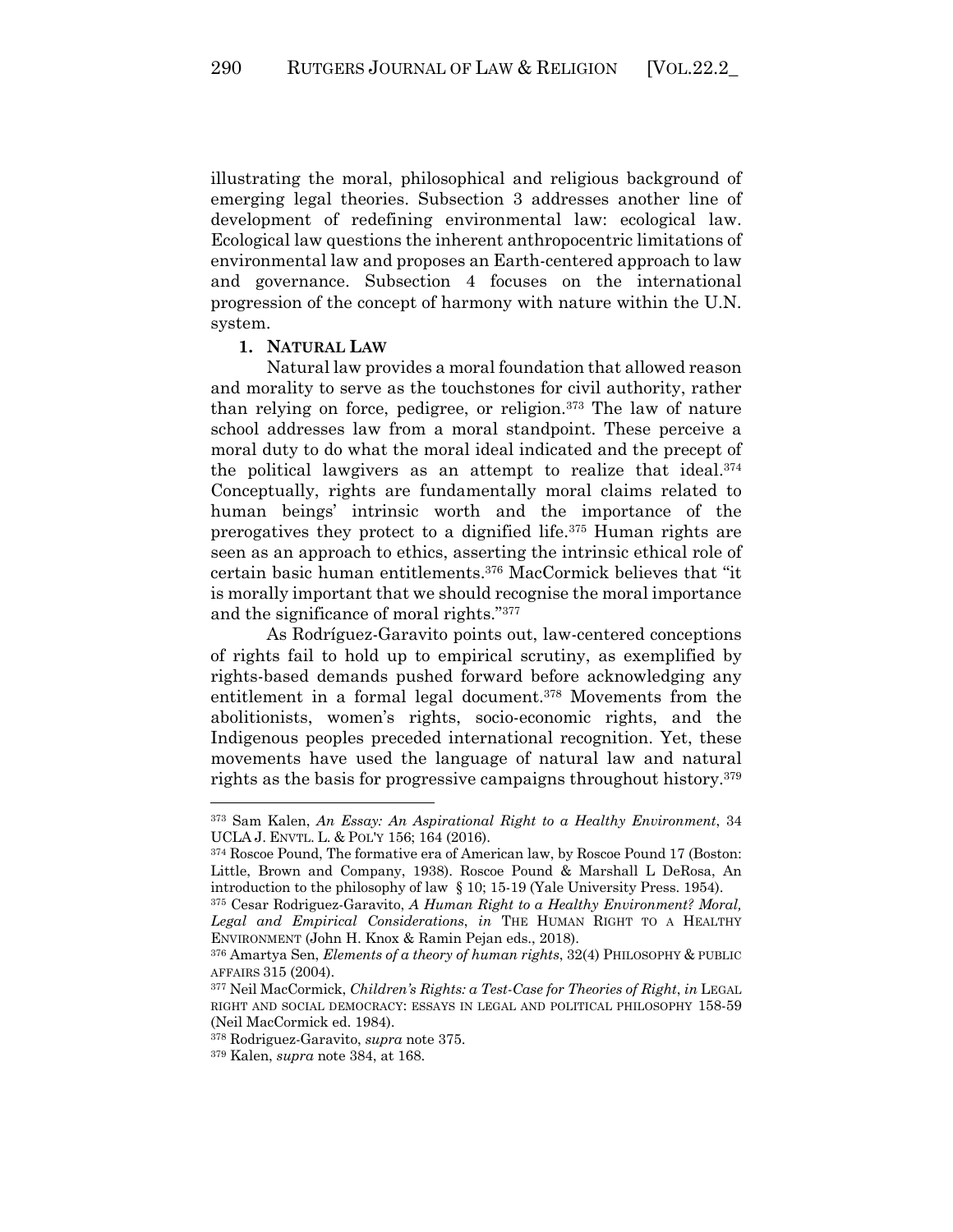illustrating the moral, philosophical and religious background of emerging legal theories. Subsection 3 addresses another line of development of redefining environmental law: ecological law. Ecological law questions the inherent anthropocentric limitations of environmental law and proposes an Earth-centered approach to law and governance. Subsection 4 focuses on the international progression of the concept of harmony with nature within the U.N. system.

### 1. NATURAL LAW

Natural law provides a moral foundation that allowed reason and morality to serve as the touchstones for civil authority, rather than relying on force, pedigree, or religion.[373] The law of nature school addresses law from a moral standpoint. These perceive a moral duty to do what the moral ideal indicated and the precept of the political lawgivers as an attempt to realize that ideal.[374] Conceptually, rights are fundamentally moral claims related to human beings' intrinsic worth and the importance of the prerogatives they protect to a dignified life.[375] Human rights are seen as an approach to ethics, asserting the intrinsic ethical role of certain basic human entitlements.[376] MacCormick believes that "it is morally important that we should recognise the moral importance and the significance of moral rights."[377]

As Rodríguez-Garavito points out, law-centered conceptions of rights fail to hold up to empirical scrutiny, as exemplified by rights-based demands pushed forward before acknowledging any entitlement in a formal legal document.[378] Movements from the abolitionists, women's rights, socio-economic rights, and the Indigenous peoples preceded international recognition. Yet, these movements have used the language of natural law and natural rights as the basis for progressive campaigns throughout history.[379]

---

[373] Sam Kalen, *An Essay: An Aspirational Right to a Healthy Environment*, 34 UCLA J. ENVTL. L. & POL'Y 156; 164 (2016).

[374] Roscoe Pound, The formative era of American law, by Roscoe Pound 17 (Boston: Little, Brown and Company, 1938). Roscoe Pound & Marshall L DeRosa, An introduction to the philosophy of law § 10; 15-19 (Yale University Press. 1954).

[375] Cesar Rodriguez-Garavito, *A Human Right to a Healthy Environment? Moral, Legal and Empirical Considerations*, *in* THE HUMAN RIGHT TO A HEALTHY ENVIRONMENT (John H. Knox & Ramin Pejan eds., 2018).

[376] Amartya Sen, *Elements of a theory of human rights*, 32(4) PHILOSOPHY & PUBLIC AFFAIRS 315 (2004).

[377] Neil MacCormick, *Children's Rights: a Test-Case for Theories of Right*, *in* LEGAL RIGHT AND SOCIAL DEMOCRACY: ESSAYS IN LEGAL AND POLITICAL PHILOSOPHY 158-59 (Neil MacCormick ed. 1984).

[378] Rodriguez-Garavito, *supra* note 375.

[379] Kalen, *supra* note 384, at 168.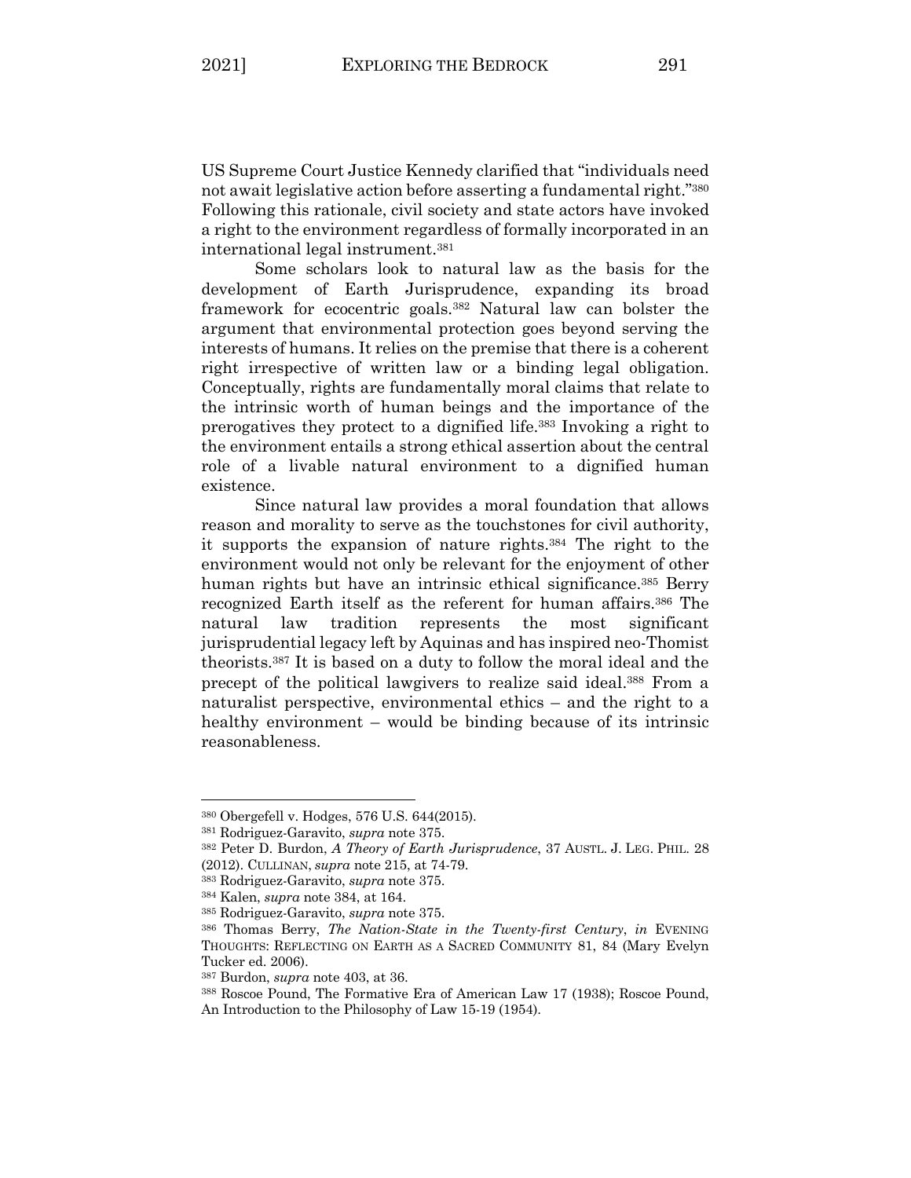US Supreme Court Justice Kennedy clarified that "individuals need not await legislative action before asserting a fundamental right."[380] Following this rationale, civil society and state actors have invoked a right to the environment regardless of formally incorporated in an international legal instrument.[381]

Some scholars look to natural law as the basis for the development of Earth Jurisprudence, expanding its broad framework for ecocentric goals.[382] Natural law can bolster the argument that environmental protection goes beyond serving the interests of humans. It relies on the premise that there is a coherent right irrespective of written law or a binding legal obligation. Conceptually, rights are fundamentally moral claims that relate to the intrinsic worth of human beings and the importance of the prerogatives they protect to a dignified life.[383] Invoking a right to the environment entails a strong ethical assertion about the central role of a livable natural environment to a dignified human existence.

Since natural law provides a moral foundation that allows reason and morality to serve as the touchstones for civil authority, it supports the expansion of nature rights.[384] The right to the environment would not only be relevant for the enjoyment of other human rights but have an intrinsic ethical significance.[385] Berry recognized Earth itself as the referent for human affairs.[386] The natural law tradition represents the most significant jurisprudential legacy left by Aquinas and has inspired neo-Thomist theorists.[387] It is based on a duty to follow the moral ideal and the precept of the political lawgivers to realize said ideal.[388] From a naturalist perspective, environmental ethics – and the right to a healthy environment – would be binding because of its intrinsic reasonableness.

---

[380] Obergefell v. Hodges, 576 U.S. 644(2015).

[381] Rodriguez-Garavito, *supra* note 375.

[382] Peter D. Burdon, *A Theory of Earth Jurisprudence*, 37 AUSTL. J. LEG. PHIL. 28 (2012). CULLINAN, *supra* note 215, at 74-79.

[383] Rodriguez-Garavito, *supra* note 375.

[384] Kalen, *supra* note 384, at 164.

[385] Rodriguez-Garavito, *supra* note 375.

[386] Thomas Berry, *The Nation-State in the Twenty-first Century*, *in* EVENING THOUGHTS: REFLECTING ON EARTH AS A SACRED COMMUNITY 81, 84 (Mary Evelyn Tucker ed. 2006).

[387] Burdon, *supra* note 403, at 36.

[388] Roscoe Pound, The Formative Era of American Law 17 (1938); Roscoe Pound, An Introduction to the Philosophy of Law 15-19 (1954).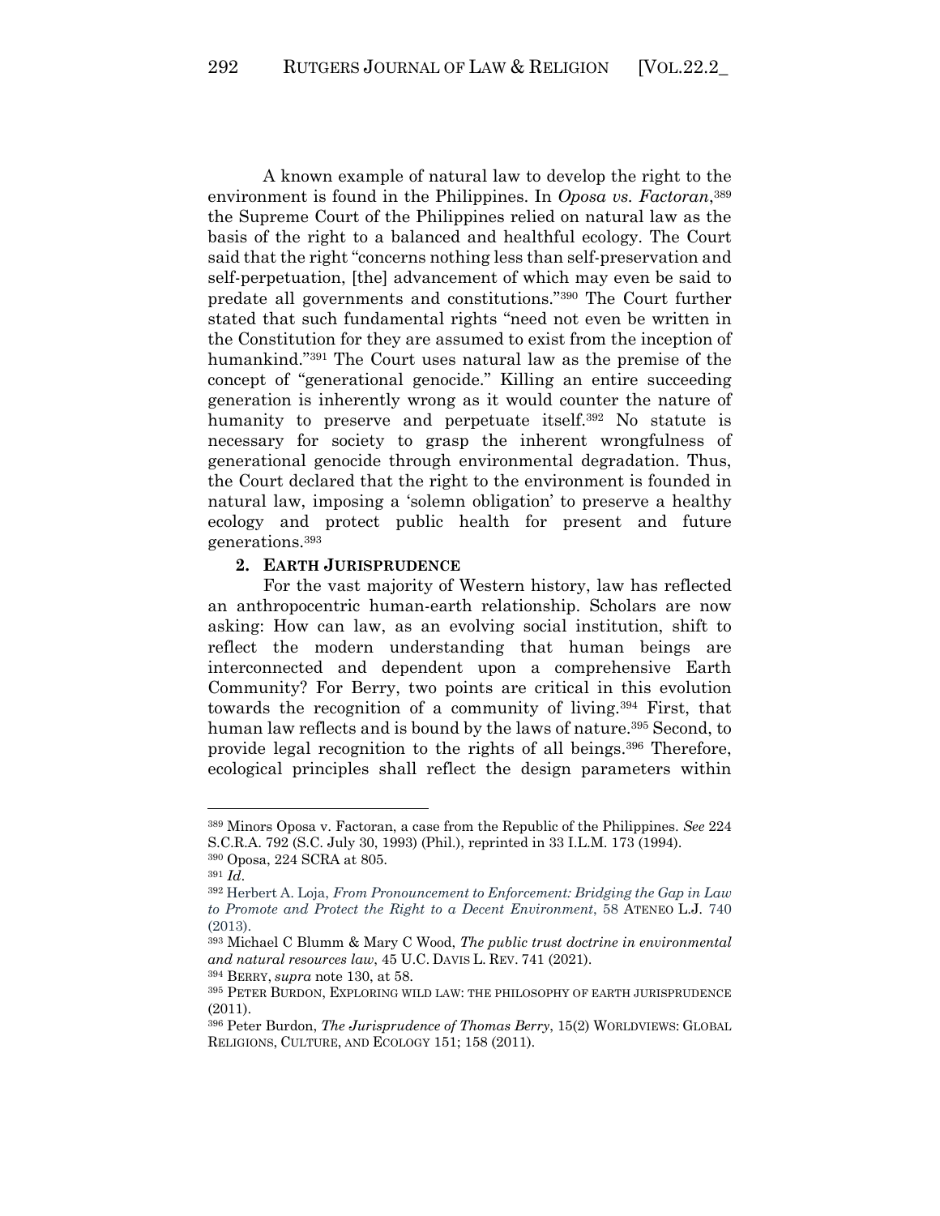A known example of natural law to develop the right to the environment is found in the Philippines. In *Oposa vs. Factoran*,[389] the Supreme Court of the Philippines relied on natural law as the basis of the right to a balanced and healthful ecology. The Court said that the right "concerns nothing less than self-preservation and self-perpetuation, [the] advancement of which may even be said to predate all governments and constitutions."[390] The Court further stated that such fundamental rights "need not even be written in the Constitution for they are assumed to exist from the inception of humankind."[391] The Court uses natural law as the premise of the concept of "generational genocide." Killing an entire succeeding generation is inherently wrong as it would counter the nature of humanity to preserve and perpetuate itself.[392] No statute is necessary for society to grasp the inherent wrongfulness of generational genocide through environmental degradation. Thus, the Court declared that the right to the environment is founded in natural law, imposing a 'solemn obligation' to preserve a healthy ecology and protect public health for present and future generations.[393]

**2. EARTH JURISPRUDENCE**

For the vast majority of Western history, law has reflected an anthropocentric human-earth relationship. Scholars are now asking: How can law, as an evolving social institution, shift to reflect the modern understanding that human beings are interconnected and dependent upon a comprehensive Earth Community? For Berry, two points are critical in this evolution towards the recognition of a community of living.[394] First, that human law reflects and is bound by the laws of nature.[395] Second, to provide legal recognition to the rights of all beings.[396] Therefore, ecological principles shall reflect the design parameters within

---

[389] Minors Oposa v. Factoran, a case from the Republic of the Philippines. *See* 224 S.C.R.A. 792 (S.C. July 30, 1993) (Phil.), reprinted in 33 I.L.M. 173 (1994).

[390] Oposa, 224 SCRA at 805.

[391] *Id*.

[392] Herbert A. Loja, *From Pronouncement to Enforcement: Bridging the Gap in Law to Promote and Protect the Right to a Decent Environment*, 58 ATENEO L.J. 740 (2013).

[393] Michael C Blumm & Mary C Wood, *The public trust doctrine in environmental and natural resources law*, 45 U.C. DAVIS L. REV. 741 (2021).

[394] BERRY, *supra* note 130, at 58.

[395] PETER BURDON, EXPLORING WILD LAW: THE PHILOSOPHY OF EARTH JURISPRUDENCE (2011).

[396] Peter Burdon, *The Jurisprudence of Thomas Berry*, 15(2) WORLDVIEWS: GLOBAL RELIGIONS, CULTURE, AND ECOLOGY 151; 158 (2011).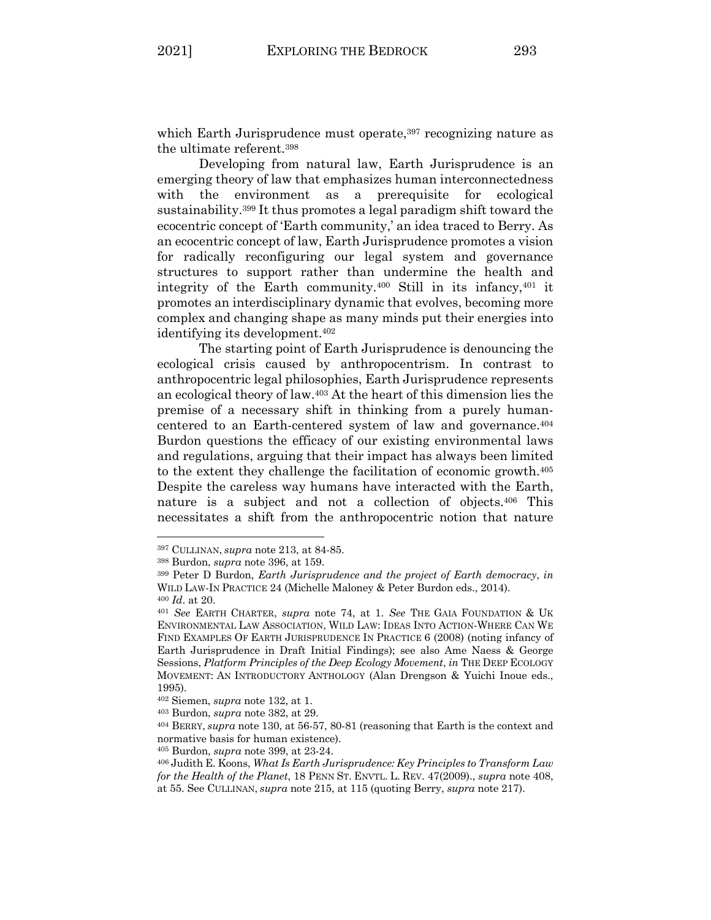which Earth Jurisprudence must operate,[397] recognizing nature as the ultimate referent.[398]

Developing from natural law, Earth Jurisprudence is an emerging theory of law that emphasizes human interconnectedness with the environment as a prerequisite for ecological sustainability.[399] It thus promotes a legal paradigm shift toward the ecocentric concept of 'Earth community,' an idea traced to Berry. As an ecocentric concept of law, Earth Jurisprudence promotes a vision for radically reconfiguring our legal system and governance structures to support rather than undermine the health and integrity of the Earth community.[400] Still in its infancy,[401] it promotes an interdisciplinary dynamic that evolves, becoming more complex and changing shape as many minds put their energies into identifying its development.[402]

The starting point of Earth Jurisprudence is denouncing the ecological crisis caused by anthropocentrism. In contrast to anthropocentric legal philosophies, Earth Jurisprudence represents an ecological theory of law.[403] At the heart of this dimension lies the premise of a necessary shift in thinking from a purely human-centered to an Earth-centered system of law and governance.[404] Burdon questions the efficacy of our existing environmental laws and regulations, arguing that their impact has always been limited to the extent they challenge the facilitation of economic growth.[405] Despite the careless way humans have interacted with the Earth, nature is a subject and not a collection of objects.[406] This necessitates a shift from the anthropocentric notion that nature

---

[397] CULLINAN, *supra* note 213, at 84-85.

[398] Burdon, *supra* note 396, at 159.

[399] Peter D Burdon, *Earth Jurisprudence and the project of Earth democracy*, *in* WILD LAW-IN PRACTICE 24 (Michelle Maloney & Peter Burdon eds., 2014).

[400] *Id*. at 20.

[401] *See* EARTH CHARTER, *supra* note 74, at 1. *See* THE GAIA FOUNDATION & UK ENVIRONMENTAL LAW ASSOCIATION, WILD LAW: IDEAS INTO ACTION-WHERE CAN WE FIND EXAMPLES OF EARTH JURISPRUDENCE IN PRACTICE 6 (2008) (noting infancy of Earth Jurisprudence in Draft Initial Findings); see also Ame Naess & George Sessions, *Platform Principles of the Deep Ecology Movement*, *in* THE DEEP ECOLOGY MOVEMENT: AN INTRODUCTORY ANTHOLOGY (Alan Drengson & Yuichi Inoue eds., 1995).

[402] Siemen, *supra* note 132, at 1.

[403] Burdon, *supra* note 382, at 29.

[404] BERRY, *supra* note 130, at 56-57, 80-81 (reasoning that Earth is the context and normative basis for human existence).

[405] Burdon, *supra* note 399, at 23-24.

[406] Judith E. Koons, *What Is Earth Jurisprudence: Key Principles to Transform Law for the Health of the Planet*, 18 PENN ST. ENVTL. L. REV. 47(2009)., *supra* note 408, at 55. See CULLINAN, *supra* note 215, at 115 (quoting Berry, *supra* note 217).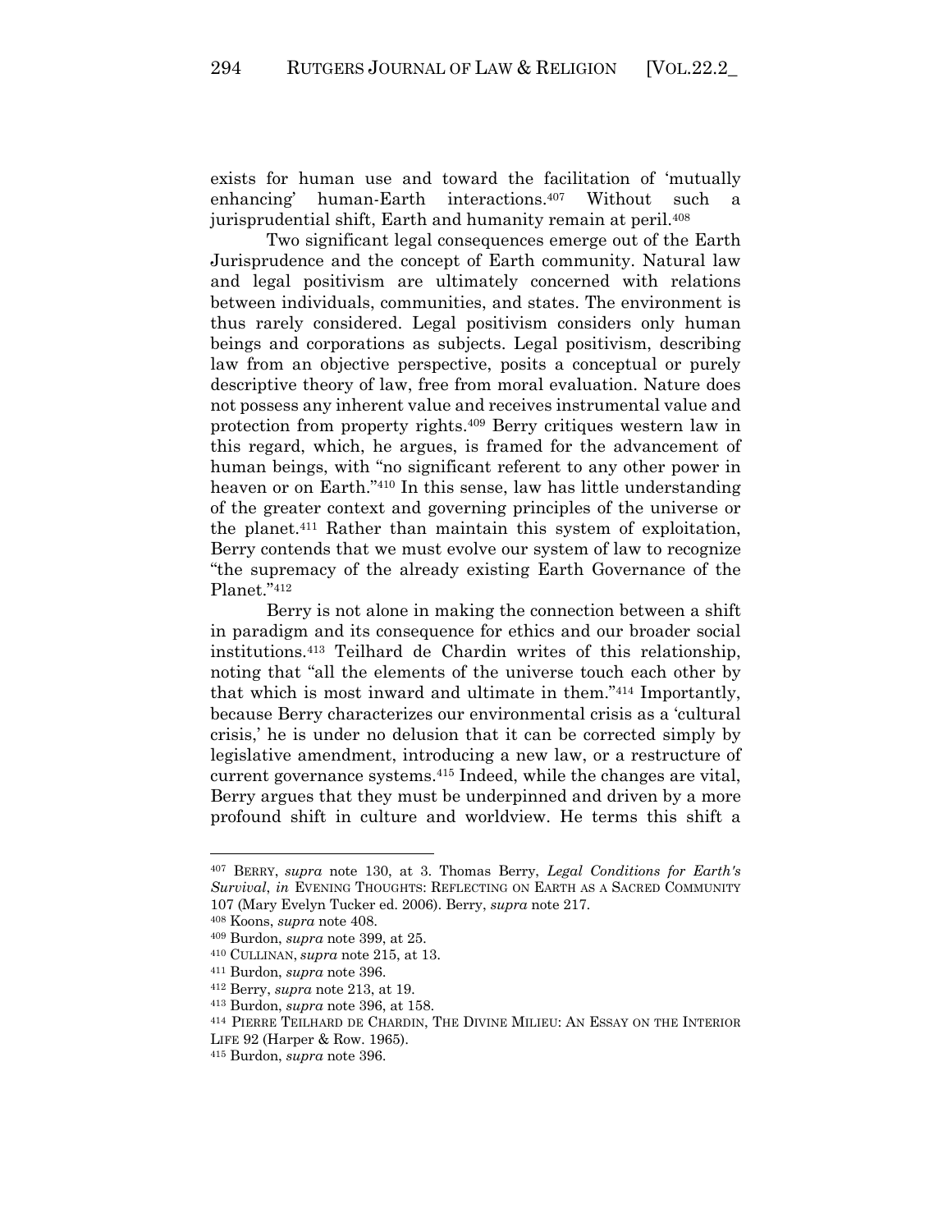exists for human use and toward the facilitation of 'mutually enhancing' human-Earth interactions.[407] Without such a jurisprudential shift, Earth and humanity remain at peril.[408]

Two significant legal consequences emerge out of the Earth Jurisprudence and the concept of Earth community. Natural law and legal positivism are ultimately concerned with relations between individuals, communities, and states. The environment is thus rarely considered. Legal positivism considers only human beings and corporations as subjects. Legal positivism, describing law from an objective perspective, posits a conceptual or purely descriptive theory of law, free from moral evaluation. Nature does not possess any inherent value and receives instrumental value and protection from property rights.[409] Berry critiques western law in this regard, which, he argues, is framed for the advancement of human beings, with "no significant referent to any other power in heaven or on Earth."[410] In this sense, law has little understanding of the greater context and governing principles of the universe or the planet.[411] Rather than maintain this system of exploitation, Berry contends that we must evolve our system of law to recognize "the supremacy of the already existing Earth Governance of the Planet."[412]

Berry is not alone in making the connection between a shift in paradigm and its consequence for ethics and our broader social institutions.[413] Teilhard de Chardin writes of this relationship, noting that "all the elements of the universe touch each other by that which is most inward and ultimate in them."[414] Importantly, because Berry characterizes our environmental crisis as a 'cultural crisis,' he is under no delusion that it can be corrected simply by legislative amendment, introducing a new law, or a restructure of current governance systems.[415] Indeed, while the changes are vital, Berry argues that they must be underpinned and driven by a more profound shift in culture and worldview. He terms this shift a

---

[407] BERRY, *supra* note 130, at 3. Thomas Berry, *Legal Conditions for Earth's Survival*, *in* EVENING THOUGHTS: REFLECTING ON EARTH AS A SACRED COMMUNITY 107 (Mary Evelyn Tucker ed. 2006). Berry, *supra* note 217.

[408] Koons, *supra* note 408.

[409] Burdon, *supra* note 399, at 25.

[410] CULLINAN, *supra* note 215, at 13.

[411] Burdon, *supra* note 396.

[412] Berry, *supra* note 213, at 19.

[413] Burdon, *supra* note 396, at 158.

[414] PIERRE TEILHARD DE CHARDIN, THE DIVINE MILIEU: AN ESSAY ON THE INTERIOR LIFE 92 (Harper & Row. 1965).

[415] Burdon, *supra* note 396.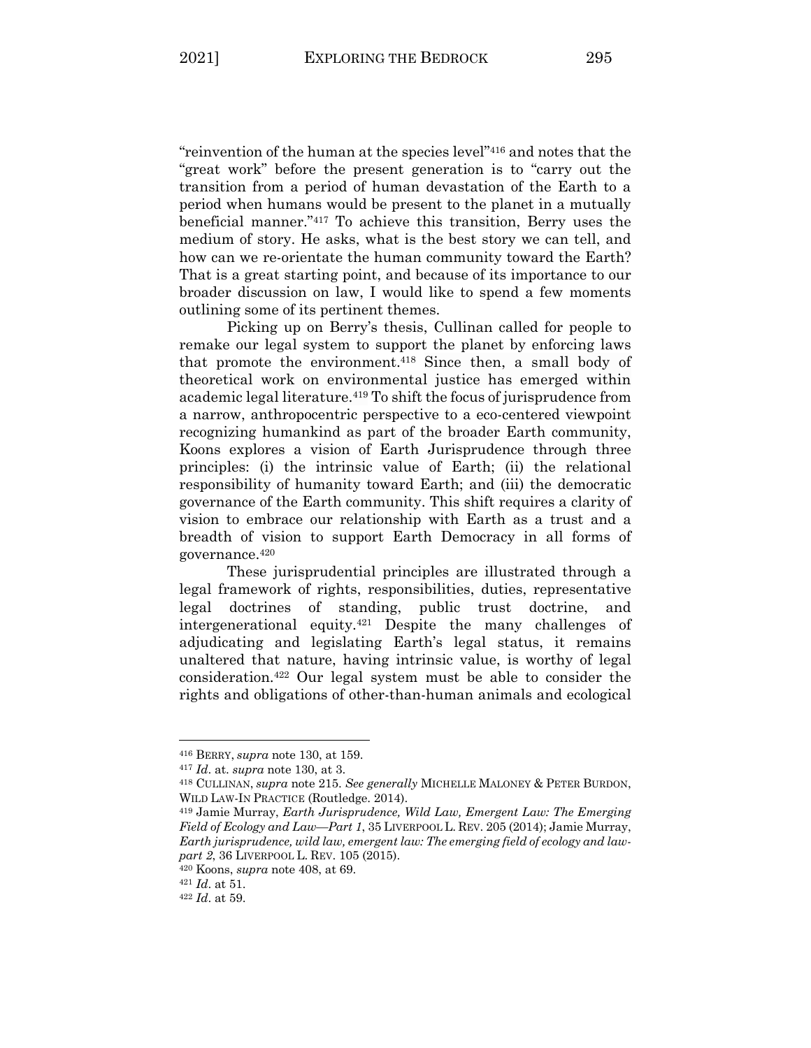"reinvention of the human at the species level"[416] and notes that the "great work" before the present generation is to "carry out the transition from a period of human devastation of the Earth to a period when humans would be present to the planet in a mutually beneficial manner."[417] To achieve this transition, Berry uses the medium of story. He asks, what is the best story we can tell, and how can we re-orientate the human community toward the Earth? That is a great starting point, and because of its importance to our broader discussion on law, I would like to spend a few moments outlining some of its pertinent themes.

Picking up on Berry's thesis, Cullinan called for people to remake our legal system to support the planet by enforcing laws that promote the environment.[418] Since then, a small body of theoretical work on environmental justice has emerged within academic legal literature.[419] To shift the focus of jurisprudence from a narrow, anthropocentric perspective to a eco-centered viewpoint recognizing humankind as part of the broader Earth community, Koons explores a vision of Earth Jurisprudence through three principles: (i) the intrinsic value of Earth; (ii) the relational responsibility of humanity toward Earth; and (iii) the democratic governance of the Earth community. This shift requires a clarity of vision to embrace our relationship with Earth as a trust and a breadth of vision to support Earth Democracy in all forms of governance.[420]

These jurisprudential principles are illustrated through a legal framework of rights, responsibilities, duties, representative legal doctrines of standing, public trust doctrine, and intergenerational equity.[421] Despite the many challenges of adjudicating and legislating Earth's legal status, it remains unaltered that nature, having intrinsic value, is worthy of legal consideration.[422] Our legal system must be able to consider the rights and obligations of other-than-human animals and ecological

---

[416] BERRY, *supra* note 130, at 159.

[417] *Id*. at. *supra* note 130, at 3.

[418] CULLINAN, *supra* note 215. *See generally* MICHELLE MALONEY & PETER BURDON, WILD LAW-IN PRACTICE (Routledge. 2014).

[419] Jamie Murray, *Earth Jurisprudence, Wild Law, Emergent Law: The Emerging Field of Ecology and Law—Part 1*, 35 LIVERPOOL L. REV. 205 (2014); Jamie Murray, *Earth jurisprudence, wild law, emergent law: The emerging field of ecology and law-part 2*, 36 LIVERPOOL L. REV. 105 (2015).

[420] Koons, *supra* note 408, at 69.

[421] *Id*. at 51.

[422] *Id*. at 59.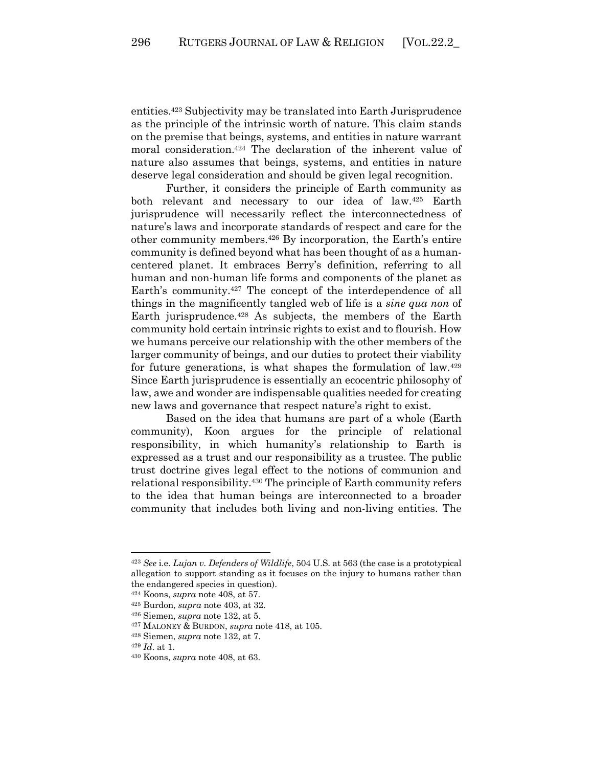entities.[423] Subjectivity may be translated into Earth Jurisprudence as the principle of the intrinsic worth of nature. This claim stands on the premise that beings, systems, and entities in nature warrant moral consideration.[424] The declaration of the inherent value of nature also assumes that beings, systems, and entities in nature deserve legal consideration and should be given legal recognition.

Further, it considers the principle of Earth community as both relevant and necessary to our idea of law.[425] Earth jurisprudence will necessarily reflect the interconnectedness of nature's laws and incorporate standards of respect and care for the other community members.[426] By incorporation, the Earth's entire community is defined beyond what has been thought of as a human-centered planet. It embraces Berry's definition, referring to all human and non-human life forms and components of the planet as Earth's community.[427] The concept of the interdependence of all things in the magnificently tangled web of life is a *sine qua non* of Earth jurisprudence.[428] As subjects, the members of the Earth community hold certain intrinsic rights to exist and to flourish. How we humans perceive our relationship with the other members of the larger community of beings, and our duties to protect their viability for future generations, is what shapes the formulation of law.[429] Since Earth jurisprudence is essentially an ecocentric philosophy of law, awe and wonder are indispensable qualities needed for creating new laws and governance that respect nature's right to exist.

Based on the idea that humans are part of a whole (Earth community), Koon argues for the principle of relational responsibility, in which humanity's relationship to Earth is expressed as a trust and our responsibility as a trustee. The public trust doctrine gives legal effect to the notions of communion and relational responsibility.[430] The principle of Earth community refers to the idea that human beings are interconnected to a broader community that includes both living and non-living entities. The

---

[423] *See* i.e. *Lujan v. Defenders of Wildlife*, 504 U.S. at 563 (the case is a prototypical allegation to support standing as it focuses on the injury to humans rather than the endangered species in question).

[424] Koons, *supra* note 408, at 57.

[425] Burdon, *supra* note 403, at 32.

[426] Siemen, *supra* note 132, at 5.

[427] MALONEY & BURDON, *supra* note 418, at 105.

[428] Siemen, *supra* note 132, at 7.

[429] *Id*. at 1.

[430] Koons, *supra* note 408, at 63.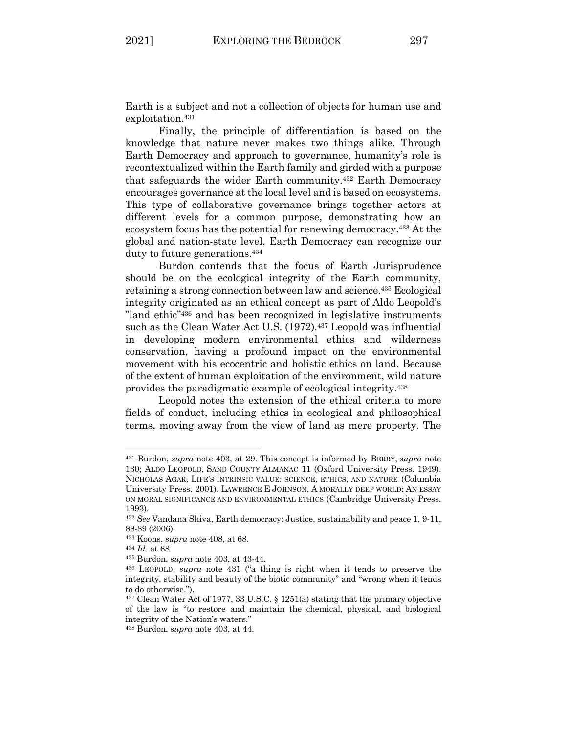Earth is a subject and not a collection of objects for human use and exploitation.[431]

Finally, the principle of differentiation is based on the knowledge that nature never makes two things alike. Through Earth Democracy and approach to governance, humanity's role is recontextualized within the Earth family and girded with a purpose that safeguards the wider Earth community.[432] Earth Democracy encourages governance at the local level and is based on ecosystems. This type of collaborative governance brings together actors at different levels for a common purpose, demonstrating how an ecosystem focus has the potential for renewing democracy.[433] At the global and nation-state level, Earth Democracy can recognize our duty to future generations.[434]

Burdon contends that the focus of Earth Jurisprudence should be on the ecological integrity of the Earth community, retaining a strong connection between law and science.[435] Ecological integrity originated as an ethical concept as part of Aldo Leopold's "land ethic"[436] and has been recognized in legislative instruments such as the Clean Water Act U.S. (1972).[437] Leopold was influential in developing modern environmental ethics and wilderness conservation, having a profound impact on the environmental movement with his ecocentric and holistic ethics on land. Because of the extent of human exploitation of the environment, wild nature provides the paradigmatic example of ecological integrity.[438]

Leopold notes the extension of the ethical criteria to more fields of conduct, including ethics in ecological and philosophical terms, moving away from the view of land as mere property. The

---

[431] Burdon, *supra* note 403, at 29. This concept is informed by BERRY, *supra* note 130; ALDO LEOPOLD, SAND COUNTY ALMANAC 11 (Oxford University Press. 1949). NICHOLAS AGAR, LIFE'S INTRINSIC VALUE: SCIENCE, ETHICS, AND NATURE (Columbia University Press. 2001). LAWRENCE E JOHNSON, A MORALLY DEEP WORLD: AN ESSAY ON MORAL SIGNIFICANCE AND ENVIRONMENTAL ETHICS (Cambridge University Press. 1993).

[432] *See* Vandana Shiva, Earth democracy: Justice, sustainability and peace 1, 9-11, 88-89 (2006).

[433] Koons, *supra* note 408, at 68.

[434] *Id*. at 68.

[435] Burdon, *supra* note 403, at 43-44.

[436] LEOPOLD, *supra* note 431 ("a thing is right when it tends to preserve the integrity, stability and beauty of the biotic community" and "wrong when it tends to do otherwise.").

[437] Clean Water Act of 1977, 33 U.S.C. § 1251(a) stating that the primary objective of the law is "to restore and maintain the chemical, physical, and biological integrity of the Nation's waters."

[438] Burdon, *supra* note 403, at 44.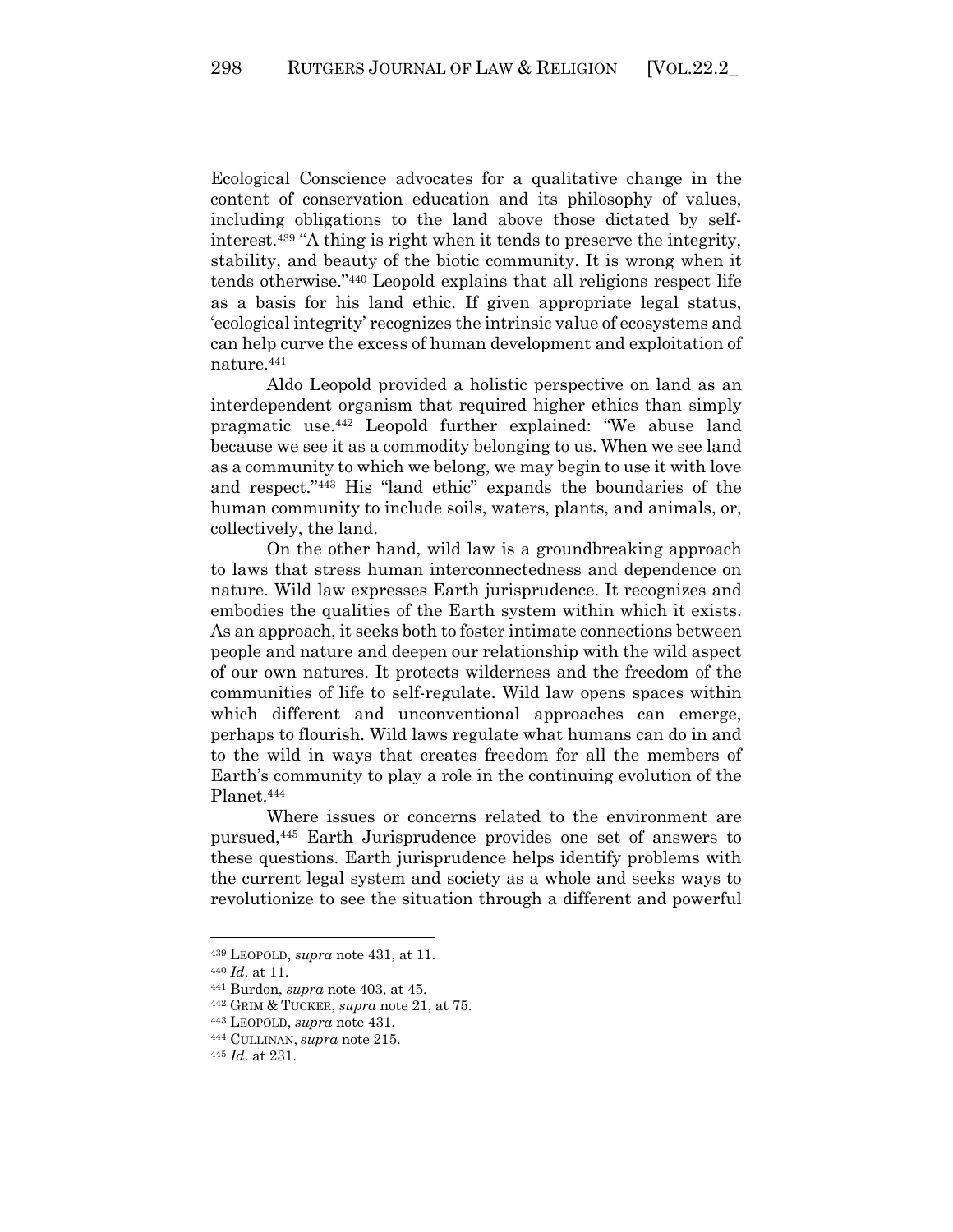Ecological Conscience advocates for a qualitative change in the content of conservation education and its philosophy of values, including obligations to the land above those dictated by self-interest.[439] "A thing is right when it tends to preserve the integrity, stability, and beauty of the biotic community. It is wrong when it tends otherwise."[440] Leopold explains that all religions respect life as a basis for his land ethic. If given appropriate legal status, 'ecological integrity' recognizes the intrinsic value of ecosystems and can help curve the excess of human development and exploitation of nature.[441]

Aldo Leopold provided a holistic perspective on land as an interdependent organism that required higher ethics than simply pragmatic use.[442] Leopold further explained: "We abuse land because we see it as a commodity belonging to us. When we see land as a community to which we belong, we may begin to use it with love and respect."[443] His "land ethic" expands the boundaries of the human community to include soils, waters, plants, and animals, or, collectively, the land.

On the other hand, wild law is a groundbreaking approach to laws that stress human interconnectedness and dependence on nature. Wild law expresses Earth jurisprudence. It recognizes and embodies the qualities of the Earth system within which it exists. As an approach, it seeks both to foster intimate connections between people and nature and deepen our relationship with the wild aspect of our own natures. It protects wilderness and the freedom of the communities of life to self-regulate. Wild law opens spaces within which different and unconventional approaches can emerge, perhaps to flourish. Wild laws regulate what humans can do in and to the wild in ways that creates freedom for all the members of Earth's community to play a role in the continuing evolution of the Planet.[444]

Where issues or concerns related to the environment are pursued,[445] Earth Jurisprudence provides one set of answers to these questions. Earth jurisprudence helps identify problems with the current legal system and society as a whole and seeks ways to revolutionize to see the situation through a different and powerful

---

[439] LEOPOLD, *supra* note 431, at 11.

[440] *Id*. at 11.

[441] Burdon, *supra* note 403, at 45.

[442] GRIM & TUCKER, *supra* note 21, at 75.

[443] LEOPOLD, *supra* note 431.

[444] CULLINAN, *supra* note 215.

[445] *Id*. at 231.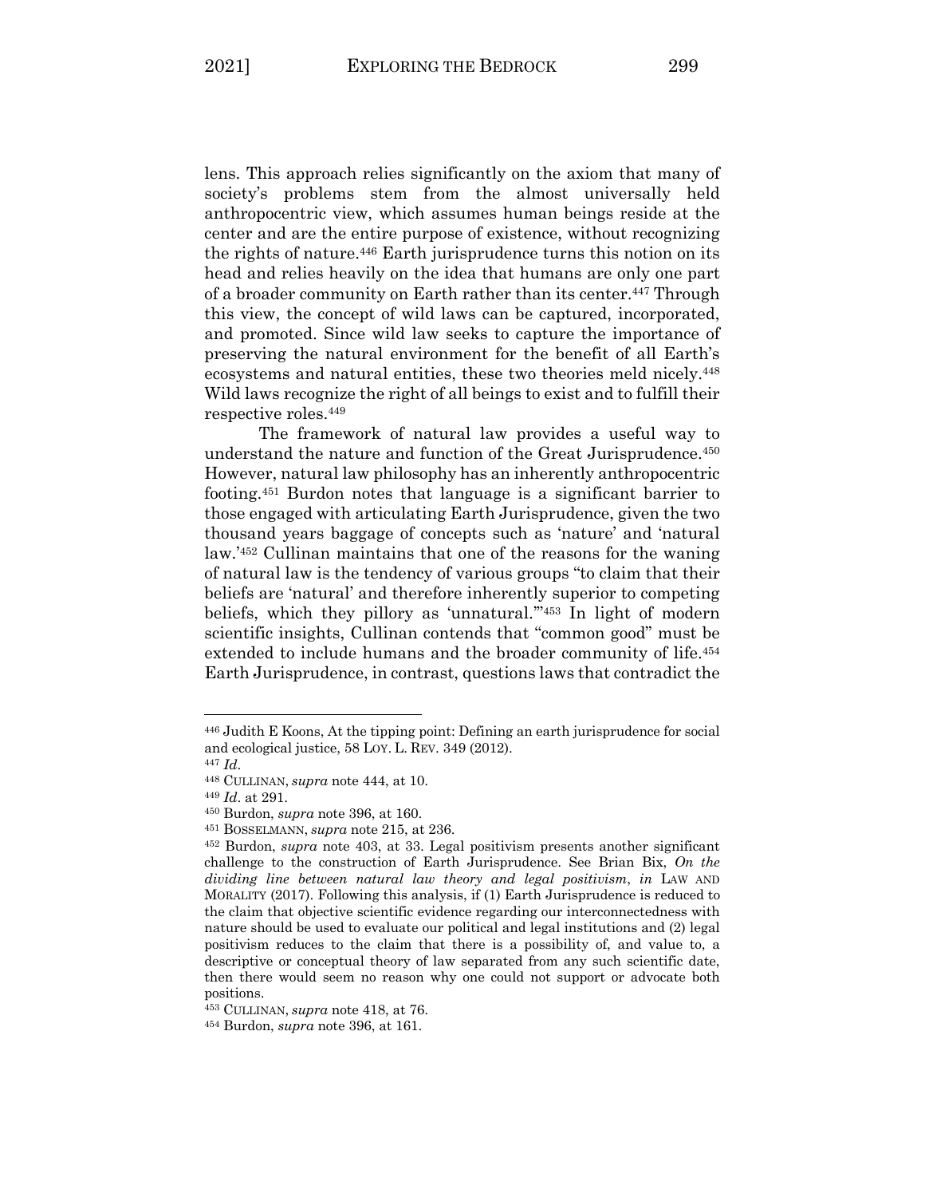lens. This approach relies significantly on the axiom that many of society's problems stem from the almost universally held anthropocentric view, which assumes human beings reside at the center and are the entire purpose of existence, without recognizing the rights of nature.[446] Earth jurisprudence turns this notion on its head and relies heavily on the idea that humans are only one part of a broader community on Earth rather than its center.[447] Through this view, the concept of wild laws can be captured, incorporated, and promoted. Since wild law seeks to capture the importance of preserving the natural environment for the benefit of all Earth's ecosystems and natural entities, these two theories meld nicely.[448] Wild laws recognize the right of all beings to exist and to fulfill their respective roles.[449]

The framework of natural law provides a useful way to understand the nature and function of the Great Jurisprudence.[450] However, natural law philosophy has an inherently anthropocentric footing.[451] Burdon notes that language is a significant barrier to those engaged with articulating Earth Jurisprudence, given the two thousand years baggage of concepts such as 'nature' and 'natural law.'[452] Cullinan maintains that one of the reasons for the waning of natural law is the tendency of various groups "to claim that their beliefs are 'natural' and therefore inherently superior to competing beliefs, which they pillory as 'unnatural.'"[453] In light of modern scientific insights, Cullinan contends that "common good" must be extended to include humans and the broader community of life.[454] Earth Jurisprudence, in contrast, questions laws that contradict the

---

[446] Judith E Koons, At the tipping point: Defining an earth jurisprudence for social and ecological justice, 58 LOY. L. REV. 349 (2012).

[447] *Id*.

[448] CULLINAN, *supra* note 444, at 10.

[449] *Id*. at 291.

[450] Burdon, *supra* note 396, at 160.

[451] BOSSELMANN, *supra* note 215, at 236.

[452] Burdon, *supra* note 403, at 33. Legal positivism presents another significant challenge to the construction of Earth Jurisprudence. See Brian Bix, *On the dividing line between natural law theory and legal positivism*, *in* LAW AND MORALITY (2017). Following this analysis, if (1) Earth Jurisprudence is reduced to the claim that objective scientific evidence regarding our interconnectedness with nature should be used to evaluate our political and legal institutions and (2) legal positivism reduces to the claim that there is a possibility of, and value to, a descriptive or conceptual theory of law separated from any such scientific date, then there would seem no reason why one could not support or advocate both positions.

[453] CULLINAN, *supra* note 418, at 76.

[454] Burdon, *supra* note 396, at 161.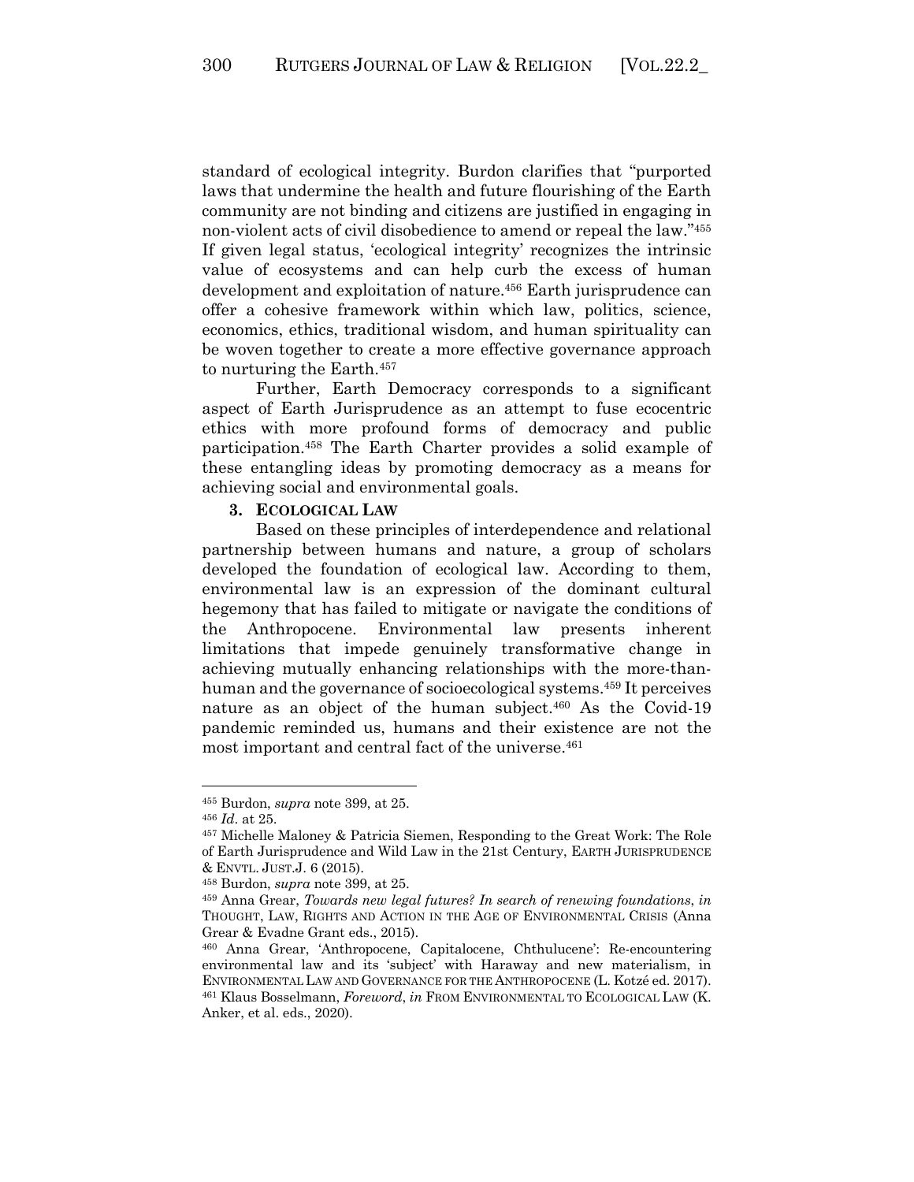standard of ecological integrity. Burdon clarifies that "purported laws that undermine the health and future flourishing of the Earth community are not binding and citizens are justified in engaging in non-violent acts of civil disobedience to amend or repeal the law."[455] If given legal status, 'ecological integrity' recognizes the intrinsic value of ecosystems and can help curb the excess of human development and exploitation of nature.[456] Earth jurisprudence can offer a cohesive framework within which law, politics, science, economics, ethics, traditional wisdom, and human spirituality can be woven together to create a more effective governance approach to nurturing the Earth.[457]

Further, Earth Democracy corresponds to a significant aspect of Earth Jurisprudence as an attempt to fuse ecocentric ethics with more profound forms of democracy and public participation.[458] The Earth Charter provides a solid example of these entangling ideas by promoting democracy as a means for achieving social and environmental goals.

### 3. ECOLOGICAL LAW

Based on these principles of interdependence and relational partnership between humans and nature, a group of scholars developed the foundation of ecological law. According to them, environmental law is an expression of the dominant cultural hegemony that has failed to mitigate or navigate the conditions of the Anthropocene. Environmental law presents inherent limitations that impede genuinely transformative change in achieving mutually enhancing relationships with the more-than-human and the governance of socioecological systems.[459] It perceives nature as an object of the human subject.[460] As the Covid-19 pandemic reminded us, humans and their existence are not the most important and central fact of the universe.[461]

---

[455] Burdon, *supra* note 399, at 25.

[456] *Id*. at 25.

[457] Michelle Maloney & Patricia Siemen, Responding to the Great Work: The Role of Earth Jurisprudence and Wild Law in the 21st Century, EARTH JURISPRUDENCE & ENVTL. JUST.J. 6 (2015).

[458] Burdon, *supra* note 399, at 25.

[459] Anna Grear, *Towards new legal futures? In search of renewing foundations*, *in* THOUGHT, LAW, RIGHTS AND ACTION IN THE AGE OF ENVIRONMENTAL CRISIS (Anna Grear & Evadne Grant eds., 2015).

[460] Anna Grear, 'Anthropocene, Capitalocene, Chthulucene': Re-encountering environmental law and its 'subject' with Haraway and new materialism, in ENVIRONMENTAL LAW AND GOVERNANCE FOR THE ANTHROPOCENE (L. Kotzé ed. 2017).

[461] Klaus Bosselmann, *Foreword*, *in* FROM ENVIRONMENTAL TO ECOLOGICAL LAW (K. Anker, et al. eds., 2020).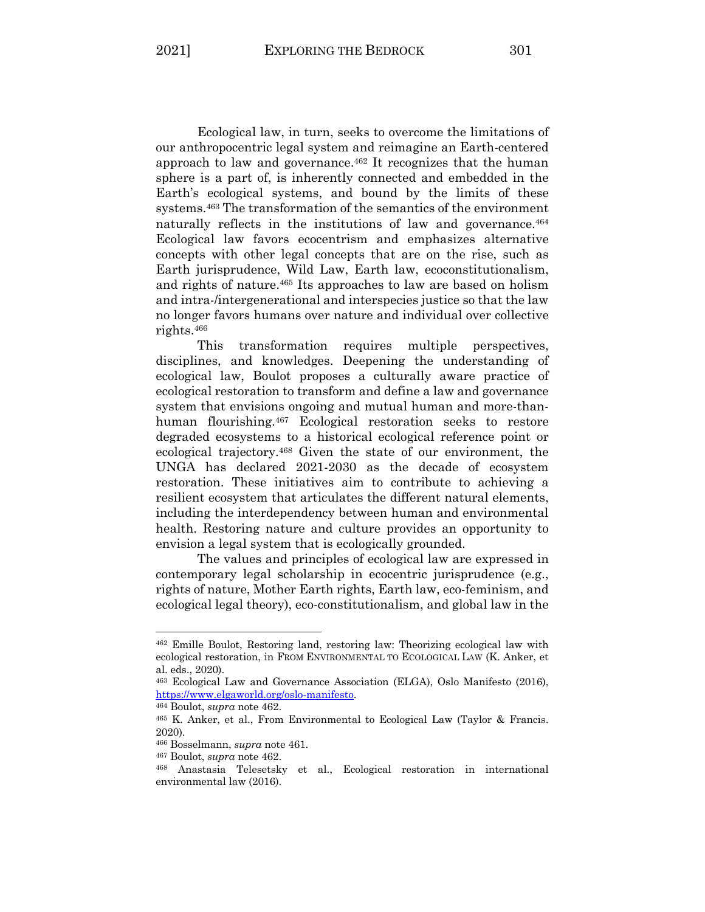Ecological law, in turn, seeks to overcome the limitations of our anthropocentric legal system and reimagine an Earth-centered approach to law and governance.[462] It recognizes that the human sphere is a part of, is inherently connected and embedded in the Earth's ecological systems, and bound by the limits of these systems.[463] The transformation of the semantics of the environment naturally reflects in the institutions of law and governance.[464] Ecological law favors ecocentrism and emphasizes alternative concepts with other legal concepts that are on the rise, such as Earth jurisprudence, Wild Law, Earth law, ecoconstitutionalism, and rights of nature.[465] Its approaches to law are based on holism and intra-/intergenerational and interspecies justice so that the law no longer favors humans over nature and individual over collective rights.[466]

This transformation requires multiple perspectives, disciplines, and knowledges. Deepening the understanding of ecological law, Boulot proposes a culturally aware practice of ecological restoration to transform and define a law and governance system that envisions ongoing and mutual human and more-than-human flourishing.[467] Ecological restoration seeks to restore degraded ecosystems to a historical ecological reference point or ecological trajectory.[468] Given the state of our environment, the UNGA has declared 2021-2030 as the decade of ecosystem restoration. These initiatives aim to contribute to achieving a resilient ecosystem that articulates the different natural elements, including the interdependency between human and environmental health. Restoring nature and culture provides an opportunity to envision a legal system that is ecologically grounded.

The values and principles of ecological law are expressed in contemporary legal scholarship in ecocentric jurisprudence (e.g., rights of nature, Mother Earth rights, Earth law, eco-feminism, and ecological legal theory), eco-constitutionalism, and global law in the

---

[462] Emille Boulot, Restoring land, restoring law: Theorizing ecological law with ecological restoration, in FROM ENVIRONMENTAL TO ECOLOGICAL LAW (K. Anker, et al. eds., 2020).

[463] Ecological Law and Governance Association (ELGA), Oslo Manifesto (2016), https://www.elgaworld.org/oslo-manifesto.

[464] Boulot, *supra* note 462.

[465] K. Anker, et al., From Environmental to Ecological Law (Taylor & Francis. 2020).

[466] Bosselmann, *supra* note 461.

[467] Boulot, *supra* note 462.

[468] Anastasia Telesetsky et al., Ecological restoration in international environmental law (2016).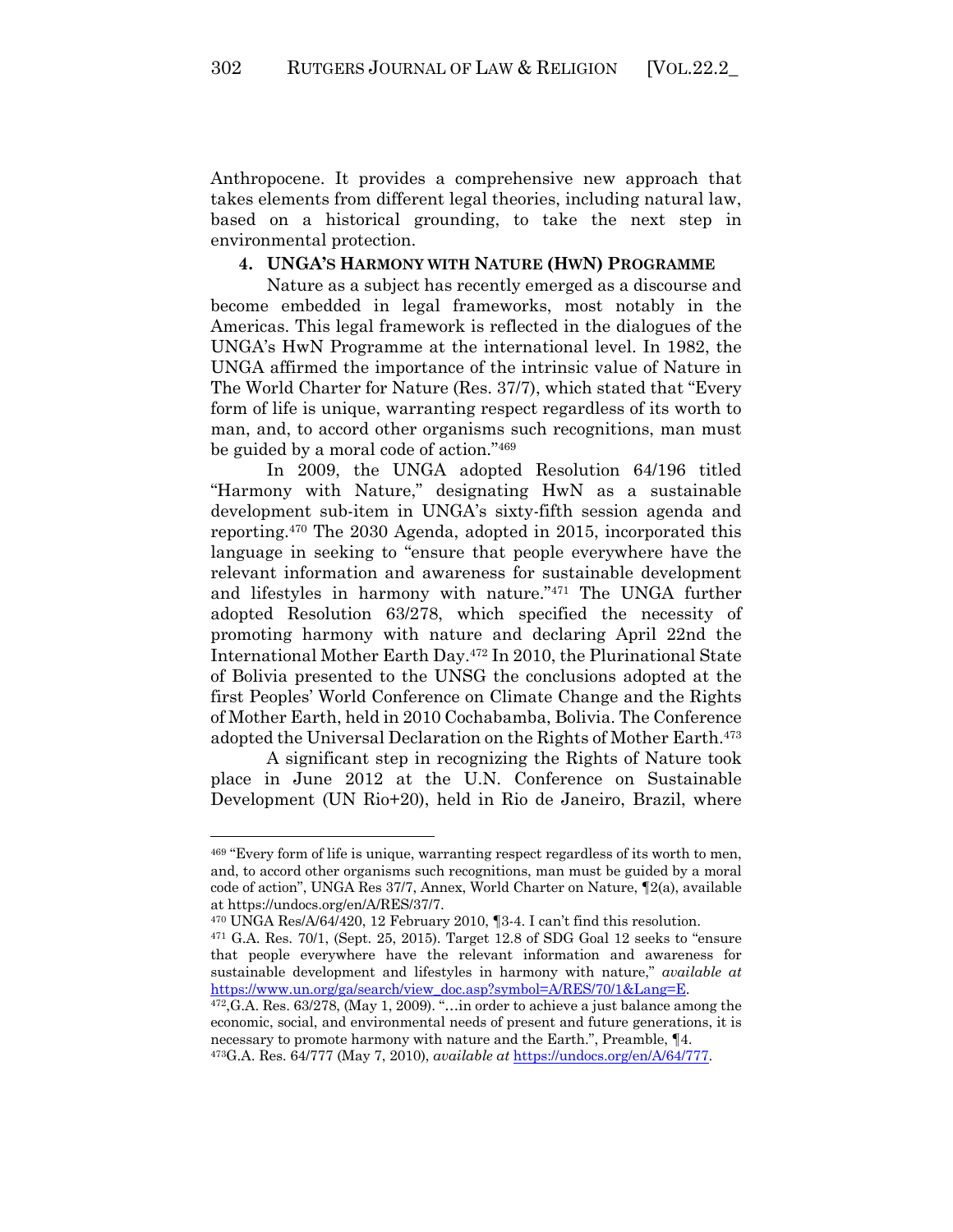Anthropocene. It provides a comprehensive new approach that takes elements from different legal theories, including natural law, based on a historical grounding, to take the next step in environmental protection.

#### 4. UNGA'S HARMONY WITH NATURE (HWN) PROGRAMME

Nature as a subject has recently emerged as a discourse and become embedded in legal frameworks, most notably in the Americas. This legal framework is reflected in the dialogues of the UNGA's HwN Programme at the international level. In 1982, the UNGA affirmed the importance of the intrinsic value of Nature in The World Charter for Nature (Res. 37/7), which stated that "Every form of life is unique, warranting respect regardless of its worth to man, and, to accord other organisms such recognitions, man must be guided by a moral code of action."[469]

In 2009, the UNGA adopted Resolution 64/196 titled "Harmony with Nature," designating HwN as a sustainable development sub-item in UNGA's sixty-fifth session agenda and reporting.[470] The 2030 Agenda, adopted in 2015, incorporated this language in seeking to "ensure that people everywhere have the relevant information and awareness for sustainable development and lifestyles in harmony with nature."[471] The UNGA further adopted Resolution 63/278, which specified the necessity of promoting harmony with nature and declaring April 22nd the International Mother Earth Day.[472] In 2010, the Plurinational State of Bolivia presented to the UNSG the conclusions adopted at the first Peoples' World Conference on Climate Change and the Rights of Mother Earth, held in 2010 Cochabamba, Bolivia. The Conference adopted the Universal Declaration on the Rights of Mother Earth.[473]

A significant step in recognizing the Rights of Nature took place in June 2012 at the U.N. Conference on Sustainable Development (UN Rio+20), held in Rio de Janeiro, Brazil, where

---

[469] "Every form of life is unique, warranting respect regardless of its worth to men, and, to accord other organisms such recognitions, man must be guided by a moral code of action", UNGA Res 37/7, Annex, World Charter on Nature, ¶2(a), available at https://undocs.org/en/A/RES/37/7.

[470] UNGA Res/A/64/420, 12 February 2010, ¶3-4. I can't find this resolution.

[471] G.A. Res. 70/1, (Sept. 25, 2015). Target 12.8 of SDG Goal 12 seeks to "ensure that people everywhere have the relevant information and awareness for sustainable development and lifestyles in harmony with nature," *available at* https://www.un.org/ga/search/view_doc.asp?symbol=A/RES/70/1&Lang=E.

[472], G.A. Res. 63/278, (May 1, 2009). "…in order to achieve a just balance among the economic, social, and environmental needs of present and future generations, it is necessary to promote harmony with nature and the Earth.", Preamble, ¶4.

[473] G.A. Res. 64/777 (May 7, 2010), *available at* https://undocs.org/en/A/64/777.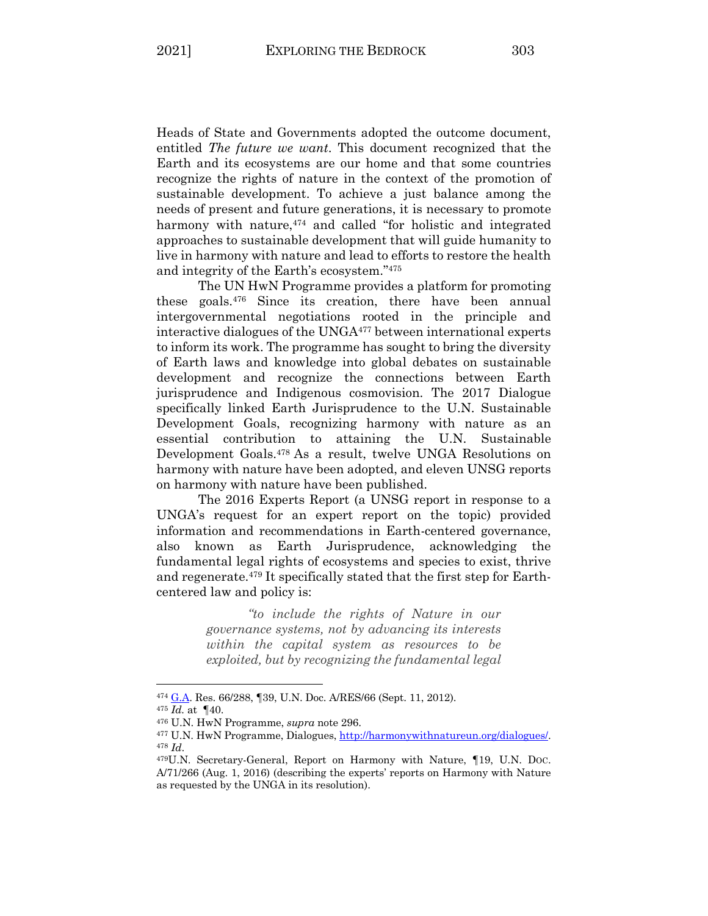Heads of State and Governments adopted the outcome document, entitled *The future we want*. This document recognized that the Earth and its ecosystems are our home and that some countries recognize the rights of nature in the context of the promotion of sustainable development. To achieve a just balance among the needs of present and future generations, it is necessary to promote harmony with nature,[474] and called "for holistic and integrated approaches to sustainable development that will guide humanity to live in harmony with nature and lead to efforts to restore the health and integrity of the Earth's ecosystem."[475]

The UN HwN Programme provides a platform for promoting these goals.[476] Since its creation, there have been annual intergovernmental negotiations rooted in the principle and interactive dialogues of the UNGA[477] between international experts to inform its work. The programme has sought to bring the diversity of Earth laws and knowledge into global debates on sustainable development and recognize the connections between Earth jurisprudence and Indigenous cosmovision. The 2017 Dialogue specifically linked Earth Jurisprudence to the U.N. Sustainable Development Goals, recognizing harmony with nature as an essential contribution to attaining the U.N. Sustainable Development Goals.[478] As a result, twelve UNGA Resolutions on harmony with nature have been adopted, and eleven UNSG reports on harmony with nature have been published.

The 2016 Experts Report (a UNSG report in response to a UNGA's request for an expert report on the topic) provided information and recommendations in Earth-centered governance, also known as Earth Jurisprudence, acknowledging the fundamental legal rights of ecosystems and species to exist, thrive and regenerate.[479] It specifically stated that the first step for Earth-centered law and policy is:

> *"to include the rights of Nature in our governance systems, not by advancing its interests within the capital system as resources to be exploited, but by recognizing the fundamental legal*

---

[474] G.A. Res. 66/288, ¶39, U.N. Doc. A/RES/66 (Sept. 11, 2012).

[475] *Id.* at ¶40.

[476] U.N. HwN Programme, *supra* note 296.

[477] U.N. HwN Programme, Dialogues, http://harmonywithnatureun.org/dialogues/.

[478] *Id*.

[479] U.N. Secretary-General, Report on Harmony with Nature, ¶19, U.N. DOC. A/71/266 (Aug. 1, 2016) (describing the experts' reports on Harmony with Nature as requested by the UNGA in its resolution).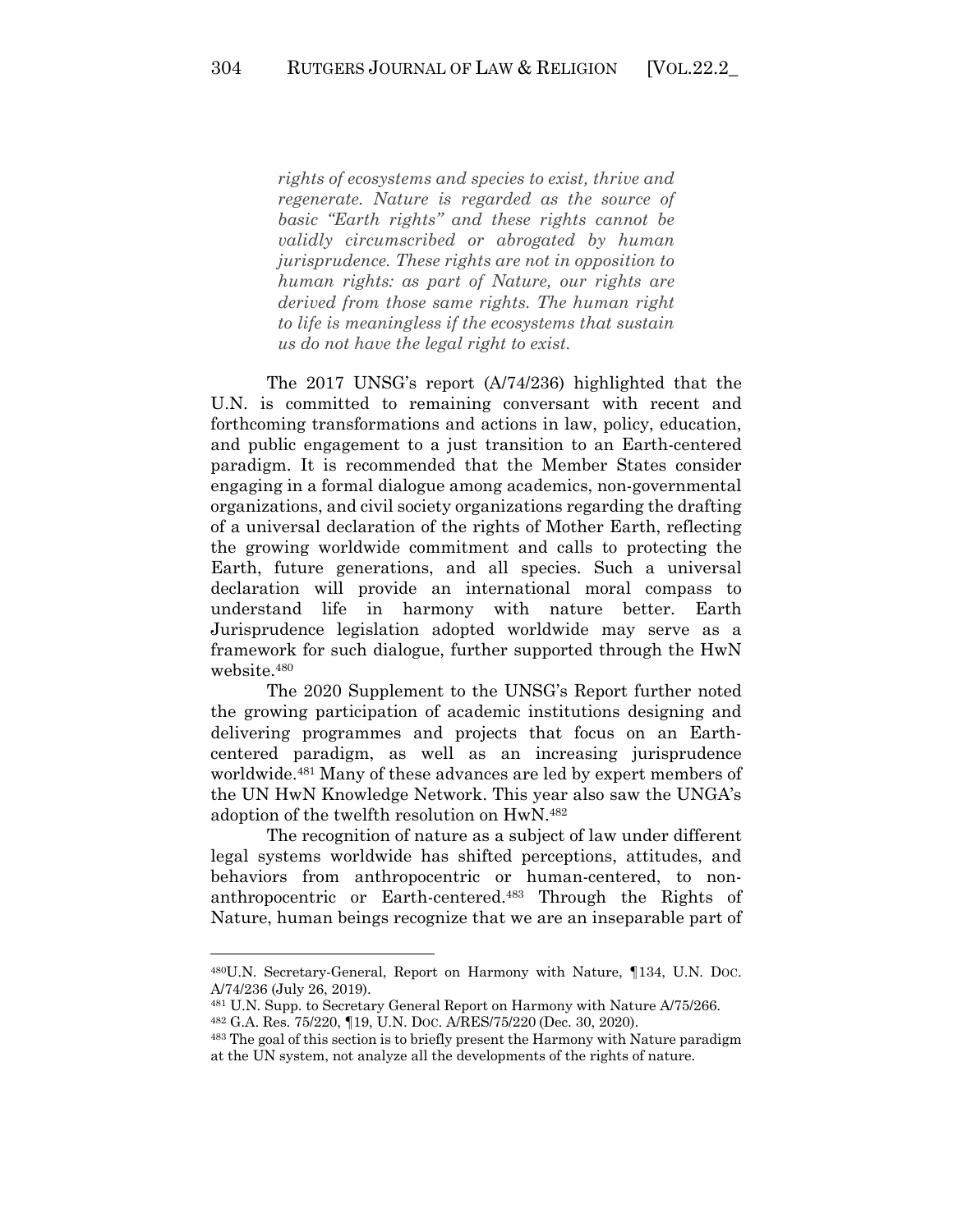> *rights of ecosystems and species to exist, thrive and regenerate. Nature is regarded as the source of basic "Earth rights" and these rights cannot be validly circumscribed or abrogated by human jurisprudence. These rights are not in opposition to human rights: as part of Nature, our rights are derived from those same rights. The human right to life is meaningless if the ecosystems that sustain us do not have the legal right to exist.*

The 2017 UNSG's report (A/74/236) highlighted that the U.N. is committed to remaining conversant with recent and forthcoming transformations and actions in law, policy, education, and public engagement to a just transition to an Earth-centered paradigm. It is recommended that the Member States consider engaging in a formal dialogue among academics, non-governmental organizations, and civil society organizations regarding the drafting of a universal declaration of the rights of Mother Earth, reflecting the growing worldwide commitment and calls to protecting the Earth, future generations, and all species. Such a universal declaration will provide an international moral compass to understand life in harmony with nature better. Earth Jurisprudence legislation adopted worldwide may serve as a framework for such dialogue, further supported through the HwN website.[480]

The 2020 Supplement to the UNSG's Report further noted the growing participation of academic institutions designing and delivering programmes and projects that focus on an Earth-centered paradigm, as well as an increasing jurisprudence worldwide.[481] Many of these advances are led by expert members of the UN HwN Knowledge Network. This year also saw the UNGA's adoption of the twelfth resolution on HwN.[482]

The recognition of nature as a subject of law under different legal systems worldwide has shifted perceptions, attitudes, and behaviors from anthropocentric or human-centered, to non-anthropocentric or Earth-centered.[483] Through the Rights of Nature, human beings recognize that we are an inseparable part of

---

[480] U.N. Secretary-General, Report on Harmony with Nature, ¶134, U.N. DOC. A/74/236 (July 26, 2019).

[481] U.N. Supp. to Secretary General Report on Harmony with Nature A/75/266.

[482] G.A. Res. 75/220, ¶19, U.N. DOC. A/RES/75/220 (Dec. 30, 2020).

[483] The goal of this section is to briefly present the Harmony with Nature paradigm at the UN system, not analyze all the developments of the rights of nature.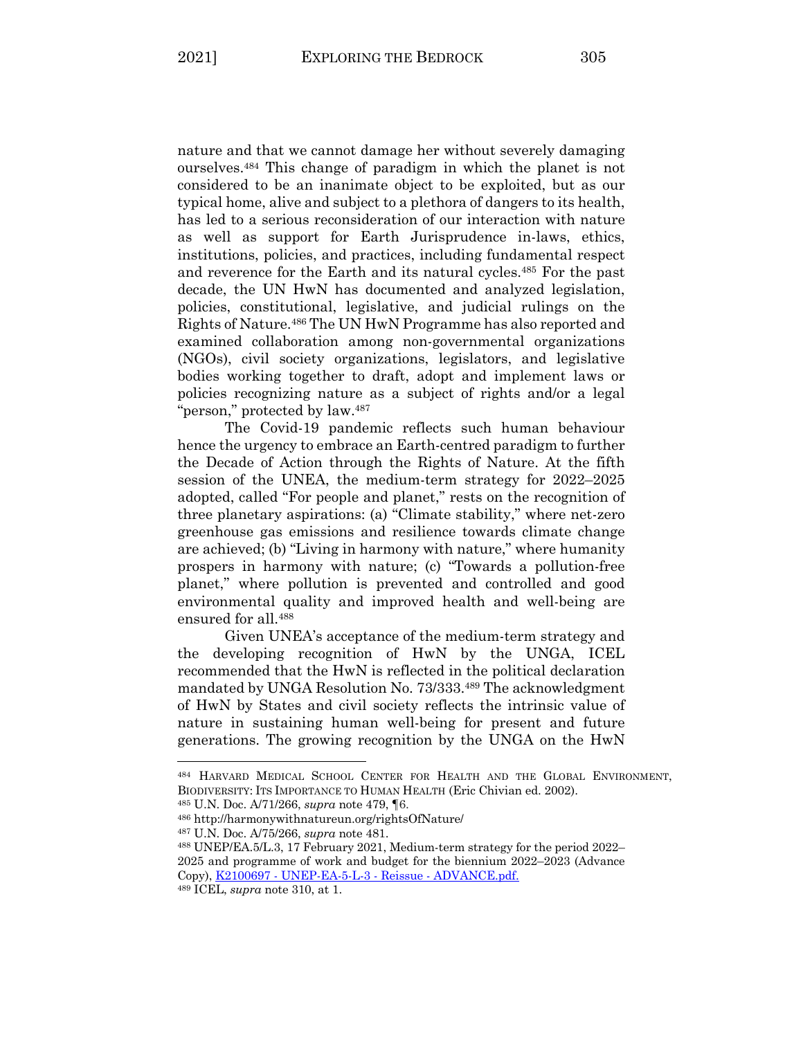nature and that we cannot damage her without severely damaging ourselves.[484] This change of paradigm in which the planet is not considered to be an inanimate object to be exploited, but as our typical home, alive and subject to a plethora of dangers to its health, has led to a serious reconsideration of our interaction with nature as well as support for Earth Jurisprudence in-laws, ethics, institutions, policies, and practices, including fundamental respect and reverence for the Earth and its natural cycles.[485] For the past decade, the UN HwN has documented and analyzed legislation, policies, constitutional, legislative, and judicial rulings on the Rights of Nature.[486] The UN HwN Programme has also reported and examined collaboration among non-governmental organizations (NGOs), civil society organizations, legislators, and legislative bodies working together to draft, adopt and implement laws or policies recognizing nature as a subject of rights and/or a legal "person," protected by law.[487]

The Covid-19 pandemic reflects such human behaviour hence the urgency to embrace an Earth-centred paradigm to further the Decade of Action through the Rights of Nature. At the fifth session of the UNEA, the medium-term strategy for 2022–2025 adopted, called "For people and planet," rests on the recognition of three planetary aspirations: (a) "Climate stability," where net-zero greenhouse gas emissions and resilience towards climate change are achieved; (b) "Living in harmony with nature," where humanity prospers in harmony with nature; (c) "Towards a pollution-free planet," where pollution is prevented and controlled and good environmental quality and improved health and well-being are ensured for all.[488]

Given UNEA's acceptance of the medium-term strategy and the developing recognition of HwN by the UNGA, ICEL recommended that the HwN is reflected in the political declaration mandated by UNGA Resolution No. 73/333.[489] The acknowledgment of HwN by States and civil society reflects the intrinsic value of nature in sustaining human well-being for present and future generations. The growing recognition by the UNGA on the HwN

---

[484] HARVARD MEDICAL SCHOOL CENTER FOR HEALTH AND THE GLOBAL ENVIRONMENT, BIODIVERSITY: ITS IMPORTANCE TO HUMAN HEALTH (Eric Chivian ed. 2002).

[485] U.N. Doc. A/71/266, *supra* note 479, ¶6.

[486] http://harmonywithnatureun.org/rightsOfNature/

[487] U.N. Doc. A/75/266, *supra* note 481.

[488] UNEP/EA.5/L.3, 17 February 2021, Medium-term strategy for the period 2022–2025 and programme of work and budget for the biennium 2022–2023 (Advance Copy), K2100697 - UNEP-EA-5-L-3 - Reissue - ADVANCE.pdf.

[489] ICEL, *supra* note 310, at 1.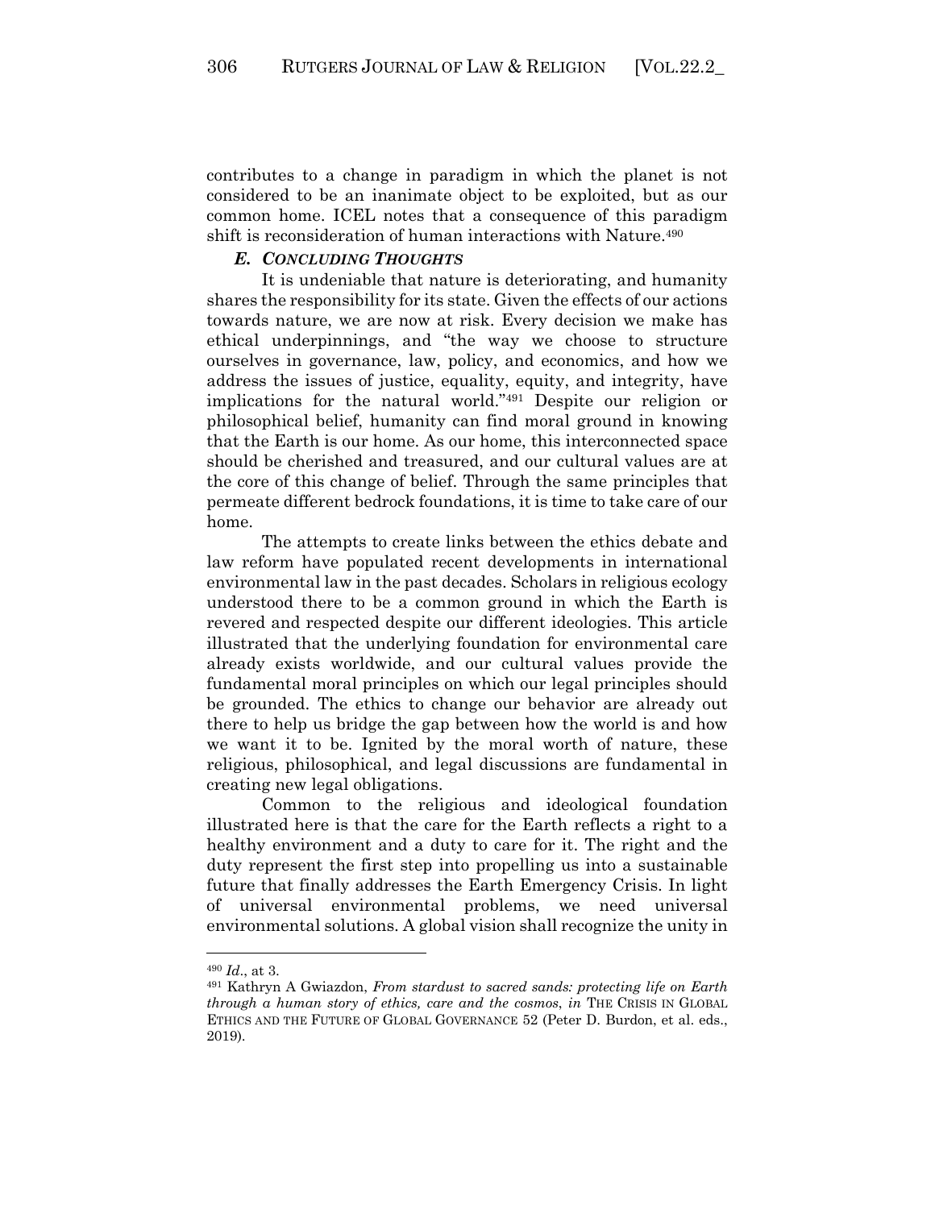contributes to a change in paradigm in which the planet is not considered to be an inanimate object to be exploited, but as our common home. ICEL notes that a consequence of this paradigm shift is reconsideration of human interactions with Nature.[490]

### *E. CONCLUDING THOUGHTS*

It is undeniable that nature is deteriorating, and humanity shares the responsibility for its state. Given the effects of our actions towards nature, we are now at risk. Every decision we make has ethical underpinnings, and "the way we choose to structure ourselves in governance, law, policy, and economics, and how we address the issues of justice, equality, equity, and integrity, have implications for the natural world."[491] Despite our religion or philosophical belief, humanity can find moral ground in knowing that the Earth is our home. As our home, this interconnected space should be cherished and treasured, and our cultural values are at the core of this change of belief. Through the same principles that permeate different bedrock foundations, it is time to take care of our home.

The attempts to create links between the ethics debate and law reform have populated recent developments in international environmental law in the past decades. Scholars in religious ecology understood there to be a common ground in which the Earth is revered and respected despite our different ideologies. This article illustrated that the underlying foundation for environmental care already exists worldwide, and our cultural values provide the fundamental moral principles on which our legal principles should be grounded. The ethics to change our behavior are already out there to help us bridge the gap between how the world is and how we want it to be. Ignited by the moral worth of nature, these religious, philosophical, and legal discussions are fundamental in creating new legal obligations.

Common to the religious and ideological foundation illustrated here is that the care for the Earth reflects a right to a healthy environment and a duty to care for it. The right and the duty represent the first step into propelling us into a sustainable future that finally addresses the Earth Emergency Crisis. In light of universal environmental problems, we need universal environmental solutions. A global vision shall recognize the unity in

---

[490] *Id*., at 3.

[491] Kathryn A Gwiazdon, *From stardust to sacred sands: protecting life on Earth through a human story of ethics, care and the cosmos*, *in* THE CRISIS IN GLOBAL ETHICS AND THE FUTURE OF GLOBAL GOVERNANCE 52 (Peter D. Burdon, et al. eds., 2019).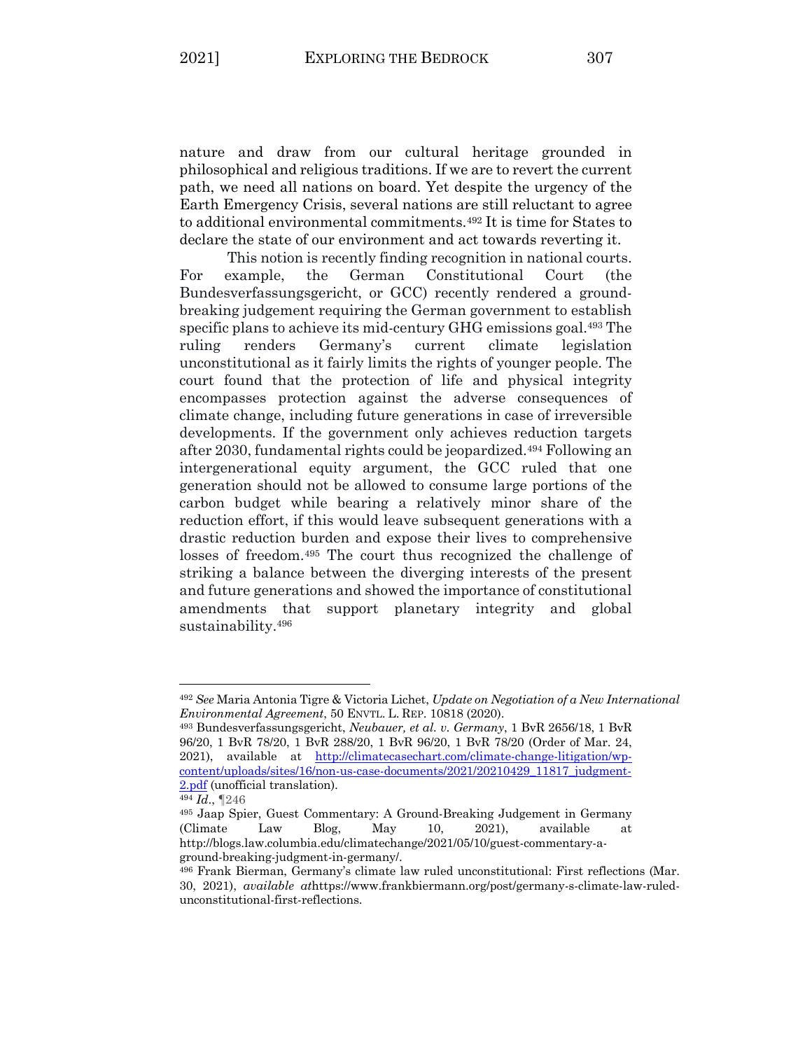nature and draw from our cultural heritage grounded in philosophical and religious traditions. If we are to revert the current path, we need all nations on board. Yet despite the urgency of the Earth Emergency Crisis, several nations are still reluctant to agree to additional environmental commitments.[492] It is time for States to declare the state of our environment and act towards reverting it.

This notion is recently finding recognition in national courts. For example, the German Constitutional Court (the Bundesverfassungsgericht, or GCC) recently rendered a ground-breaking judgement requiring the German government to establish specific plans to achieve its mid-century GHG emissions goal.[493] The ruling renders Germany's current climate legislation unconstitutional as it fairly limits the rights of younger people. The court found that the protection of life and physical integrity encompasses protection against the adverse consequences of climate change, including future generations in case of irreversible developments. If the government only achieves reduction targets after 2030, fundamental rights could be jeopardized.[494] Following an intergenerational equity argument, the GCC ruled that one generation should not be allowed to consume large portions of the carbon budget while bearing a relatively minor share of the reduction effort, if this would leave subsequent generations with a drastic reduction burden and expose their lives to comprehensive losses of freedom.[495] The court thus recognized the challenge of striking a balance between the diverging interests of the present and future generations and showed the importance of constitutional amendments that support planetary integrity and global sustainability.[496]

---

[492] *See* Maria Antonia Tigre & Victoria Lichet, *Update on Negotiation of a New International Environmental Agreement*, 50 ENVTL. L. REP. 10818 (2020).

[493] Bundesverfassungsgericht, *Neubauer, et al. v. Germany*, 1 BvR 2656/18, 1 BvR 96/20, 1 BvR 78/20, 1 BvR 288/20, 1 BvR 96/20, 1 BvR 78/20 (Order of Mar. 24, 2021), available at http://climatecasechart.com/climate-change-litigation/wp-content/uploads/sites/16/non-us-case-documents/2021/20210429_11817_judgment-2.pdf (unofficial translation).

[494] *Id.*, ¶246

[495] Jaap Spier, Guest Commentary: A Ground-Breaking Judgement in Germany (Climate Law Blog, May 10, 2021), available at http://blogs.law.columbia.edu/climatechange/2021/05/10/guest-commentary-a-ground-breaking-judgment-in-germany/.

[496] Frank Bierman, Germany's climate law ruled unconstitutional: First reflections (Mar. 30, 2021), *available at*https://www.frankbiermann.org/post/germany-s-climate-law-ruled-unconstitutional-first-reflections.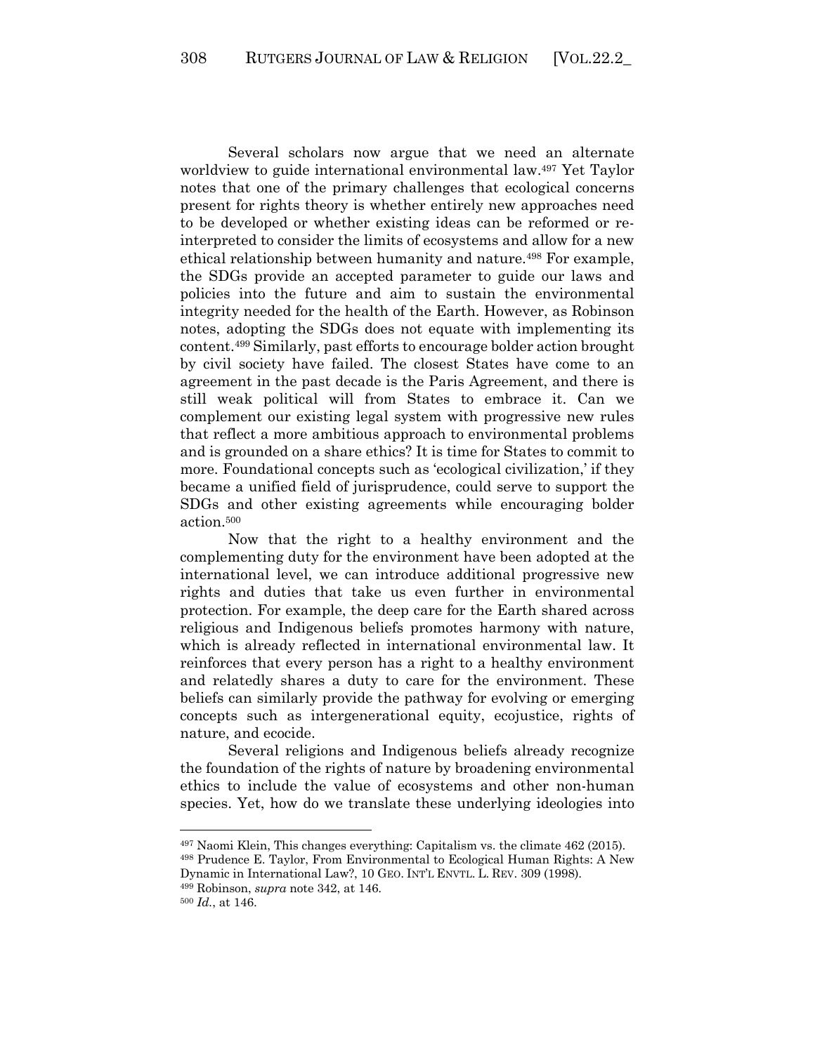Several scholars now argue that we need an alternate worldview to guide international environmental law.[497] Yet Taylor notes that one of the primary challenges that ecological concerns present for rights theory is whether entirely new approaches need to be developed or whether existing ideas can be reformed or re-interpreted to consider the limits of ecosystems and allow for a new ethical relationship between humanity and nature.[498] For example, the SDGs provide an accepted parameter to guide our laws and policies into the future and aim to sustain the environmental integrity needed for the health of the Earth. However, as Robinson notes, adopting the SDGs does not equate with implementing its content.[499] Similarly, past efforts to encourage bolder action brought by civil society have failed. The closest States have come to an agreement in the past decade is the Paris Agreement, and there is still weak political will from States to embrace it. Can we complement our existing legal system with progressive new rules that reflect a more ambitious approach to environmental problems and is grounded on a share ethics? It is time for States to commit to more. Foundational concepts such as 'ecological civilization,' if they became a unified field of jurisprudence, could serve to support the SDGs and other existing agreements while encouraging bolder action.[500]

Now that the right to a healthy environment and the complementing duty for the environment have been adopted at the international level, we can introduce additional progressive new rights and duties that take us even further in environmental protection. For example, the deep care for the Earth shared across religious and Indigenous beliefs promotes harmony with nature, which is already reflected in international environmental law. It reinforces that every person has a right to a healthy environment and relatedly shares a duty to care for the environment. These beliefs can similarly provide the pathway for evolving or emerging concepts such as intergenerational equity, ecojustice, rights of nature, and ecocide.

Several religions and Indigenous beliefs already recognize the foundation of the rights of nature by broadening environmental ethics to include the value of ecosystems and other non-human species. Yet, how do we translate these underlying ideologies into

---

[497] Naomi Klein, This changes everything: Capitalism vs. the climate 462 (2015).

[498] Prudence E. Taylor, From Environmental to Ecological Human Rights: A New Dynamic in International Law?, 10 GEO. INT'L ENVTL. L. REV. 309 (1998).

[499] Robinson, *supra* note 342, at 146.

[500] *Id.*, at 146.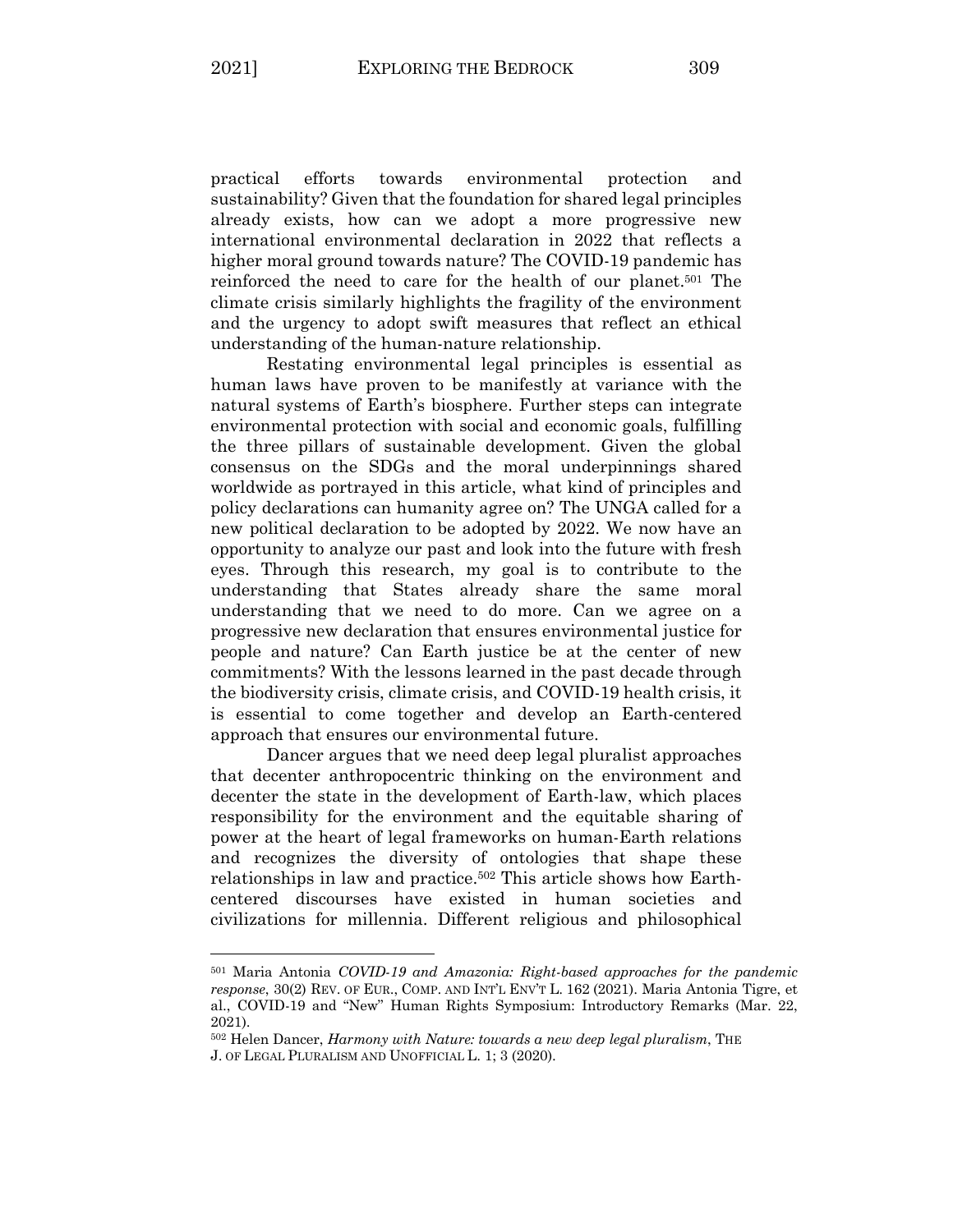practical efforts towards environmental protection and sustainability? Given that the foundation for shared legal principles already exists, how can we adopt a more progressive new international environmental declaration in 2022 that reflects a higher moral ground towards nature? The COVID-19 pandemic has reinforced the need to care for the health of our planet.[501] The climate crisis similarly highlights the fragility of the environment and the urgency to adopt swift measures that reflect an ethical understanding of the human-nature relationship.

Restating environmental legal principles is essential as human laws have proven to be manifestly at variance with the natural systems of Earth's biosphere. Further steps can integrate environmental protection with social and economic goals, fulfilling the three pillars of sustainable development. Given the global consensus on the SDGs and the moral underpinnings shared worldwide as portrayed in this article, what kind of principles and policy declarations can humanity agree on? The UNGA called for a new political declaration to be adopted by 2022. We now have an opportunity to analyze our past and look into the future with fresh eyes. Through this research, my goal is to contribute to the understanding that States already share the same moral understanding that we need to do more. Can we agree on a progressive new declaration that ensures environmental justice for people and nature? Can Earth justice be at the center of new commitments? With the lessons learned in the past decade through the biodiversity crisis, climate crisis, and COVID-19 health crisis, it is essential to come together and develop an Earth-centered approach that ensures our environmental future.

Dancer argues that we need deep legal pluralist approaches that decenter anthropocentric thinking on the environment and decenter the state in the development of Earth-law, which places responsibility for the environment and the equitable sharing of power at the heart of legal frameworks on human-Earth relations and recognizes the diversity of ontologies that shape these relationships in law and practice.[502] This article shows how Earth-centered discourses have existed in human societies and civilizations for millennia. Different religious and philosophical

---

[501] Maria Antonia *COVID-19 and Amazonia: Right-based approaches for the pandemic response*, 30(2) REV. OF EUR., COMP. AND INT'L ENV'T L. 162 (2021). Maria Antonia Tigre, et al., COVID-19 and "New" Human Rights Symposium: Introductory Remarks (Mar. 22, 2021).

[502] Helen Dancer, *Harmony with Nature: towards a new deep legal pluralism*, THE J. OF LEGAL PLURALISM AND UNOFFICIAL L. 1; 3 (2020).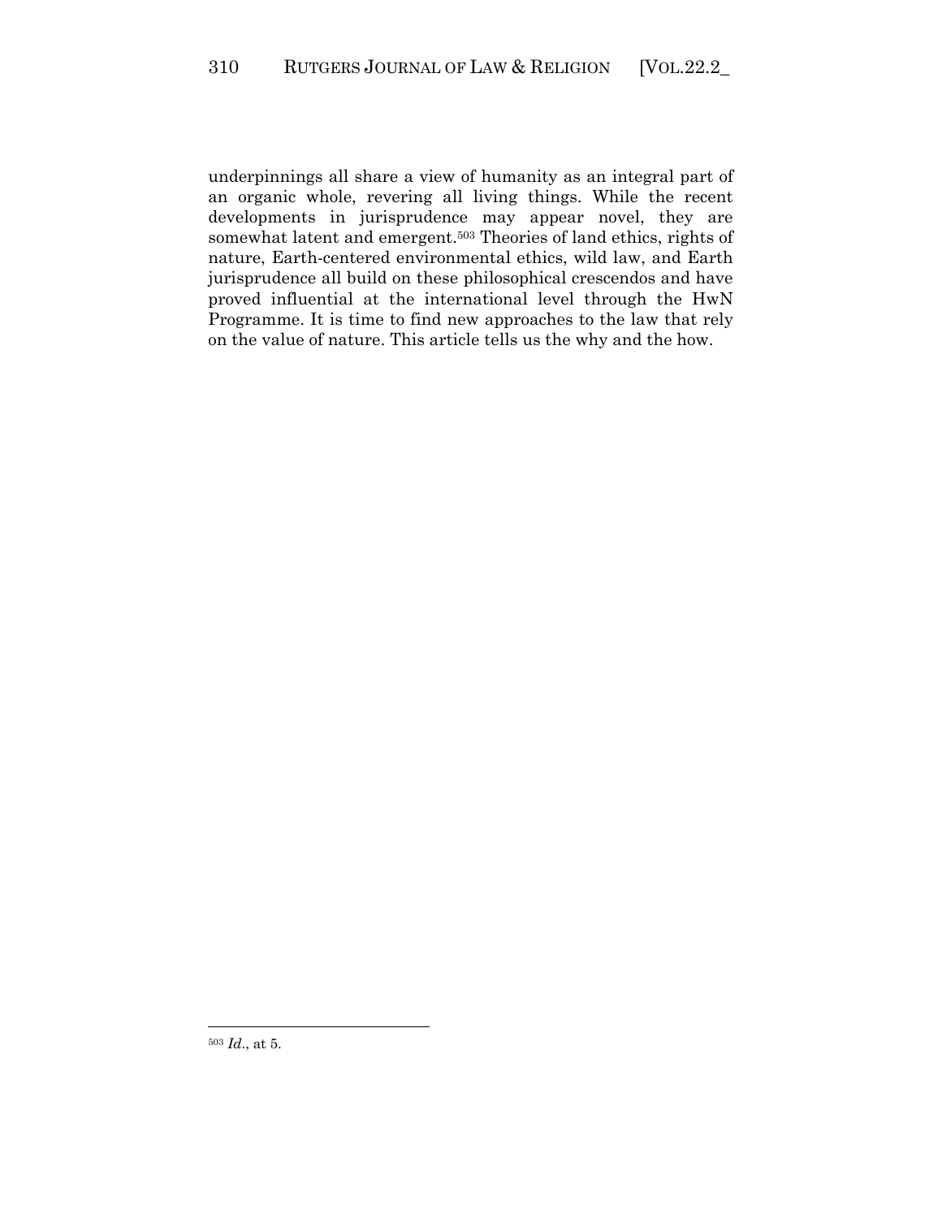underpinnings all share a view of humanity as an integral part of an organic whole, revering all living things. While the recent developments in jurisprudence may appear novel, they are somewhat latent and emergent.[503] Theories of land ethics, rights of nature, Earth-centered environmental ethics, wild law, and Earth jurisprudence all build on these philosophical crescendos and have proved influential at the international level through the HwN Programme. It is time to find new approaches to the law that rely on the value of nature. This article tells us the why and the how.

[503] *Id*., at 5.